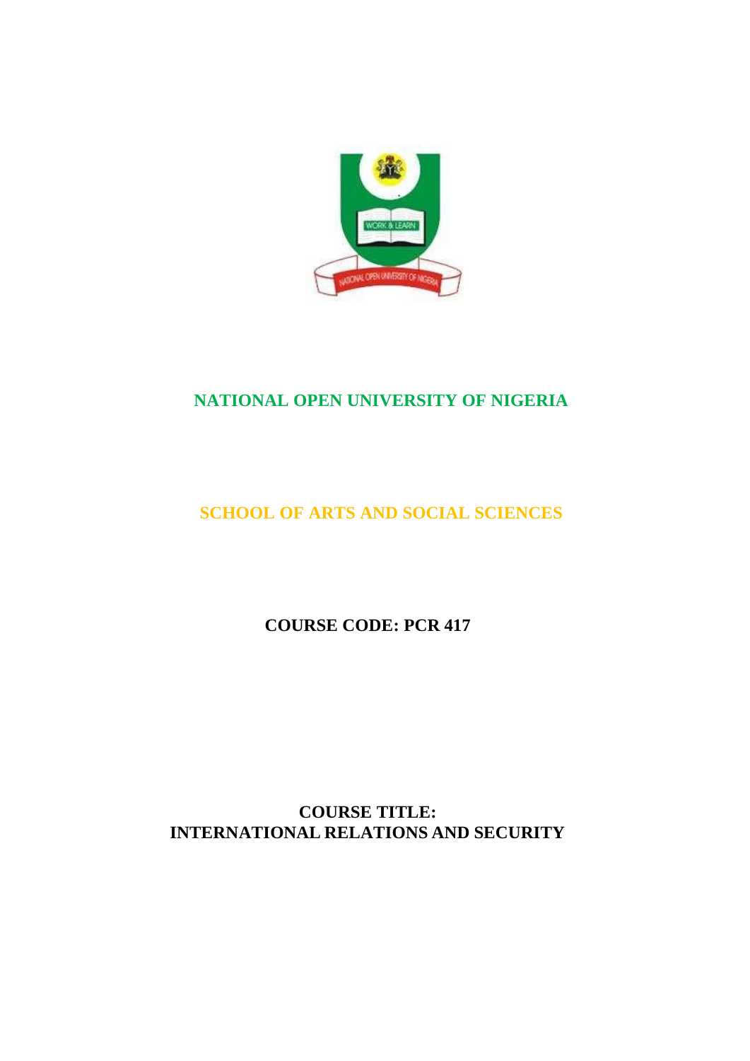# NATIONAL OPEN UNIVERSITY OF NIGERIA

## SCHOOL OF ARTS AND SOCIAL SCIENCES

**COURSE CODE: PCR 417**

**COURSE TITLE:**
**INTERNATIONAL RELATIONS AND SECURITY**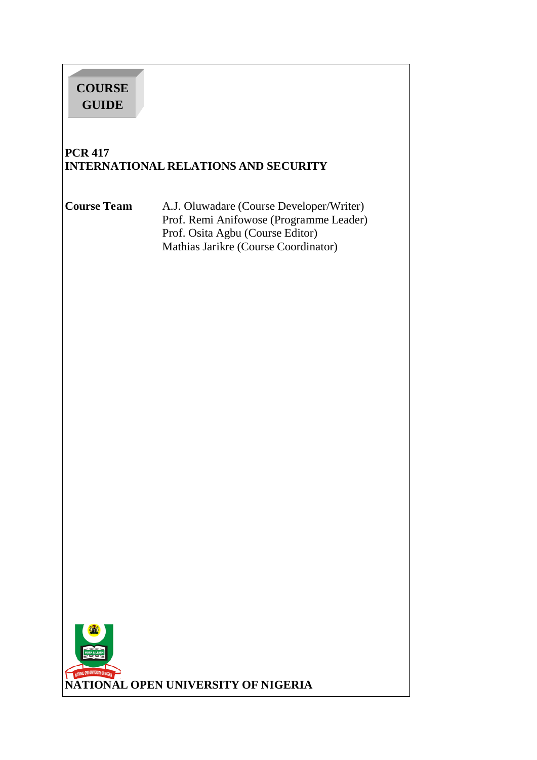**COURSE GUIDE**

# PCR 417
# INTERNATIONAL RELATIONS AND SECURITY

**Course Team**

A.J. Oluwadare (Course Developer/Writer)
Prof. Remi Anifowose (Programme Leader)
Prof. Osita Agbu (Course Editor)
Mathias Jarikre (Course Coordinator)

**NATIONAL OPEN UNIVERSITY OF NIGERIA**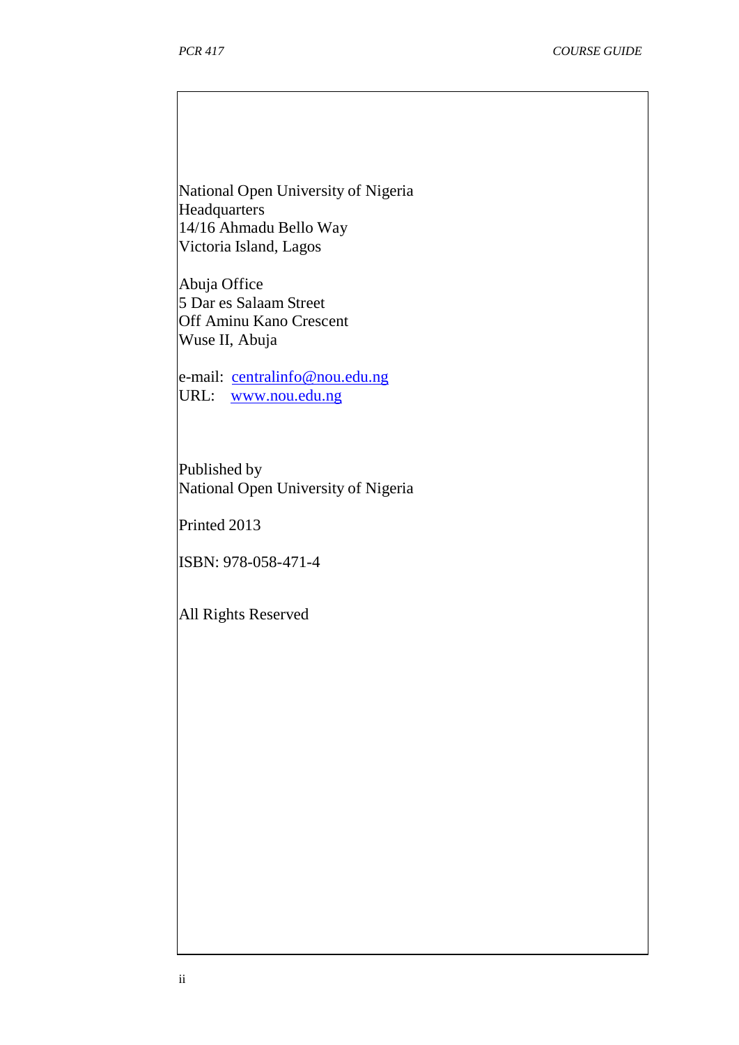National Open University of Nigeria
Headquarters
14/16 Ahmadu Bello Way
Victoria Island, Lagos

Abuja Office
5 Dar es Salaam Street
Off Aminu Kano Crescent
Wuse II, Abuja

e-mail: centralinfo@nou.edu.ng
URL: www.nou.edu.ng

Published by
National Open University of Nigeria

Printed 2013

ISBN: 978-058-471-4

All Rights Reserved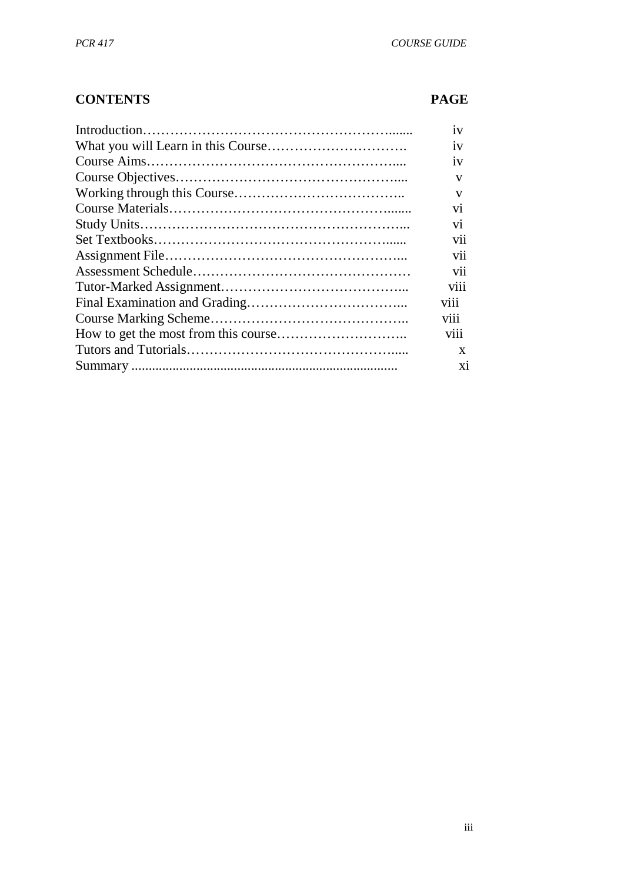## CONTENTS

| CONTENTS | PAGE |
|---|---|
| Introduction | iv |
| What you will Learn in this Course | iv |
| Course Aims | iv |
| Course Objectives | v |
| Working through this Course | v |
| Course Materials | vi |
| Study Units | vi |
| Set Textbooks | vii |
| Assignment File | vii |
| Assessment Schedule | vii |
| Tutor-Marked Assignment | viii |
| Final Examination and Grading | viii |
| Course Marking Scheme | viii |
| How to get the most from this course | viii |
| Tutors and Tutorials | x |
| Summary | xi |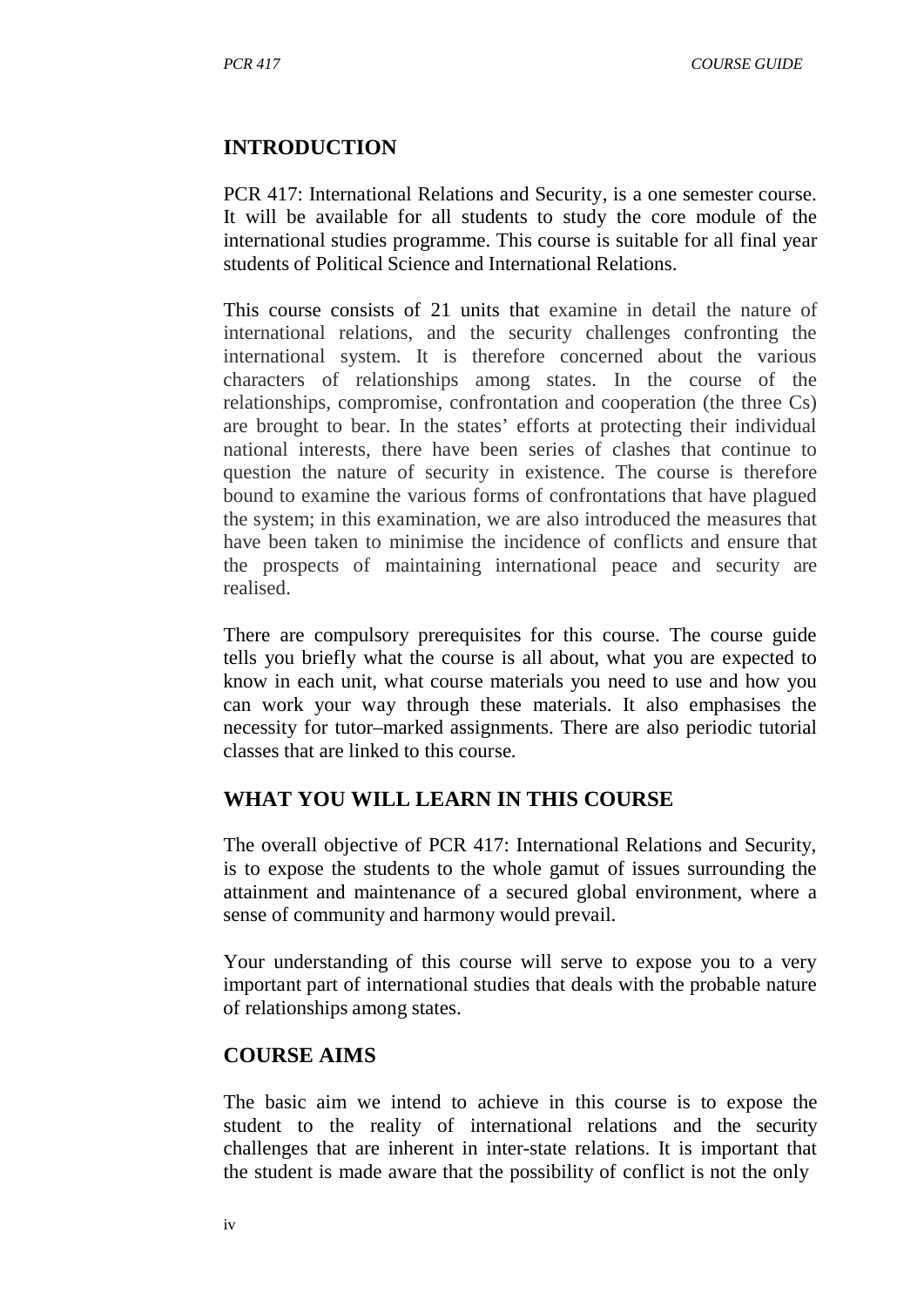## INTRODUCTION

PCR 417: International Relations and Security, is a one semester course. It will be available for all students to study the core module of the international studies programme. This course is suitable for all final year students of Political Science and International Relations.

This course consists of 21 units that examine in detail the nature of international relations, and the security challenges confronting the international system. It is therefore concerned about the various characters of relationships among states. In the course of the relationships, compromise, confrontation and cooperation (the three Cs) are brought to bear. In the states' efforts at protecting their individual national interests, there have been series of clashes that continue to question the nature of security in existence. The course is therefore bound to examine the various forms of confrontations that have plagued the system; in this examination, we are also introduced the measures that have been taken to minimise the incidence of conflicts and ensure that the prospects of maintaining international peace and security are realised.

There are compulsory prerequisites for this course. The course guide tells you briefly what the course is all about, what you are expected to know in each unit, what course materials you need to use and how you can work your way through these materials. It also emphasises the necessity for tutor–marked assignments. There are also periodic tutorial classes that are linked to this course.

## WHAT YOU WILL LEARN IN THIS COURSE

The overall objective of PCR 417: International Relations and Security, is to expose the students to the whole gamut of issues surrounding the attainment and maintenance of a secured global environment, where a sense of community and harmony would prevail.

Your understanding of this course will serve to expose you to a very important part of international studies that deals with the probable nature of relationships among states.

## COURSE AIMS

The basic aim we intend to achieve in this course is to expose the student to the reality of international relations and the security challenges that are inherent in inter-state relations. It is important that the student is made aware that the possibility of conflict is not the only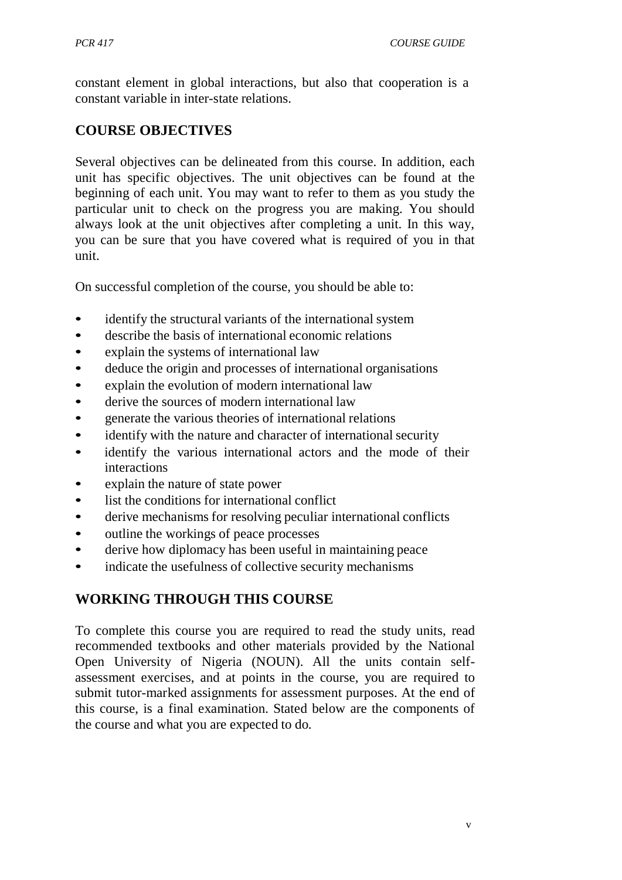constant element in global interactions, but also that cooperation is a constant variable in inter-state relations.

## COURSE OBJECTIVES

Several objectives can be delineated from this course. In addition, each unit has specific objectives. The unit objectives can be found at the beginning of each unit. You may want to refer to them as you study the particular unit to check on the progress you are making. You should always look at the unit objectives after completing a unit. In this way, you can be sure that you have covered what is required of you in that unit.

On successful completion of the course, you should be able to:

- identify the structural variants of the international system
- describe the basis of international economic relations
- explain the systems of international law
- deduce the origin and processes of international organisations
- explain the evolution of modern international law
- derive the sources of modern international law
- generate the various theories of international relations
- identify with the nature and character of international security
- identify the various international actors and the mode of their interactions
- explain the nature of state power
- list the conditions for international conflict
- derive mechanisms for resolving peculiar international conflicts
- outline the workings of peace processes
- derive how diplomacy has been useful in maintaining peace
- indicate the usefulness of collective security mechanisms

## WORKING THROUGH THIS COURSE

To complete this course you are required to read the study units, read recommended textbooks and other materials provided by the National Open University of Nigeria (NOUN). All the units contain self-assessment exercises, and at points in the course, you are required to submit tutor-marked assignments for assessment purposes. At the end of this course, is a final examination. Stated below are the components of the course and what you are expected to do.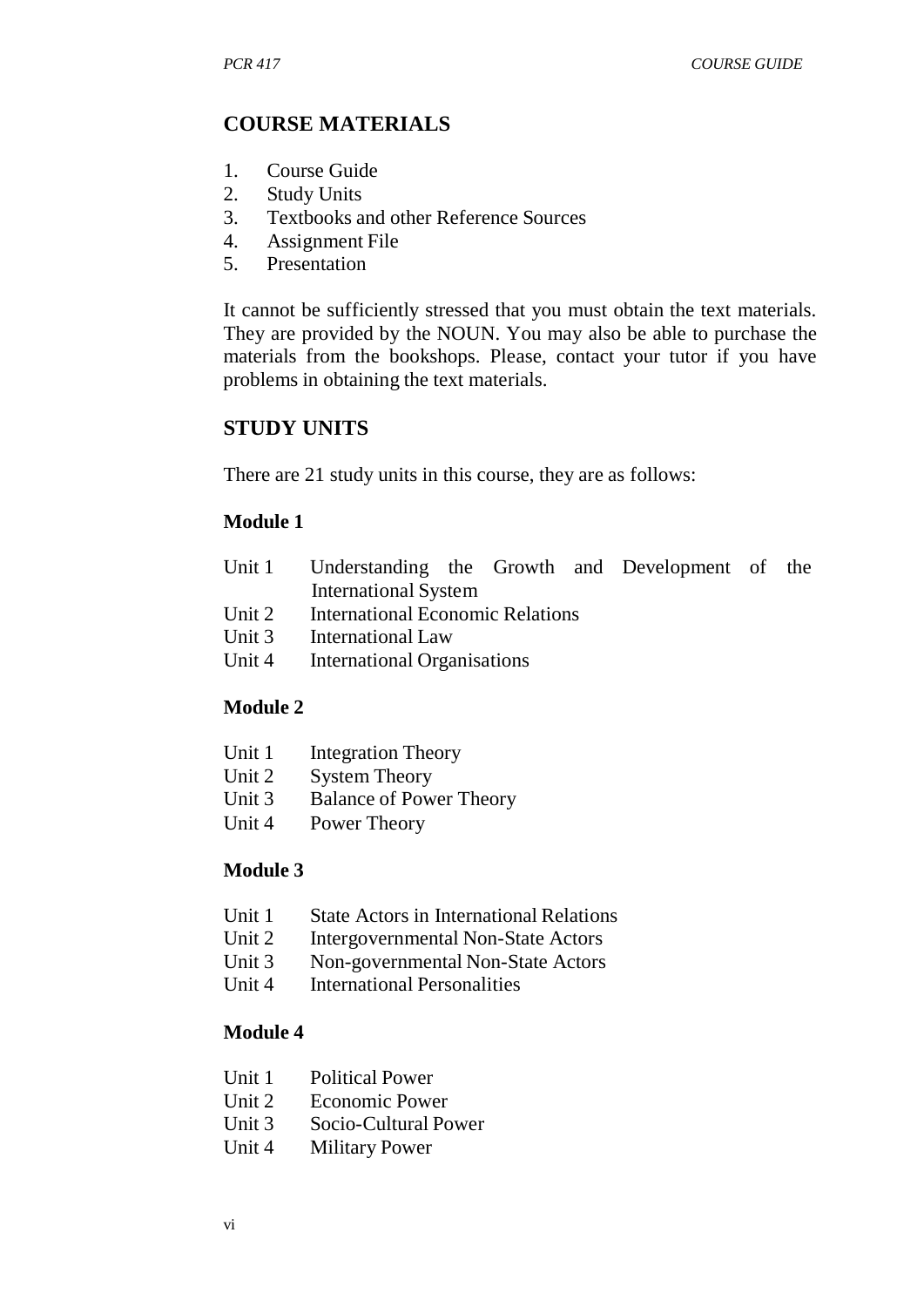## COURSE MATERIALS

1. Course Guide
2. Study Units
3. Textbooks and other Reference Sources
4. Assignment File
5. Presentation

It cannot be sufficiently stressed that you must obtain the text materials. They are provided by the NOUN. You may also be able to purchase the materials from the bookshops. Please, contact your tutor if you have problems in obtaining the text materials.

## STUDY UNITS

There are 21 study units in this course, they are as follows:

### Module 1

Unit 1 Understanding the Growth and Development of the International System
Unit 2 International Economic Relations
Unit 3 International Law
Unit 4 International Organisations

### Module 2

Unit 1 Integration Theory
Unit 2 System Theory
Unit 3 Balance of Power Theory
Unit 4 Power Theory

### Module 3

Unit 1 State Actors in International Relations
Unit 2 Intergovernmental Non-State Actors
Unit 3 Non-governmental Non-State Actors
Unit 4 International Personalities

### Module 4

Unit 1 Political Power
Unit 2 Economic Power
Unit 3 Socio-Cultural Power
Unit 4 Military Power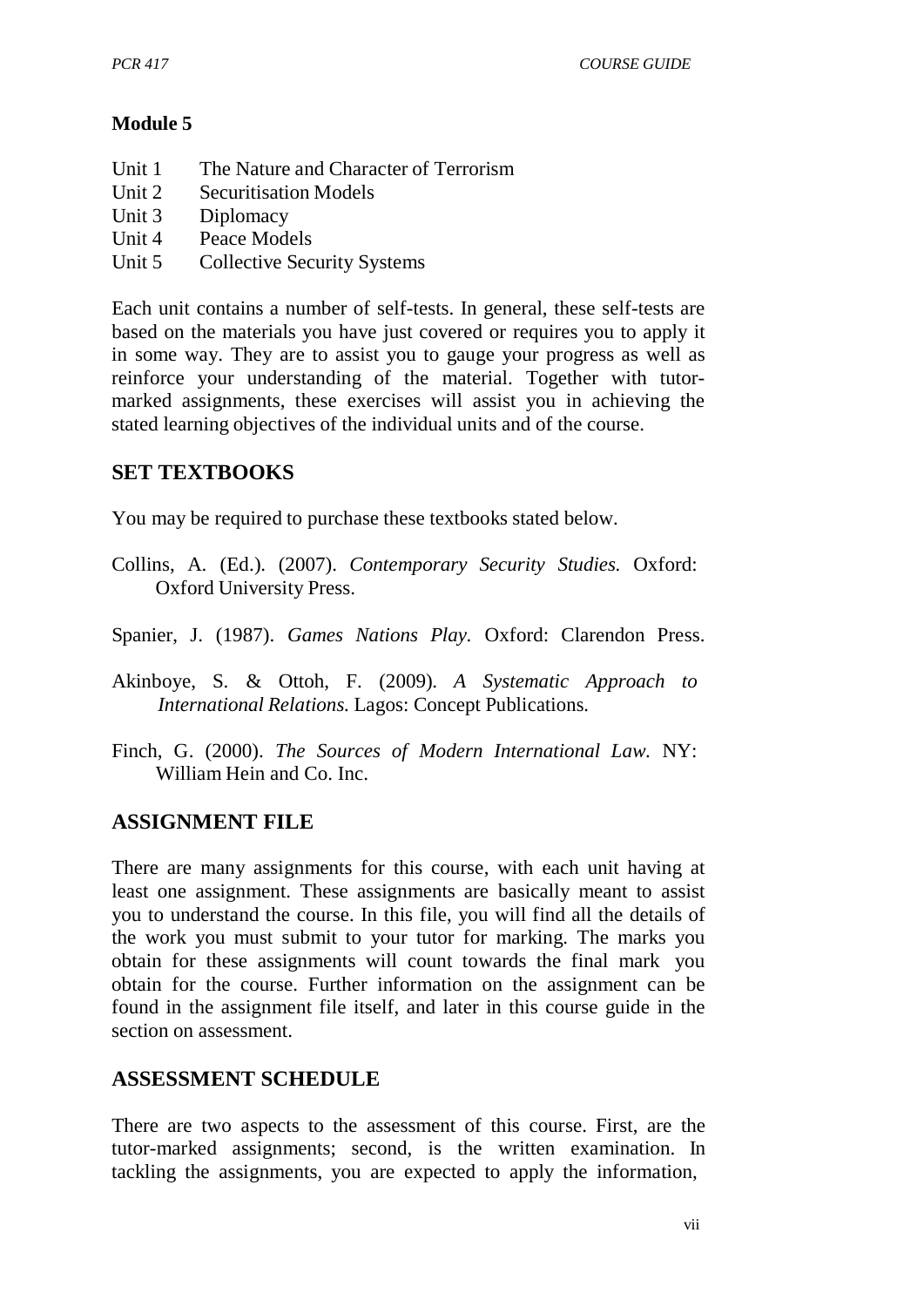**Module 5**

Unit 1 The Nature and Character of Terrorism
Unit 2 Securitisation Models
Unit 3 Diplomacy
Unit 4 Peace Models
Unit 5 Collective Security Systems

Each unit contains a number of self-tests. In general, these self-tests are based on the materials you have just covered or requires you to apply it in some way. They are to assist you to gauge your progress as well as reinforce your understanding of the material. Together with tutor-marked assignments, these exercises will assist you in achieving the stated learning objectives of the individual units and of the course.

## SET TEXTBOOKS

You may be required to purchase these textbooks stated below.

Collins, A. (Ed.). (2007). *Contemporary Security Studies.* Oxford: Oxford University Press.

Spanier, J. (1987). *Games Nations Play.* Oxford: Clarendon Press.

Akinboye, S. & Ottoh, F. (2009). *A Systematic Approach to International Relations.* Lagos: Concept Publications.

Finch, G. (2000). *The Sources of Modern International Law.* NY: William Hein and Co. Inc.

## ASSIGNMENT FILE

There are many assignments for this course, with each unit having at least one assignment. These assignments are basically meant to assist you to understand the course. In this file, you will find all the details of the work you must submit to your tutor for marking. The marks you obtain for these assignments will count towards the final mark you obtain for the course. Further information on the assignment can be found in the assignment file itself, and later in this course guide in the section on assessment.

## ASSESSMENT SCHEDULE

There are two aspects to the assessment of this course. First, are the tutor-marked assignments; second, is the written examination. In tackling the assignments, you are expected to apply the information,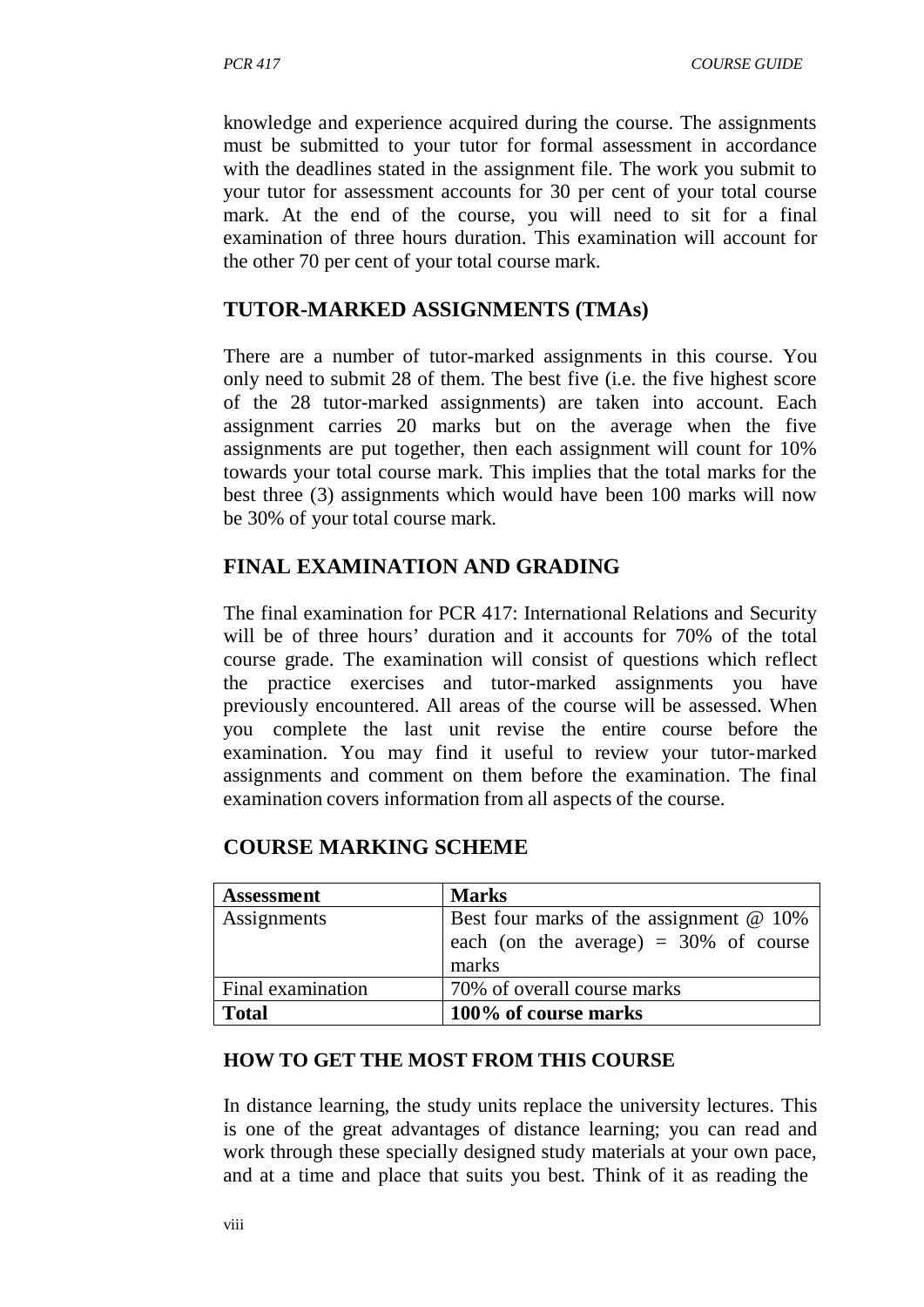knowledge and experience acquired during the course. The assignments must be submitted to your tutor for formal assessment in accordance with the deadlines stated in the assignment file. The work you submit to your tutor for assessment accounts for 30 per cent of your total course mark. At the end of the course, you will need to sit for a final examination of three hours duration. This examination will account for the other 70 per cent of your total course mark.

## TUTOR-MARKED ASSIGNMENTS (TMAs)

There are a number of tutor-marked assignments in this course. You only need to submit 28 of them. The best five (i.e. the five highest score of the 28 tutor-marked assignments) are taken into account. Each assignment carries 20 marks but on the average when the five assignments are put together, then each assignment will count for 10% towards your total course mark. This implies that the total marks for the best three (3) assignments which would have been 100 marks will now be 30% of your total course mark.

## FINAL EXAMINATION AND GRADING

The final examination for PCR 417: International Relations and Security will be of three hours' duration and it accounts for 70% of the total course grade. The examination will consist of questions which reflect the practice exercises and tutor-marked assignments you have previously encountered. All areas of the course will be assessed. When you complete the last unit revise the entire course before the examination. You may find it useful to review your tutor-marked assignments and comment on them before the examination. The final examination covers information from all aspects of the course.

## COURSE MARKING SCHEME

| **Assessment** | **Marks** |
|---|---|
| Assignments | Best four marks of the assignment @ 10% each (on the average) = 30% of course marks |
| Final examination | 70% of overall course marks |
| **Total** | **100% of course marks** |

### HOW TO GET THE MOST FROM THIS COURSE

In distance learning, the study units replace the university lectures. This is one of the great advantages of distance learning; you can read and work through these specially designed study materials at your own pace, and at a time and place that suits you best. Think of it as reading the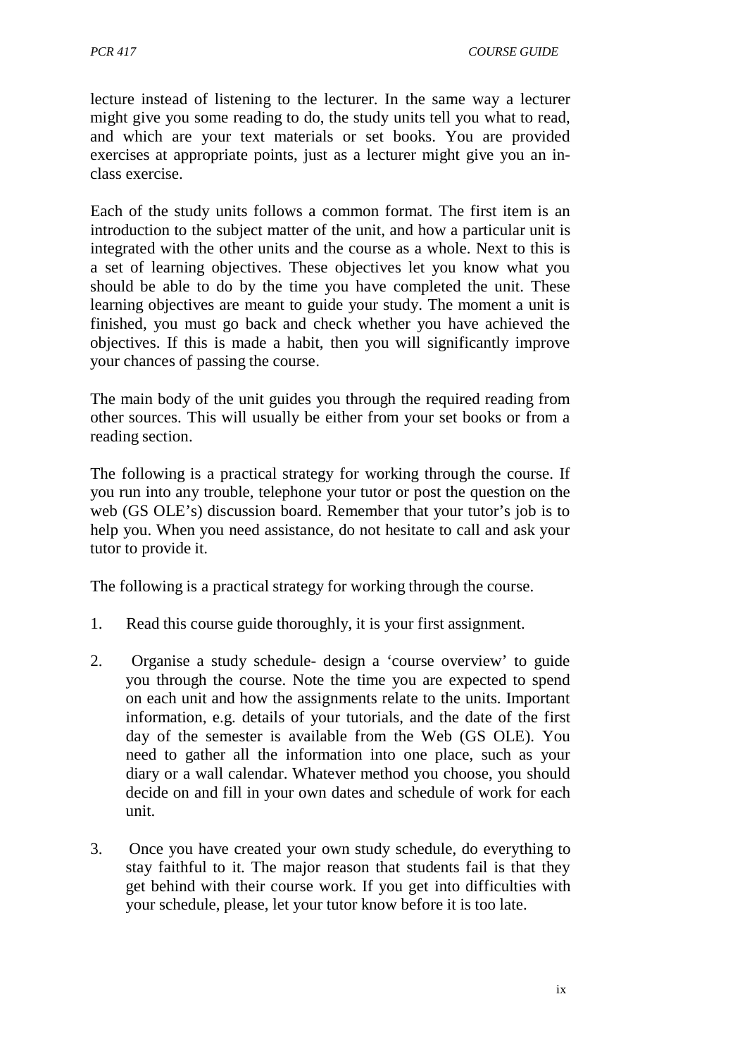lecture instead of listening to the lecturer. In the same way a lecturer might give you some reading to do, the study units tell you what to read, and which are your text materials or set books. You are provided exercises at appropriate points, just as a lecturer might give you an in-class exercise.

Each of the study units follows a common format. The first item is an introduction to the subject matter of the unit, and how a particular unit is integrated with the other units and the course as a whole. Next to this is a set of learning objectives. These objectives let you know what you should be able to do by the time you have completed the unit. These learning objectives are meant to guide your study. The moment a unit is finished, you must go back and check whether you have achieved the objectives. If this is made a habit, then you will significantly improve your chances of passing the course.

The main body of the unit guides you through the required reading from other sources. This will usually be either from your set books or from a reading section.

The following is a practical strategy for working through the course. If you run into any trouble, telephone your tutor or post the question on the web (GS OLE's) discussion board. Remember that your tutor's job is to help you. When you need assistance, do not hesitate to call and ask your tutor to provide it.

The following is a practical strategy for working through the course.

1. Read this course guide thoroughly, it is your first assignment.

2. Organise a study schedule- design a 'course overview' to guide you through the course. Note the time you are expected to spend on each unit and how the assignments relate to the units. Important information, e.g. details of your tutorials, and the date of the first day of the semester is available from the Web (GS OLE). You need to gather all the information into one place, such as your diary or a wall calendar. Whatever method you choose, you should decide on and fill in your own dates and schedule of work for each unit.

3. Once you have created your own study schedule, do everything to stay faithful to it. The major reason that students fail is that they get behind with their course work. If you get into difficulties with your schedule, please, let your tutor know before it is too late.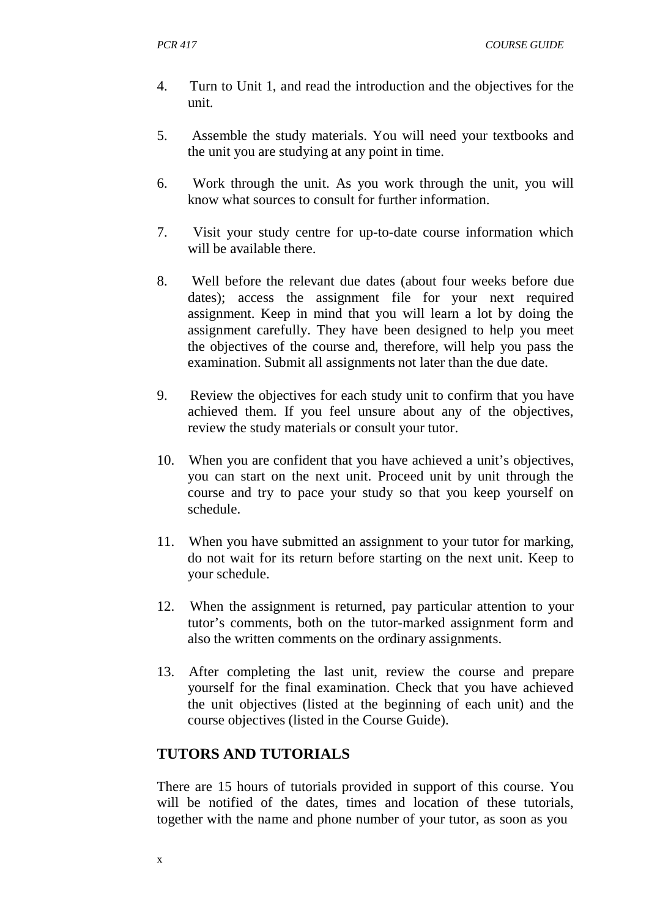4. Turn to Unit 1, and read the introduction and the objectives for the unit.

5. Assemble the study materials. You will need your textbooks and the unit you are studying at any point in time.

6. Work through the unit. As you work through the unit, you will know what sources to consult for further information.

7. Visit your study centre for up-to-date course information which will be available there.

8. Well before the relevant due dates (about four weeks before due dates); access the assignment file for your next required assignment. Keep in mind that you will learn a lot by doing the assignment carefully. They have been designed to help you meet the objectives of the course and, therefore, will help you pass the examination. Submit all assignments not later than the due date.

9. Review the objectives for each study unit to confirm that you have achieved them. If you feel unsure about any of the objectives, review the study materials or consult your tutor.

10. When you are confident that you have achieved a unit's objectives, you can start on the next unit. Proceed unit by unit through the course and try to pace your study so that you keep yourself on schedule.

11. When you have submitted an assignment to your tutor for marking, do not wait for its return before starting on the next unit. Keep to your schedule.

12. When the assignment is returned, pay particular attention to your tutor's comments, both on the tutor-marked assignment form and also the written comments on the ordinary assignments.

13. After completing the last unit, review the course and prepare yourself for the final examination. Check that you have achieved the unit objectives (listed at the beginning of each unit) and the course objectives (listed in the Course Guide).

## TUTORS AND TUTORIALS

There are 15 hours of tutorials provided in support of this course. You will be notified of the dates, times and location of these tutorials, together with the name and phone number of your tutor, as soon as you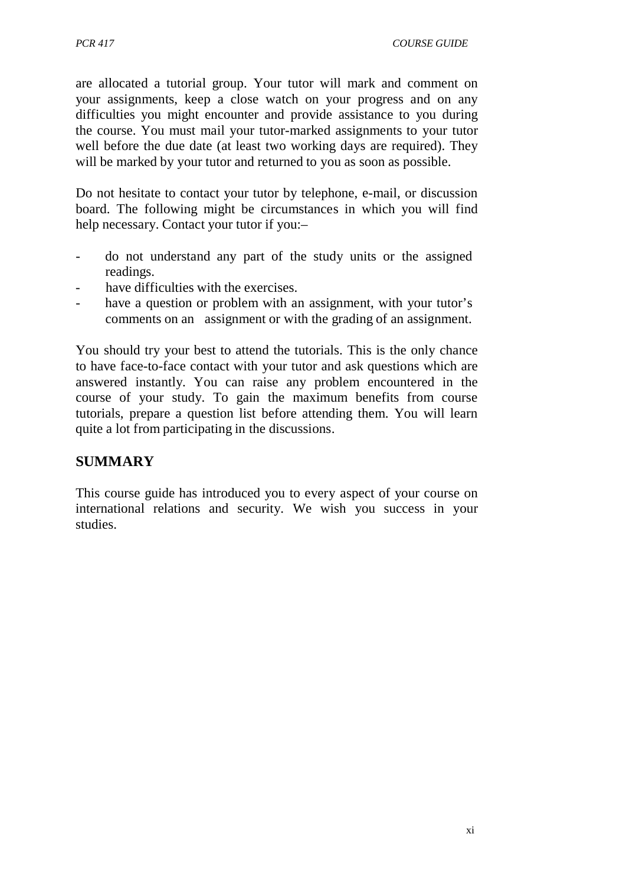are allocated a tutorial group. Your tutor will mark and comment on your assignments, keep a close watch on your progress and on any difficulties you might encounter and provide assistance to you during the course. You must mail your tutor-marked assignments to your tutor well before the due date (at least two working days are required). They will be marked by your tutor and returned to you as soon as possible.

Do not hesitate to contact your tutor by telephone, e-mail, or discussion board. The following might be circumstances in which you will find help necessary. Contact your tutor if you:–

- do not understand any part of the study units or the assigned readings.
- have difficulties with the exercises.
- have a question or problem with an assignment, with your tutor's comments on an assignment or with the grading of an assignment.

You should try your best to attend the tutorials. This is the only chance to have face-to-face contact with your tutor and ask questions which are answered instantly. You can raise any problem encountered in the course of your study. To gain the maximum benefits from course tutorials, prepare a question list before attending them. You will learn quite a lot from participating in the discussions.

## SUMMARY

This course guide has introduced you to every aspect of your course on international relations and security. We wish you success in your studies.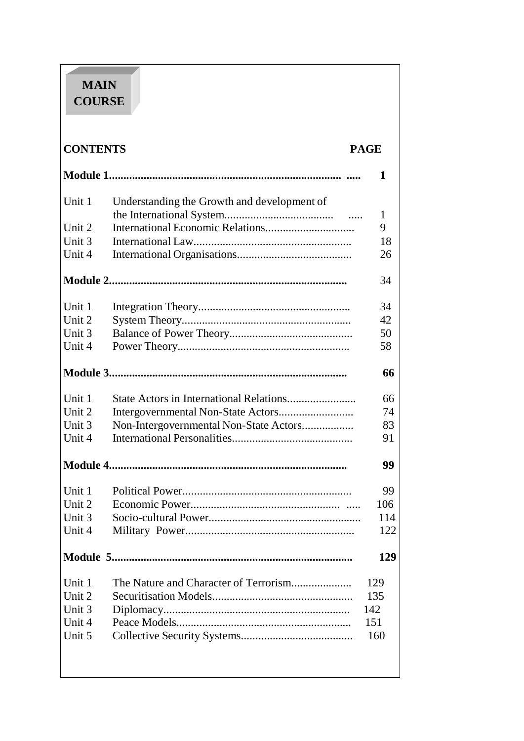# MAIN COURSE

| CONTENTS | | PAGE |
|---|---|---|
| **Module 1** | | **1** |
| Unit 1 | Understanding the Growth and development of the International System | 1 |
| Unit 2 | International Economic Relations | 9 |
| Unit 3 | International Law | 18 |
| Unit 4 | International Organisations | 26 |
| **Module 2** | | 34 |
| Unit 1 | Integration Theory | 34 |
| Unit 2 | System Theory | 42 |
| Unit 3 | Balance of Power Theory | 50 |
| Unit 4 | Power Theory | 58 |
| **Module 3** | | **66** |
| Unit 1 | State Actors in International Relations | 66 |
| Unit 2 | Intergovernmental Non-State Actors | 74 |
| Unit 3 | Non-Intergovernmental Non-State Actors | 83 |
| Unit 4 | International Personalities | 91 |
| **Module 4** | | **99** |
| Unit 1 | Political Power | 99 |
| Unit 2 | Economic Power | 106 |
| Unit 3 | Socio-cultural Power | 114 |
| Unit 4 | Military Power | 122 |
| **Module 5** | | **129** |
| Unit 1 | The Nature and Character of Terrorism | 129 |
| Unit 2 | Securitisation Models | 135 |
| Unit 3 | Diplomacy | 142 |
| Unit 4 | Peace Models | 151 |
| Unit 5 | Collective Security Systems | 160 |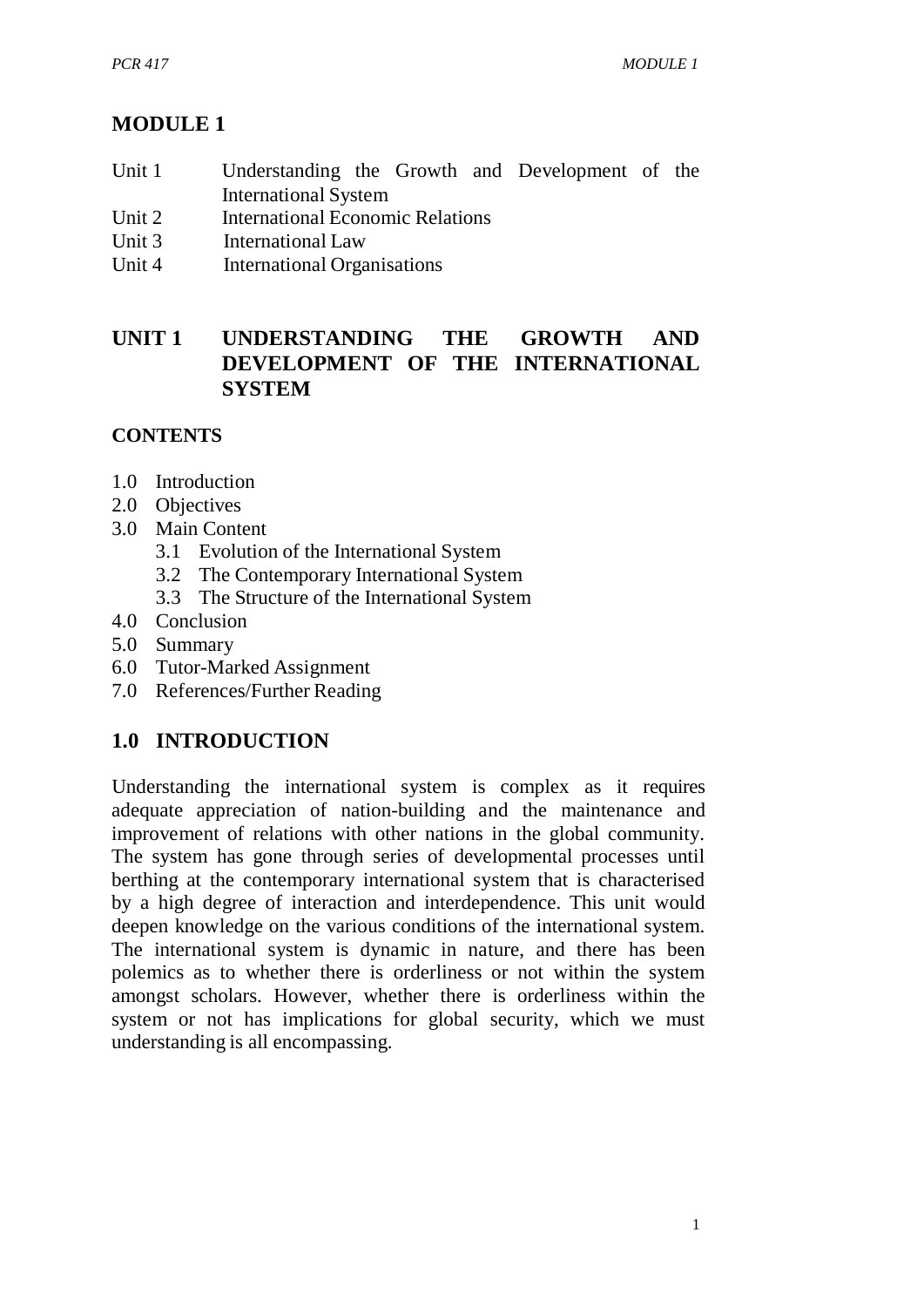# MODULE 1

Unit 1 Understanding the Growth and Development of the International System
Unit 2 International Economic Relations
Unit 3 International Law
Unit 4 International Organisations

## UNIT 1 UNDERSTANDING THE GROWTH AND DEVELOPMENT OF THE INTERNATIONAL SYSTEM

### CONTENTS

- 1.0 Introduction
- 2.0 Objectives
- 3.0 Main Content
  - 3.1 Evolution of the International System
  - 3.2 The Contemporary International System
  - 3.3 The Structure of the International System
- 4.0 Conclusion
- 5.0 Summary
- 6.0 Tutor-Marked Assignment
- 7.0 References/Further Reading

## 1.0 INTRODUCTION

Understanding the international system is complex as it requires adequate appreciation of nation-building and the maintenance and improvement of relations with other nations in the global community. The system has gone through series of developmental processes until berthing at the contemporary international system that is characterised by a high degree of interaction and interdependence. This unit would deepen knowledge on the various conditions of the international system. The international system is dynamic in nature, and there has been polemics as to whether there is orderliness or not within the system amongst scholars. However, whether there is orderliness within the system or not has implications for global security, which we must understanding is all encompassing.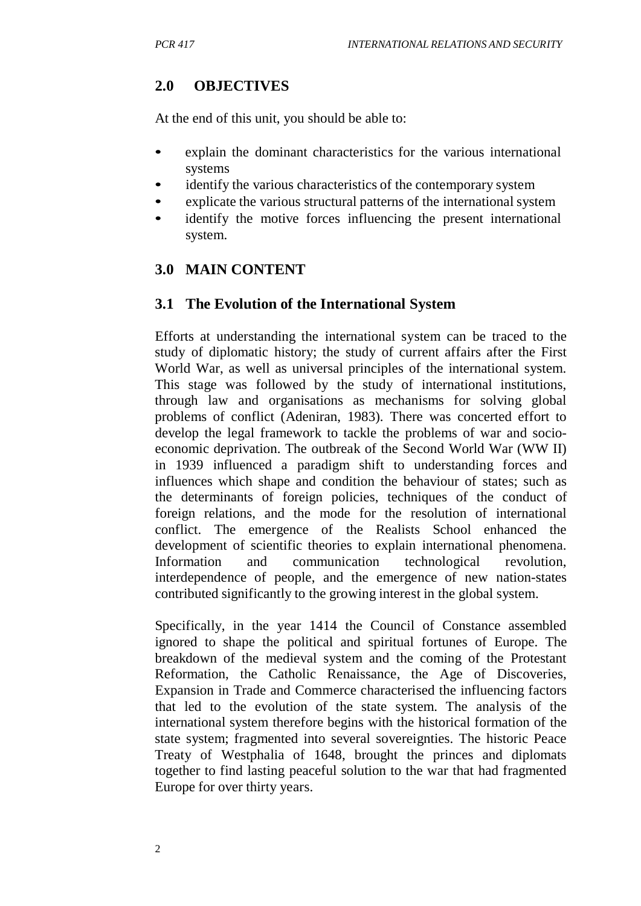## 2.0 OBJECTIVES

At the end of this unit, you should be able to:

- explain the dominant characteristics for the various international systems
- identify the various characteristics of the contemporary system
- explicate the various structural patterns of the international system
- identify the motive forces influencing the present international system.

## 3.0 MAIN CONTENT

### 3.1 The Evolution of the International System

Efforts at understanding the international system can be traced to the study of diplomatic history; the study of current affairs after the First World War, as well as universal principles of the international system. This stage was followed by the study of international institutions, through law and organisations as mechanisms for solving global problems of conflict (Adeniran, 1983). There was concerted effort to develop the legal framework to tackle the problems of war and socio-economic deprivation. The outbreak of the Second World War (WW II) in 1939 influenced a paradigm shift to understanding forces and influences which shape and condition the behaviour of states; such as the determinants of foreign policies, techniques of the conduct of foreign relations, and the mode for the resolution of international conflict. The emergence of the Realists School enhanced the development of scientific theories to explain international phenomena. Information and communication technological revolution, interdependence of people, and the emergence of new nation-states contributed significantly to the growing interest in the global system.

Specifically, in the year 1414 the Council of Constance assembled ignored to shape the political and spiritual fortunes of Europe. The breakdown of the medieval system and the coming of the Protestant Reformation, the Catholic Renaissance, the Age of Discoveries, Expansion in Trade and Commerce characterised the influencing factors that led to the evolution of the state system. The analysis of the international system therefore begins with the historical formation of the state system; fragmented into several sovereignties. The historic Peace Treaty of Westphalia of 1648, brought the princes and diplomats together to find lasting peaceful solution to the war that had fragmented Europe for over thirty years.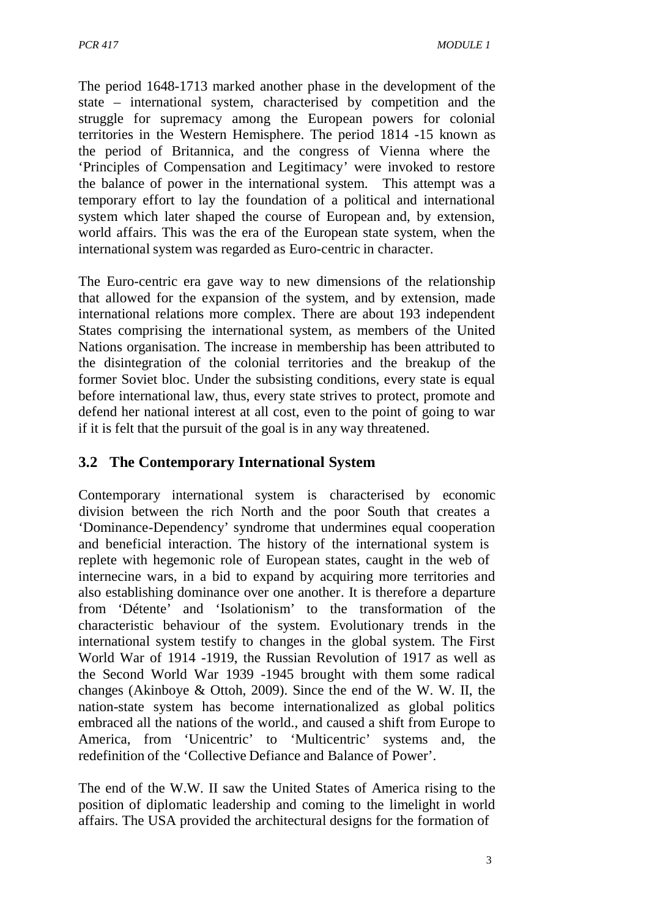The period 1648-1713 marked another phase in the development of the state – international system, characterised by competition and the struggle for supremacy among the European powers for colonial territories in the Western Hemisphere. The period 1814 -15 known as the period of Britannica, and the congress of Vienna where the 'Principles of Compensation and Legitimacy' were invoked to restore the balance of power in the international system. This attempt was a temporary effort to lay the foundation of a political and international system which later shaped the course of European and, by extension, world affairs. This was the era of the European state system, when the international system was regarded as Euro-centric in character.

The Euro-centric era gave way to new dimensions of the relationship that allowed for the expansion of the system, and by extension, made international relations more complex. There are about 193 independent States comprising the international system, as members of the United Nations organisation. The increase in membership has been attributed to the disintegration of the colonial territories and the breakup of the former Soviet bloc. Under the subsisting conditions, every state is equal before international law, thus, every state strives to protect, promote and defend her national interest at all cost, even to the point of going to war if it is felt that the pursuit of the goal is in any way threatened.

## 3.2 The Contemporary International System

Contemporary international system is characterised by economic division between the rich North and the poor South that creates a 'Dominance-Dependency' syndrome that undermines equal cooperation and beneficial interaction. The history of the international system is replete with hegemonic role of European states, caught in the web of internecine wars, in a bid to expand by acquiring more territories and also establishing dominance over one another. It is therefore a departure from 'Détente' and 'Isolationism' to the transformation of the characteristic behaviour of the system. Evolutionary trends in the international system testify to changes in the global system. The First World War of 1914 -1919, the Russian Revolution of 1917 as well as the Second World War 1939 -1945 brought with them some radical changes (Akinboye & Ottoh, 2009). Since the end of the W. W. II, the nation-state system has become internationalized as global politics embraced all the nations of the world., and caused a shift from Europe to America, from 'Unicentric' to 'Multicentric' systems and, the redefinition of the 'Collective Defiance and Balance of Power'.

The end of the W.W. II saw the United States of America rising to the position of diplomatic leadership and coming to the limelight in world affairs. The USA provided the architectural designs for the formation of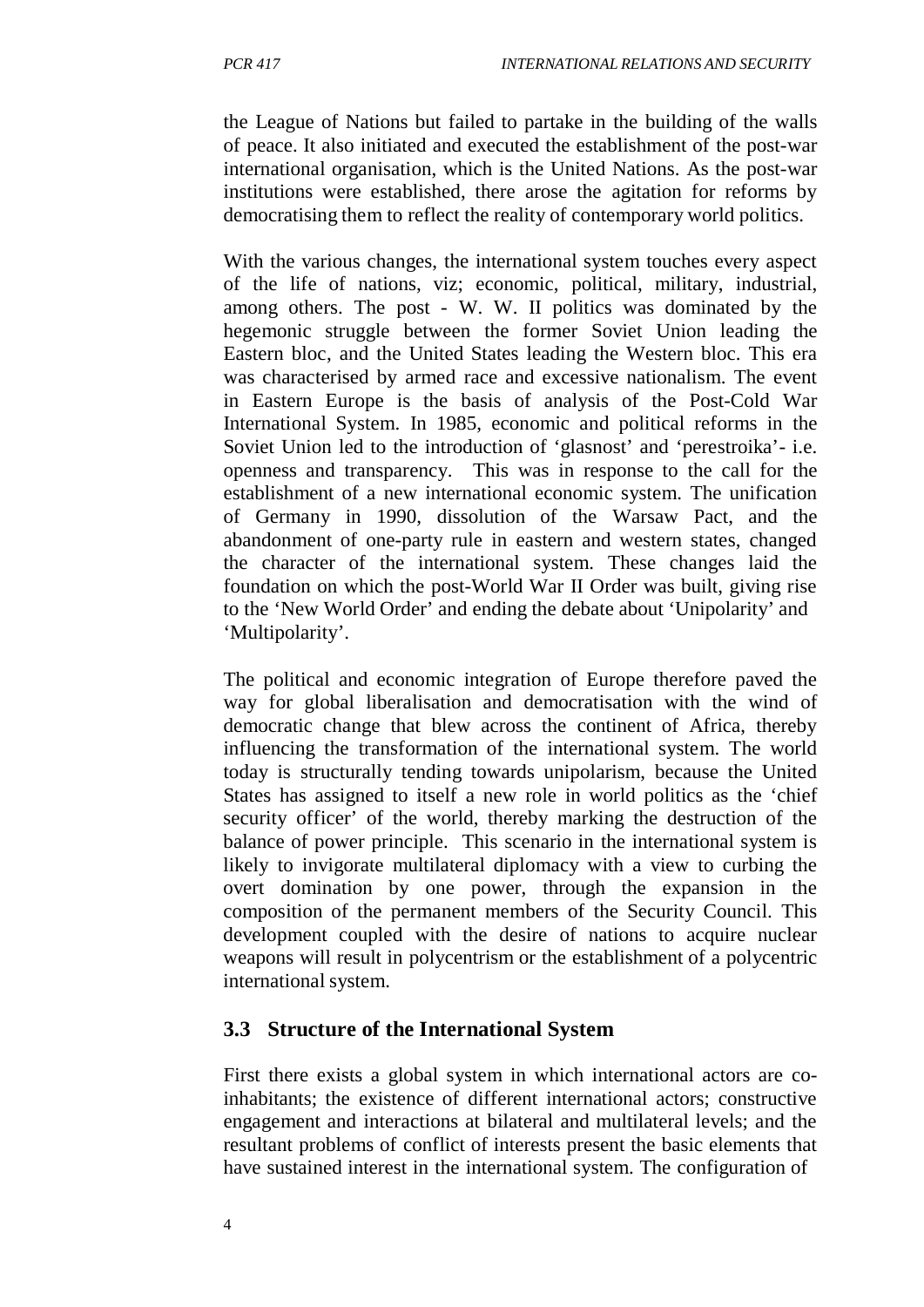the League of Nations but failed to partake in the building of the walls of peace. It also initiated and executed the establishment of the post-war international organisation, which is the United Nations. As the post-war institutions were established, there arose the agitation for reforms by democratising them to reflect the reality of contemporary world politics.

With the various changes, the international system touches every aspect of the life of nations, viz; economic, political, military, industrial, among others. The post - W. W. II politics was dominated by the hegemonic struggle between the former Soviet Union leading the Eastern bloc, and the United States leading the Western bloc. This era was characterised by armed race and excessive nationalism. The event in Eastern Europe is the basis of analysis of the Post-Cold War International System. In 1985, economic and political reforms in the Soviet Union led to the introduction of 'glasnost' and 'perestroika'- i.e. openness and transparency. This was in response to the call for the establishment of a new international economic system. The unification of Germany in 1990, dissolution of the Warsaw Pact, and the abandonment of one-party rule in eastern and western states, changed the character of the international system. These changes laid the foundation on which the post-World War II Order was built, giving rise to the 'New World Order' and ending the debate about 'Unipolarity' and 'Multipolarity'.

The political and economic integration of Europe therefore paved the way for global liberalisation and democratisation with the wind of democratic change that blew across the continent of Africa, thereby influencing the transformation of the international system. The world today is structurally tending towards unipolarism, because the United States has assigned to itself a new role in world politics as the 'chief security officer' of the world, thereby marking the destruction of the balance of power principle. This scenario in the international system is likely to invigorate multilateral diplomacy with a view to curbing the overt domination by one power, through the expansion in the composition of the permanent members of the Security Council. This development coupled with the desire of nations to acquire nuclear weapons will result in polycentrism or the establishment of a polycentric international system.

## 3.3 Structure of the International System

First there exists a global system in which international actors are co-inhabitants; the existence of different international actors; constructive engagement and interactions at bilateral and multilateral levels; and the resultant problems of conflict of interests present the basic elements that have sustained interest in the international system. The configuration of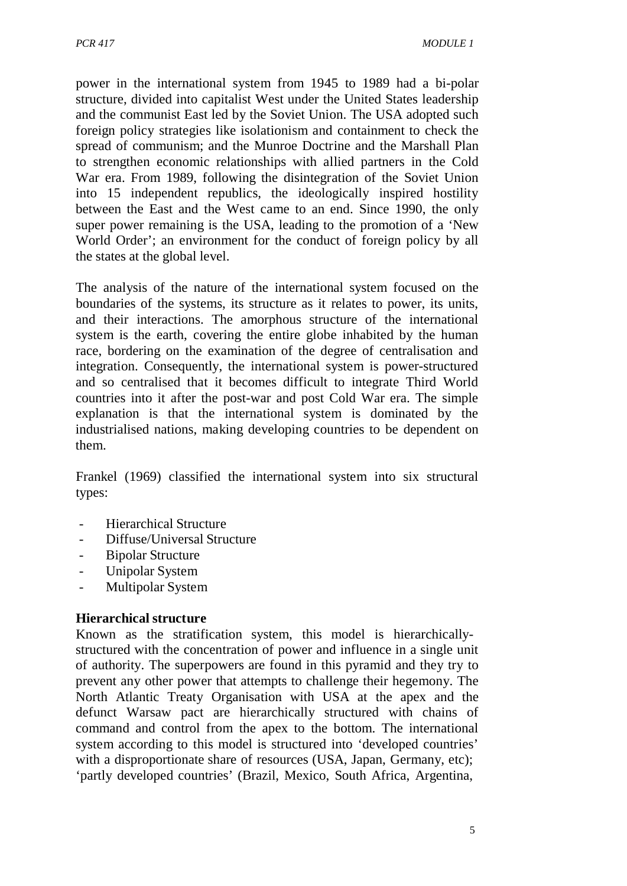power in the international system from 1945 to 1989 had a bi-polar structure, divided into capitalist West under the United States leadership and the communist East led by the Soviet Union. The USA adopted such foreign policy strategies like isolationism and containment to check the spread of communism; and the Munroe Doctrine and the Marshall Plan to strengthen economic relationships with allied partners in the Cold War era. From 1989, following the disintegration of the Soviet Union into 15 independent republics, the ideologically inspired hostility between the East and the West came to an end. Since 1990, the only super power remaining is the USA, leading to the promotion of a 'New World Order'; an environment for the conduct of foreign policy by all the states at the global level.

The analysis of the nature of the international system focused on the boundaries of the systems, its structure as it relates to power, its units, and their interactions. The amorphous structure of the international system is the earth, covering the entire globe inhabited by the human race, bordering on the examination of the degree of centralisation and integration. Consequently, the international system is power-structured and so centralised that it becomes difficult to integrate Third World countries into it after the post-war and post Cold War era. The simple explanation is that the international system is dominated by the industrialised nations, making developing countries to be dependent on them.

Frankel (1969) classified the international system into six structural types:

- Hierarchical Structure
- Diffuse/Universal Structure
- Bipolar Structure
- Unipolar System
- Multipolar System

**Hierarchical structure**

Known as the stratification system, this model is hierarchically-structured with the concentration of power and influence in a single unit of authority. The superpowers are found in this pyramid and they try to prevent any other power that attempts to challenge their hegemony. The North Atlantic Treaty Organisation with USA at the apex and the defunct Warsaw pact are hierarchically structured with chains of command and control from the apex to the bottom. The international system according to this model is structured into 'developed countries' with a disproportionate share of resources (USA, Japan, Germany, etc); 'partly developed countries' (Brazil, Mexico, South Africa, Argentina,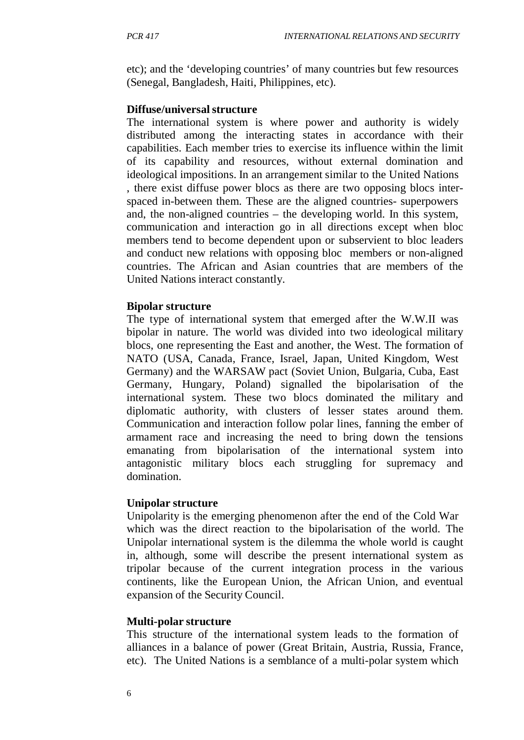etc); and the 'developing countries' of many countries but few resources (Senegal, Bangladesh, Haiti, Philippines, etc).

**Diffuse/universal structure**

The international system is where power and authority is widely distributed among the interacting states in accordance with their capabilities. Each member tries to exercise its influence within the limit of its capability and resources, without external domination and ideological impositions. In an arrangement similar to the United Nations , there exist diffuse power blocs as there are two opposing blocs inter-spaced in-between them. These are the aligned countries- superpowers and, the non-aligned countries – the developing world. In this system, communication and interaction go in all directions except when bloc members tend to become dependent upon or subservient to bloc leaders and conduct new relations with opposing bloc members or non-aligned countries. The African and Asian countries that are members of the United Nations interact constantly.

**Bipolar structure**

The type of international system that emerged after the W.W.II was bipolar in nature. The world was divided into two ideological military blocs, one representing the East and another, the West. The formation of NATO (USA, Canada, France, Israel, Japan, United Kingdom, West Germany) and the WARSAW pact (Soviet Union, Bulgaria, Cuba, East Germany, Hungary, Poland) signalled the bipolarisation of the international system. These two blocs dominated the military and diplomatic authority, with clusters of lesser states around them. Communication and interaction follow polar lines, fanning the ember of armament race and increasing the need to bring down the tensions emanating from bipolarisation of the international system into antagonistic military blocs each struggling for supremacy and domination.

**Unipolar structure**

Unipolarity is the emerging phenomenon after the end of the Cold War which was the direct reaction to the bipolarisation of the world. The Unipolar international system is the dilemma the whole world is caught in, although, some will describe the present international system as tripolar because of the current integration process in the various continents, like the European Union, the African Union, and eventual expansion of the Security Council.

**Multi-polar structure**

This structure of the international system leads to the formation of alliances in a balance of power (Great Britain, Austria, Russia, France, etc). The United Nations is a semblance of a multi-polar system which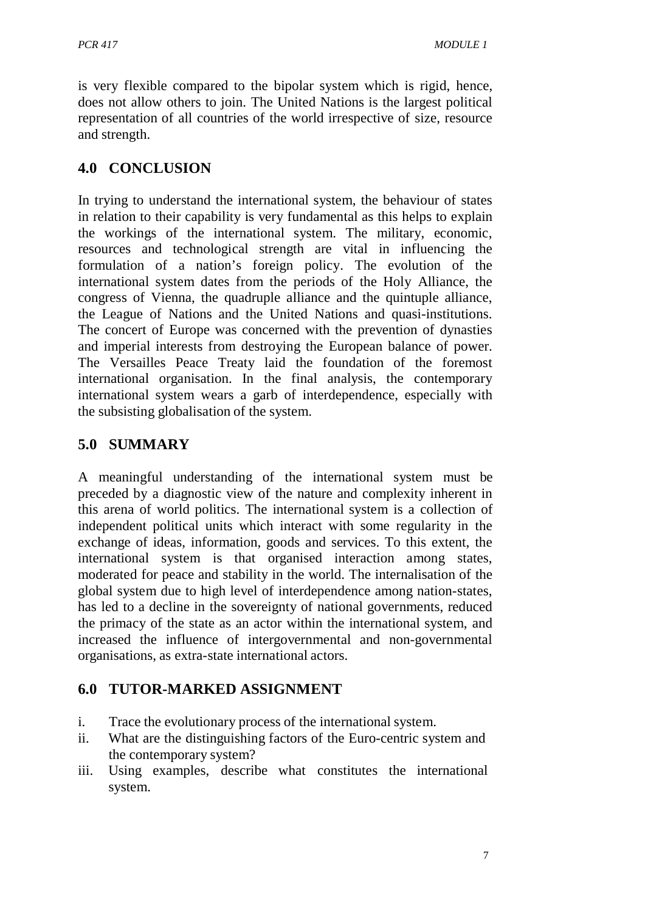is very flexible compared to the bipolar system which is rigid, hence, does not allow others to join. The United Nations is the largest political representation of all countries of the world irrespective of size, resource and strength.

## 4.0 CONCLUSION

In trying to understand the international system, the behaviour of states in relation to their capability is very fundamental as this helps to explain the workings of the international system. The military, economic, resources and technological strength are vital in influencing the formulation of a nation's foreign policy. The evolution of the international system dates from the periods of the Holy Alliance, the congress of Vienna, the quadruple alliance and the quintuple alliance, the League of Nations and the United Nations and quasi-institutions. The concert of Europe was concerned with the prevention of dynasties and imperial interests from destroying the European balance of power. The Versailles Peace Treaty laid the foundation of the foremost international organisation. In the final analysis, the contemporary international system wears a garb of interdependence, especially with the subsisting globalisation of the system.

## 5.0 SUMMARY

A meaningful understanding of the international system must be preceded by a diagnostic view of the nature and complexity inherent in this arena of world politics. The international system is a collection of independent political units which interact with some regularity in the exchange of ideas, information, goods and services. To this extent, the international system is that organised interaction among states, moderated for peace and stability in the world. The internalisation of the global system due to high level of interdependence among nation-states, has led to a decline in the sovereignty of national governments, reduced the primacy of the state as an actor within the international system, and increased the influence of intergovernmental and non-governmental organisations, as extra-state international actors.

## 6.0 TUTOR-MARKED ASSIGNMENT

i. Trace the evolutionary process of the international system.
ii. What are the distinguishing factors of the Euro-centric system and the contemporary system?
iii. Using examples, describe what constitutes the international system.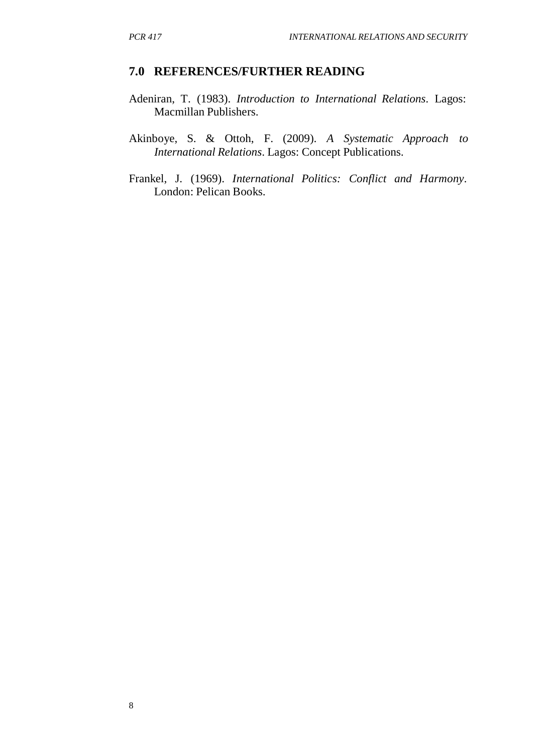## 7.0 REFERENCES/FURTHER READING

Adeniran, T. (1983). *Introduction to International Relations*. Lagos: Macmillan Publishers.

Akinboye, S. & Ottoh, F. (2009). *A Systematic Approach to International Relations*. Lagos: Concept Publications.

Frankel, J. (1969). *International Politics: Conflict and Harmony*. London: Pelican Books.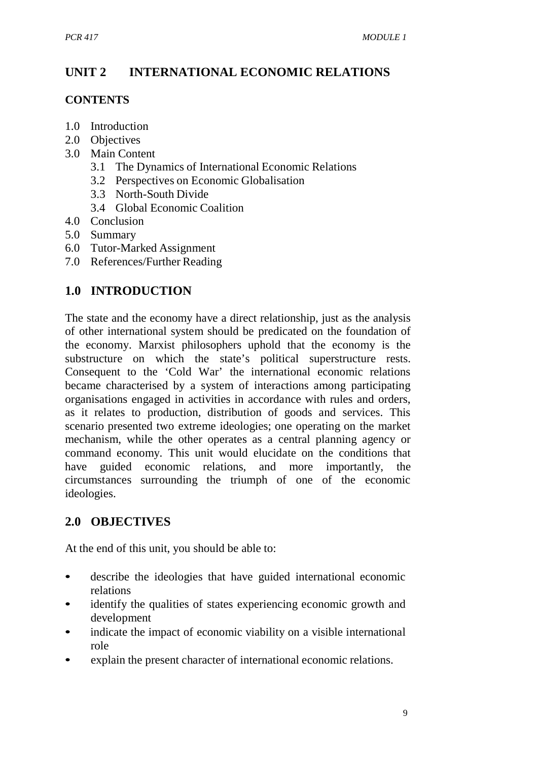## UNIT 2 INTERNATIONAL ECONOMIC RELATIONS

### CONTENTS

- 1.0 Introduction
- 2.0 Objectives
- 3.0 Main Content
  - 3.1 The Dynamics of International Economic Relations
  - 3.2 Perspectives on Economic Globalisation
  - 3.3 North-South Divide
  - 3.4 Global Economic Coalition
- 4.0 Conclusion
- 5.0 Summary
- 6.0 Tutor-Marked Assignment
- 7.0 References/Further Reading

## 1.0 INTRODUCTION

The state and the economy have a direct relationship, just as the analysis of other international system should be predicated on the foundation of the economy. Marxist philosophers uphold that the economy is the substructure on which the state's political superstructure rests. Consequent to the 'Cold War' the international economic relations became characterised by a system of interactions among participating organisations engaged in activities in accordance with rules and orders, as it relates to production, distribution of goods and services. This scenario presented two extreme ideologies; one operating on the market mechanism, while the other operates as a central planning agency or command economy. This unit would elucidate on the conditions that have guided economic relations, and more importantly, the circumstances surrounding the triumph of one of the economic ideologies.

## 2.0 OBJECTIVES

At the end of this unit, you should be able to:

- describe the ideologies that have guided international economic relations
- identify the qualities of states experiencing economic growth and development
- indicate the impact of economic viability on a visible international role
- explain the present character of international economic relations.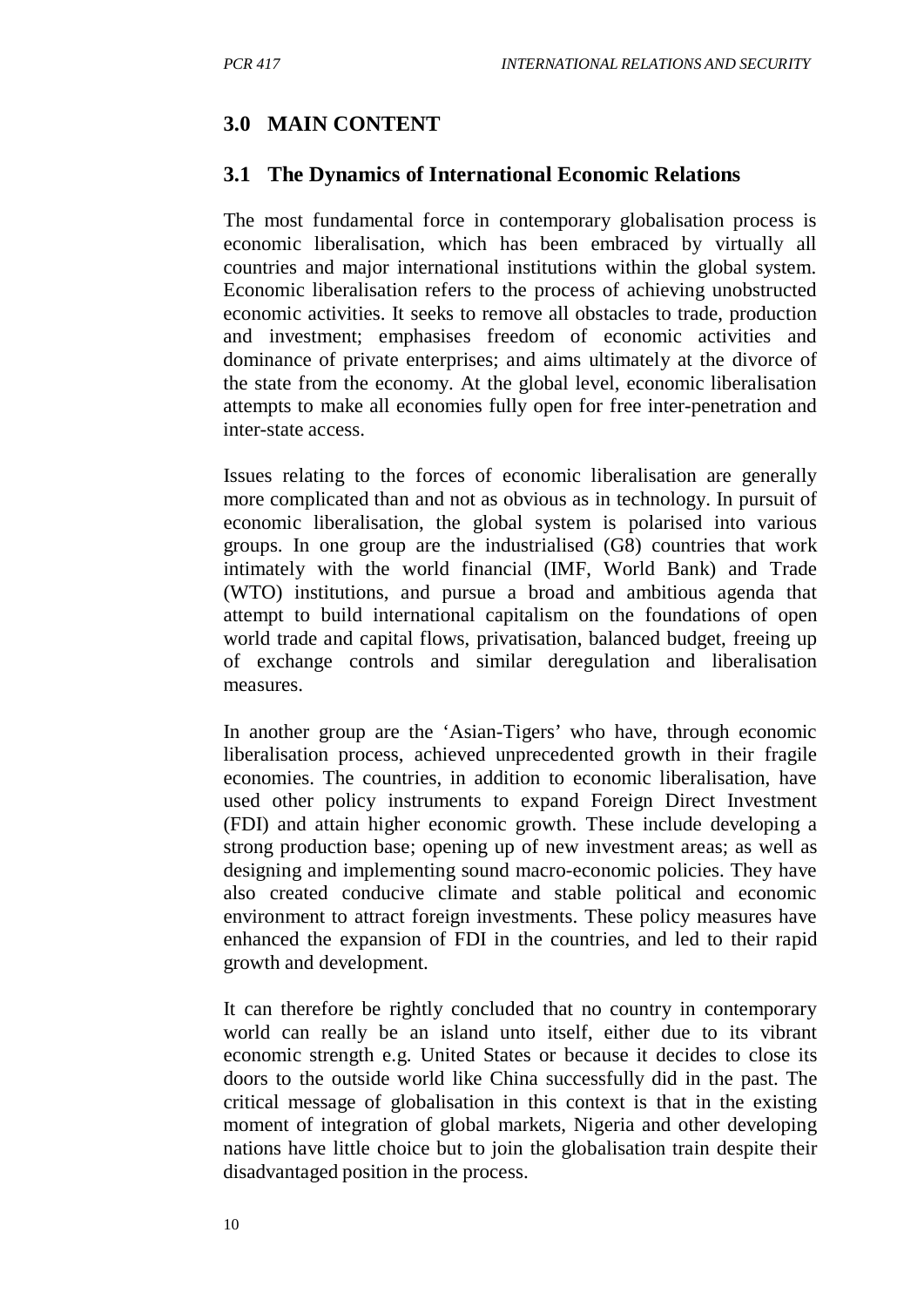## 3.0 MAIN CONTENT

### 3.1 The Dynamics of International Economic Relations

The most fundamental force in contemporary globalisation process is economic liberalisation, which has been embraced by virtually all countries and major international institutions within the global system. Economic liberalisation refers to the process of achieving unobstructed economic activities. It seeks to remove all obstacles to trade, production and investment; emphasises freedom of economic activities and dominance of private enterprises; and aims ultimately at the divorce of the state from the economy. At the global level, economic liberalisation attempts to make all economies fully open for free inter-penetration and inter-state access.

Issues relating to the forces of economic liberalisation are generally more complicated than and not as obvious as in technology. In pursuit of economic liberalisation, the global system is polarised into various groups. In one group are the industrialised (G8) countries that work intimately with the world financial (IMF, World Bank) and Trade (WTO) institutions, and pursue a broad and ambitious agenda that attempt to build international capitalism on the foundations of open world trade and capital flows, privatisation, balanced budget, freeing up of exchange controls and similar deregulation and liberalisation measures.

In another group are the 'Asian-Tigers' who have, through economic liberalisation process, achieved unprecedented growth in their fragile economies. The countries, in addition to economic liberalisation, have used other policy instruments to expand Foreign Direct Investment (FDI) and attain higher economic growth. These include developing a strong production base; opening up of new investment areas; as well as designing and implementing sound macro-economic policies. They have also created conducive climate and stable political and economic environment to attract foreign investments. These policy measures have enhanced the expansion of FDI in the countries, and led to their rapid growth and development.

It can therefore be rightly concluded that no country in contemporary world can really be an island unto itself, either due to its vibrant economic strength e.g. United States or because it decides to close its doors to the outside world like China successfully did in the past. The critical message of globalisation in this context is that in the existing moment of integration of global markets, Nigeria and other developing nations have little choice but to join the globalisation train despite their disadvantaged position in the process.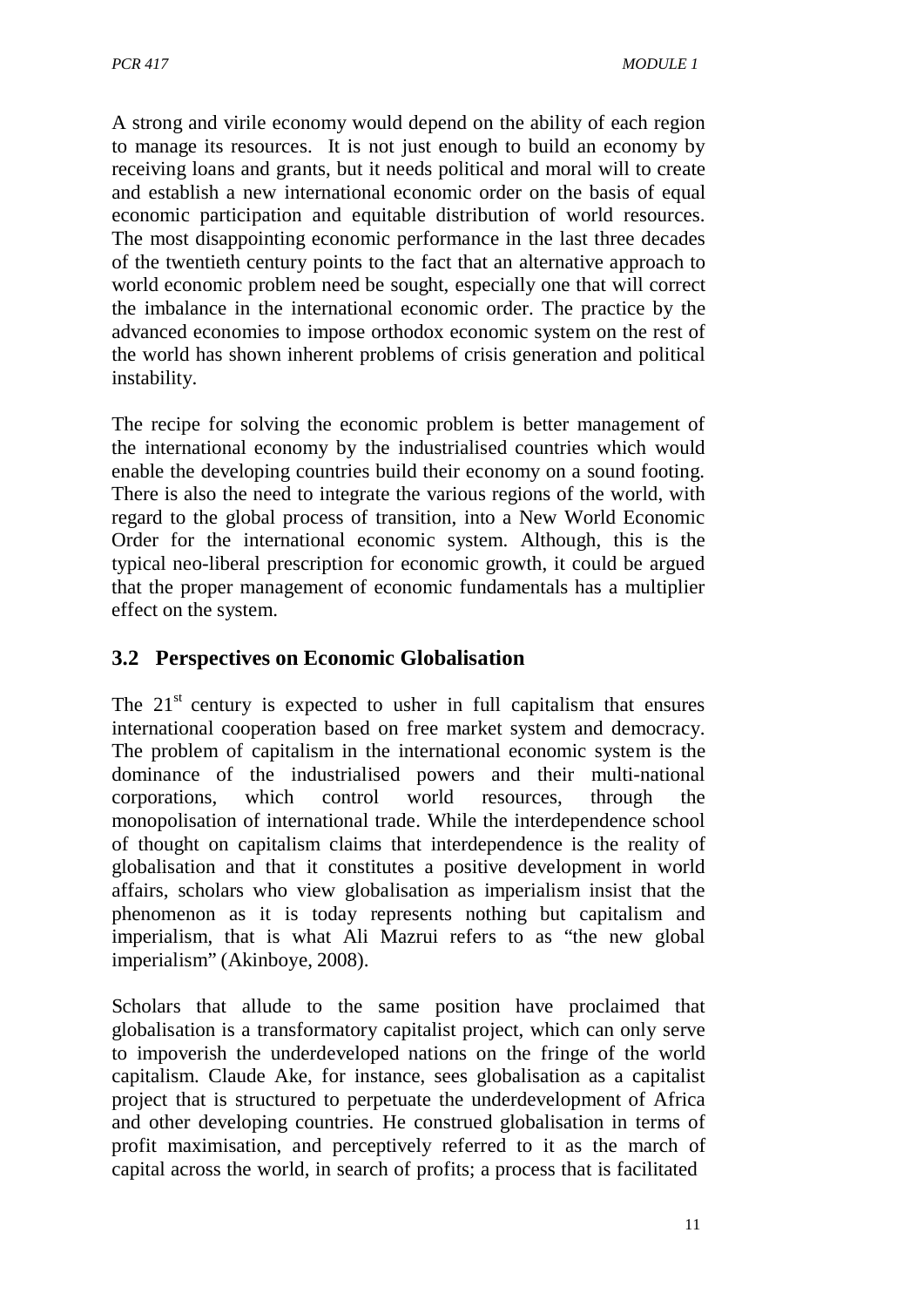A strong and virile economy would depend on the ability of each region to manage its resources. It is not just enough to build an economy by receiving loans and grants, but it needs political and moral will to create and establish a new international economic order on the basis of equal economic participation and equitable distribution of world resources. The most disappointing economic performance in the last three decades of the twentieth century points to the fact that an alternative approach to world economic problem need be sought, especially one that will correct the imbalance in the international economic order. The practice by the advanced economies to impose orthodox economic system on the rest of the world has shown inherent problems of crisis generation and political instability.

The recipe for solving the economic problem is better management of the international economy by the industrialised countries which would enable the developing countries build their economy on a sound footing. There is also the need to integrate the various regions of the world, with regard to the global process of transition, into a New World Economic Order for the international economic system. Although, this is the typical neo-liberal prescription for economic growth, it could be argued that the proper management of economic fundamentals has a multiplier effect on the system.

## 3.2 Perspectives on Economic Globalisation

The 21st century is expected to usher in full capitalism that ensures international cooperation based on free market system and democracy. The problem of capitalism in the international economic system is the dominance of the industrialised powers and their multi-national corporations, which control world resources, through the monopolisation of international trade. While the interdependence school of thought on capitalism claims that interdependence is the reality of globalisation and that it constitutes a positive development in world affairs, scholars who view globalisation as imperialism insist that the phenomenon as it is today represents nothing but capitalism and imperialism, that is what Ali Mazrui refers to as "the new global imperialism" (Akinboye, 2008).

Scholars that allude to the same position have proclaimed that globalisation is a transformatory capitalist project, which can only serve to impoverish the underdeveloped nations on the fringe of the world capitalism. Claude Ake, for instance, sees globalisation as a capitalist project that is structured to perpetuate the underdevelopment of Africa and other developing countries. He construed globalisation in terms of profit maximisation, and perceptively referred to it as the march of capital across the world, in search of profits; a process that is facilitated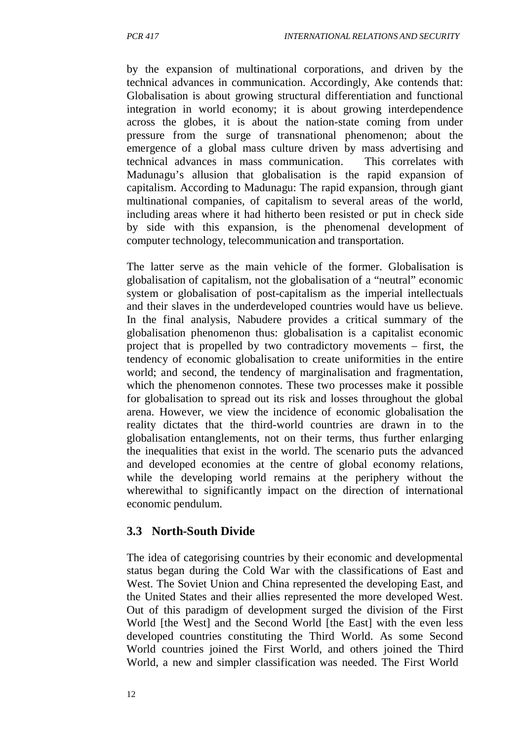by the expansion of multinational corporations, and driven by the technical advances in communication. Accordingly, Ake contends that: Globalisation is about growing structural differentiation and functional integration in world economy; it is about growing interdependence across the globes, it is about the nation-state coming from under pressure from the surge of transnational phenomenon; about the emergence of a global mass culture driven by mass advertising and technical advances in mass communication. This correlates with Madunagu's allusion that globalisation is the rapid expansion of capitalism. According to Madunagu: The rapid expansion, through giant multinational companies, of capitalism to several areas of the world, including areas where it had hitherto been resisted or put in check side by side with this expansion, is the phenomenal development of computer technology, telecommunication and transportation.

The latter serve as the main vehicle of the former. Globalisation is globalisation of capitalism, not the globalisation of a "neutral" economic system or globalisation of post-capitalism as the imperial intellectuals and their slaves in the underdeveloped countries would have us believe. In the final analysis, Nabudere provides a critical summary of the globalisation phenomenon thus: globalisation is a capitalist economic project that is propelled by two contradictory movements – first, the tendency of economic globalisation to create uniformities in the entire world; and second, the tendency of marginalisation and fragmentation, which the phenomenon connotes. These two processes make it possible for globalisation to spread out its risk and losses throughout the global arena. However, we view the incidence of economic globalisation the reality dictates that the third-world countries are drawn in to the globalisation entanglements, not on their terms, thus further enlarging the inequalities that exist in the world. The scenario puts the advanced and developed economies at the centre of global economy relations, while the developing world remains at the periphery without the wherewithal to significantly impact on the direction of international economic pendulum.

### 3.3 North-South Divide

The idea of categorising countries by their economic and developmental status began during the Cold War with the classifications of East and West. The Soviet Union and China represented the developing East, and the United States and their allies represented the more developed West. Out of this paradigm of development surged the division of the First World [the West] and the Second World [the East] with the even less developed countries constituting the Third World. As some Second World countries joined the First World, and others joined the Third World, a new and simpler classification was needed. The First World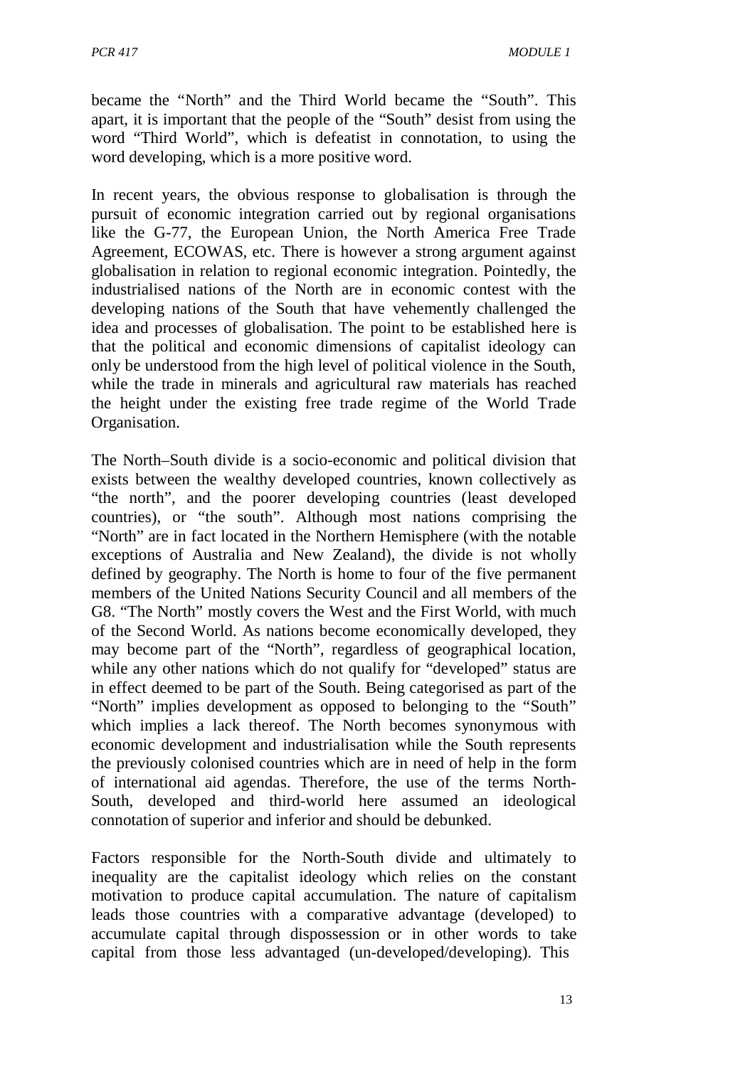became the "North" and the Third World became the "South". This apart, it is important that the people of the "South" desist from using the word "Third World", which is defeatist in connotation, to using the word developing, which is a more positive word.

In recent years, the obvious response to globalisation is through the pursuit of economic integration carried out by regional organisations like the G-77, the European Union, the North America Free Trade Agreement, ECOWAS, etc. There is however a strong argument against globalisation in relation to regional economic integration. Pointedly, the industrialised nations of the North are in economic contest with the developing nations of the South that have vehemently challenged the idea and processes of globalisation. The point to be established here is that the political and economic dimensions of capitalist ideology can only be understood from the high level of political violence in the South, while the trade in minerals and agricultural raw materials has reached the height under the existing free trade regime of the World Trade Organisation.

The North–South divide is a socio-economic and political division that exists between the wealthy developed countries, known collectively as "the north", and the poorer developing countries (least developed countries), or "the south". Although most nations comprising the "North" are in fact located in the Northern Hemisphere (with the notable exceptions of Australia and New Zealand), the divide is not wholly defined by geography. The North is home to four of the five permanent members of the United Nations Security Council and all members of the G8. "The North" mostly covers the West and the First World, with much of the Second World. As nations become economically developed, they may become part of the "North", regardless of geographical location, while any other nations which do not qualify for "developed" status are in effect deemed to be part of the South. Being categorised as part of the "North" implies development as opposed to belonging to the "South" which implies a lack thereof. The North becomes synonymous with economic development and industrialisation while the South represents the previously colonised countries which are in need of help in the form of international aid agendas. Therefore, the use of the terms North-South, developed and third-world here assumed an ideological connotation of superior and inferior and should be debunked.

Factors responsible for the North-South divide and ultimately to inequality are the capitalist ideology which relies on the constant motivation to produce capital accumulation. The nature of capitalism leads those countries with a comparative advantage (developed) to accumulate capital through dispossession or in other words to take capital from those less advantaged (un-developed/developing). This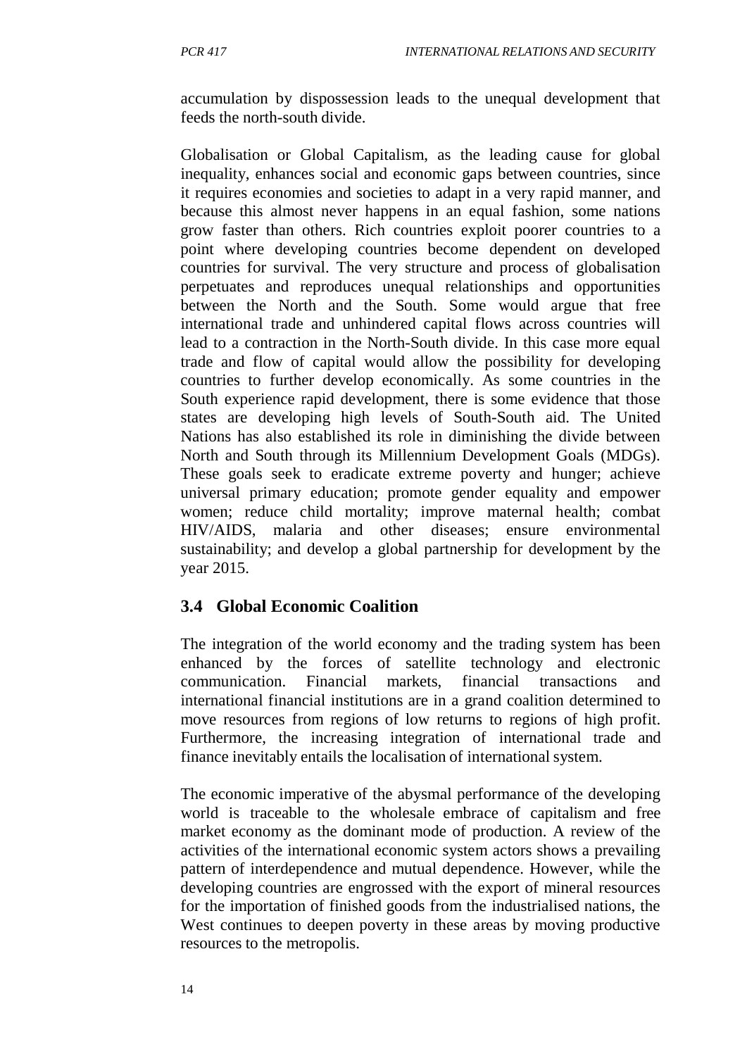accumulation by dispossession leads to the unequal development that feeds the north-south divide.

Globalisation or Global Capitalism, as the leading cause for global inequality, enhances social and economic gaps between countries, since it requires economies and societies to adapt in a very rapid manner, and because this almost never happens in an equal fashion, some nations grow faster than others. Rich countries exploit poorer countries to a point where developing countries become dependent on developed countries for survival. The very structure and process of globalisation perpetuates and reproduces unequal relationships and opportunities between the North and the South. Some would argue that free international trade and unhindered capital flows across countries will lead to a contraction in the North-South divide. In this case more equal trade and flow of capital would allow the possibility for developing countries to further develop economically. As some countries in the South experience rapid development, there is some evidence that those states are developing high levels of South-South aid. The United Nations has also established its role in diminishing the divide between North and South through its Millennium Development Goals (MDGs). These goals seek to eradicate extreme poverty and hunger; achieve universal primary education; promote gender equality and empower women; reduce child mortality; improve maternal health; combat HIV/AIDS, malaria and other diseases; ensure environmental sustainability; and develop a global partnership for development by the year 2015.

## 3.4 Global Economic Coalition

The integration of the world economy and the trading system has been enhanced by the forces of satellite technology and electronic communication. Financial markets, financial transactions and international financial institutions are in a grand coalition determined to move resources from regions of low returns to regions of high profit. Furthermore, the increasing integration of international trade and finance inevitably entails the localisation of international system.

The economic imperative of the abysmal performance of the developing world is traceable to the wholesale embrace of capitalism and free market economy as the dominant mode of production. A review of the activities of the international economic system actors shows a prevailing pattern of interdependence and mutual dependence. However, while the developing countries are engrossed with the export of mineral resources for the importation of finished goods from the industrialised nations, the West continues to deepen poverty in these areas by moving productive resources to the metropolis.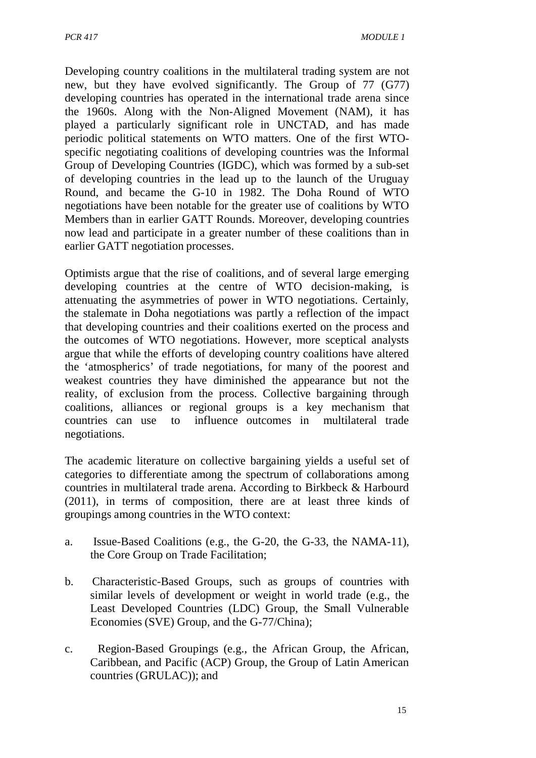Developing country coalitions in the multilateral trading system are not new, but they have evolved significantly. The Group of 77 (G77) developing countries has operated in the international trade arena since the 1960s. Along with the Non-Aligned Movement (NAM), it has played a particularly significant role in UNCTAD, and has made periodic political statements on WTO matters. One of the first WTO-specific negotiating coalitions of developing countries was the Informal Group of Developing Countries (IGDC), which was formed by a sub-set of developing countries in the lead up to the launch of the Uruguay Round, and became the G-10 in 1982. The Doha Round of WTO negotiations have been notable for the greater use of coalitions by WTO Members than in earlier GATT Rounds. Moreover, developing countries now lead and participate in a greater number of these coalitions than in earlier GATT negotiation processes.

Optimists argue that the rise of coalitions, and of several large emerging developing countries at the centre of WTO decision-making, is attenuating the asymmetries of power in WTO negotiations. Certainly, the stalemate in Doha negotiations was partly a reflection of the impact that developing countries and their coalitions exerted on the process and the outcomes of WTO negotiations. However, more sceptical analysts argue that while the efforts of developing country coalitions have altered the 'atmospherics' of trade negotiations, for many of the poorest and weakest countries they have diminished the appearance but not the reality, of exclusion from the process. Collective bargaining through coalitions, alliances or regional groups is a key mechanism that countries can use to influence outcomes in multilateral trade negotiations.

The academic literature on collective bargaining yields a useful set of categories to differentiate among the spectrum of collaborations among countries in multilateral trade arena. According to Birkbeck & Harbourd (2011), in terms of composition, there are at least three kinds of groupings among countries in the WTO context:

a. Issue-Based Coalitions (e.g., the G-20, the G-33, the NAMA-11), the Core Group on Trade Facilitation;

b. Characteristic-Based Groups, such as groups of countries with similar levels of development or weight in world trade (e.g., the Least Developed Countries (LDC) Group, the Small Vulnerable Economies (SVE) Group, and the G-77/China);

c. Region-Based Groupings (e.g., the African Group, the African, Caribbean, and Pacific (ACP) Group, the Group of Latin American countries (GRULAC)); and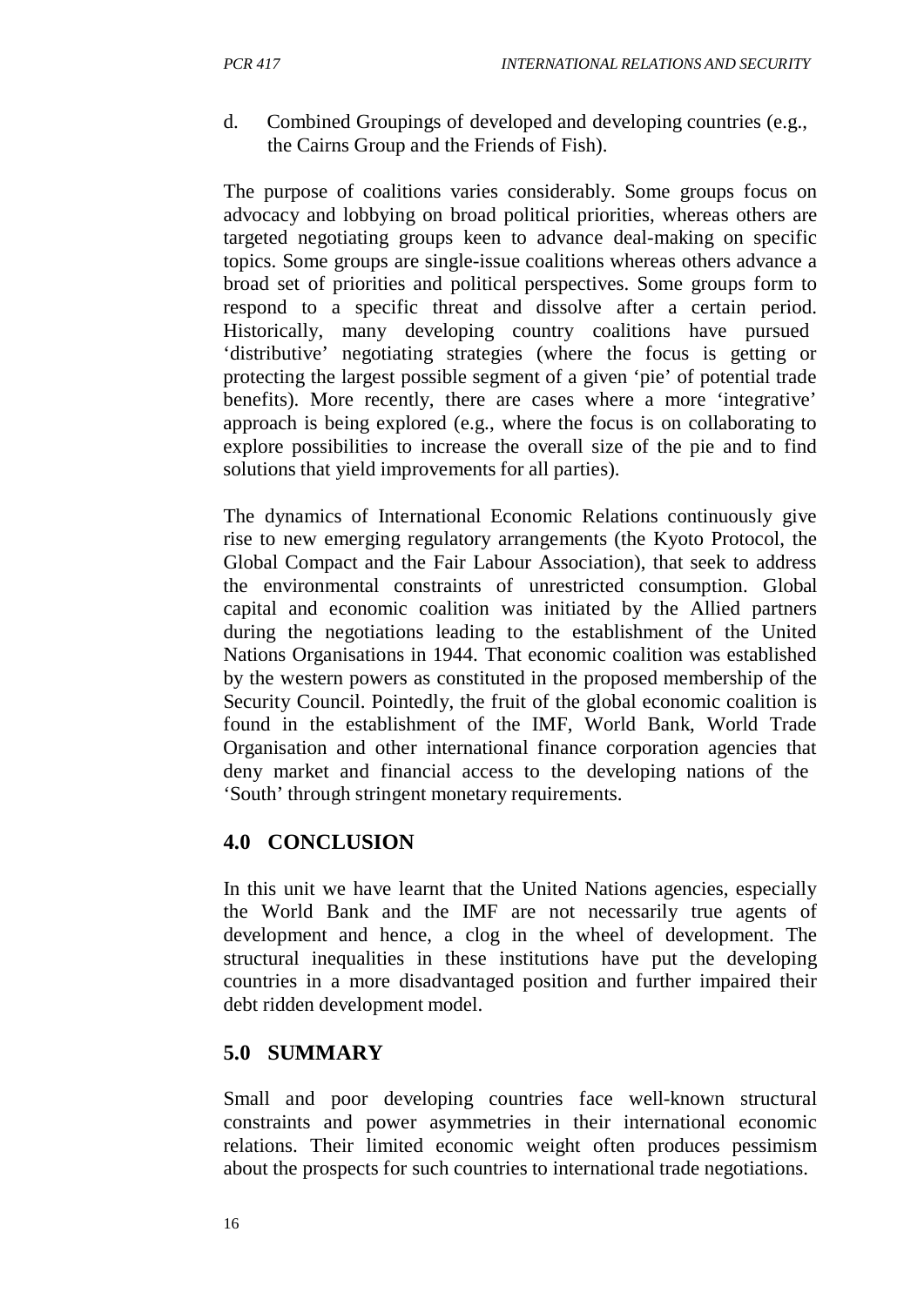d. Combined Groupings of developed and developing countries (e.g., the Cairns Group and the Friends of Fish).

The purpose of coalitions varies considerably. Some groups focus on advocacy and lobbying on broad political priorities, whereas others are targeted negotiating groups keen to advance deal-making on specific topics. Some groups are single-issue coalitions whereas others advance a broad set of priorities and political perspectives. Some groups form to respond to a specific threat and dissolve after a certain period. Historically, many developing country coalitions have pursued 'distributive' negotiating strategies (where the focus is getting or protecting the largest possible segment of a given 'pie' of potential trade benefits). More recently, there are cases where a more 'integrative' approach is being explored (e.g., where the focus is on collaborating to explore possibilities to increase the overall size of the pie and to find solutions that yield improvements for all parties).

The dynamics of International Economic Relations continuously give rise to new emerging regulatory arrangements (the Kyoto Protocol, the Global Compact and the Fair Labour Association), that seek to address the environmental constraints of unrestricted consumption. Global capital and economic coalition was initiated by the Allied partners during the negotiations leading to the establishment of the United Nations Organisations in 1944. That economic coalition was established by the western powers as constituted in the proposed membership of the Security Council. Pointedly, the fruit of the global economic coalition is found in the establishment of the IMF, World Bank, World Trade Organisation and other international finance corporation agencies that deny market and financial access to the developing nations of the 'South' through stringent monetary requirements.

## 4.0 CONCLUSION

In this unit we have learnt that the United Nations agencies, especially the World Bank and the IMF are not necessarily true agents of development and hence, a clog in the wheel of development. The structural inequalities in these institutions have put the developing countries in a more disadvantaged position and further impaired their debt ridden development model.

## 5.0 SUMMARY

Small and poor developing countries face well-known structural constraints and power asymmetries in their international economic relations. Their limited economic weight often produces pessimism about the prospects for such countries to international trade negotiations.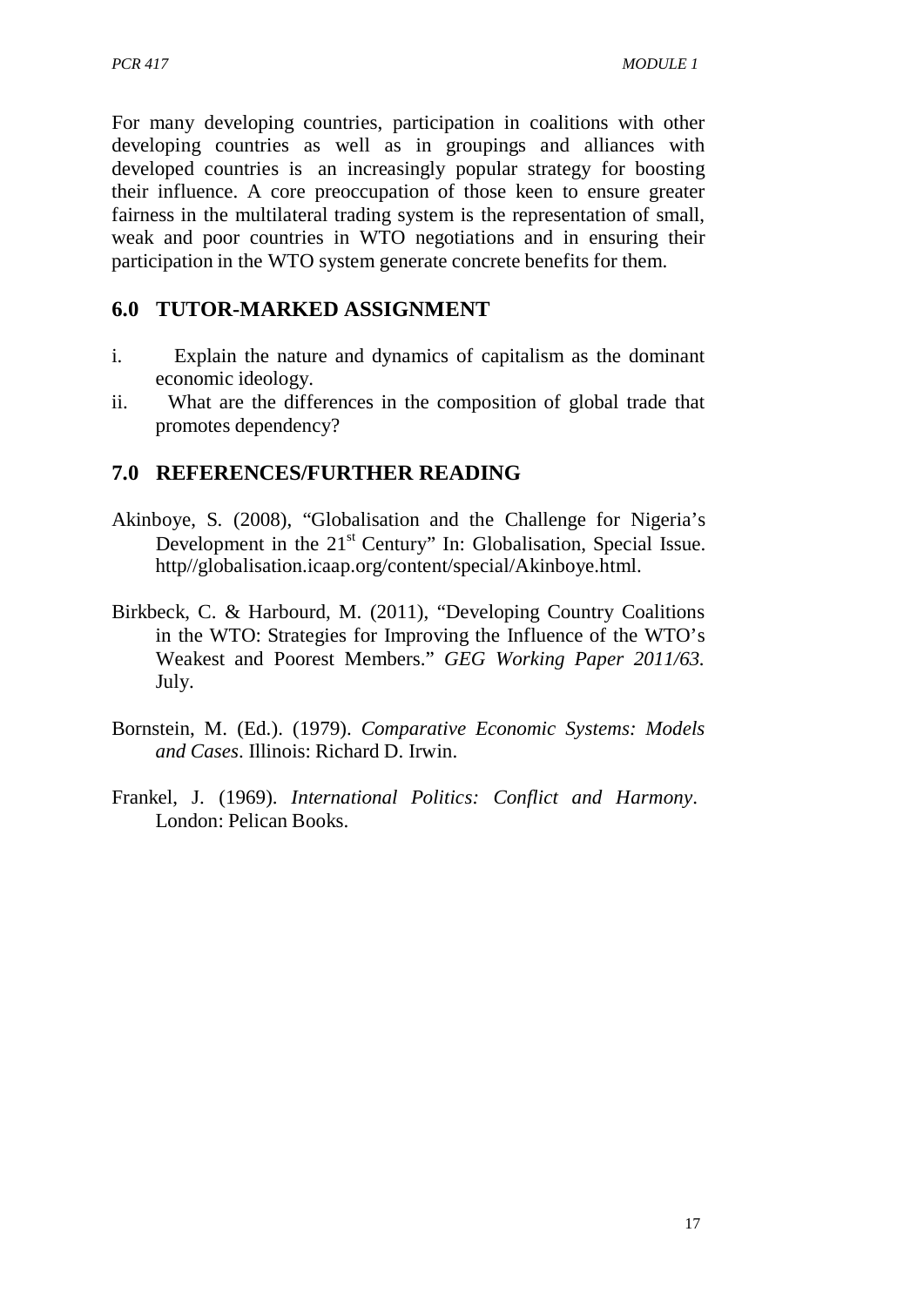For many developing countries, participation in coalitions with other developing countries as well as in groupings and alliances with developed countries is an increasingly popular strategy for boosting their influence. A core preoccupation of those keen to ensure greater fairness in the multilateral trading system is the representation of small, weak and poor countries in WTO negotiations and in ensuring their participation in the WTO system generate concrete benefits for them.

## 6.0 TUTOR-MARKED ASSIGNMENT

i. Explain the nature and dynamics of capitalism as the dominant economic ideology.
ii. What are the differences in the composition of global trade that promotes dependency?

## 7.0 REFERENCES/FURTHER READING

Akinboye, S. (2008), "Globalisation and the Challenge for Nigeria's Development in the 21st Century" In: Globalisation, Special Issue. http//globalisation.icaap.org/content/special/Akinboye.html.

Birkbeck, C. & Harbourd, M. (2011), "Developing Country Coalitions in the WTO: Strategies for Improving the Influence of the WTO's Weakest and Poorest Members." *GEG Working Paper 2011/63.* July.

Bornstein, M. (Ed.). (1979). *Comparative Economic Systems: Models and Cases*. Illinois: Richard D. Irwin.

Frankel, J. (1969). *International Politics: Conflict and Harmony*. London: Pelican Books.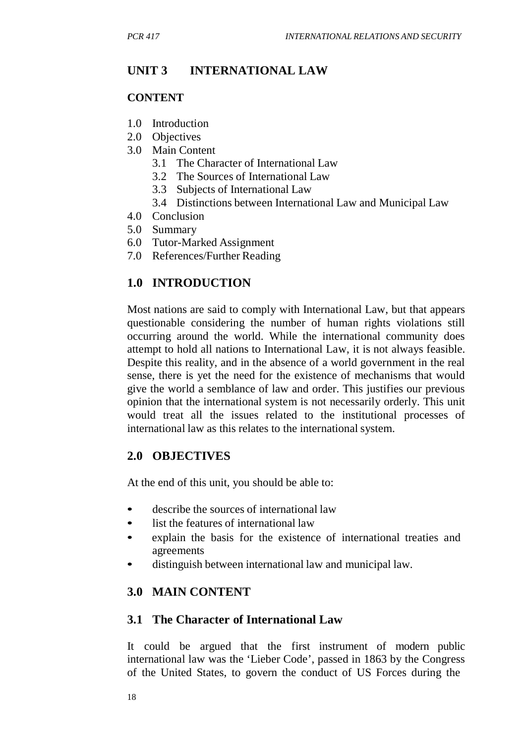## UNIT 3 INTERNATIONAL LAW

### CONTENT

1.0 Introduction
2.0 Objectives
3.0 Main Content
    3.1 The Character of International Law
    3.2 The Sources of International Law
    3.3 Subjects of International Law
    3.4 Distinctions between International Law and Municipal Law
4.0 Conclusion
5.0 Summary
6.0 Tutor-Marked Assignment
7.0 References/Further Reading

## 1.0 INTRODUCTION

Most nations are said to comply with International Law, but that appears questionable considering the number of human rights violations still occurring around the world. While the international community does attempt to hold all nations to International Law, it is not always feasible. Despite this reality, and in the absence of a world government in the real sense, there is yet the need for the existence of mechanisms that would give the world a semblance of law and order. This justifies our previous opinion that the international system is not necessarily orderly. This unit would treat all the issues related to the institutional processes of international law as this relates to the international system.

## 2.0 OBJECTIVES

At the end of this unit, you should be able to:

- describe the sources of international law
- list the features of international law
- explain the basis for the existence of international treaties and agreements
- distinguish between international law and municipal law.

## 3.0 MAIN CONTENT

### 3.1 The Character of International Law

It could be argued that the first instrument of modern public international law was the 'Lieber Code', passed in 1863 by the Congress of the United States, to govern the conduct of US Forces during the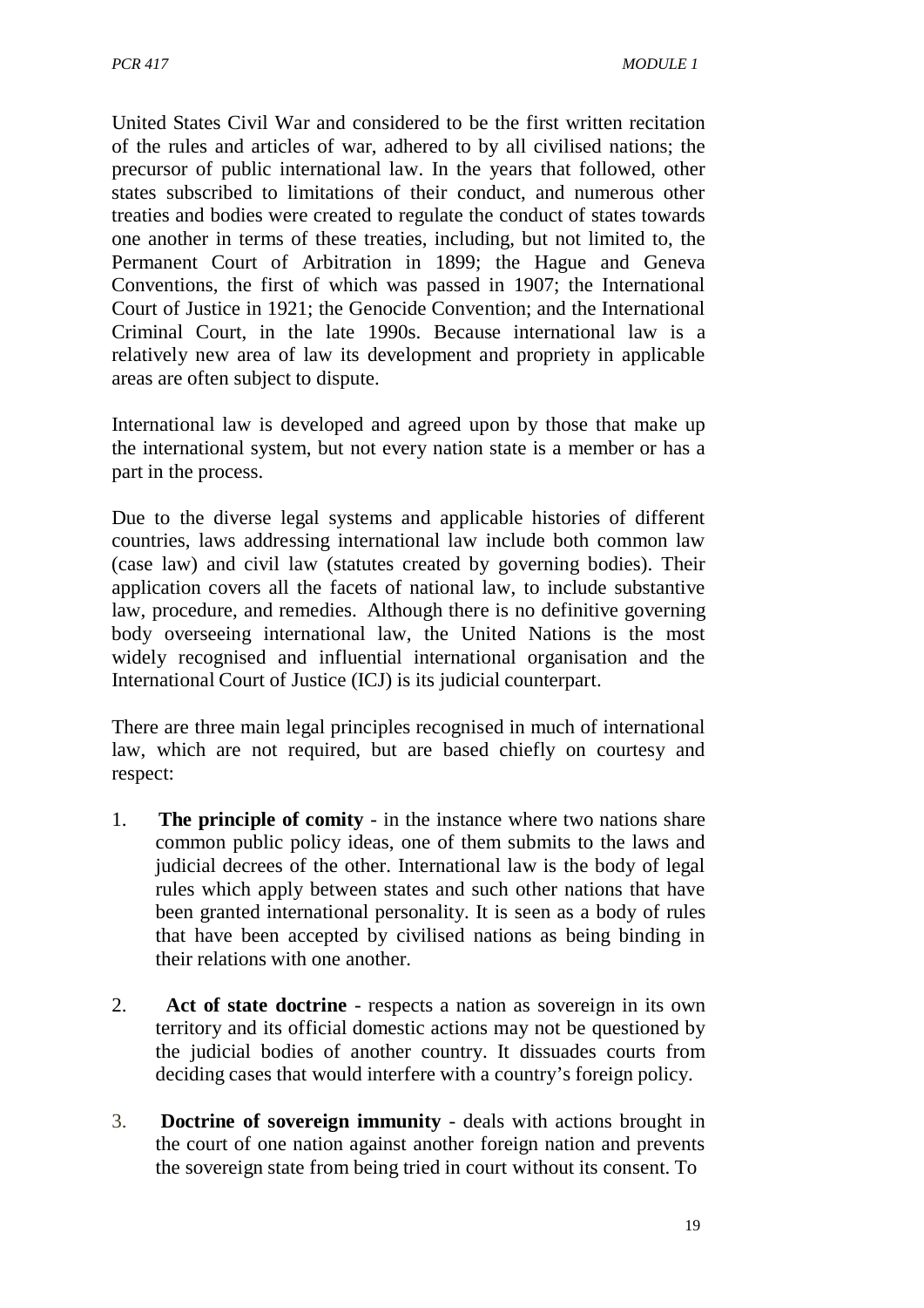United States Civil War and considered to be the first written recitation of the rules and articles of war, adhered to by all civilised nations; the precursor of public international law. In the years that followed, other states subscribed to limitations of their conduct, and numerous other treaties and bodies were created to regulate the conduct of states towards one another in terms of these treaties, including, but not limited to, the Permanent Court of Arbitration in 1899; the Hague and Geneva Conventions, the first of which was passed in 1907; the International Court of Justice in 1921; the Genocide Convention; and the International Criminal Court, in the late 1990s. Because international law is a relatively new area of law its development and propriety in applicable areas are often subject to dispute.

International law is developed and agreed upon by those that make up the international system, but not every nation state is a member or has a part in the process.

Due to the diverse legal systems and applicable histories of different countries, laws addressing international law include both common law (case law) and civil law (statutes created by governing bodies). Their application covers all the facets of national law, to include substantive law, procedure, and remedies. Although there is no definitive governing body overseeing international law, the United Nations is the most widely recognised and influential international organisation and the International Court of Justice (ICJ) is its judicial counterpart.

There are three main legal principles recognised in much of international law, which are not required, but are based chiefly on courtesy and respect:

1. **The principle of comity** - in the instance where two nations share common public policy ideas, one of them submits to the laws and judicial decrees of the other. International law is the body of legal rules which apply between states and such other nations that have been granted international personality. It is seen as a body of rules that have been accepted by civilised nations as being binding in their relations with one another.

2. **Act of state doctrine** - respects a nation as sovereign in its own territory and its official domestic actions may not be questioned by the judicial bodies of another country. It dissuades courts from deciding cases that would interfere with a country's foreign policy.

3. **Doctrine of sovereign immunity** - deals with actions brought in the court of one nation against another foreign nation and prevents the sovereign state from being tried in court without its consent. To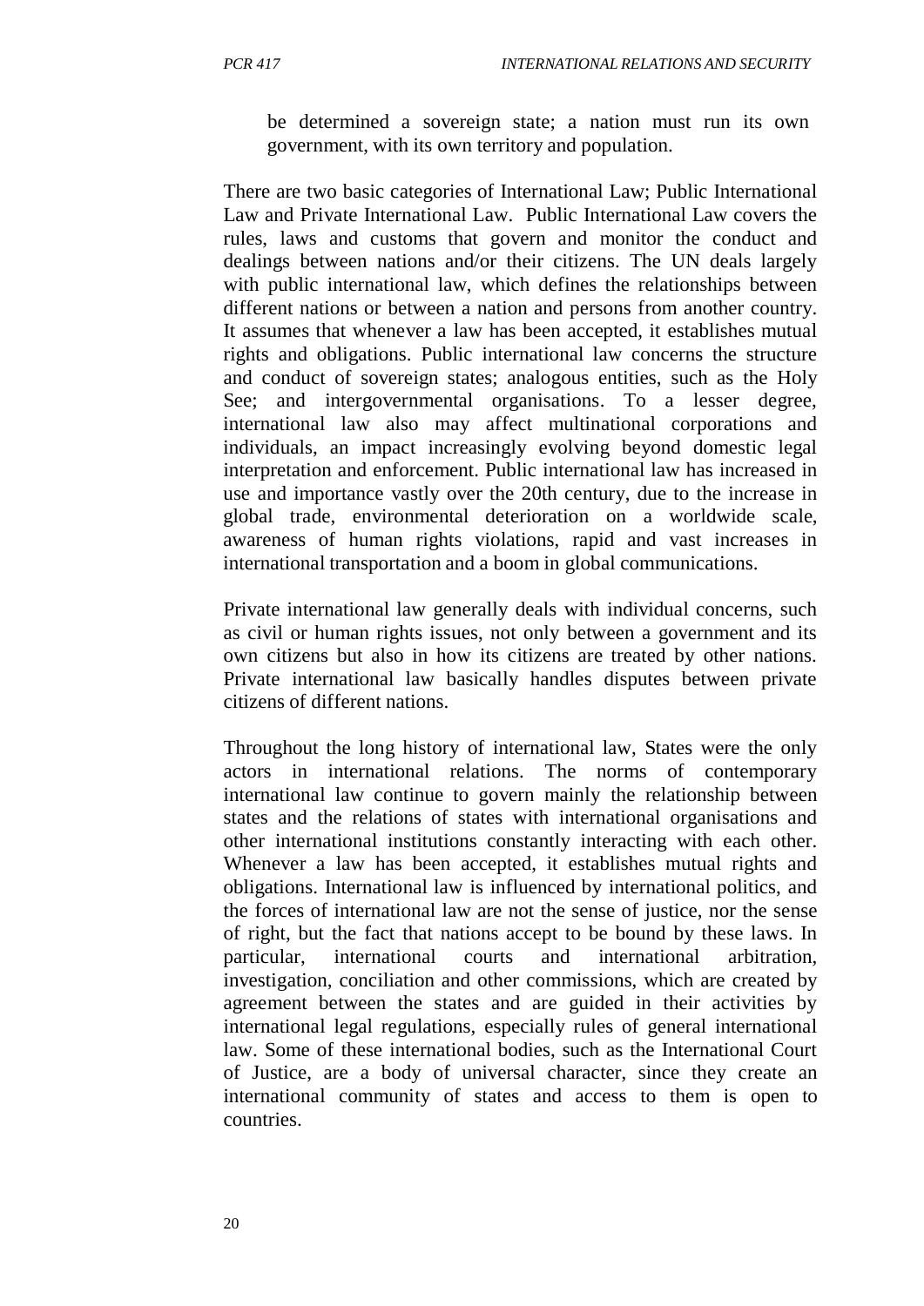be determined a sovereign state; a nation must run its own government, with its own territory and population.

There are two basic categories of International Law; Public International Law and Private International Law. Public International Law covers the rules, laws and customs that govern and monitor the conduct and dealings between nations and/or their citizens. The UN deals largely with public international law, which defines the relationships between different nations or between a nation and persons from another country. It assumes that whenever a law has been accepted, it establishes mutual rights and obligations. Public international law concerns the structure and conduct of sovereign states; analogous entities, such as the Holy See; and intergovernmental organisations. To a lesser degree, international law also may affect multinational corporations and individuals, an impact increasingly evolving beyond domestic legal interpretation and enforcement. Public international law has increased in use and importance vastly over the 20th century, due to the increase in global trade, environmental deterioration on a worldwide scale, awareness of human rights violations, rapid and vast increases in international transportation and a boom in global communications.

Private international law generally deals with individual concerns, such as civil or human rights issues, not only between a government and its own citizens but also in how its citizens are treated by other nations. Private international law basically handles disputes between private citizens of different nations.

Throughout the long history of international law, States were the only actors in international relations. The norms of contemporary international law continue to govern mainly the relationship between states and the relations of states with international organisations and other international institutions constantly interacting with each other. Whenever a law has been accepted, it establishes mutual rights and obligations. International law is influenced by international politics, and the forces of international law are not the sense of justice, nor the sense of right, but the fact that nations accept to be bound by these laws. In particular, international courts and international arbitration, investigation, conciliation and other commissions, which are created by agreement between the states and are guided in their activities by international legal regulations, especially rules of general international law. Some of these international bodies, such as the International Court of Justice, are a body of universal character, since they create an international community of states and access to them is open to countries.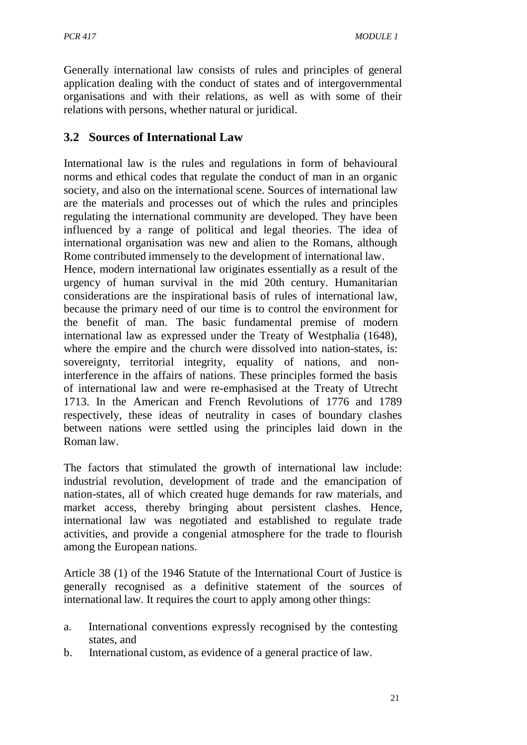Generally international law consists of rules and principles of general application dealing with the conduct of states and of intergovernmental organisations and with their relations, as well as with some of their relations with persons, whether natural or juridical.

## 3.2 Sources of International Law

International law is the rules and regulations in form of behavioural norms and ethical codes that regulate the conduct of man in an organic society, and also on the international scene. Sources of international law are the materials and processes out of which the rules and principles regulating the international community are developed. They have been influenced by a range of political and legal theories. The idea of international organisation was new and alien to the Romans, although Rome contributed immensely to the development of international law. Hence, modern international law originates essentially as a result of the urgency of human survival in the mid 20th century. Humanitarian considerations are the inspirational basis of rules of international law, because the primary need of our time is to control the environment for the benefit of man. The basic fundamental premise of modern international law as expressed under the Treaty of Westphalia (1648), where the empire and the church were dissolved into nation-states, is: sovereignty, territorial integrity, equality of nations, and non-interference in the affairs of nations. These principles formed the basis of international law and were re-emphasised at the Treaty of Utrecht 1713. In the American and French Revolutions of 1776 and 1789 respectively, these ideas of neutrality in cases of boundary clashes between nations were settled using the principles laid down in the Roman law.

The factors that stimulated the growth of international law include: industrial revolution, development of trade and the emancipation of nation-states, all of which created huge demands for raw materials, and market access, thereby bringing about persistent clashes. Hence, international law was negotiated and established to regulate trade activities, and provide a congenial atmosphere for the trade to flourish among the European nations.

Article 38 (1) of the 1946 Statute of the International Court of Justice is generally recognised as a definitive statement of the sources of international law. It requires the court to apply among other things:

a. International conventions expressly recognised by the contesting states, and
b. International custom, as evidence of a general practice of law.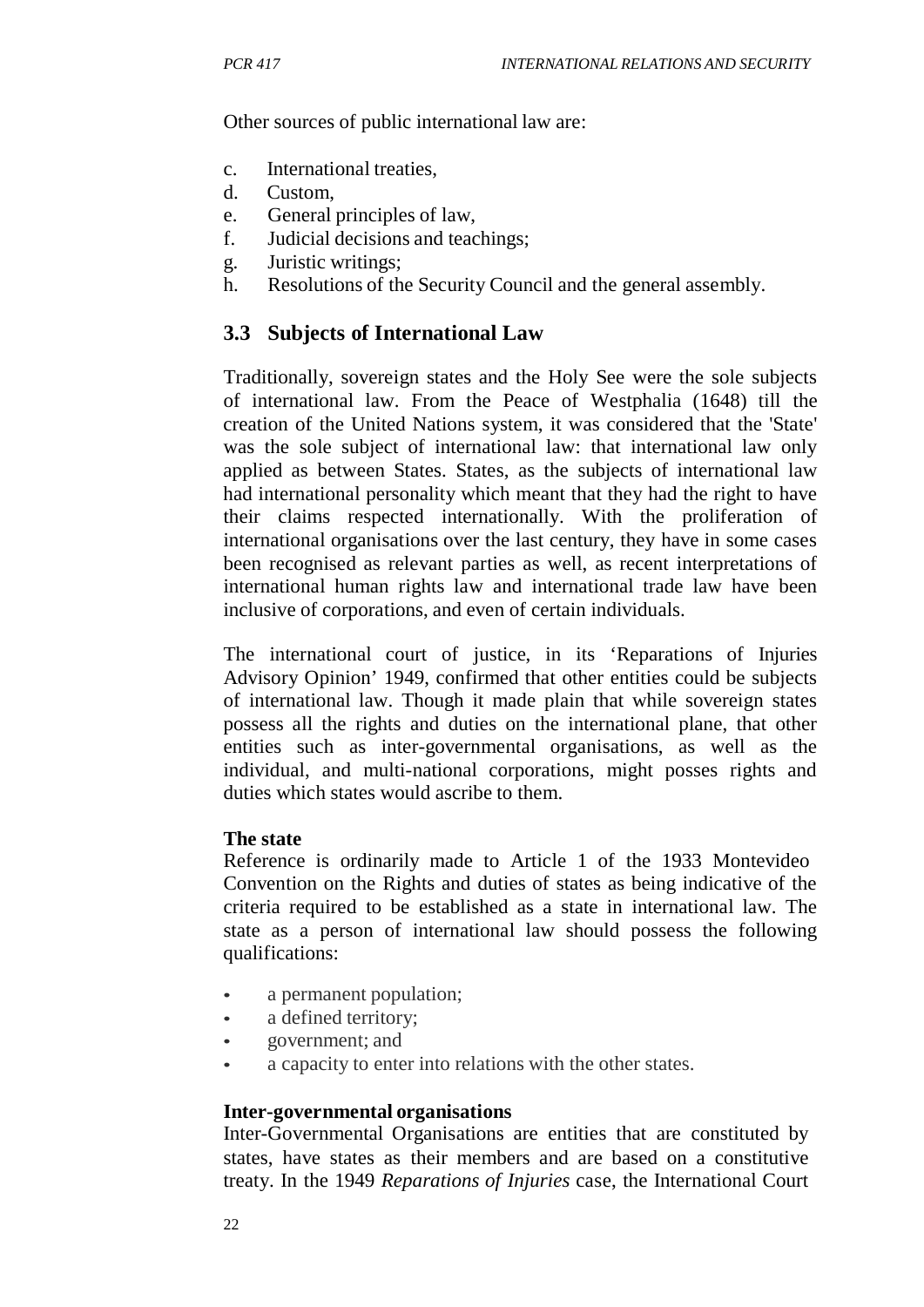Other sources of public international law are:

c. International treaties,
d. Custom,
e. General principles of law,
f. Judicial decisions and teachings;
g. Juristic writings;
h. Resolutions of the Security Council and the general assembly.

## 3.3 Subjects of International Law

Traditionally, sovereign states and the Holy See were the sole subjects of international law. From the Peace of Westphalia (1648) till the creation of the United Nations system, it was considered that the 'State' was the sole subject of international law: that international law only applied as between States. States, as the subjects of international law had international personality which meant that they had the right to have their claims respected internationally. With the proliferation of international organisations over the last century, they have in some cases been recognised as relevant parties as well, as recent interpretations of international human rights law and international trade law have been inclusive of corporations, and even of certain individuals.

The international court of justice, in its 'Reparations of Injuries Advisory Opinion' 1949, confirmed that other entities could be subjects of international law. Though it made plain that while sovereign states possess all the rights and duties on the international plane, that other entities such as inter-governmental organisations, as well as the individual, and multi-national corporations, might posses rights and duties which states would ascribe to them.

**The state**

Reference is ordinarily made to Article 1 of the 1933 Montevideo Convention on the Rights and duties of states as being indicative of the criteria required to be established as a state in international law. The state as a person of international law should possess the following qualifications:

- a permanent population;
- a defined territory;
- government; and
- a capacity to enter into relations with the other states.

**Inter-governmental organisations**

Inter-Governmental Organisations are entities that are constituted by states, have states as their members and are based on a constitutive treaty. In the 1949 *Reparations of Injuries* case, the International Court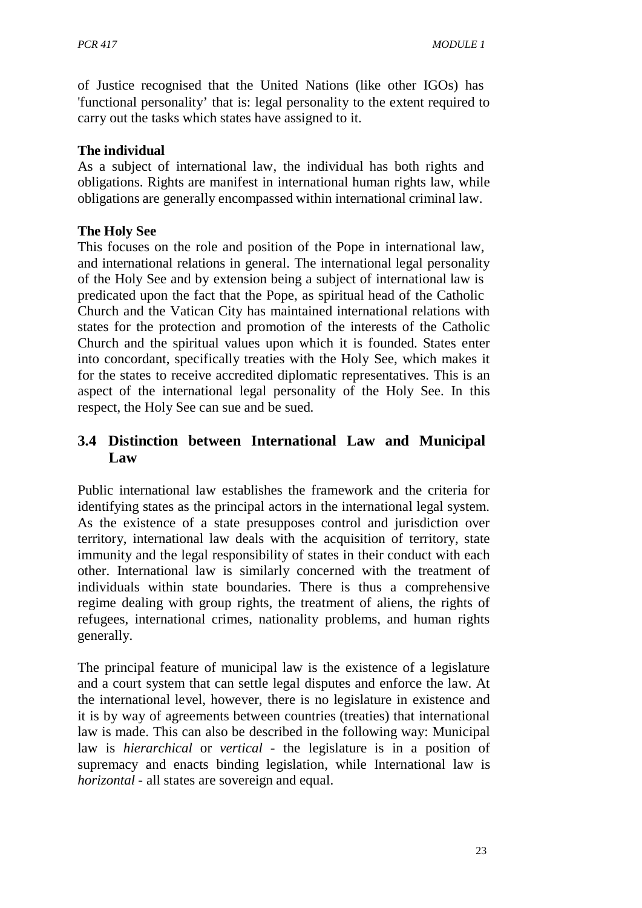of Justice recognised that the United Nations (like other IGOs) has 'functional personality' that is: legal personality to the extent required to carry out the tasks which states have assigned to it.

**The individual**

As a subject of international law, the individual has both rights and obligations. Rights are manifest in international human rights law, while obligations are generally encompassed within international criminal law.

**The Holy See**

This focuses on the role and position of the Pope in international law, and international relations in general. The international legal personality of the Holy See and by extension being a subject of international law is predicated upon the fact that the Pope, as spiritual head of the Catholic Church and the Vatican City has maintained international relations with states for the protection and promotion of the interests of the Catholic Church and the spiritual values upon which it is founded. States enter into concordant, specifically treaties with the Holy See, which makes it for the states to receive accredited diplomatic representatives. This is an aspect of the international legal personality of the Holy See. In this respect, the Holy See can sue and be sued.

## 3.4 Distinction between International Law and Municipal Law

Public international law establishes the framework and the criteria for identifying states as the principal actors in the international legal system. As the existence of a state presupposes control and jurisdiction over territory, international law deals with the acquisition of territory, state immunity and the legal responsibility of states in their conduct with each other. International law is similarly concerned with the treatment of individuals within state boundaries. There is thus a comprehensive regime dealing with group rights, the treatment of aliens, the rights of refugees, international crimes, nationality problems, and human rights generally.

The principal feature of municipal law is the existence of a legislature and a court system that can settle legal disputes and enforce the law. At the international level, however, there is no legislature in existence and it is by way of agreements between countries (treaties) that international law is made. This can also be described in the following way: Municipal law is *hierarchical* or *vertical* - the legislature is in a position of supremacy and enacts binding legislation, while International law is *horizontal* - all states are sovereign and equal.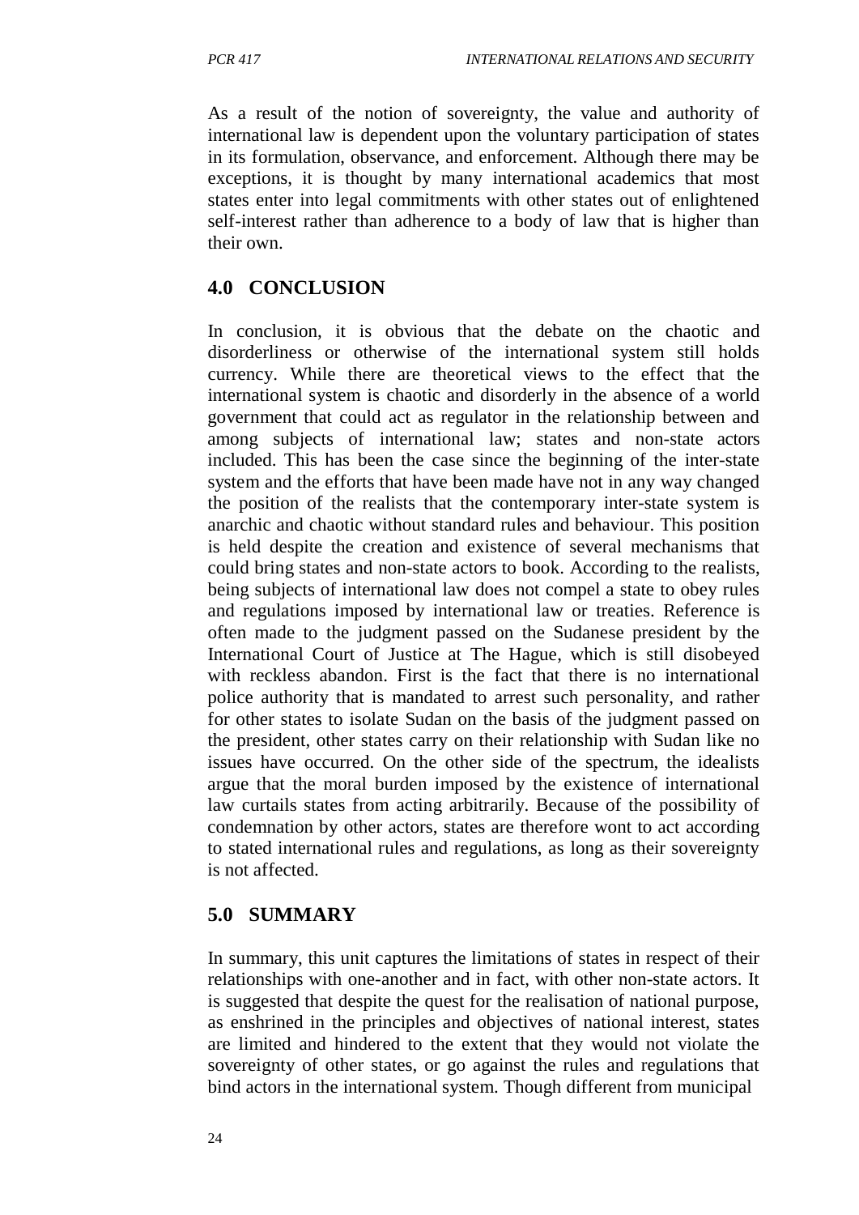As a result of the notion of sovereignty, the value and authority of international law is dependent upon the voluntary participation of states in its formulation, observance, and enforcement. Although there may be exceptions, it is thought by many international academics that most states enter into legal commitments with other states out of enlightened self-interest rather than adherence to a body of law that is higher than their own.

## 4.0 CONCLUSION

In conclusion, it is obvious that the debate on the chaotic and disorderliness or otherwise of the international system still holds currency. While there are theoretical views to the effect that the international system is chaotic and disorderly in the absence of a world government that could act as regulator in the relationship between and among subjects of international law; states and non-state actors included. This has been the case since the beginning of the inter-state system and the efforts that have been made have not in any way changed the position of the realists that the contemporary inter-state system is anarchic and chaotic without standard rules and behaviour. This position is held despite the creation and existence of several mechanisms that could bring states and non-state actors to book. According to the realists, being subjects of international law does not compel a state to obey rules and regulations imposed by international law or treaties. Reference is often made to the judgment passed on the Sudanese president by the International Court of Justice at The Hague, which is still disobeyed with reckless abandon. First is the fact that there is no international police authority that is mandated to arrest such personality, and rather for other states to isolate Sudan on the basis of the judgment passed on the president, other states carry on their relationship with Sudan like no issues have occurred. On the other side of the spectrum, the idealists argue that the moral burden imposed by the existence of international law curtails states from acting arbitrarily. Because of the possibility of condemnation by other actors, states are therefore wont to act according to stated international rules and regulations, as long as their sovereignty is not affected.

## 5.0 SUMMARY

In summary, this unit captures the limitations of states in respect of their relationships with one-another and in fact, with other non-state actors. It is suggested that despite the quest for the realisation of national purpose, as enshrined in the principles and objectives of national interest, states are limited and hindered to the extent that they would not violate the sovereignty of other states, or go against the rules and regulations that bind actors in the international system. Though different from municipal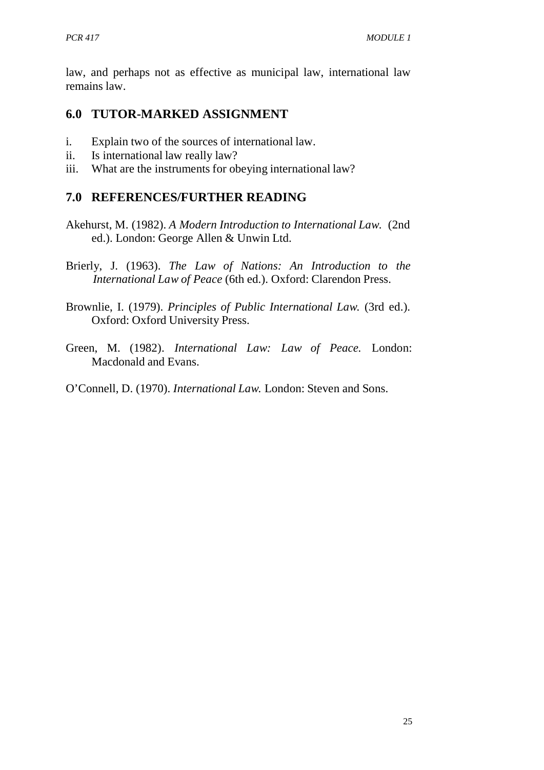law, and perhaps not as effective as municipal law, international law remains law.

## 6.0 TUTOR-MARKED ASSIGNMENT

i. Explain two of the sources of international law.
ii. Is international law really law?
iii. What are the instruments for obeying international law?

## 7.0 REFERENCES/FURTHER READING

Akehurst, M. (1982). *A Modern Introduction to International Law.* (2nd ed.). London: George Allen & Unwin Ltd.

Brierly, J. (1963). *The Law of Nations: An Introduction to the International Law of Peace* (6th ed.). Oxford: Clarendon Press.

Brownlie, I. (1979). *Principles of Public International Law.* (3rd ed.). Oxford: Oxford University Press.

Green, M. (1982). *International Law: Law of Peace.* London: Macdonald and Evans.

O'Connell, D. (1970). *International Law.* London: Steven and Sons.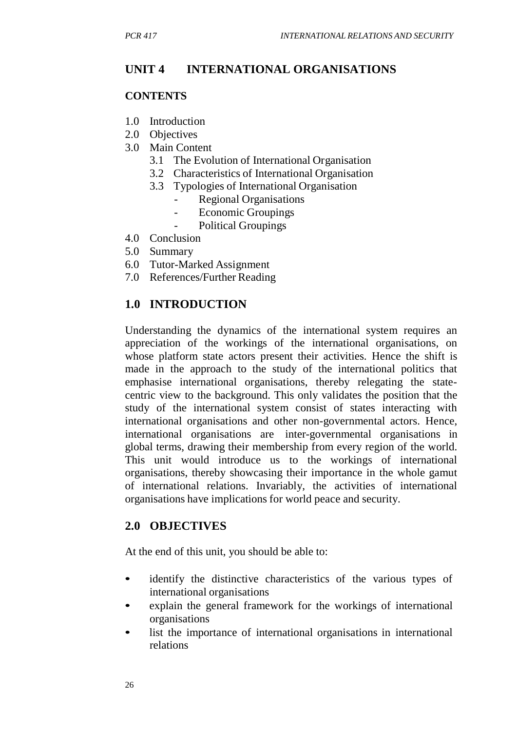## UNIT 4 INTERNATIONAL ORGANISATIONS

**CONTENTS**

1.0 Introduction
2.0 Objectives
3.0 Main Content
   3.1 The Evolution of International Organisation
   3.2 Characteristics of International Organisation
   3.3 Typologies of International Organisation
      - Regional Organisations
      - Economic Groupings
      - Political Groupings
4.0 Conclusion
5.0 Summary
6.0 Tutor-Marked Assignment
7.0 References/Further Reading

## 1.0 INTRODUCTION

Understanding the dynamics of the international system requires an appreciation of the workings of the international organisations, on whose platform state actors present their activities. Hence the shift is made in the approach to the study of the international politics that emphasise international organisations, thereby relegating the state-centric view to the background. This only validates the position that the study of the international system consist of states interacting with international organisations and other non-governmental actors. Hence, international organisations are inter-governmental organisations in global terms, drawing their membership from every region of the world. This unit would introduce us to the workings of international organisations, thereby showcasing their importance in the whole gamut of international relations. Invariably, the activities of international organisations have implications for world peace and security.

## 2.0 OBJECTIVES

At the end of this unit, you should be able to:

- identify the distinctive characteristics of the various types of international organisations
- explain the general framework for the workings of international organisations
- list the importance of international organisations in international relations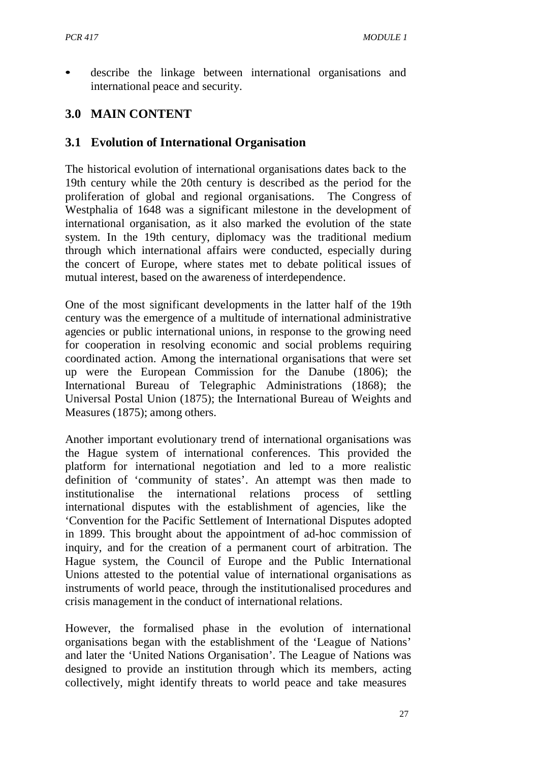- describe the linkage between international organisations and international peace and security.

## 3.0 MAIN CONTENT

### 3.1 Evolution of International Organisation

The historical evolution of international organisations dates back to the 19th century while the 20th century is described as the period for the proliferation of global and regional organisations. The Congress of Westphalia of 1648 was a significant milestone in the development of international organisation, as it also marked the evolution of the state system. In the 19th century, diplomacy was the traditional medium through which international affairs were conducted, especially during the concert of Europe, where states met to debate political issues of mutual interest, based on the awareness of interdependence.

One of the most significant developments in the latter half of the 19th century was the emergence of a multitude of international administrative agencies or public international unions, in response to the growing need for cooperation in resolving economic and social problems requiring coordinated action. Among the international organisations that were set up were the European Commission for the Danube (1806); the International Bureau of Telegraphic Administrations (1868); the Universal Postal Union (1875); the International Bureau of Weights and Measures (1875); among others.

Another important evolutionary trend of international organisations was the Hague system of international conferences. This provided the platform for international negotiation and led to a more realistic definition of 'community of states'. An attempt was then made to institutionalise the international relations process of settling international disputes with the establishment of agencies, like the 'Convention for the Pacific Settlement of International Disputes adopted in 1899. This brought about the appointment of ad-hoc commission of inquiry, and for the creation of a permanent court of arbitration. The Hague system, the Council of Europe and the Public International Unions attested to the potential value of international organisations as instruments of world peace, through the institutionalised procedures and crisis management in the conduct of international relations.

However, the formalised phase in the evolution of international organisations began with the establishment of the 'League of Nations' and later the 'United Nations Organisation'. The League of Nations was designed to provide an institution through which its members, acting collectively, might identify threats to world peace and take measures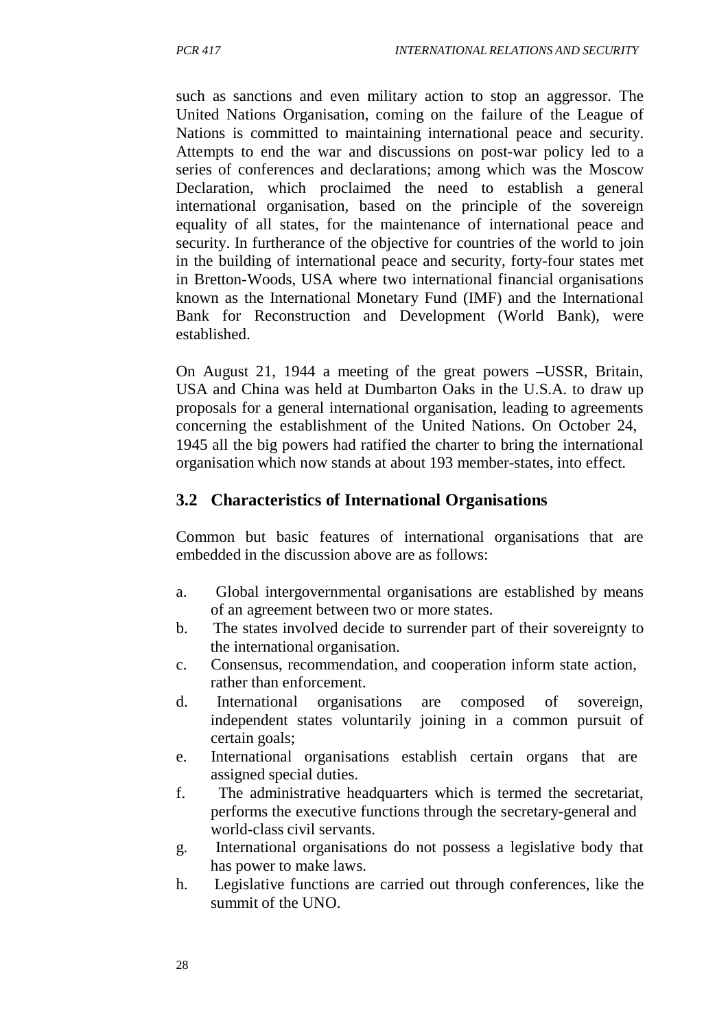such as sanctions and even military action to stop an aggressor. The United Nations Organisation, coming on the failure of the League of Nations is committed to maintaining international peace and security. Attempts to end the war and discussions on post-war policy led to a series of conferences and declarations; among which was the Moscow Declaration, which proclaimed the need to establish a general international organisation, based on the principle of the sovereign equality of all states, for the maintenance of international peace and security. In furtherance of the objective for countries of the world to join in the building of international peace and security, forty-four states met in Bretton-Woods, USA where two international financial organisations known as the International Monetary Fund (IMF) and the International Bank for Reconstruction and Development (World Bank), were established.

On August 21, 1944 a meeting of the great powers –USSR, Britain, USA and China was held at Dumbarton Oaks in the U.S.A. to draw up proposals for a general international organisation, leading to agreements concerning the establishment of the United Nations. On October 24, 1945 all the big powers had ratified the charter to bring the international organisation which now stands at about 193 member-states, into effect.

## 3.2 Characteristics of International Organisations

Common but basic features of international organisations that are embedded in the discussion above are as follows:

a. Global intergovernmental organisations are established by means of an agreement between two or more states.
b. The states involved decide to surrender part of their sovereignty to the international organisation.
c. Consensus, recommendation, and cooperation inform state action, rather than enforcement.
d. International organisations are composed of sovereign, independent states voluntarily joining in a common pursuit of certain goals;
e. International organisations establish certain organs that are assigned special duties.
f. The administrative headquarters which is termed the secretariat, performs the executive functions through the secretary-general and world-class civil servants.
g. International organisations do not possess a legislative body that has power to make laws.
h. Legislative functions are carried out through conferences, like the summit of the UNO.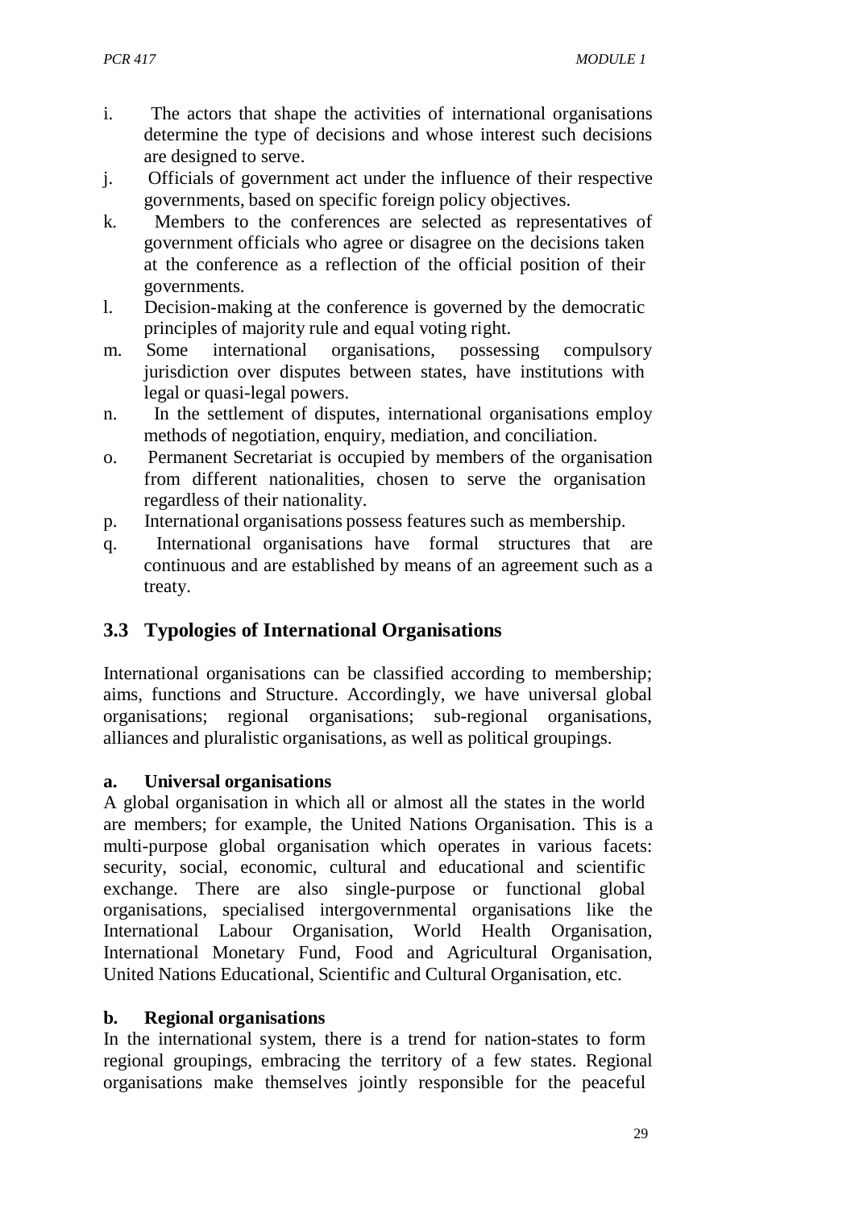i. The actors that shape the activities of international organisations determine the type of decisions and whose interest such decisions are designed to serve.

j. Officials of government act under the influence of their respective governments, based on specific foreign policy objectives.

k. Members to the conferences are selected as representatives of government officials who agree or disagree on the decisions taken at the conference as a reflection of the official position of their governments.

l. Decision-making at the conference is governed by the democratic principles of majority rule and equal voting right.

m. Some international organisations, possessing compulsory jurisdiction over disputes between states, have institutions with legal or quasi-legal powers.

n. In the settlement of disputes, international organisations employ methods of negotiation, enquiry, mediation, and conciliation.

o. Permanent Secretariat is occupied by members of the organisation from different nationalities, chosen to serve the organisation regardless of their nationality.

p. International organisations possess features such as membership.

q. International organisations have formal structures that are continuous and are established by means of an agreement such as a treaty.

## 3.3 Typologies of International Organisations

International organisations can be classified according to membership; aims, functions and Structure. Accordingly, we have universal global organisations; regional organisations; sub-regional organisations, alliances and pluralistic organisations, as well as political groupings.

**a. Universal organisations**

A global organisation in which all or almost all the states in the world are members; for example, the United Nations Organisation. This is a multi-purpose global organisation which operates in various facets: security, social, economic, cultural and educational and scientific exchange. There are also single-purpose or functional global organisations, specialised intergovernmental organisations like the International Labour Organisation, World Health Organisation, International Monetary Fund, Food and Agricultural Organisation, United Nations Educational, Scientific and Cultural Organisation, etc.

**b. Regional organisations**

In the international system, there is a trend for nation-states to form regional groupings, embracing the territory of a few states. Regional organisations make themselves jointly responsible for the peaceful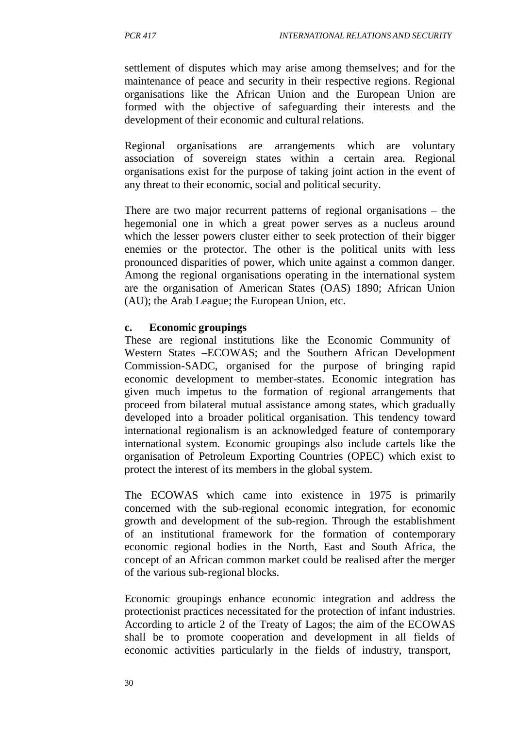settlement of disputes which may arise among themselves; and for the maintenance of peace and security in their respective regions. Regional organisations like the African Union and the European Union are formed with the objective of safeguarding their interests and the development of their economic and cultural relations.

Regional organisations are arrangements which are voluntary association of sovereign states within a certain area. Regional organisations exist for the purpose of taking joint action in the event of any threat to their economic, social and political security.

There are two major recurrent patterns of regional organisations – the hegemonial one in which a great power serves as a nucleus around which the lesser powers cluster either to seek protection of their bigger enemies or the protector. The other is the political units with less pronounced disparities of power, which unite against a common danger. Among the regional organisations operating in the international system are the organisation of American States (OAS) 1890; African Union (AU); the Arab League; the European Union, etc.

**c. Economic groupings**

These are regional institutions like the Economic Community of Western States –ECOWAS; and the Southern African Development Commission-SADC, organised for the purpose of bringing rapid economic development to member-states. Economic integration has given much impetus to the formation of regional arrangements that proceed from bilateral mutual assistance among states, which gradually developed into a broader political organisation. This tendency toward international regionalism is an acknowledged feature of contemporary international system. Economic groupings also include cartels like the organisation of Petroleum Exporting Countries (OPEC) which exist to protect the interest of its members in the global system.

The ECOWAS which came into existence in 1975 is primarily concerned with the sub-regional economic integration, for economic growth and development of the sub-region. Through the establishment of an institutional framework for the formation of contemporary economic regional bodies in the North, East and South Africa, the concept of an African common market could be realised after the merger of the various sub-regional blocks.

Economic groupings enhance economic integration and address the protectionist practices necessitated for the protection of infant industries. According to article 2 of the Treaty of Lagos; the aim of the ECOWAS shall be to promote cooperation and development in all fields of economic activities particularly in the fields of industry, transport,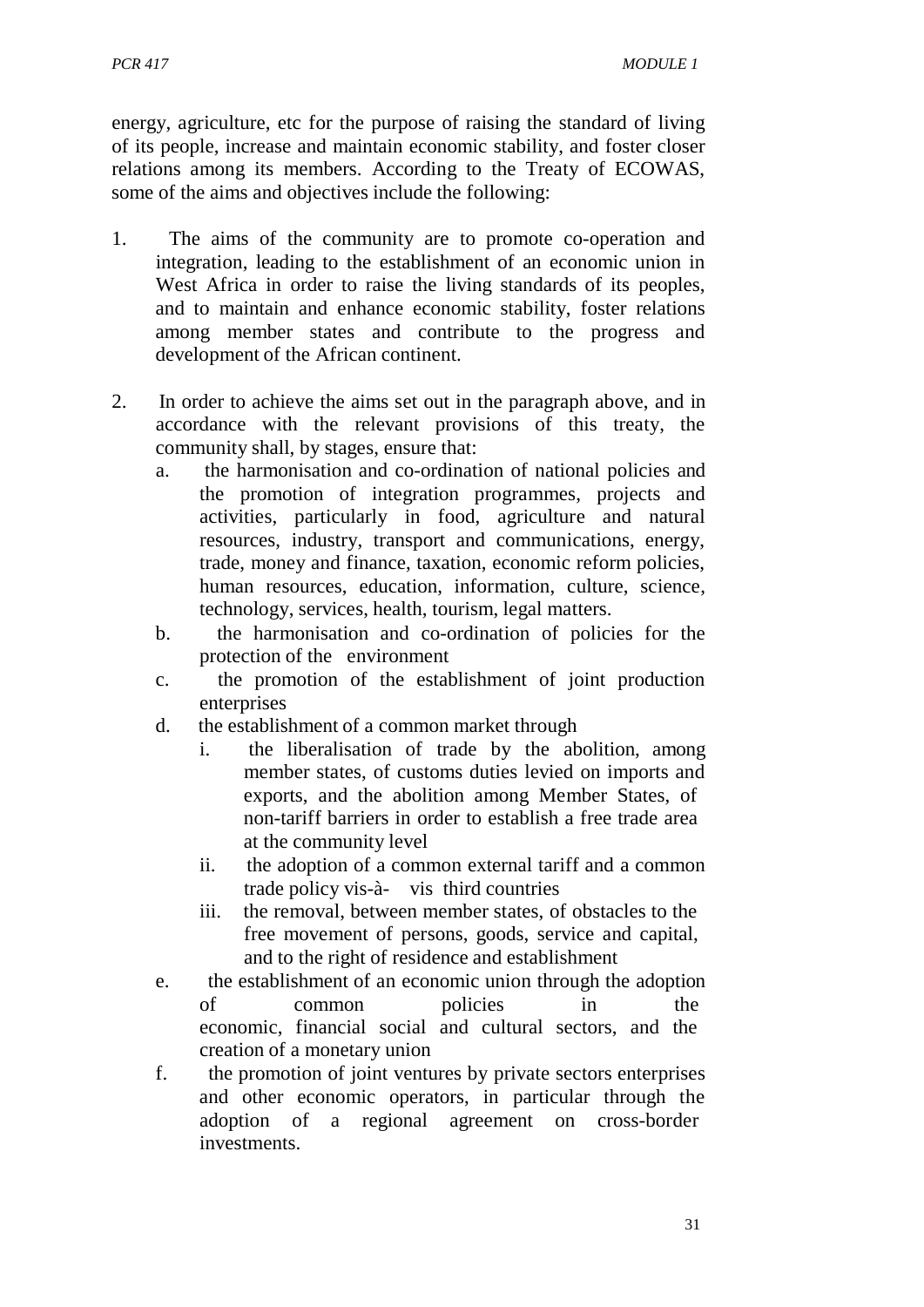energy, agriculture, etc for the purpose of raising the standard of living of its people, increase and maintain economic stability, and foster closer relations among its members. According to the Treaty of ECOWAS, some of the aims and objectives include the following:

1. The aims of the community are to promote co-operation and integration, leading to the establishment of an economic union in West Africa in order to raise the living standards of its peoples, and to maintain and enhance economic stability, foster relations among member states and contribute to the progress and development of the African continent.

2. In order to achieve the aims set out in the paragraph above, and in accordance with the relevant provisions of this treaty, the community shall, by stages, ensure that:
   a. the harmonisation and co-ordination of national policies and the promotion of integration programmes, projects and activities, particularly in food, agriculture and natural resources, industry, transport and communications, energy, trade, money and finance, taxation, economic reform policies, human resources, education, information, culture, science, technology, services, health, tourism, legal matters.
   b. the harmonisation and co-ordination of policies for the protection of the environment
   c. the promotion of the establishment of joint production enterprises
   d. the establishment of a common market through
      i. the liberalisation of trade by the abolition, among member states, of customs duties levied on imports and exports, and the abolition among Member States, of non-tariff barriers in order to establish a free trade area at the community level
      ii. the adoption of a common external tariff and a common trade policy vis-à- vis third countries
      iii. the removal, between member states, of obstacles to the free movement of persons, goods, service and capital, and to the right of residence and establishment
   e. the establishment of an economic union through the adoption of common policies in the economic, financial social and cultural sectors, and the creation of a monetary union
   f. the promotion of joint ventures by private sectors enterprises and other economic operators, in particular through the adoption of a regional agreement on cross-border investments.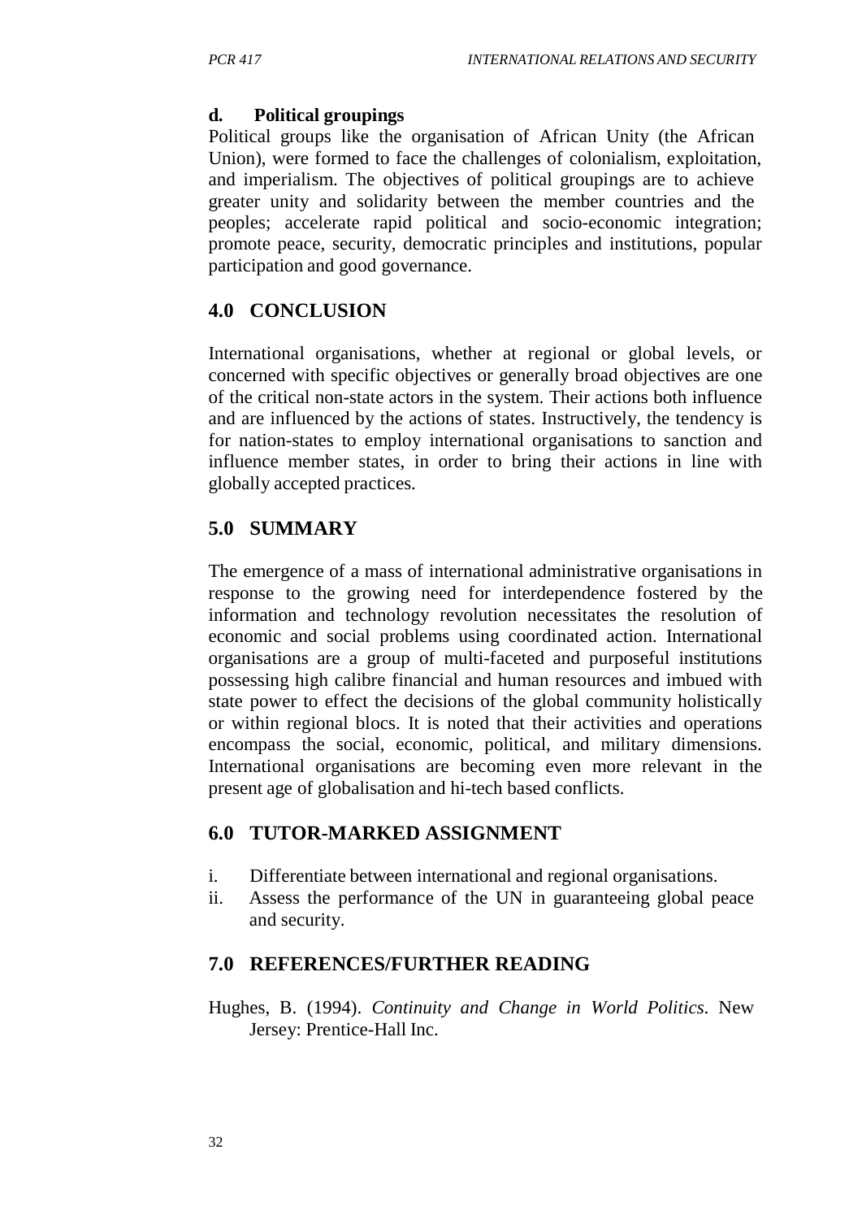**d. Political groupings**

Political groups like the organisation of African Unity (the African Union), were formed to face the challenges of colonialism, exploitation, and imperialism. The objectives of political groupings are to achieve greater unity and solidarity between the member countries and the peoples; accelerate rapid political and socio-economic integration; promote peace, security, democratic principles and institutions, popular participation and good governance.

## 4.0 CONCLUSION

International organisations, whether at regional or global levels, or concerned with specific objectives or generally broad objectives are one of the critical non-state actors in the system. Their actions both influence and are influenced by the actions of states. Instructively, the tendency is for nation-states to employ international organisations to sanction and influence member states, in order to bring their actions in line with globally accepted practices.

## 5.0 SUMMARY

The emergence of a mass of international administrative organisations in response to the growing need for interdependence fostered by the information and technology revolution necessitates the resolution of economic and social problems using coordinated action. International organisations are a group of multi-faceted and purposeful institutions possessing high calibre financial and human resources and imbued with state power to effect the decisions of the global community holistically or within regional blocs. It is noted that their activities and operations encompass the social, economic, political, and military dimensions. International organisations are becoming even more relevant in the present age of globalisation and hi-tech based conflicts.

## 6.0 TUTOR-MARKED ASSIGNMENT

i. Differentiate between international and regional organisations.
ii. Assess the performance of the UN in guaranteeing global peace and security.

## 7.0 REFERENCES/FURTHER READING

Hughes, B. (1994). *Continuity and Change in World Politics*. New Jersey: Prentice-Hall Inc.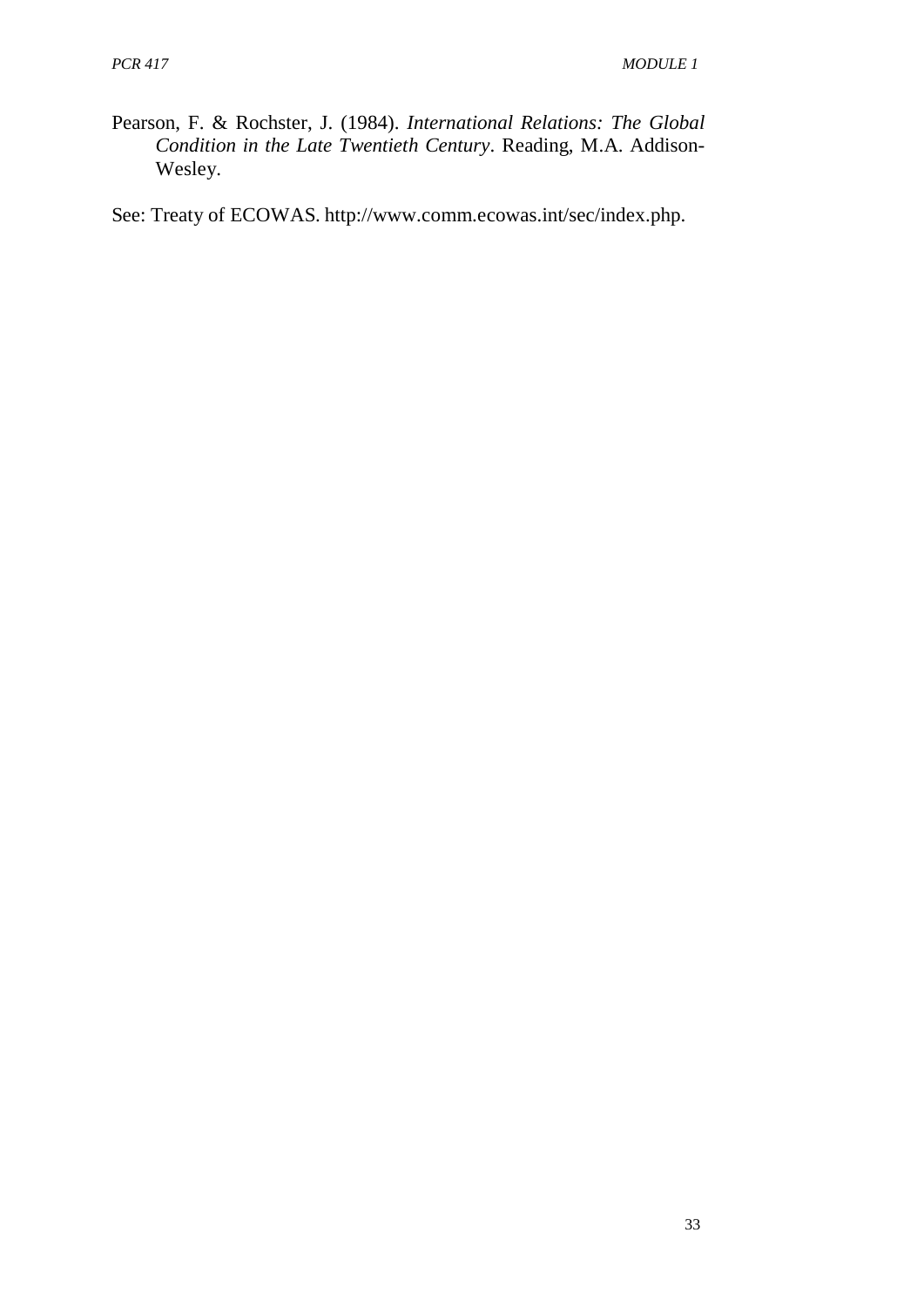Pearson, F. & Rochster, J. (1984). *International Relations: The Global Condition in the Late Twentieth Century*. Reading, M.A. Addison-Wesley.

See: Treaty of ECOWAS. http://www.comm.ecowas.int/sec/index.php.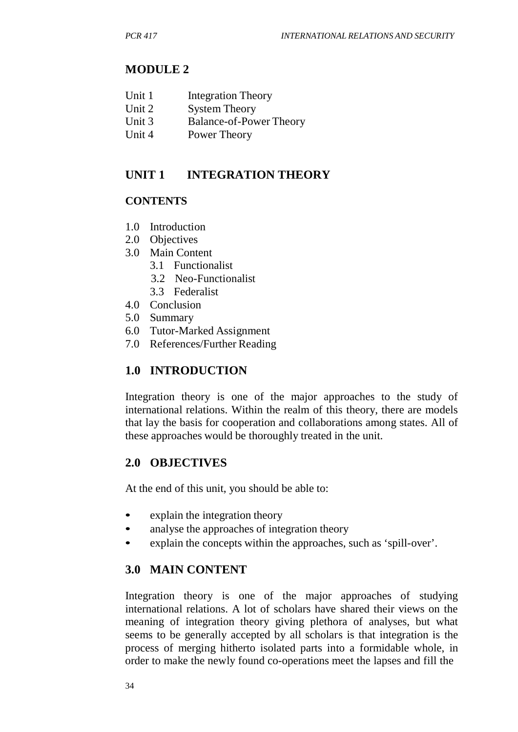# MODULE 2

Unit 1 Integration Theory
Unit 2 System Theory
Unit 3 Balance-of-Power Theory
Unit 4 Power Theory

## UNIT 1 INTEGRATION THEORY

### CONTENTS

1.0 Introduction
2.0 Objectives
3.0 Main Content
    3.1 Functionalist
    3.2 Neo-Functionalist
    3.3 Federalist
4.0 Conclusion
5.0 Summary
6.0 Tutor-Marked Assignment
7.0 References/Further Reading

## 1.0 INTRODUCTION

Integration theory is one of the major approaches to the study of international relations. Within the realm of this theory, there are models that lay the basis for cooperation and collaborations among states. All of these approaches would be thoroughly treated in the unit.

## 2.0 OBJECTIVES

At the end of this unit, you should be able to:

- explain the integration theory
- analyse the approaches of integration theory
- explain the concepts within the approaches, such as 'spill-over'.

## 3.0 MAIN CONTENT

Integration theory is one of the major approaches of studying international relations. A lot of scholars have shared their views on the meaning of integration theory giving plethora of analyses, but what seems to be generally accepted by all scholars is that integration is the process of merging hitherto isolated parts into a formidable whole, in order to make the newly found co-operations meet the lapses and fill the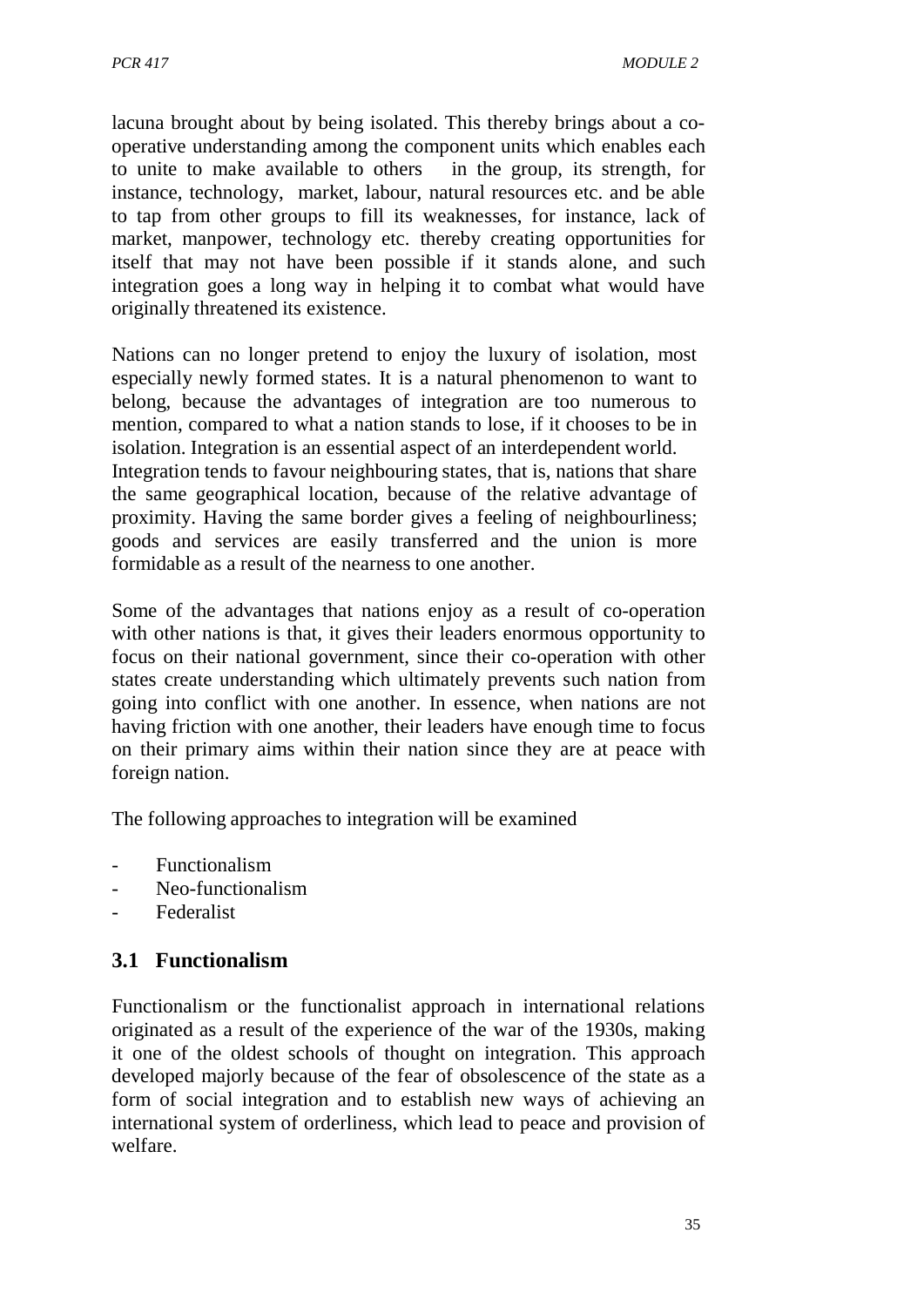lacuna brought about by being isolated. This thereby brings about a co-operative understanding among the component units which enables each to unite to make available to others in the group, its strength, for instance, technology, market, labour, natural resources etc. and be able to tap from other groups to fill its weaknesses, for instance, lack of market, manpower, technology etc. thereby creating opportunities for itself that may not have been possible if it stands alone, and such integration goes a long way in helping it to combat what would have originally threatened its existence.

Nations can no longer pretend to enjoy the luxury of isolation, most especially newly formed states. It is a natural phenomenon to want to belong, because the advantages of integration are too numerous to mention, compared to what a nation stands to lose, if it chooses to be in isolation. Integration is an essential aspect of an interdependent world. Integration tends to favour neighbouring states, that is, nations that share the same geographical location, because of the relative advantage of proximity. Having the same border gives a feeling of neighbourliness; goods and services are easily transferred and the union is more formidable as a result of the nearness to one another.

Some of the advantages that nations enjoy as a result of co-operation with other nations is that, it gives their leaders enormous opportunity to focus on their national government, since their co-operation with other states create understanding which ultimately prevents such nation from going into conflict with one another. In essence, when nations are not having friction with one another, their leaders have enough time to focus on their primary aims within their nation since they are at peace with foreign nation.

The following approaches to integration will be examined

- Functionalism
- Neo-functionalism
- Federalist

## 3.1 Functionalism

Functionalism or the functionalist approach in international relations originated as a result of the experience of the war of the 1930s, making it one of the oldest schools of thought on integration. This approach developed majorly because of the fear of obsolescence of the state as a form of social integration and to establish new ways of achieving an international system of orderliness, which lead to peace and provision of welfare.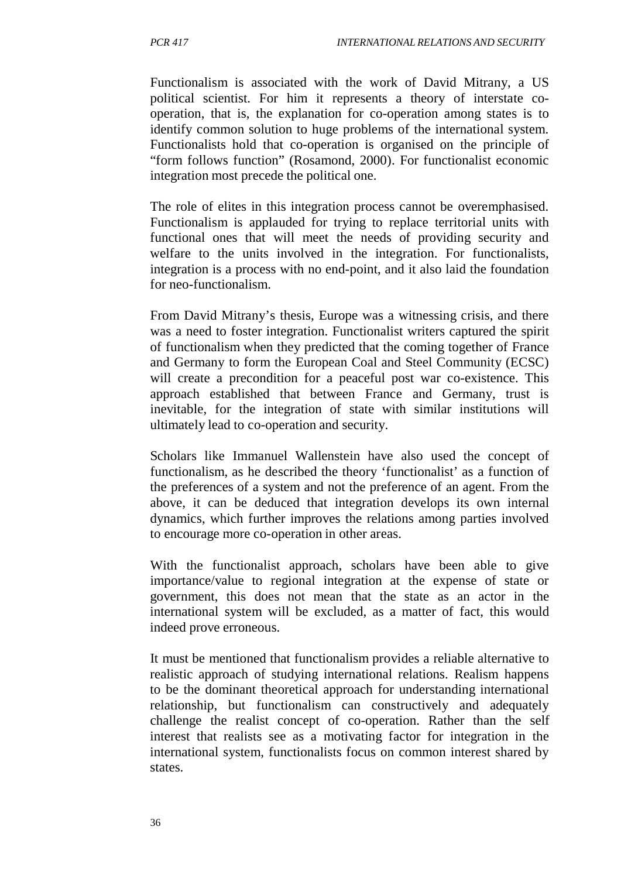Functionalism is associated with the work of David Mitrany, a US political scientist. For him it represents a theory of interstate co-operation, that is, the explanation for co-operation among states is to identify common solution to huge problems of the international system. Functionalists hold that co-operation is organised on the principle of "form follows function" (Rosamond, 2000). For functionalist economic integration most precede the political one.

The role of elites in this integration process cannot be overemphasised. Functionalism is applauded for trying to replace territorial units with functional ones that will meet the needs of providing security and welfare to the units involved in the integration. For functionalists, integration is a process with no end-point, and it also laid the foundation for neo-functionalism.

From David Mitrany's thesis, Europe was a witnessing crisis, and there was a need to foster integration. Functionalist writers captured the spirit of functionalism when they predicted that the coming together of France and Germany to form the European Coal and Steel Community (ECSC) will create a precondition for a peaceful post war co-existence. This approach established that between France and Germany, trust is inevitable, for the integration of state with similar institutions will ultimately lead to co-operation and security.

Scholars like Immanuel Wallenstein have also used the concept of functionalism, as he described the theory 'functionalist' as a function of the preferences of a system and not the preference of an agent. From the above, it can be deduced that integration develops its own internal dynamics, which further improves the relations among parties involved to encourage more co-operation in other areas.

With the functionalist approach, scholars have been able to give importance/value to regional integration at the expense of state or government, this does not mean that the state as an actor in the international system will be excluded, as a matter of fact, this would indeed prove erroneous.

It must be mentioned that functionalism provides a reliable alternative to realistic approach of studying international relations. Realism happens to be the dominant theoretical approach for understanding international relationship, but functionalism can constructively and adequately challenge the realist concept of co-operation. Rather than the self interest that realists see as a motivating factor for integration in the international system, functionalists focus on common interest shared by states.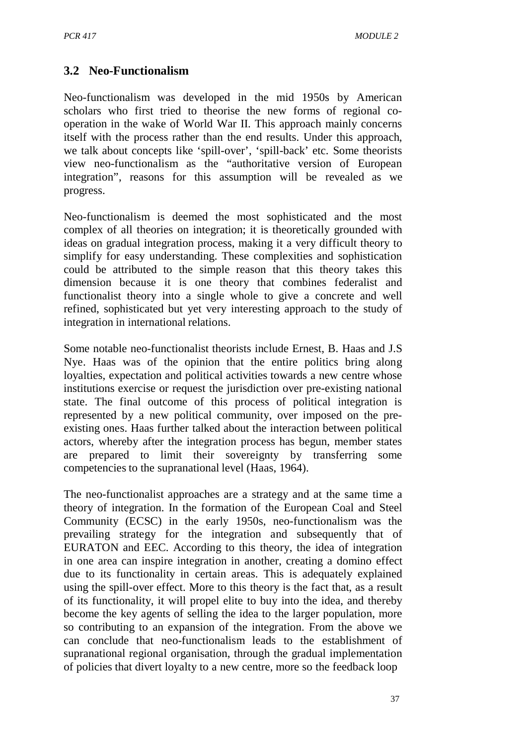## 3.2 Neo-Functionalism

Neo-functionalism was developed in the mid 1950s by American scholars who first tried to theorise the new forms of regional co-operation in the wake of World War II. This approach mainly concerns itself with the process rather than the end results. Under this approach, we talk about concepts like 'spill-over', 'spill-back' etc. Some theorists view neo-functionalism as the "authoritative version of European integration", reasons for this assumption will be revealed as we progress.

Neo-functionalism is deemed the most sophisticated and the most complex of all theories on integration; it is theoretically grounded with ideas on gradual integration process, making it a very difficult theory to simplify for easy understanding. These complexities and sophistication could be attributed to the simple reason that this theory takes this dimension because it is one theory that combines federalist and functionalist theory into a single whole to give a concrete and well refined, sophisticated but yet very interesting approach to the study of integration in international relations.

Some notable neo-functionalist theorists include Ernest, B. Haas and J.S Nye. Haas was of the opinion that the entire politics bring along loyalties, expectation and political activities towards a new centre whose institutions exercise or request the jurisdiction over pre-existing national state. The final outcome of this process of political integration is represented by a new political community, over imposed on the pre-existing ones. Haas further talked about the interaction between political actors, whereby after the integration process has begun, member states are prepared to limit their sovereignty by transferring some competencies to the supranational level (Haas, 1964).

The neo-functionalist approaches are a strategy and at the same time a theory of integration. In the formation of the European Coal and Steel Community (ECSC) in the early 1950s, neo-functionalism was the prevailing strategy for the integration and subsequently that of EURATON and EEC. According to this theory, the idea of integration in one area can inspire integration in another, creating a domino effect due to its functionality in certain areas. This is adequately explained using the spill-over effect. More to this theory is the fact that, as a result of its functionality, it will propel elite to buy into the idea, and thereby become the key agents of selling the idea to the larger population, more so contributing to an expansion of the integration. From the above we can conclude that neo-functionalism leads to the establishment of supranational regional organisation, through the gradual implementation of policies that divert loyalty to a new centre, more so the feedback loop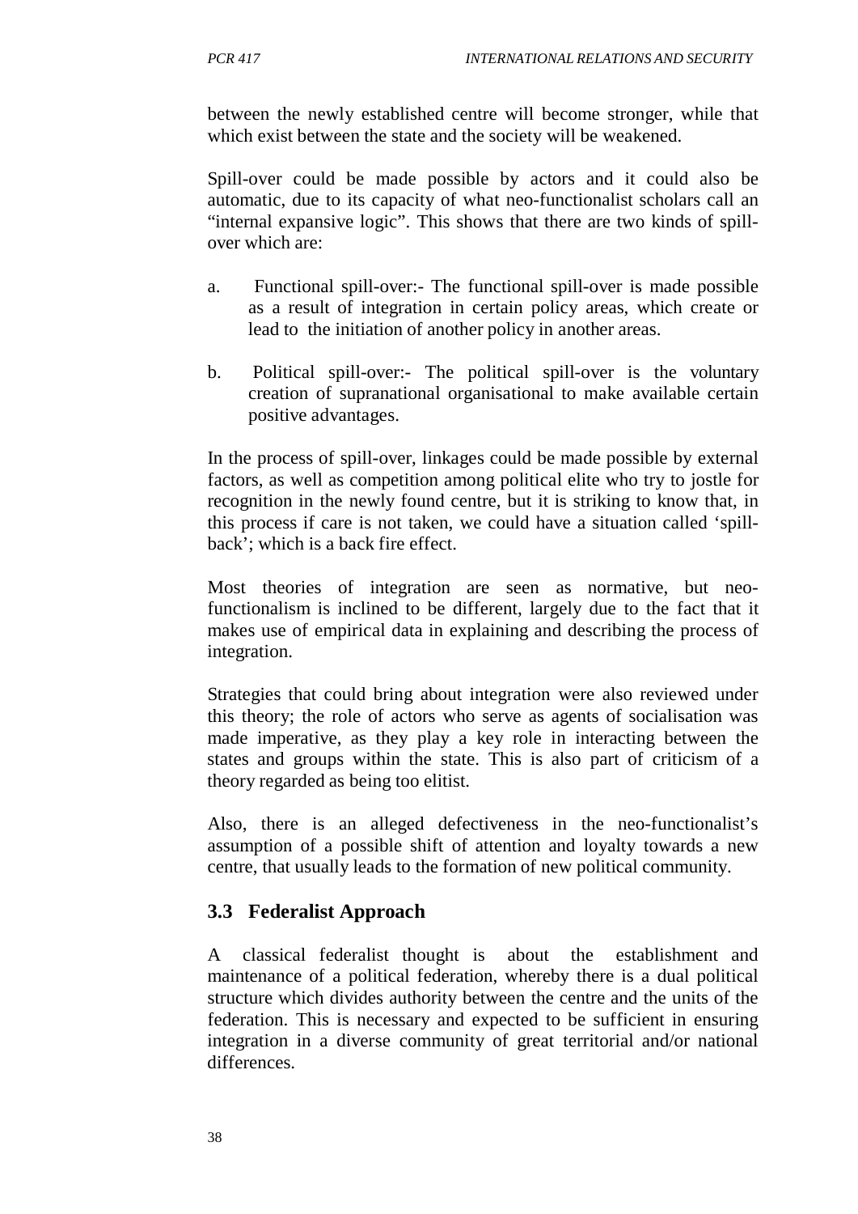between the newly established centre will become stronger, while that which exist between the state and the society will be weakened.

Spill-over could be made possible by actors and it could also be automatic, due to its capacity of what neo-functionalist scholars call an "internal expansive logic". This shows that there are two kinds of spill-over which are:

a. Functional spill-over:- The functional spill-over is made possible as a result of integration in certain policy areas, which create or lead to the initiation of another policy in another areas.

b. Political spill-over:- The political spill-over is the voluntary creation of supranational organisational to make available certain positive advantages.

In the process of spill-over, linkages could be made possible by external factors, as well as competition among political elite who try to jostle for recognition in the newly found centre, but it is striking to know that, in this process if care is not taken, we could have a situation called 'spill-back'; which is a back fire effect.

Most theories of integration are seen as normative, but neo-functionalism is inclined to be different, largely due to the fact that it makes use of empirical data in explaining and describing the process of integration.

Strategies that could bring about integration were also reviewed under this theory; the role of actors who serve as agents of socialisation was made imperative, as they play a key role in interacting between the states and groups within the state. This is also part of criticism of a theory regarded as being too elitist.

Also, there is an alleged defectiveness in the neo-functionalist's assumption of a possible shift of attention and loyalty towards a new centre, that usually leads to the formation of new political community.

## 3.3 Federalist Approach

A classical federalist thought is about the establishment and maintenance of a political federation, whereby there is a dual political structure which divides authority between the centre and the units of the federation. This is necessary and expected to be sufficient in ensuring integration in a diverse community of great territorial and/or national differences.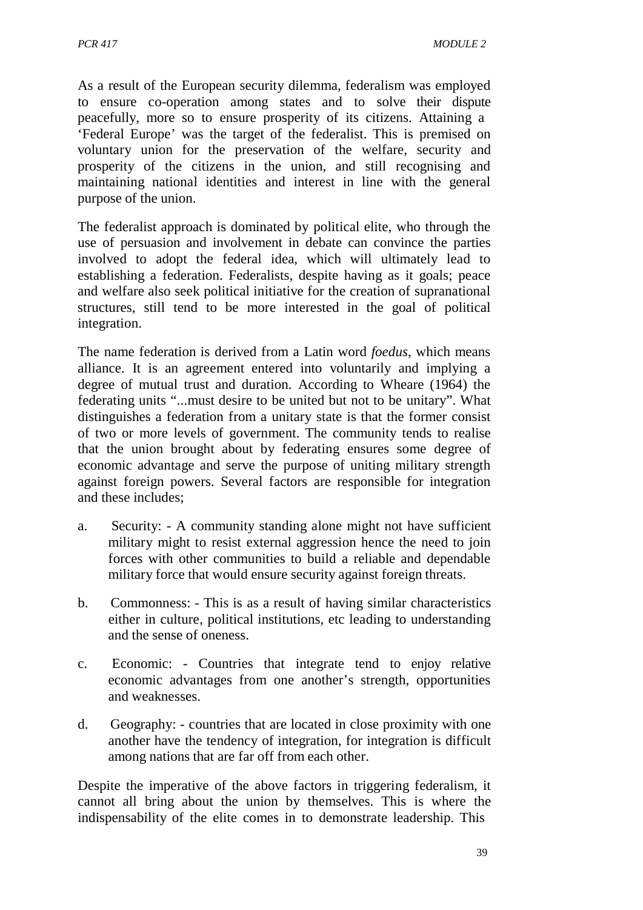As a result of the European security dilemma, federalism was employed to ensure co-operation among states and to solve their dispute peacefully, more so to ensure prosperity of its citizens. Attaining a 'Federal Europe' was the target of the federalist. This is premised on voluntary union for the preservation of the welfare, security and prosperity of the citizens in the union, and still recognising and maintaining national identities and interest in line with the general purpose of the union.

The federalist approach is dominated by political elite, who through the use of persuasion and involvement in debate can convince the parties involved to adopt the federal idea, which will ultimately lead to establishing a federation. Federalists, despite having as it goals; peace and welfare also seek political initiative for the creation of supranational structures, still tend to be more interested in the goal of political integration.

The name federation is derived from a Latin word *foedus*, which means alliance. It is an agreement entered into voluntarily and implying a degree of mutual trust and duration. According to Wheare (1964) the federating units "...must desire to be united but not to be unitary". What distinguishes a federation from a unitary state is that the former consist of two or more levels of government. The community tends to realise that the union brought about by federating ensures some degree of economic advantage and serve the purpose of uniting military strength against foreign powers. Several factors are responsible for integration and these includes;

a. Security: - A community standing alone might not have sufficient military might to resist external aggression hence the need to join forces with other communities to build a reliable and dependable military force that would ensure security against foreign threats.

b. Commonness: - This is as a result of having similar characteristics either in culture, political institutions, etc leading to understanding and the sense of oneness.

c. Economic: - Countries that integrate tend to enjoy relative economic advantages from one another's strength, opportunities and weaknesses.

d. Geography: - countries that are located in close proximity with one another have the tendency of integration, for integration is difficult among nations that are far off from each other.

Despite the imperative of the above factors in triggering federalism, it cannot all bring about the union by themselves. This is where the indispensability of the elite comes in to demonstrate leadership. This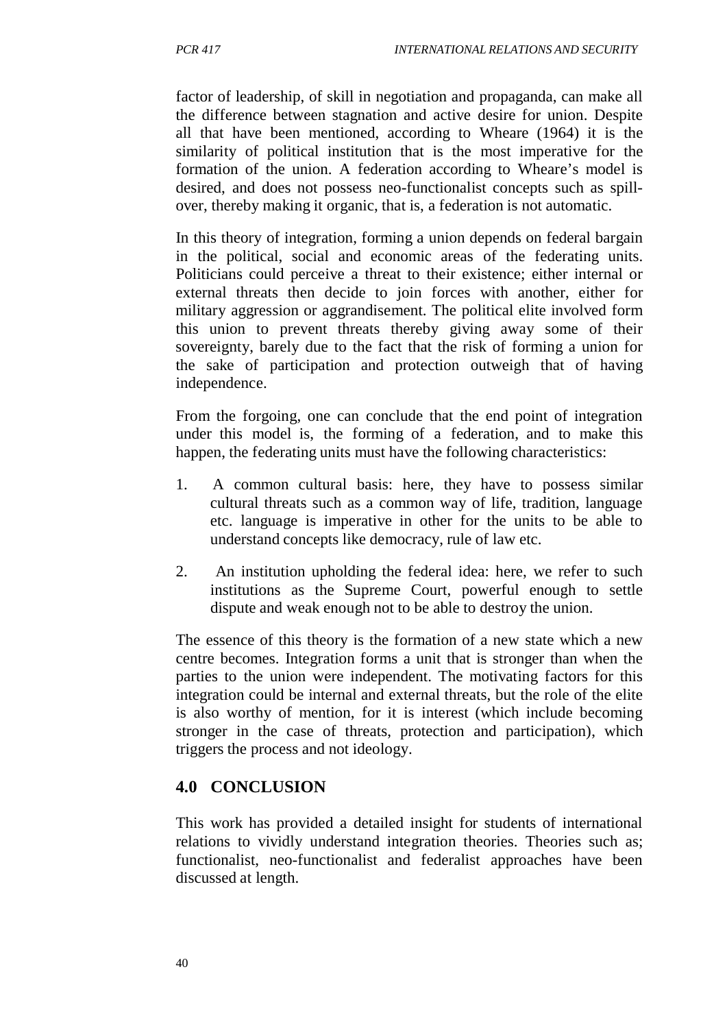factor of leadership, of skill in negotiation and propaganda, can make all the difference between stagnation and active desire for union. Despite all that have been mentioned, according to Wheare (1964) it is the similarity of political institution that is the most imperative for the formation of the union. A federation according to Wheare's model is desired, and does not possess neo-functionalist concepts such as spill-over, thereby making it organic, that is, a federation is not automatic.

In this theory of integration, forming a union depends on federal bargain in the political, social and economic areas of the federating units. Politicians could perceive a threat to their existence; either internal or external threats then decide to join forces with another, either for military aggression or aggrandisement. The political elite involved form this union to prevent threats thereby giving away some of their sovereignty, barely due to the fact that the risk of forming a union for the sake of participation and protection outweigh that of having independence.

From the forgoing, one can conclude that the end point of integration under this model is, the forming of a federation, and to make this happen, the federating units must have the following characteristics:

1. A common cultural basis: here, they have to possess similar cultural threats such as a common way of life, tradition, language etc. language is imperative in other for the units to be able to understand concepts like democracy, rule of law etc.

2. An institution upholding the federal idea: here, we refer to such institutions as the Supreme Court, powerful enough to settle dispute and weak enough not to be able to destroy the union.

The essence of this theory is the formation of a new state which a new centre becomes. Integration forms a unit that is stronger than when the parties to the union were independent. The motivating factors for this integration could be internal and external threats, but the role of the elite is also worthy of mention, for it is interest (which include becoming stronger in the case of threats, protection and participation), which triggers the process and not ideology.

## 4.0 CONCLUSION

This work has provided a detailed insight for students of international relations to vividly understand integration theories. Theories such as; functionalist, neo-functionalist and federalist approaches have been discussed at length.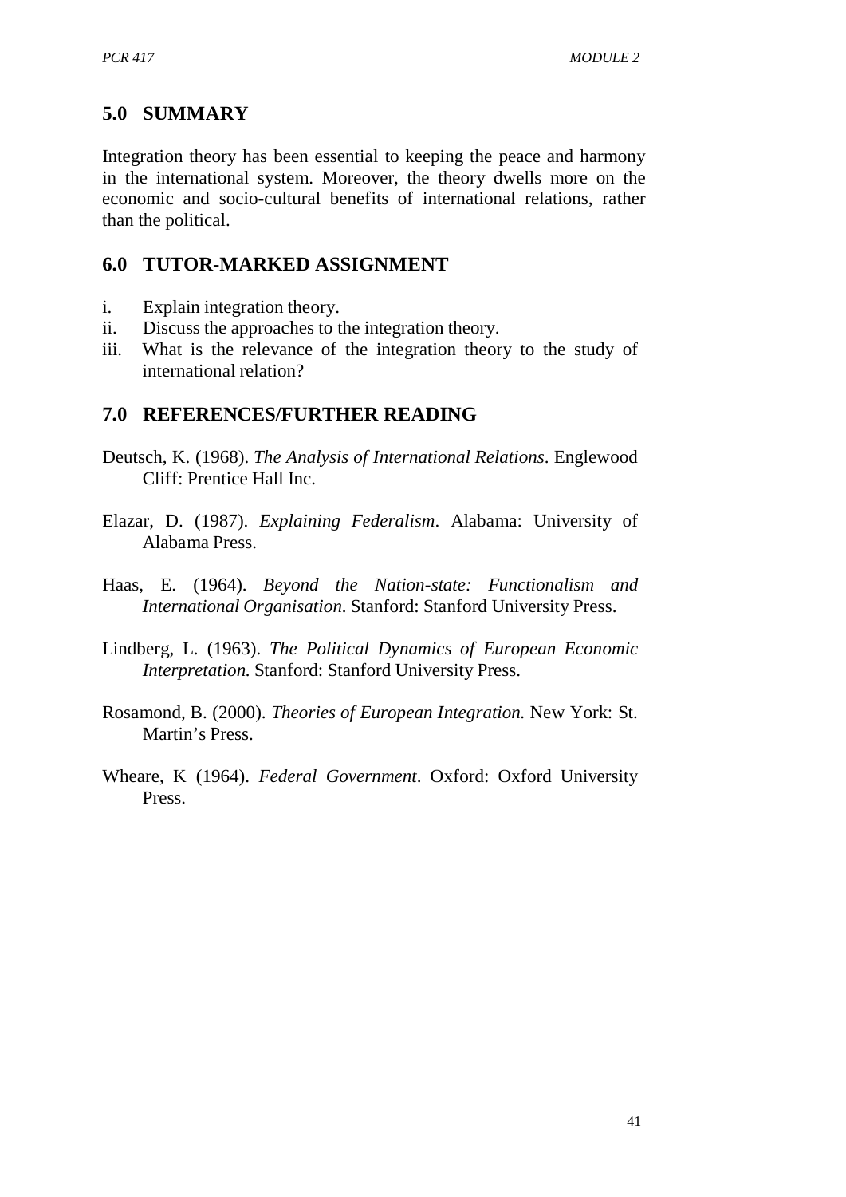## 5.0 SUMMARY

Integration theory has been essential to keeping the peace and harmony in the international system. Moreover, the theory dwells more on the economic and socio-cultural benefits of international relations, rather than the political.

## 6.0 TUTOR-MARKED ASSIGNMENT

i. Explain integration theory.
ii. Discuss the approaches to the integration theory.
iii. What is the relevance of the integration theory to the study of international relation?

## 7.0 REFERENCES/FURTHER READING

Deutsch, K. (1968). *The Analysis of International Relations*. Englewood Cliff: Prentice Hall Inc.

Elazar, D. (1987). *Explaining Federalism*. Alabama: University of Alabama Press.

Haas, E. (1964). *Beyond the Nation-state: Functionalism and International Organisation*. Stanford: Stanford University Press.

Lindberg, L. (1963). *The Political Dynamics of European Economic Interpretation.* Stanford: Stanford University Press.

Rosamond, B. (2000). *Theories of European Integration.* New York: St. Martin's Press.

Wheare, K (1964). *Federal Government*. Oxford: Oxford University Press.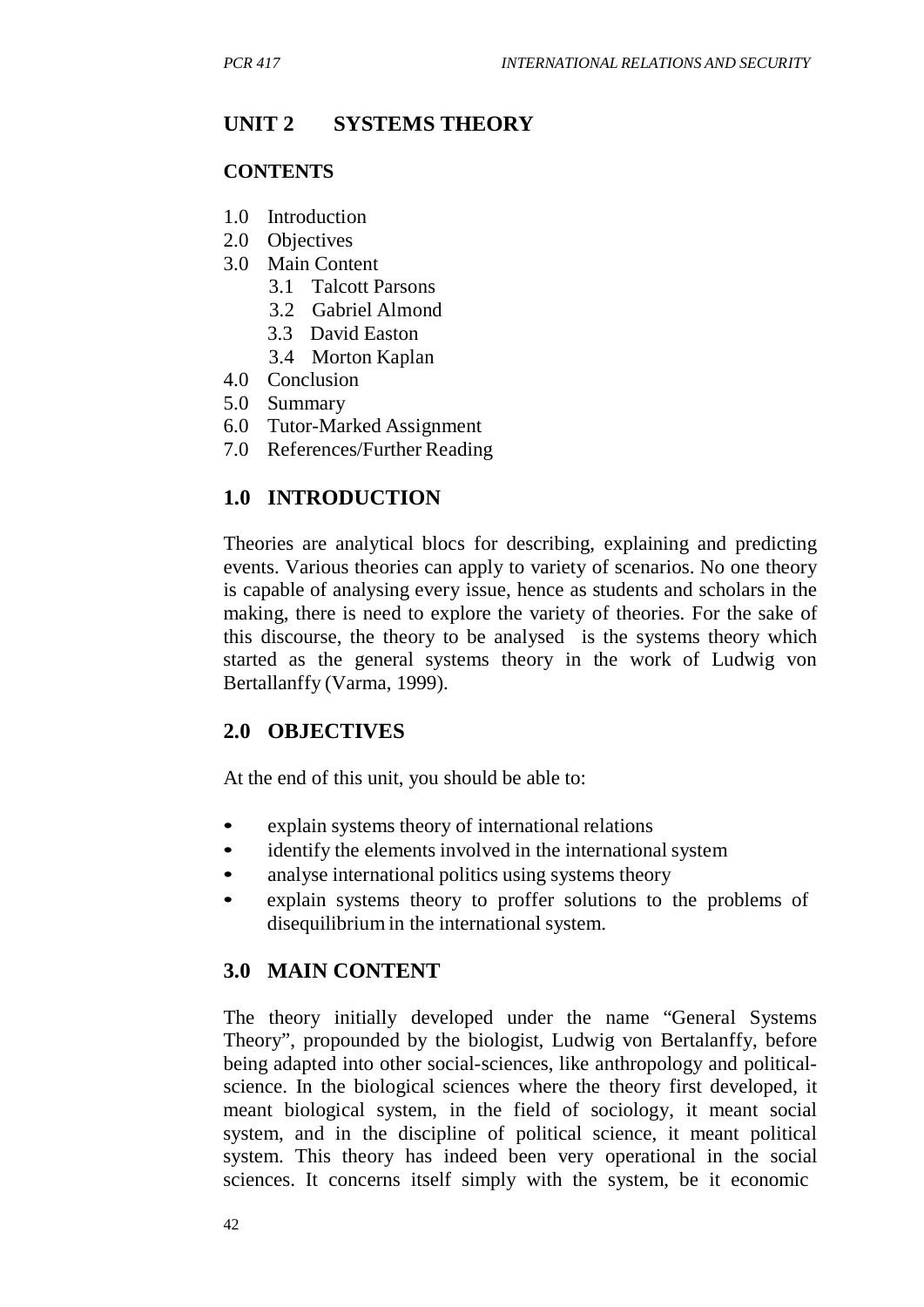## UNIT 2 SYSTEMS THEORY

### CONTENTS

1.0 Introduction
2.0 Objectives
3.0 Main Content
   3.1 Talcott Parsons
   3.2 Gabriel Almond
   3.3 David Easton
   3.4 Morton Kaplan
4.0 Conclusion
5.0 Summary
6.0 Tutor-Marked Assignment
7.0 References/Further Reading

## 1.0 INTRODUCTION

Theories are analytical blocs for describing, explaining and predicting events. Various theories can apply to variety of scenarios. No one theory is capable of analysing every issue, hence as students and scholars in the making, there is need to explore the variety of theories. For the sake of this discourse, the theory to be analysed is the systems theory which started as the general systems theory in the work of Ludwig von Bertallanffy (Varma, 1999).

## 2.0 OBJECTIVES

At the end of this unit, you should be able to:

- explain systems theory of international relations
- identify the elements involved in the international system
- analyse international politics using systems theory
- explain systems theory to proffer solutions to the problems of disequilibrium in the international system.

## 3.0 MAIN CONTENT

The theory initially developed under the name "General Systems Theory", propounded by the biologist, Ludwig von Bertalanffy, before being adapted into other social-sciences, like anthropology and political-science. In the biological sciences where the theory first developed, it meant biological system, in the field of sociology, it meant social system, and in the discipline of political science, it meant political system. This theory has indeed been very operational in the social sciences. It concerns itself simply with the system, be it economic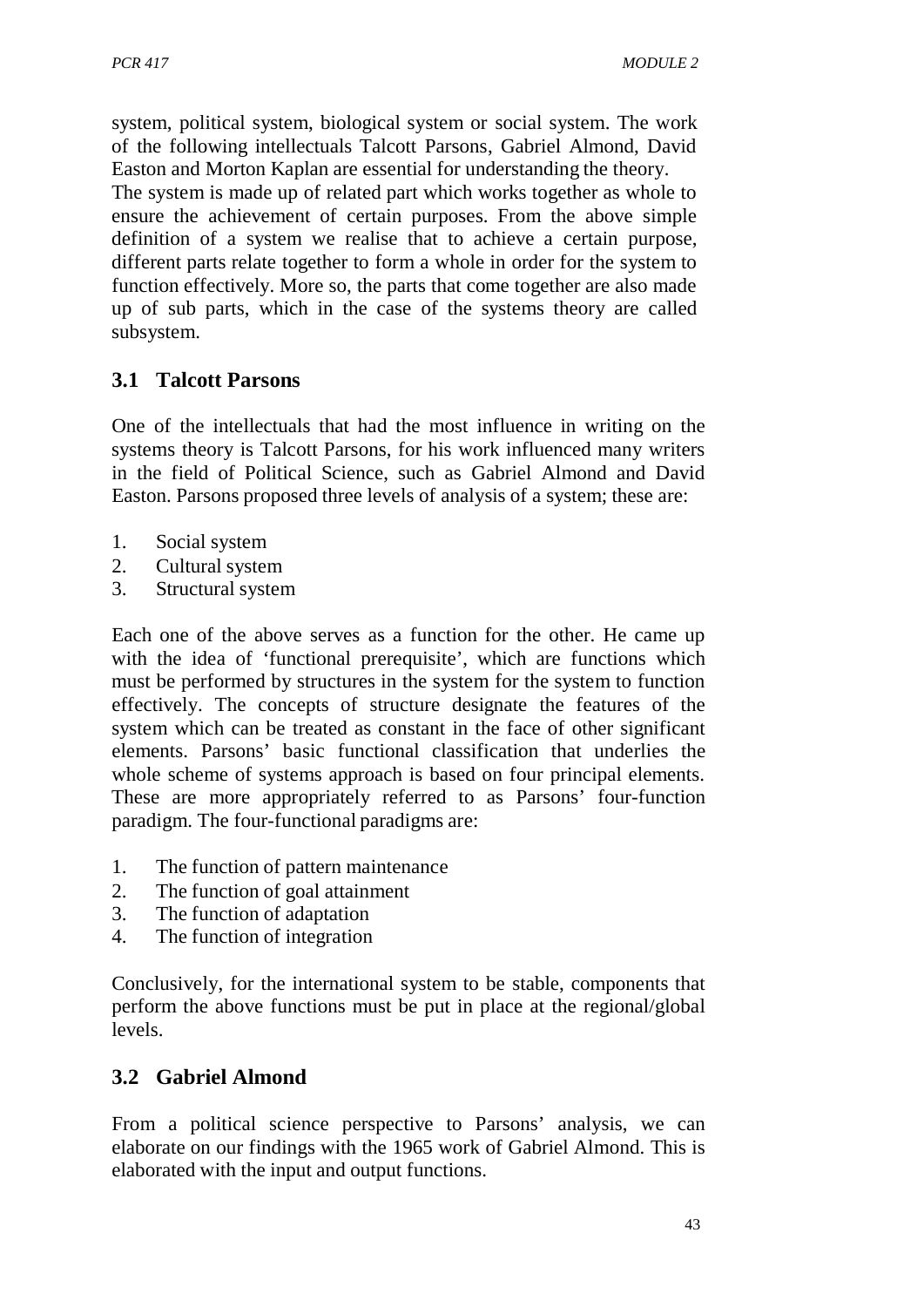system, political system, biological system or social system. The work of the following intellectuals Talcott Parsons, Gabriel Almond, David Easton and Morton Kaplan are essential for understanding the theory. The system is made up of related part which works together as whole to ensure the achievement of certain purposes. From the above simple definition of a system we realise that to achieve a certain purpose, different parts relate together to form a whole in order for the system to function effectively. More so, the parts that come together are also made up of sub parts, which in the case of the systems theory are called subsystem.

## 3.1 Talcott Parsons

One of the intellectuals that had the most influence in writing on the systems theory is Talcott Parsons, for his work influenced many writers in the field of Political Science, such as Gabriel Almond and David Easton. Parsons proposed three levels of analysis of a system; these are:

1. Social system
2. Cultural system
3. Structural system

Each one of the above serves as a function for the other. He came up with the idea of 'functional prerequisite', which are functions which must be performed by structures in the system for the system to function effectively. The concepts of structure designate the features of the system which can be treated as constant in the face of other significant elements. Parsons' basic functional classification that underlies the whole scheme of systems approach is based on four principal elements. These are more appropriately referred to as Parsons' four-function paradigm. The four-functional paradigms are:

1. The function of pattern maintenance
2. The function of goal attainment
3. The function of adaptation
4. The function of integration

Conclusively, for the international system to be stable, components that perform the above functions must be put in place at the regional/global levels.

## 3.2 Gabriel Almond

From a political science perspective to Parsons' analysis, we can elaborate on our findings with the 1965 work of Gabriel Almond. This is elaborated with the input and output functions.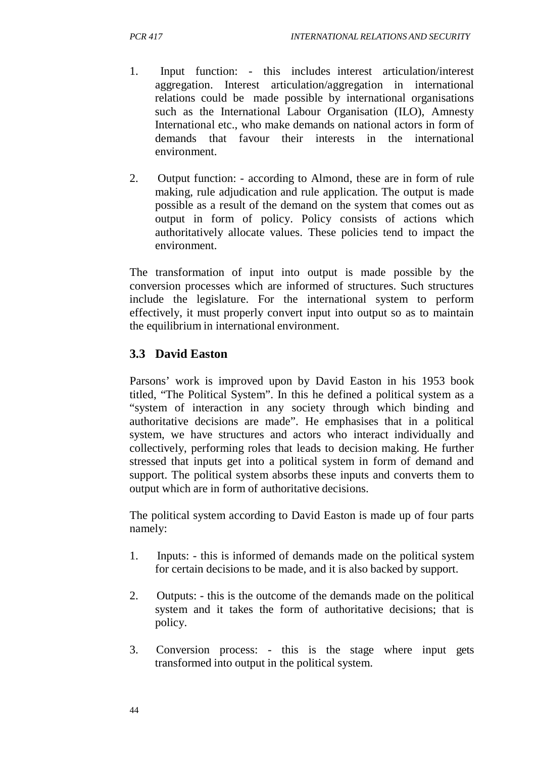1. Input function: - this includes interest articulation/interest aggregation. Interest articulation/aggregation in international relations could be made possible by international organisations such as the International Labour Organisation (ILO), Amnesty International etc., who make demands on national actors in form of demands that favour their interests in the international environment.

2. Output function: - according to Almond, these are in form of rule making, rule adjudication and rule application. The output is made possible as a result of the demand on the system that comes out as output in form of policy. Policy consists of actions which authoritatively allocate values. These policies tend to impact the environment.

The transformation of input into output is made possible by the conversion processes which are informed of structures. Such structures include the legislature. For the international system to perform effectively, it must properly convert input into output so as to maintain the equilibrium in international environment.

## 3.3 David Easton

Parsons' work is improved upon by David Easton in his 1953 book titled, "The Political System". In this he defined a political system as a "system of interaction in any society through which binding and authoritative decisions are made". He emphasises that in a political system, we have structures and actors who interact individually and collectively, performing roles that leads to decision making. He further stressed that inputs get into a political system in form of demand and support. The political system absorbs these inputs and converts them to output which are in form of authoritative decisions.

The political system according to David Easton is made up of four parts namely:

1. Inputs: - this is informed of demands made on the political system for certain decisions to be made, and it is also backed by support.

2. Outputs: - this is the outcome of the demands made on the political system and it takes the form of authoritative decisions; that is policy.

3. Conversion process: - this is the stage where input gets transformed into output in the political system.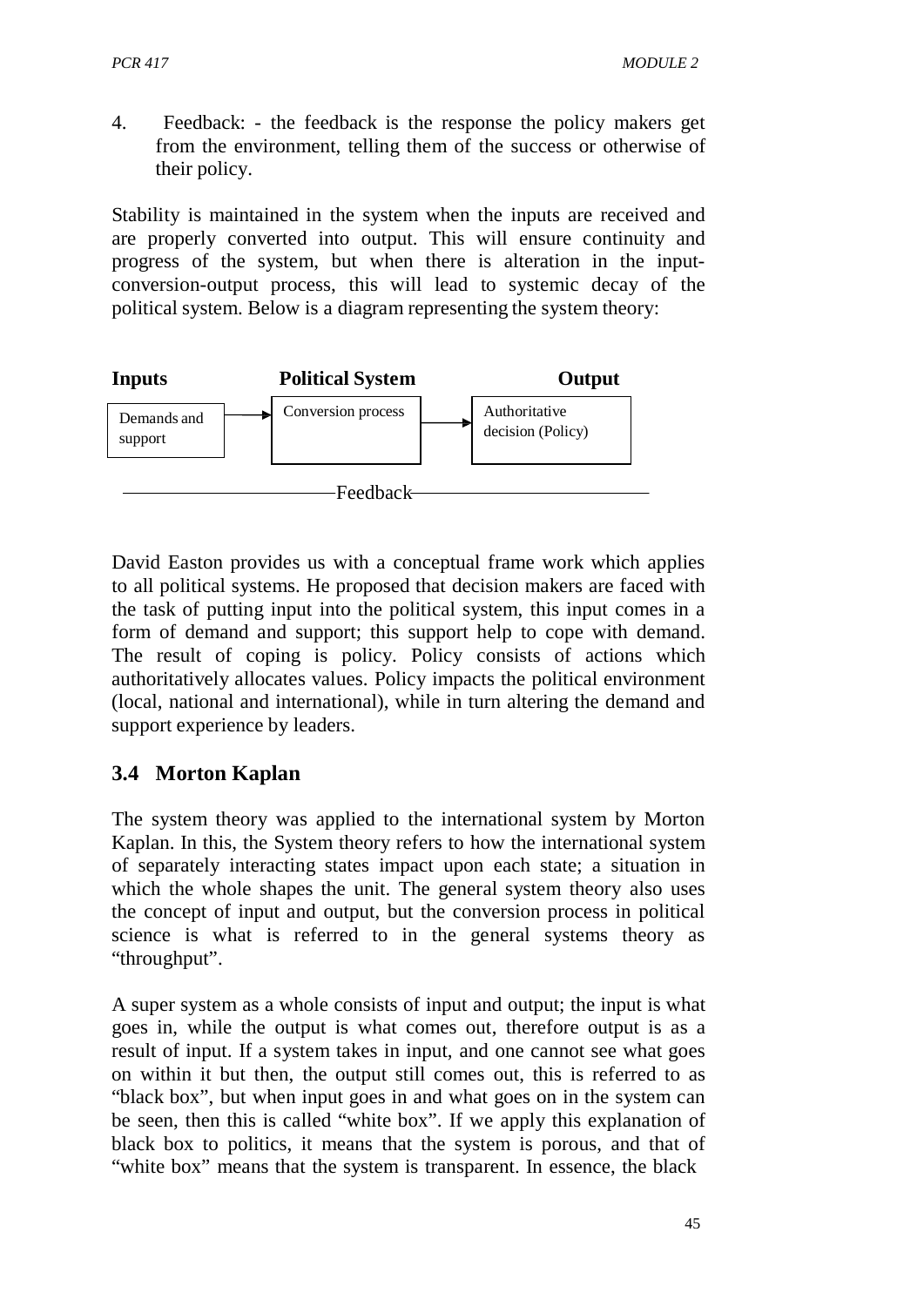4. Feedback: - the feedback is the response the policy makers get from the environment, telling them of the success or otherwise of their policy.

Stability is maintained in the system when the inputs are received and are properly converted into output. This will ensure continuity and progress of the system, but when there is alteration in the input-conversion-output process, this will lead to systemic decay of the political system. Below is a diagram representing the system theory:

| **Inputs** | | **Political System** | | **Output** |
|---|---|---|---|---|
| Demands and support | → | Conversion process | → | Authoritative decision (Policy) |

Feedback

David Easton provides us with a conceptual frame work which applies to all political systems. He proposed that decision makers are faced with the task of putting input into the political system, this input comes in a form of demand and support; this support help to cope with demand. The result of coping is policy. Policy consists of actions which authoritatively allocates values. Policy impacts the political environment (local, national and international), while in turn altering the demand and support experience by leaders.

## 3.4 Morton Kaplan

The system theory was applied to the international system by Morton Kaplan. In this, the System theory refers to how the international system of separately interacting states impact upon each state; a situation in which the whole shapes the unit. The general system theory also uses the concept of input and output, but the conversion process in political science is what is referred to in the general systems theory as "throughput".

A super system as a whole consists of input and output; the input is what goes in, while the output is what comes out, therefore output is as a result of input. If a system takes in input, and one cannot see what goes on within it but then, the output still comes out, this is referred to as "black box", but when input goes in and what goes on in the system can be seen, then this is called "white box". If we apply this explanation of black box to politics, it means that the system is porous, and that of "white box" means that the system is transparent. In essence, the black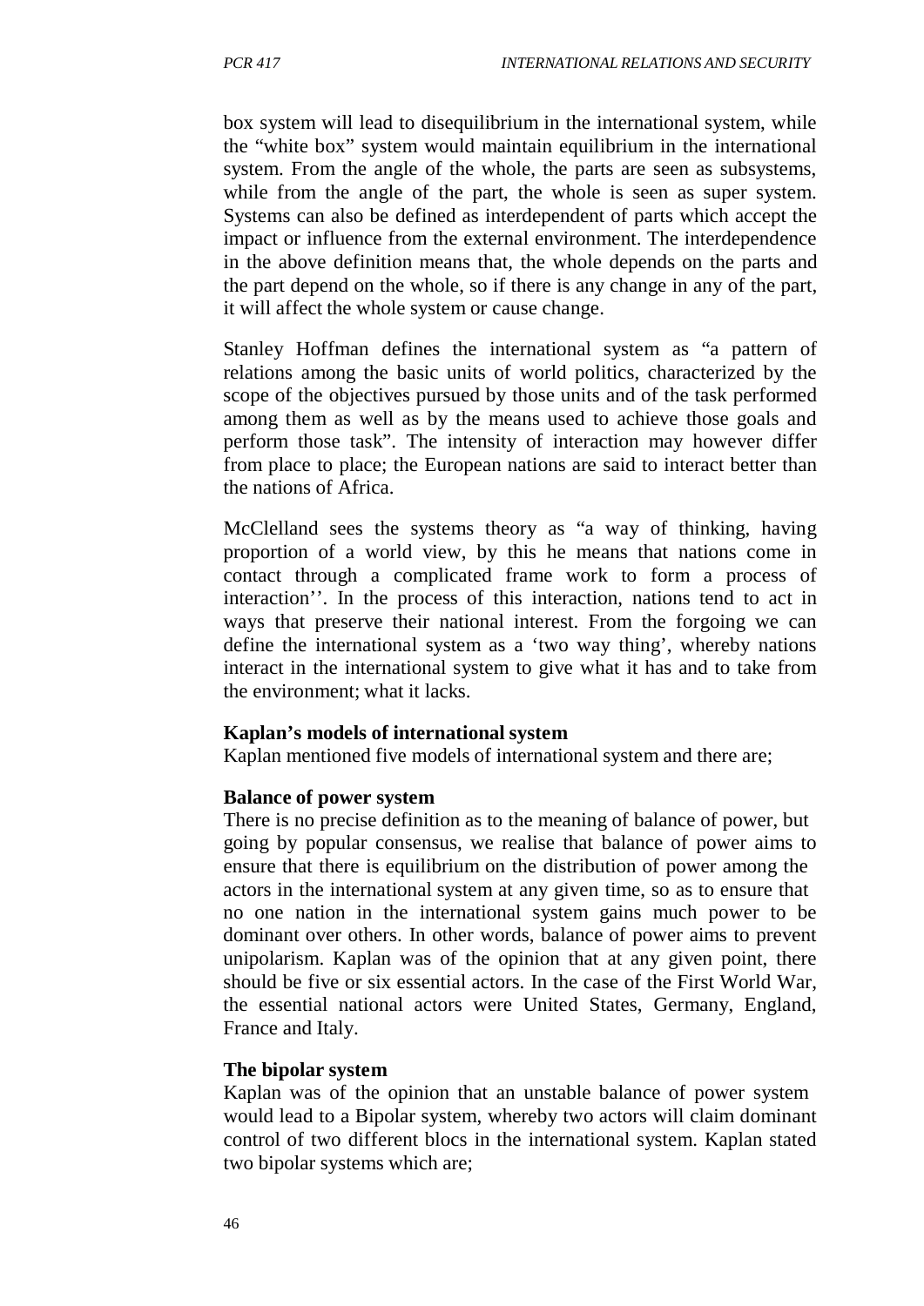box system will lead to disequilibrium in the international system, while the "white box" system would maintain equilibrium in the international system. From the angle of the whole, the parts are seen as subsystems, while from the angle of the part, the whole is seen as super system. Systems can also be defined as interdependent of parts which accept the impact or influence from the external environment. The interdependence in the above definition means that, the whole depends on the parts and the part depend on the whole, so if there is any change in any of the part, it will affect the whole system or cause change.

Stanley Hoffman defines the international system as "a pattern of relations among the basic units of world politics, characterized by the scope of the objectives pursued by those units and of the task performed among them as well as by the means used to achieve those goals and perform those task". The intensity of interaction may however differ from place to place; the European nations are said to interact better than the nations of Africa.

McClelland sees the systems theory as "a way of thinking, having proportion of a world view, by this he means that nations come in contact through a complicated frame work to form a process of interaction''. In the process of this interaction, nations tend to act in ways that preserve their national interest. From the forgoing we can define the international system as a 'two way thing', whereby nations interact in the international system to give what it has and to take from the environment; what it lacks.

**Kaplan's models of international system**

Kaplan mentioned five models of international system and there are;

**Balance of power system**

There is no precise definition as to the meaning of balance of power, but going by popular consensus, we realise that balance of power aims to ensure that there is equilibrium on the distribution of power among the actors in the international system at any given time, so as to ensure that no one nation in the international system gains much power to be dominant over others. In other words, balance of power aims to prevent unipolarism. Kaplan was of the opinion that at any given point, there should be five or six essential actors. In the case of the First World War, the essential national actors were United States, Germany, England, France and Italy.

**The bipolar system**

Kaplan was of the opinion that an unstable balance of power system would lead to a Bipolar system, whereby two actors will claim dominant control of two different blocs in the international system. Kaplan stated two bipolar systems which are;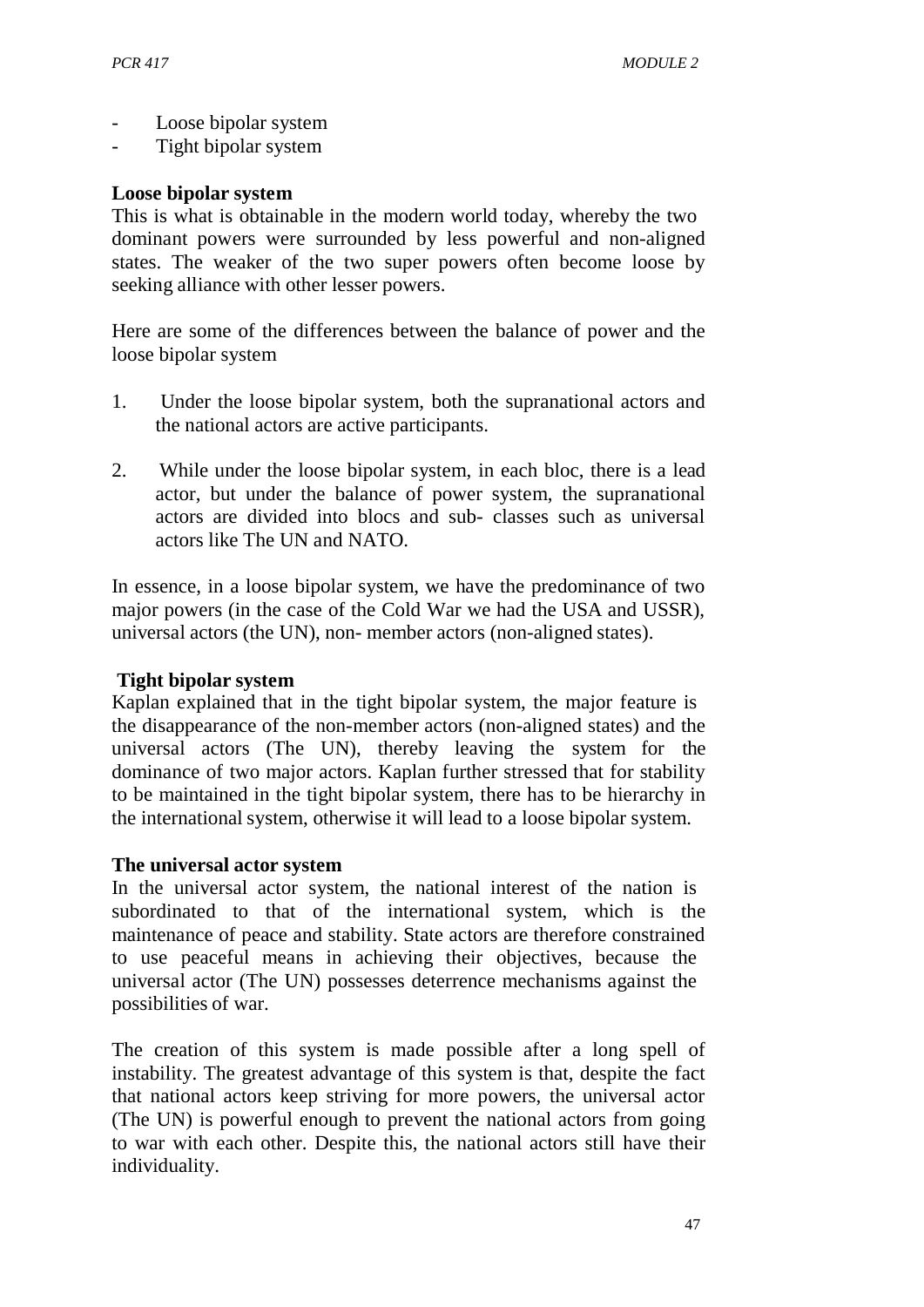- Loose bipolar system
- Tight bipolar system

**Loose bipolar system**

This is what is obtainable in the modern world today, whereby the two dominant powers were surrounded by less powerful and non-aligned states. The weaker of the two super powers often become loose by seeking alliance with other lesser powers.

Here are some of the differences between the balance of power and the loose bipolar system

1. Under the loose bipolar system, both the supranational actors and the national actors are active participants.
2. While under the loose bipolar system, in each bloc, there is a lead actor, but under the balance of power system, the supranational actors are divided into blocs and sub- classes such as universal actors like The UN and NATO.

In essence, in a loose bipolar system, we have the predominance of two major powers (in the case of the Cold War we had the USA and USSR), universal actors (the UN), non- member actors (non-aligned states).

**Tight bipolar system**

Kaplan explained that in the tight bipolar system, the major feature is the disappearance of the non-member actors (non-aligned states) and the universal actors (The UN), thereby leaving the system for the dominance of two major actors. Kaplan further stressed that for stability to be maintained in the tight bipolar system, there has to be hierarchy in the international system, otherwise it will lead to a loose bipolar system.

**The universal actor system**

In the universal actor system, the national interest of the nation is subordinated to that of the international system, which is the maintenance of peace and stability. State actors are therefore constrained to use peaceful means in achieving their objectives, because the universal actor (The UN) possesses deterrence mechanisms against the possibilities of war.

The creation of this system is made possible after a long spell of instability. The greatest advantage of this system is that, despite the fact that national actors keep striving for more powers, the universal actor (The UN) is powerful enough to prevent the national actors from going to war with each other. Despite this, the national actors still have their individuality.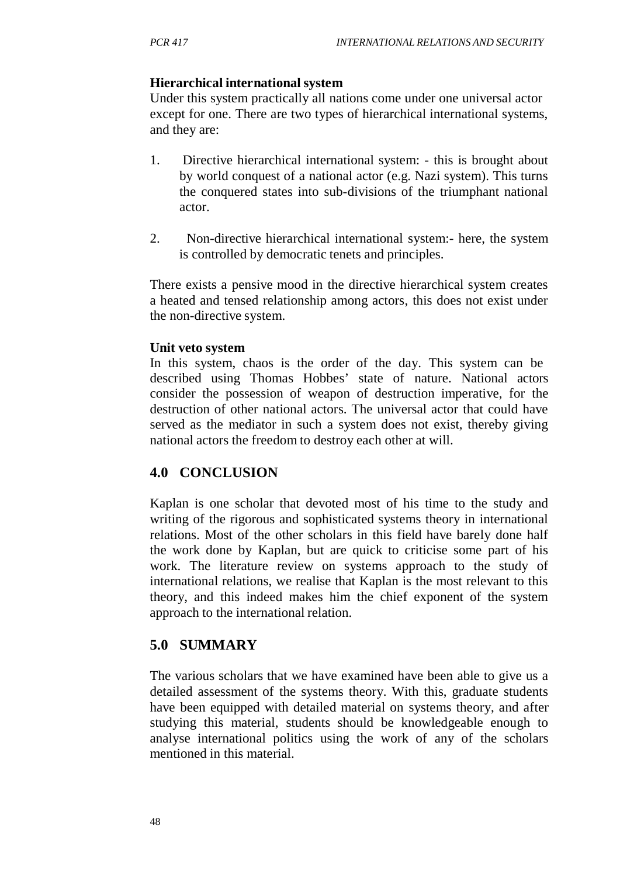**Hierarchical international system**

Under this system practically all nations come under one universal actor except for one. There are two types of hierarchical international systems, and they are:

1. Directive hierarchical international system: - this is brought about by world conquest of a national actor (e.g. Nazi system). This turns the conquered states into sub-divisions of the triumphant national actor.

2. Non-directive hierarchical international system:- here, the system is controlled by democratic tenets and principles.

There exists a pensive mood in the directive hierarchical system creates a heated and tensed relationship among actors, this does not exist under the non-directive system.

**Unit veto system**

In this system, chaos is the order of the day. This system can be described using Thomas Hobbes' state of nature. National actors consider the possession of weapon of destruction imperative, for the destruction of other national actors. The universal actor that could have served as the mediator in such a system does not exist, thereby giving national actors the freedom to destroy each other at will.

## 4.0 CONCLUSION

Kaplan is one scholar that devoted most of his time to the study and writing of the rigorous and sophisticated systems theory in international relations. Most of the other scholars in this field have barely done half the work done by Kaplan, but are quick to criticise some part of his work. The literature review on systems approach to the study of international relations, we realise that Kaplan is the most relevant to this theory, and this indeed makes him the chief exponent of the system approach to the international relation.

## 5.0 SUMMARY

The various scholars that we have examined have been able to give us a detailed assessment of the systems theory. With this, graduate students have been equipped with detailed material on systems theory, and after studying this material, students should be knowledgeable enough to analyse international politics using the work of any of the scholars mentioned in this material.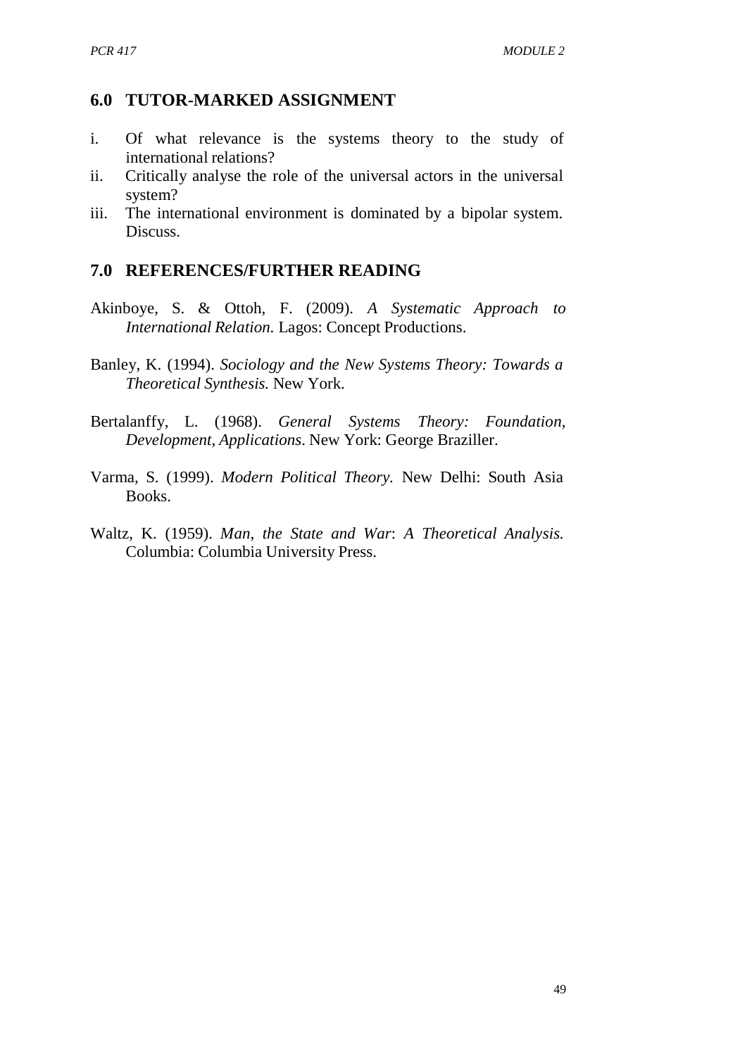## 6.0 TUTOR-MARKED ASSIGNMENT

i. Of what relevance is the systems theory to the study of international relations?
ii. Critically analyse the role of the universal actors in the universal system?
iii. The international environment is dominated by a bipolar system. Discuss.

## 7.0 REFERENCES/FURTHER READING

Akinboye, S. & Ottoh, F. (2009). *A Systematic Approach to International Relation.* Lagos: Concept Productions.

Banley, K. (1994). *Sociology and the New Systems Theory: Towards a Theoretical Synthesis.* New York.

Bertalanffy, L. (1968). *General Systems Theory: Foundation, Development, Applications*. New York: George Braziller.

Varma, S. (1999). *Modern Political Theory.* New Delhi: South Asia Books.

Waltz, K. (1959). *Man, the State and War*: *A Theoretical Analysis.* Columbia: Columbia University Press.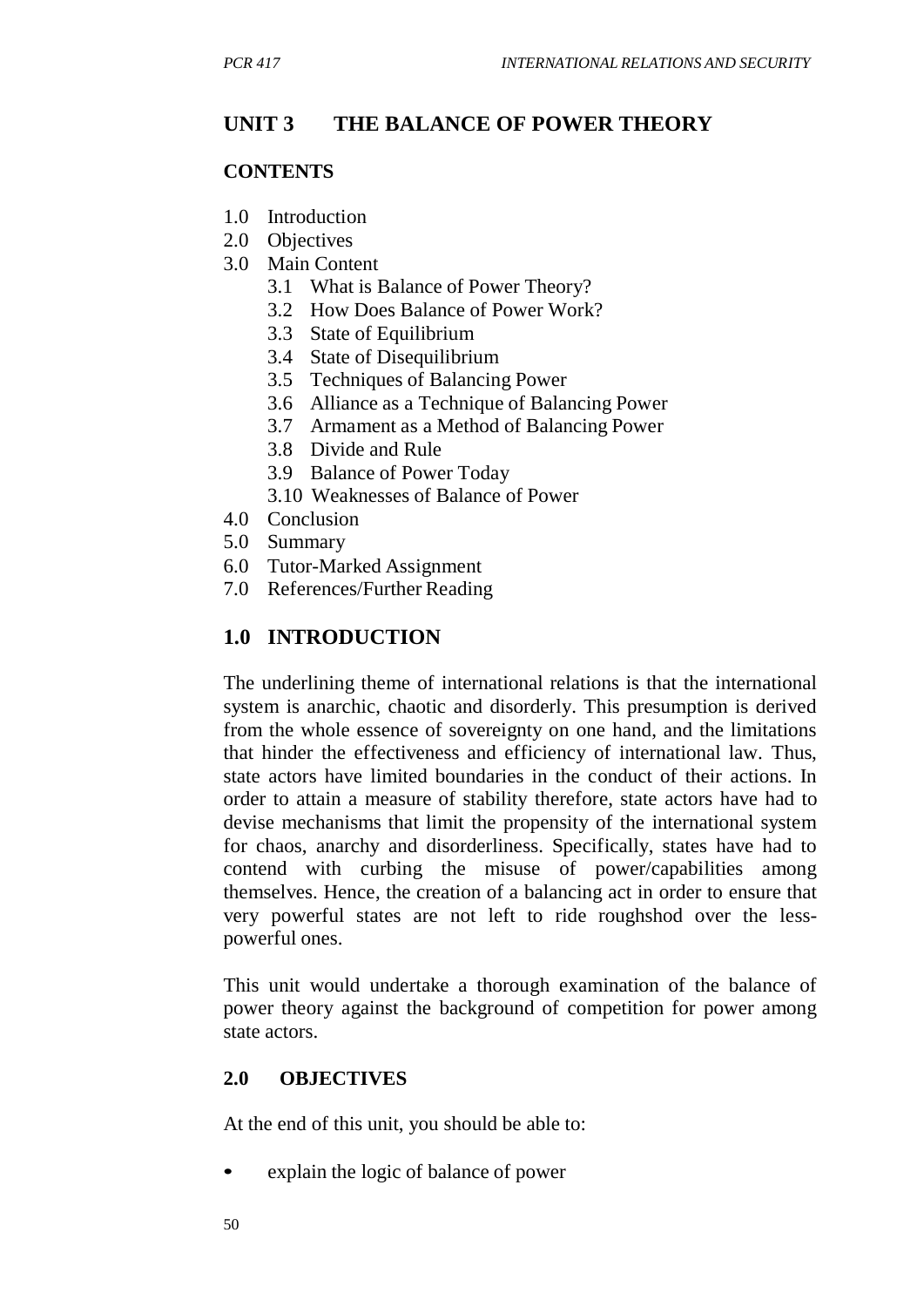## UNIT 3 THE BALANCE OF POWER THEORY

### CONTENTS

1.0 Introduction
2.0 Objectives
3.0 Main Content
    3.1 What is Balance of Power Theory?
    3.2 How Does Balance of Power Work?
    3.3 State of Equilibrium
    3.4 State of Disequilibrium
    3.5 Techniques of Balancing Power
    3.6 Alliance as a Technique of Balancing Power
    3.7 Armament as a Method of Balancing Power
    3.8 Divide and Rule
    3.9 Balance of Power Today
    3.10 Weaknesses of Balance of Power
4.0 Conclusion
5.0 Summary
6.0 Tutor-Marked Assignment
7.0 References/Further Reading

## 1.0 INTRODUCTION

The underlining theme of international relations is that the international system is anarchic, chaotic and disorderly. This presumption is derived from the whole essence of sovereignty on one hand, and the limitations that hinder the effectiveness and efficiency of international law. Thus, state actors have limited boundaries in the conduct of their actions. In order to attain a measure of stability therefore, state actors have had to devise mechanisms that limit the propensity of the international system for chaos, anarchy and disorderliness. Specifically, states have had to contend with curbing the misuse of power/capabilities among themselves. Hence, the creation of a balancing act in order to ensure that very powerful states are not left to ride roughshod over the less-powerful ones.

This unit would undertake a thorough examination of the balance of power theory against the background of competition for power among state actors.

### 2.0 OBJECTIVES

At the end of this unit, you should be able to:

- explain the logic of balance of power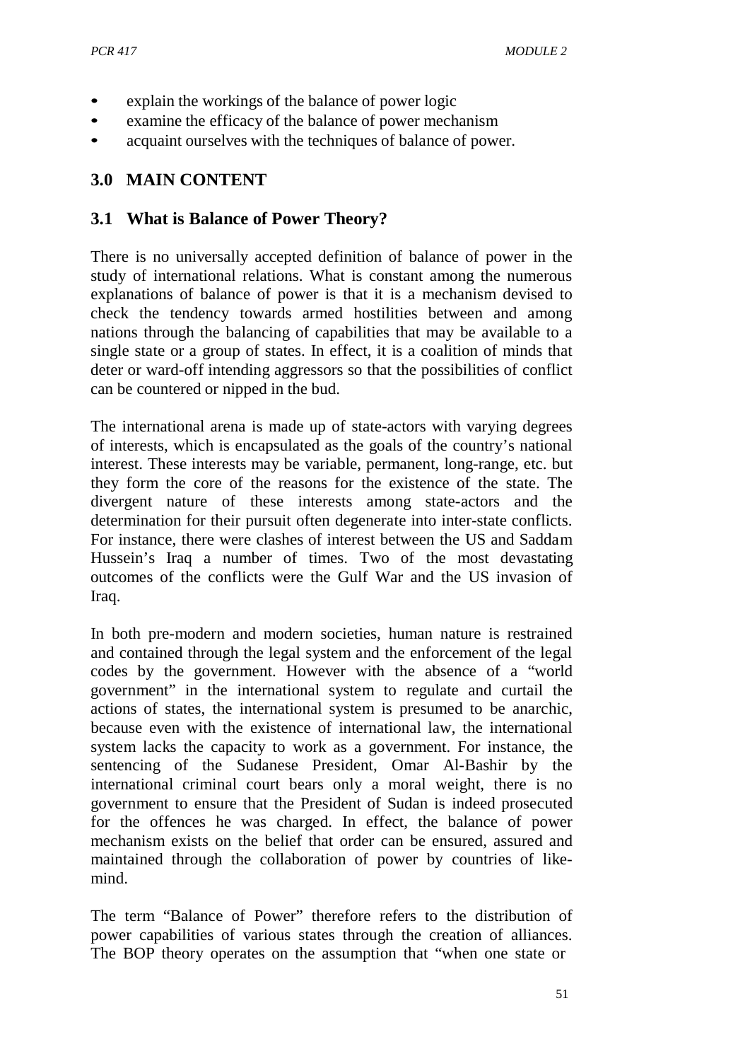- explain the workings of the balance of power logic
- examine the efficacy of the balance of power mechanism
- acquaint ourselves with the techniques of balance of power.

## 3.0 MAIN CONTENT

### 3.1 What is Balance of Power Theory?

There is no universally accepted definition of balance of power in the study of international relations. What is constant among the numerous explanations of balance of power is that it is a mechanism devised to check the tendency towards armed hostilities between and among nations through the balancing of capabilities that may be available to a single state or a group of states. In effect, it is a coalition of minds that deter or ward-off intending aggressors so that the possibilities of conflict can be countered or nipped in the bud.

The international arena is made up of state-actors with varying degrees of interests, which is encapsulated as the goals of the country's national interest. These interests may be variable, permanent, long-range, etc. but they form the core of the reasons for the existence of the state. The divergent nature of these interests among state-actors and the determination for their pursuit often degenerate into inter-state conflicts. For instance, there were clashes of interest between the US and Saddam Hussein's Iraq a number of times. Two of the most devastating outcomes of the conflicts were the Gulf War and the US invasion of Iraq.

In both pre-modern and modern societies, human nature is restrained and contained through the legal system and the enforcement of the legal codes by the government. However with the absence of a "world government" in the international system to regulate and curtail the actions of states, the international system is presumed to be anarchic, because even with the existence of international law, the international system lacks the capacity to work as a government. For instance, the sentencing of the Sudanese President, Omar Al-Bashir by the international criminal court bears only a moral weight, there is no government to ensure that the President of Sudan is indeed prosecuted for the offences he was charged. In effect, the balance of power mechanism exists on the belief that order can be ensured, assured and maintained through the collaboration of power by countries of like-mind.

The term "Balance of Power" therefore refers to the distribution of power capabilities of various states through the creation of alliances. The BOP theory operates on the assumption that "when one state or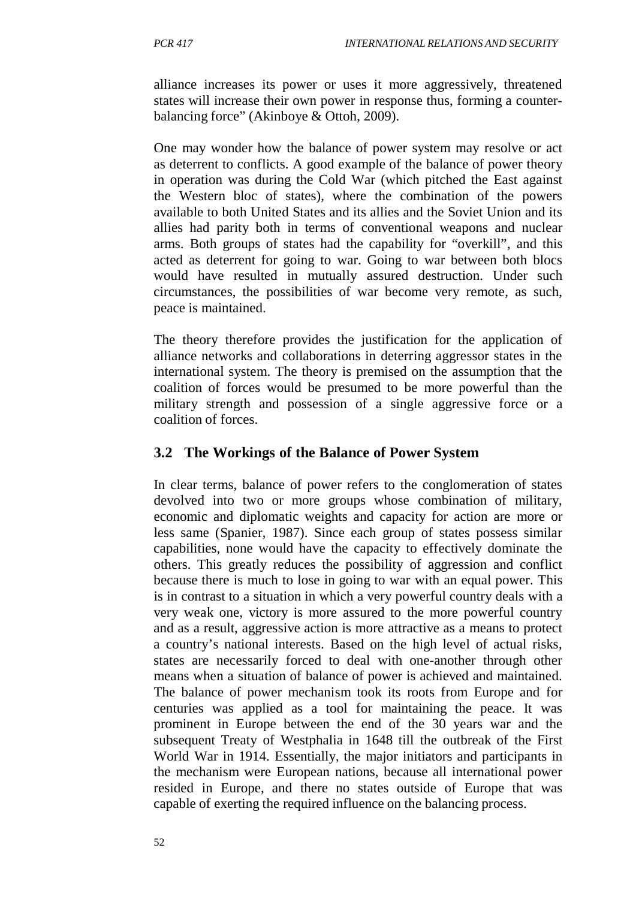alliance increases its power or uses it more aggressively, threatened states will increase their own power in response thus, forming a counter-balancing force" (Akinboye & Ottoh, 2009).

One may wonder how the balance of power system may resolve or act as deterrent to conflicts. A good example of the balance of power theory in operation was during the Cold War (which pitched the East against the Western bloc of states), where the combination of the powers available to both United States and its allies and the Soviet Union and its allies had parity both in terms of conventional weapons and nuclear arms. Both groups of states had the capability for "overkill", and this acted as deterrent for going to war. Going to war between both blocs would have resulted in mutually assured destruction. Under such circumstances, the possibilities of war become very remote, as such, peace is maintained.

The theory therefore provides the justification for the application of alliance networks and collaborations in deterring aggressor states in the international system. The theory is premised on the assumption that the coalition of forces would be presumed to be more powerful than the military strength and possession of a single aggressive force or a coalition of forces.

## 3.2 The Workings of the Balance of Power System

In clear terms, balance of power refers to the conglomeration of states devolved into two or more groups whose combination of military, economic and diplomatic weights and capacity for action are more or less same (Spanier, 1987). Since each group of states possess similar capabilities, none would have the capacity to effectively dominate the others. This greatly reduces the possibility of aggression and conflict because there is much to lose in going to war with an equal power. This is in contrast to a situation in which a very powerful country deals with a very weak one, victory is more assured to the more powerful country and as a result, aggressive action is more attractive as a means to protect a country's national interests. Based on the high level of actual risks, states are necessarily forced to deal with one-another through other means when a situation of balance of power is achieved and maintained. The balance of power mechanism took its roots from Europe and for centuries was applied as a tool for maintaining the peace. It was prominent in Europe between the end of the 30 years war and the subsequent Treaty of Westphalia in 1648 till the outbreak of the First World War in 1914. Essentially, the major initiators and participants in the mechanism were European nations, because all international power resided in Europe, and there no states outside of Europe that was capable of exerting the required influence on the balancing process.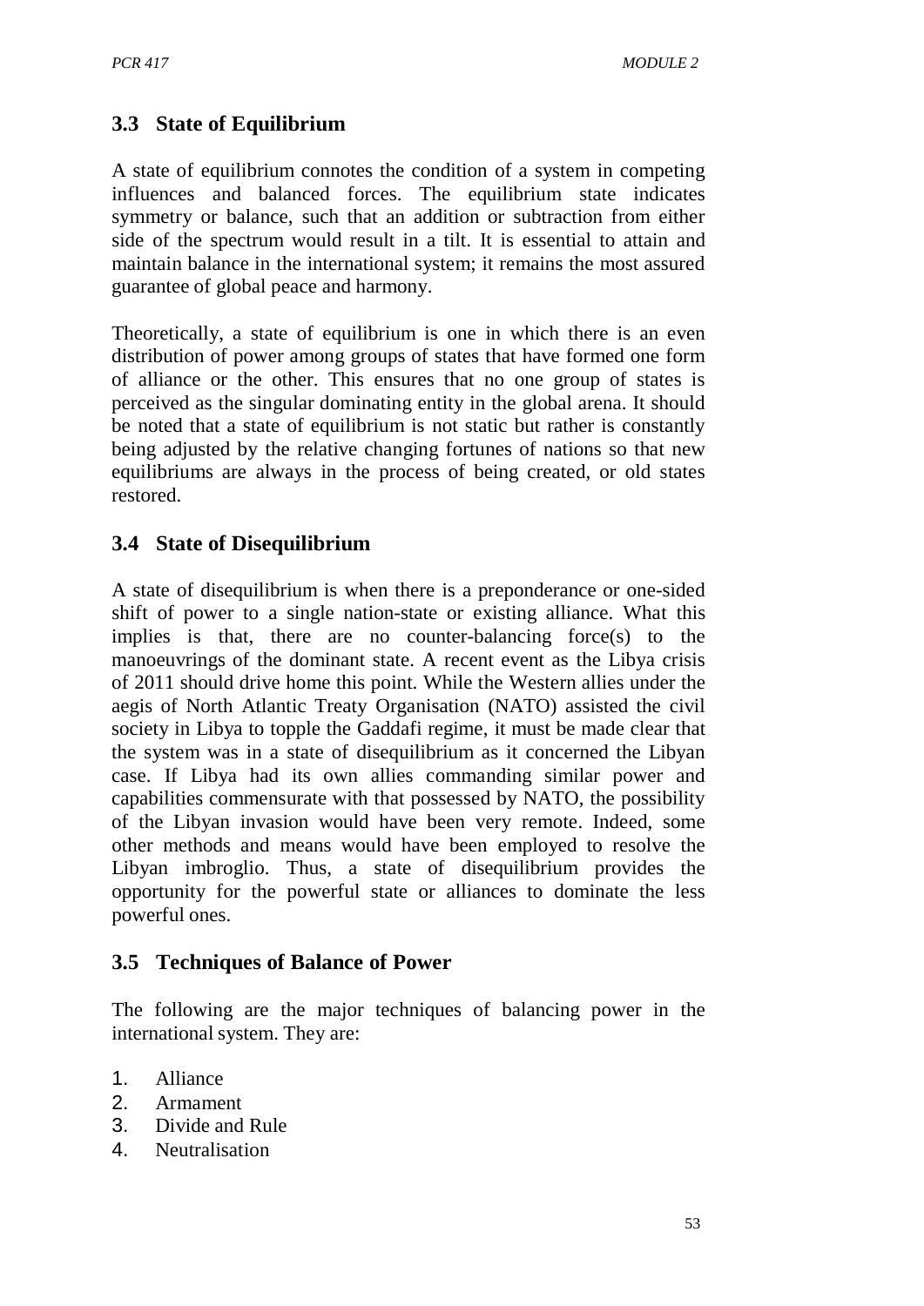### 3.3 State of Equilibrium

A state of equilibrium connotes the condition of a system in competing influences and balanced forces. The equilibrium state indicates symmetry or balance, such that an addition or subtraction from either side of the spectrum would result in a tilt. It is essential to attain and maintain balance in the international system; it remains the most assured guarantee of global peace and harmony.

Theoretically, a state of equilibrium is one in which there is an even distribution of power among groups of states that have formed one form of alliance or the other. This ensures that no one group of states is perceived as the singular dominating entity in the global arena. It should be noted that a state of equilibrium is not static but rather is constantly being adjusted by the relative changing fortunes of nations so that new equilibriums are always in the process of being created, or old states restored.

### 3.4 State of Disequilibrium

A state of disequilibrium is when there is a preponderance or one-sided shift of power to a single nation-state or existing alliance. What this implies is that, there are no counter-balancing force(s) to the manoeuvrings of the dominant state. A recent event as the Libya crisis of 2011 should drive home this point. While the Western allies under the aegis of North Atlantic Treaty Organisation (NATO) assisted the civil society in Libya to topple the Gaddafi regime, it must be made clear that the system was in a state of disequilibrium as it concerned the Libyan case. If Libya had its own allies commanding similar power and capabilities commensurate with that possessed by NATO, the possibility of the Libyan invasion would have been very remote. Indeed, some other methods and means would have been employed to resolve the Libyan imbroglio. Thus, a state of disequilibrium provides the opportunity for the powerful state or alliances to dominate the less powerful ones.

### 3.5 Techniques of Balance of Power

The following are the major techniques of balancing power in the international system. They are:

1. Alliance
2. Armament
3. Divide and Rule
4. Neutralisation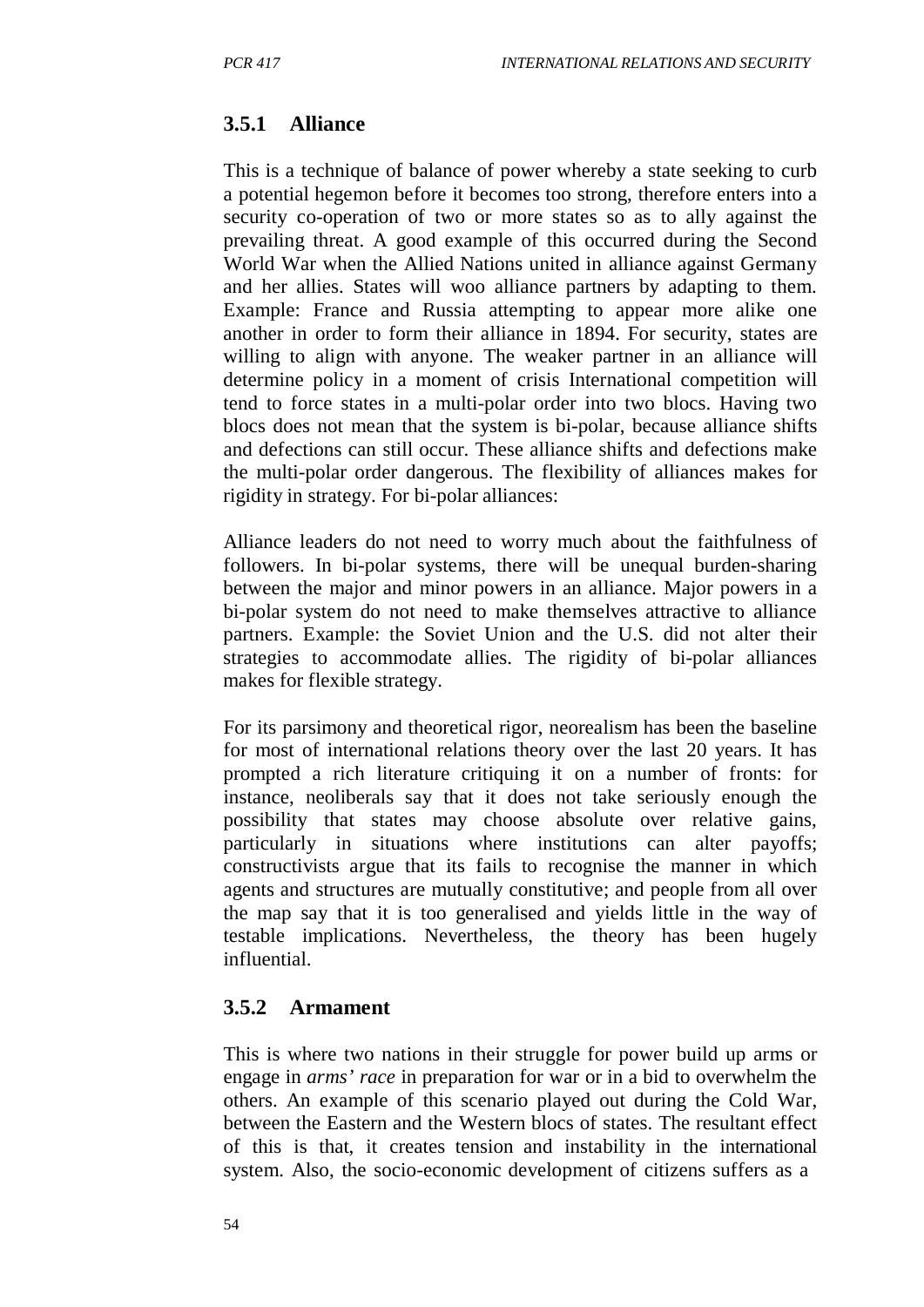### 3.5.1 Alliance

This is a technique of balance of power whereby a state seeking to curb a potential hegemon before it becomes too strong, therefore enters into a security co-operation of two or more states so as to ally against the prevailing threat. A good example of this occurred during the Second World War when the Allied Nations united in alliance against Germany and her allies. States will woo alliance partners by adapting to them. Example: France and Russia attempting to appear more alike one another in order to form their alliance in 1894. For security, states are willing to align with anyone. The weaker partner in an alliance will determine policy in a moment of crisis International competition will tend to force states in a multi-polar order into two blocs. Having two blocs does not mean that the system is bi-polar, because alliance shifts and defections can still occur. These alliance shifts and defections make the multi-polar order dangerous. The flexibility of alliances makes for rigidity in strategy. For bi-polar alliances:

Alliance leaders do not need to worry much about the faithfulness of followers. In bi-polar systems, there will be unequal burden-sharing between the major and minor powers in an alliance. Major powers in a bi-polar system do not need to make themselves attractive to alliance partners. Example: the Soviet Union and the U.S. did not alter their strategies to accommodate allies. The rigidity of bi-polar alliances makes for flexible strategy.

For its parsimony and theoretical rigor, neorealism has been the baseline for most of international relations theory over the last 20 years. It has prompted a rich literature critiquing it on a number of fronts: for instance, neoliberals say that it does not take seriously enough the possibility that states may choose absolute over relative gains, particularly in situations where institutions can alter payoffs; constructivists argue that its fails to recognise the manner in which agents and structures are mutually constitutive; and people from all over the map say that it is too generalised and yields little in the way of testable implications. Nevertheless, the theory has been hugely influential.

### 3.5.2 Armament

This is where two nations in their struggle for power build up arms or engage in *arms' race* in preparation for war or in a bid to overwhelm the others. An example of this scenario played out during the Cold War, between the Eastern and the Western blocs of states. The resultant effect of this is that, it creates tension and instability in the international system. Also, the socio-economic development of citizens suffers as a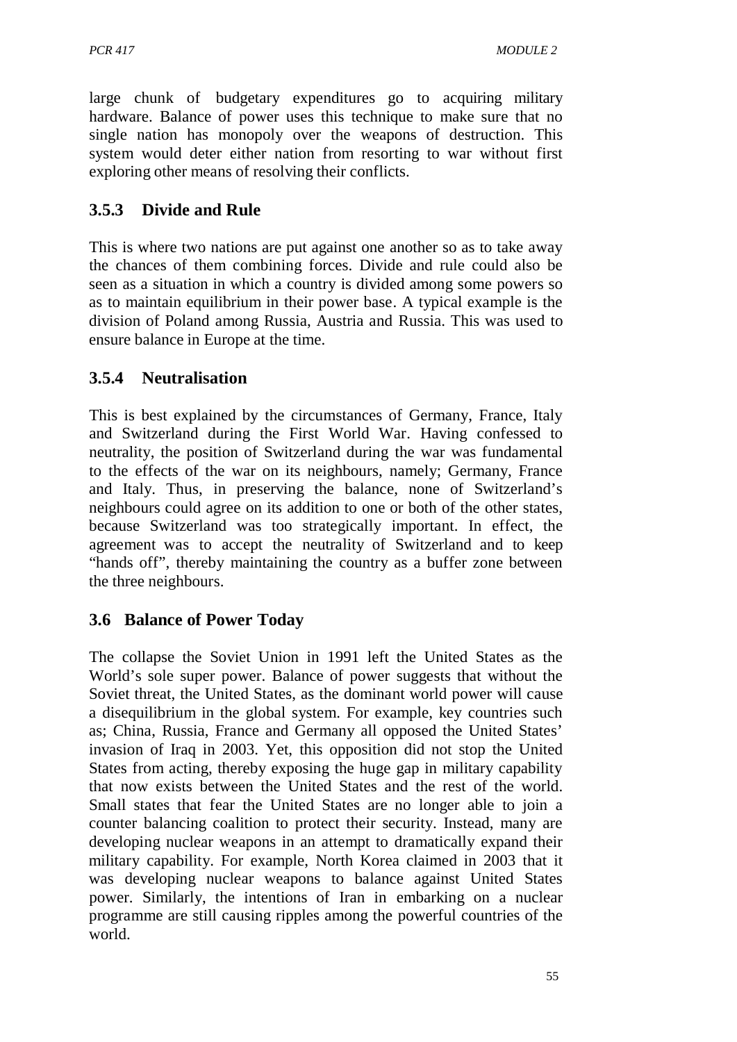large chunk of budgetary expenditures go to acquiring military hardware. Balance of power uses this technique to make sure that no single nation has monopoly over the weapons of destruction. This system would deter either nation from resorting to war without first exploring other means of resolving their conflicts.

### 3.5.3 Divide and Rule

This is where two nations are put against one another so as to take away the chances of them combining forces. Divide and rule could also be seen as a situation in which a country is divided among some powers so as to maintain equilibrium in their power base. A typical example is the division of Poland among Russia, Austria and Russia. This was used to ensure balance in Europe at the time.

### 3.5.4 Neutralisation

This is best explained by the circumstances of Germany, France, Italy and Switzerland during the First World War. Having confessed to neutrality, the position of Switzerland during the war was fundamental to the effects of the war on its neighbours, namely; Germany, France and Italy. Thus, in preserving the balance, none of Switzerland's neighbours could agree on its addition to one or both of the other states, because Switzerland was too strategically important. In effect, the agreement was to accept the neutrality of Switzerland and to keep "hands off", thereby maintaining the country as a buffer zone between the three neighbours.

## 3.6 Balance of Power Today

The collapse the Soviet Union in 1991 left the United States as the World's sole super power. Balance of power suggests that without the Soviet threat, the United States, as the dominant world power will cause a disequilibrium in the global system. For example, key countries such as; China, Russia, France and Germany all opposed the United States' invasion of Iraq in 2003. Yet, this opposition did not stop the United States from acting, thereby exposing the huge gap in military capability that now exists between the United States and the rest of the world. Small states that fear the United States are no longer able to join a counter balancing coalition to protect their security. Instead, many are developing nuclear weapons in an attempt to dramatically expand their military capability. For example, North Korea claimed in 2003 that it was developing nuclear weapons to balance against United States power. Similarly, the intentions of Iran in embarking on a nuclear programme are still causing ripples among the powerful countries of the world.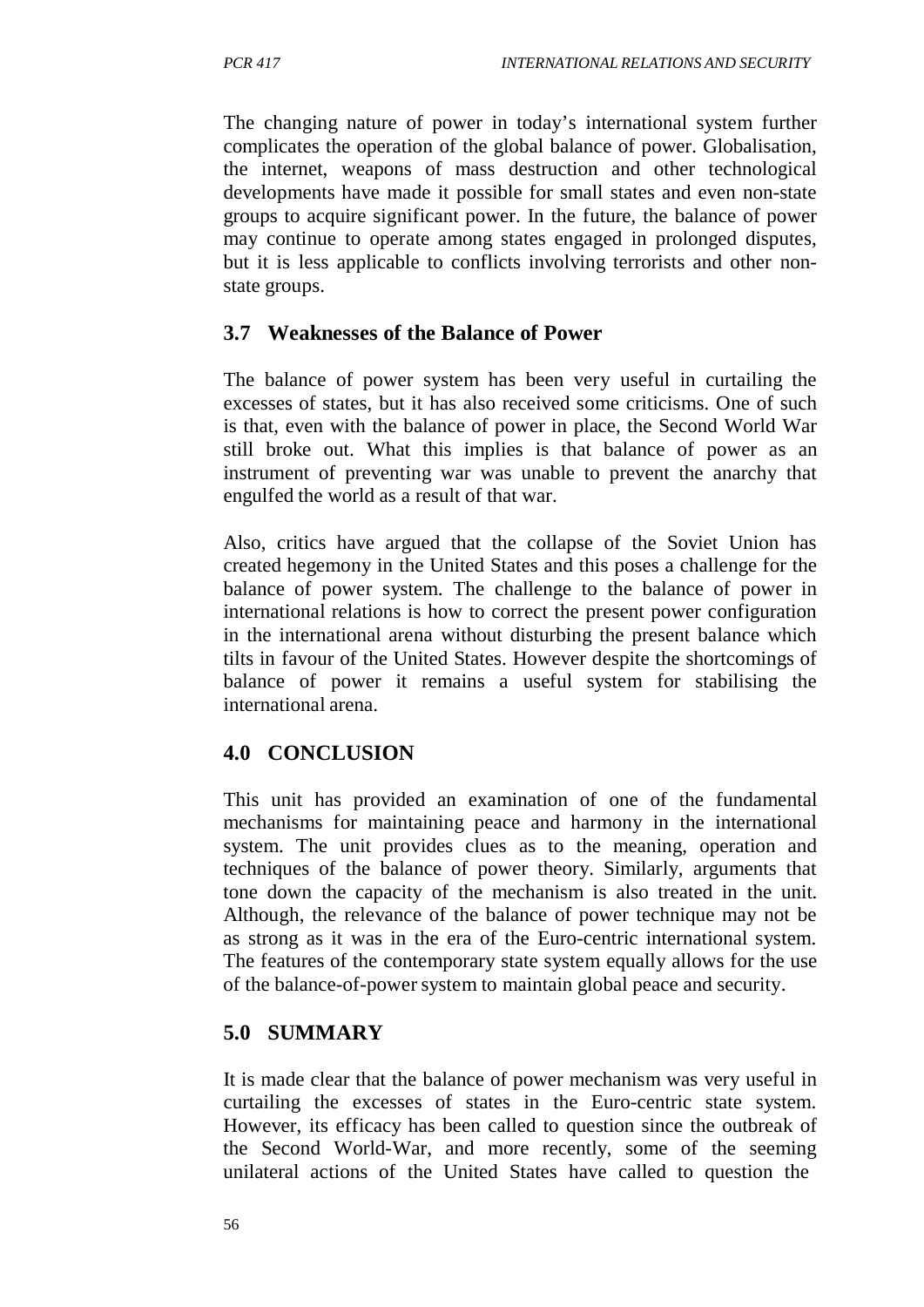The changing nature of power in today's international system further complicates the operation of the global balance of power. Globalisation, the internet, weapons of mass destruction and other technological developments have made it possible for small states and even non-state groups to acquire significant power. In the future, the balance of power may continue to operate among states engaged in prolonged disputes, but it is less applicable to conflicts involving terrorists and other non-state groups.

### 3.7 Weaknesses of the Balance of Power

The balance of power system has been very useful in curtailing the excesses of states, but it has also received some criticisms. One of such is that, even with the balance of power in place, the Second World War still broke out. What this implies is that balance of power as an instrument of preventing war was unable to prevent the anarchy that engulfed the world as a result of that war.

Also, critics have argued that the collapse of the Soviet Union has created hegemony in the United States and this poses a challenge for the balance of power system. The challenge to the balance of power in international relations is how to correct the present power configuration in the international arena without disturbing the present balance which tilts in favour of the United States. However despite the shortcomings of balance of power it remains a useful system for stabilising the international arena.

## 4.0 CONCLUSION

This unit has provided an examination of one of the fundamental mechanisms for maintaining peace and harmony in the international system. The unit provides clues as to the meaning, operation and techniques of the balance of power theory. Similarly, arguments that tone down the capacity of the mechanism is also treated in the unit. Although, the relevance of the balance of power technique may not be as strong as it was in the era of the Euro-centric international system. The features of the contemporary state system equally allows for the use of the balance-of-power system to maintain global peace and security.

## 5.0 SUMMARY

It is made clear that the balance of power mechanism was very useful in curtailing the excesses of states in the Euro-centric state system. However, its efficacy has been called to question since the outbreak of the Second World-War, and more recently, some of the seeming unilateral actions of the United States have called to question the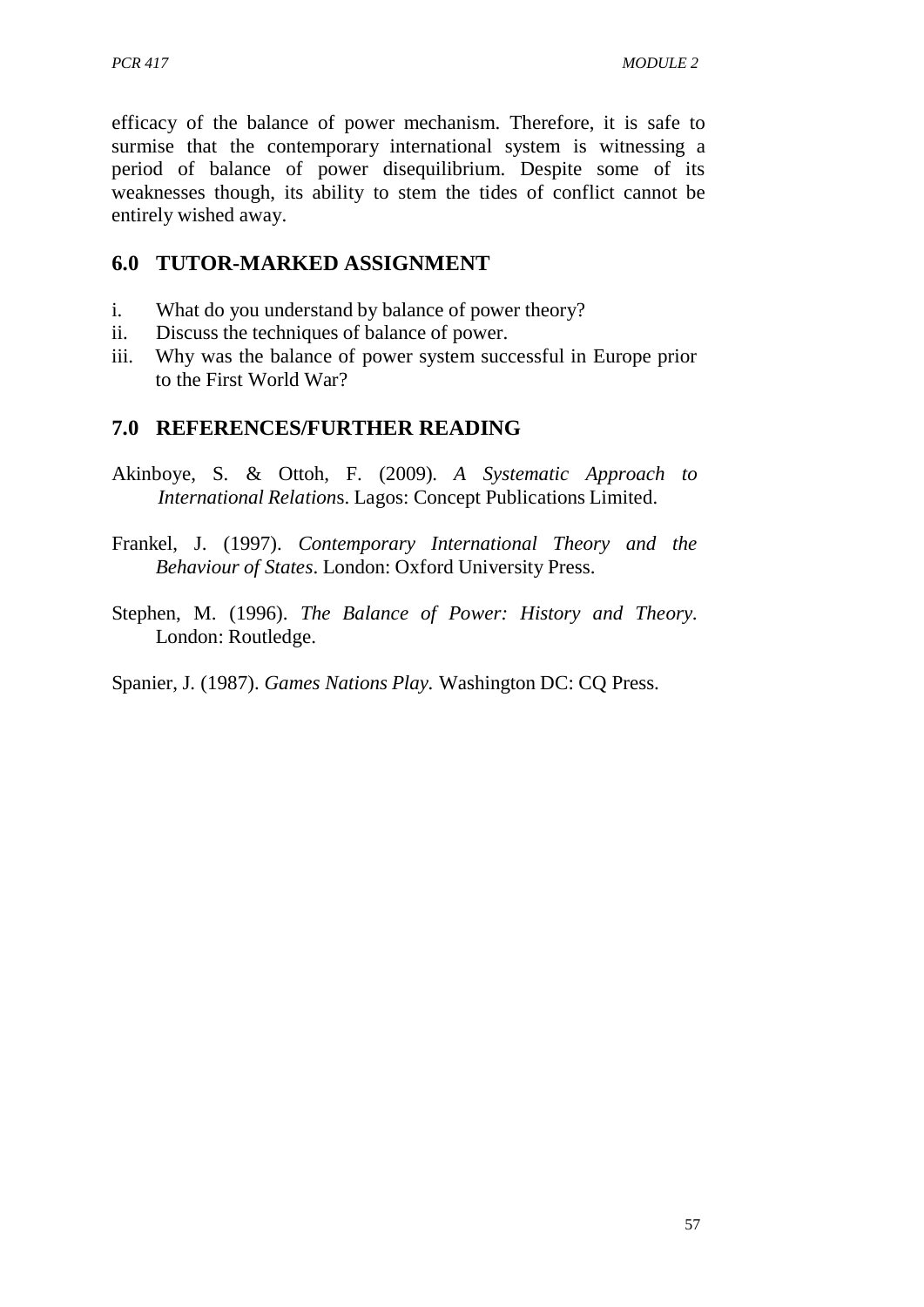efficacy of the balance of power mechanism. Therefore, it is safe to surmise that the contemporary international system is witnessing a period of balance of power disequilibrium. Despite some of its weaknesses though, its ability to stem the tides of conflict cannot be entirely wished away.

## 6.0 TUTOR-MARKED ASSIGNMENT

i. What do you understand by balance of power theory?
ii. Discuss the techniques of balance of power.
iii. Why was the balance of power system successful in Europe prior to the First World War?

## 7.0 REFERENCES/FURTHER READING

Akinboye, S. & Ottoh, F. (2009). *A Systematic Approach to International Relations*. Lagos: Concept Publications Limited.

Frankel, J. (1997). *Contemporary International Theory and the Behaviour of States*. London: Oxford University Press.

Stephen, M. (1996). *The Balance of Power: History and Theory*. London: Routledge.

Spanier, J. (1987). *Games Nations Play.* Washington DC: CQ Press.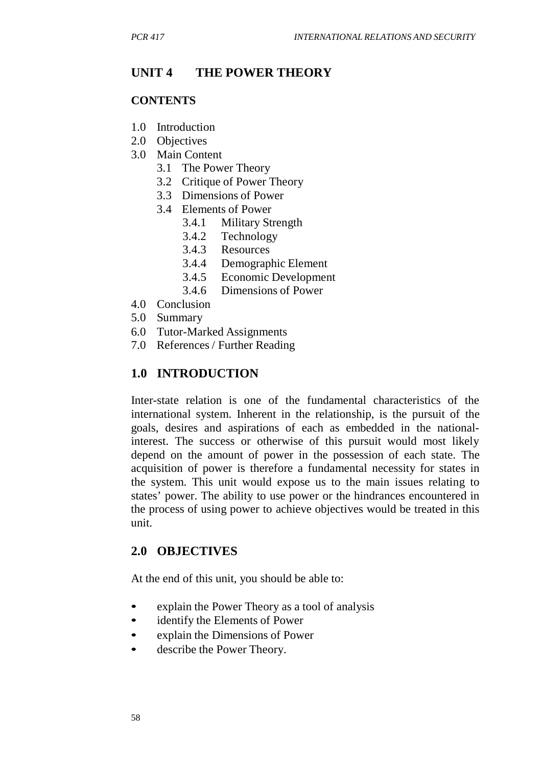# UNIT 4 THE POWER THEORY

## CONTENTS

- 1.0 Introduction
- 2.0 Objectives
- 3.0 Main Content
  - 3.1 The Power Theory
  - 3.2 Critique of Power Theory
  - 3.3 Dimensions of Power
  - 3.4 Elements of Power
    - 3.4.1 Military Strength
    - 3.4.2 Technology
    - 3.4.3 Resources
    - 3.4.4 Demographic Element
    - 3.4.5 Economic Development
    - 3.4.6 Dimensions of Power
- 4.0 Conclusion
- 5.0 Summary
- 6.0 Tutor-Marked Assignments
- 7.0 References / Further Reading

## 1.0 INTRODUCTION

Inter-state relation is one of the fundamental characteristics of the international system. Inherent in the relationship, is the pursuit of the goals, desires and aspirations of each as embedded in the national-interest. The success or otherwise of this pursuit would most likely depend on the amount of power in the possession of each state. The acquisition of power is therefore a fundamental necessity for states in the system. This unit would expose us to the main issues relating to states' power. The ability to use power or the hindrances encountered in the process of using power to achieve objectives would be treated in this unit.

## 2.0 OBJECTIVES

At the end of this unit, you should be able to:

- explain the Power Theory as a tool of analysis
- identify the Elements of Power
- explain the Dimensions of Power
- describe the Power Theory.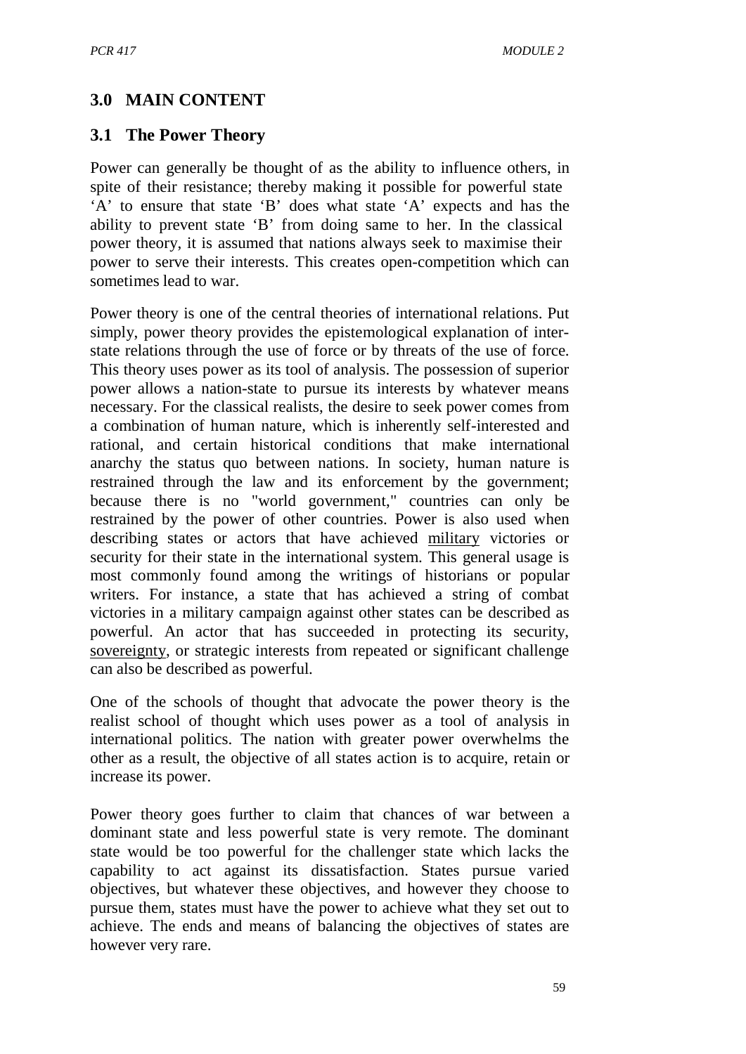## 3.0 MAIN CONTENT

### 3.1 The Power Theory

Power can generally be thought of as the ability to influence others, in spite of their resistance; thereby making it possible for powerful state 'A' to ensure that state 'B' does what state 'A' expects and has the ability to prevent state 'B' from doing same to her. In the classical power theory, it is assumed that nations always seek to maximise their power to serve their interests. This creates open-competition which can sometimes lead to war.

Power theory is one of the central theories of international relations. Put simply, power theory provides the epistemological explanation of inter-state relations through the use of force or by threats of the use of force. This theory uses power as its tool of analysis. The possession of superior power allows a nation-state to pursue its interests by whatever means necessary. For the classical realists, the desire to seek power comes from a combination of human nature, which is inherently self-interested and rational, and certain historical conditions that make international anarchy the status quo between nations. In society, human nature is restrained through the law and its enforcement by the government; because there is no "world government," countries can only be restrained by the power of other countries. Power is also used when describing states or actors that have achieved military victories or security for their state in the international system. This general usage is most commonly found among the writings of historians or popular writers. For instance, a state that has achieved a string of combat victories in a military campaign against other states can be described as powerful. An actor that has succeeded in protecting its security, sovereignty, or strategic interests from repeated or significant challenge can also be described as powerful.

One of the schools of thought that advocate the power theory is the realist school of thought which uses power as a tool of analysis in international politics. The nation with greater power overwhelms the other as a result, the objective of all states action is to acquire, retain or increase its power.

Power theory goes further to claim that chances of war between a dominant state and less powerful state is very remote. The dominant state would be too powerful for the challenger state which lacks the capability to act against its dissatisfaction. States pursue varied objectives, but whatever these objectives, and however they choose to pursue them, states must have the power to achieve what they set out to achieve. The ends and means of balancing the objectives of states are however very rare.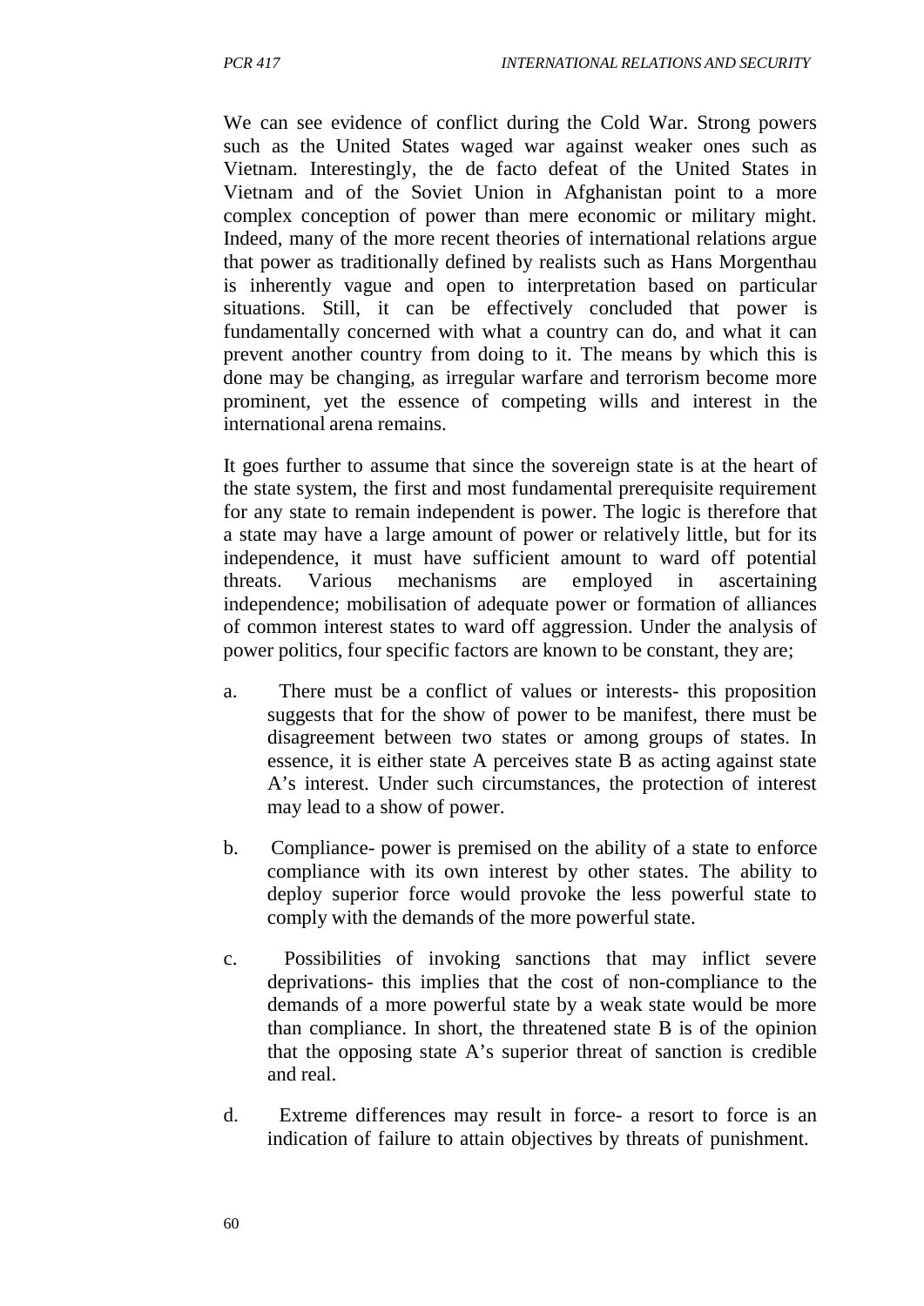We can see evidence of conflict during the Cold War. Strong powers such as the United States waged war against weaker ones such as Vietnam. Interestingly, the de facto defeat of the United States in Vietnam and of the Soviet Union in Afghanistan point to a more complex conception of power than mere economic or military might. Indeed, many of the more recent theories of international relations argue that power as traditionally defined by realists such as Hans Morgenthau is inherently vague and open to interpretation based on particular situations. Still, it can be effectively concluded that power is fundamentally concerned with what a country can do, and what it can prevent another country from doing to it. The means by which this is done may be changing, as irregular warfare and terrorism become more prominent, yet the essence of competing wills and interest in the international arena remains.

It goes further to assume that since the sovereign state is at the heart of the state system, the first and most fundamental prerequisite requirement for any state to remain independent is power. The logic is therefore that a state may have a large amount of power or relatively little, but for its independence, it must have sufficient amount to ward off potential threats. Various mechanisms are employed in ascertaining independence; mobilisation of adequate power or formation of alliances of common interest states to ward off aggression. Under the analysis of power politics, four specific factors are known to be constant, they are;

a. There must be a conflict of values or interests- this proposition suggests that for the show of power to be manifest, there must be disagreement between two states or among groups of states. In essence, it is either state A perceives state B as acting against state A's interest. Under such circumstances, the protection of interest may lead to a show of power.

b. Compliance- power is premised on the ability of a state to enforce compliance with its own interest by other states. The ability to deploy superior force would provoke the less powerful state to comply with the demands of the more powerful state.

c. Possibilities of invoking sanctions that may inflict severe deprivations- this implies that the cost of non-compliance to the demands of a more powerful state by a weak state would be more than compliance. In short, the threatened state B is of the opinion that the opposing state A's superior threat of sanction is credible and real.

d. Extreme differences may result in force- a resort to force is an indication of failure to attain objectives by threats of punishment.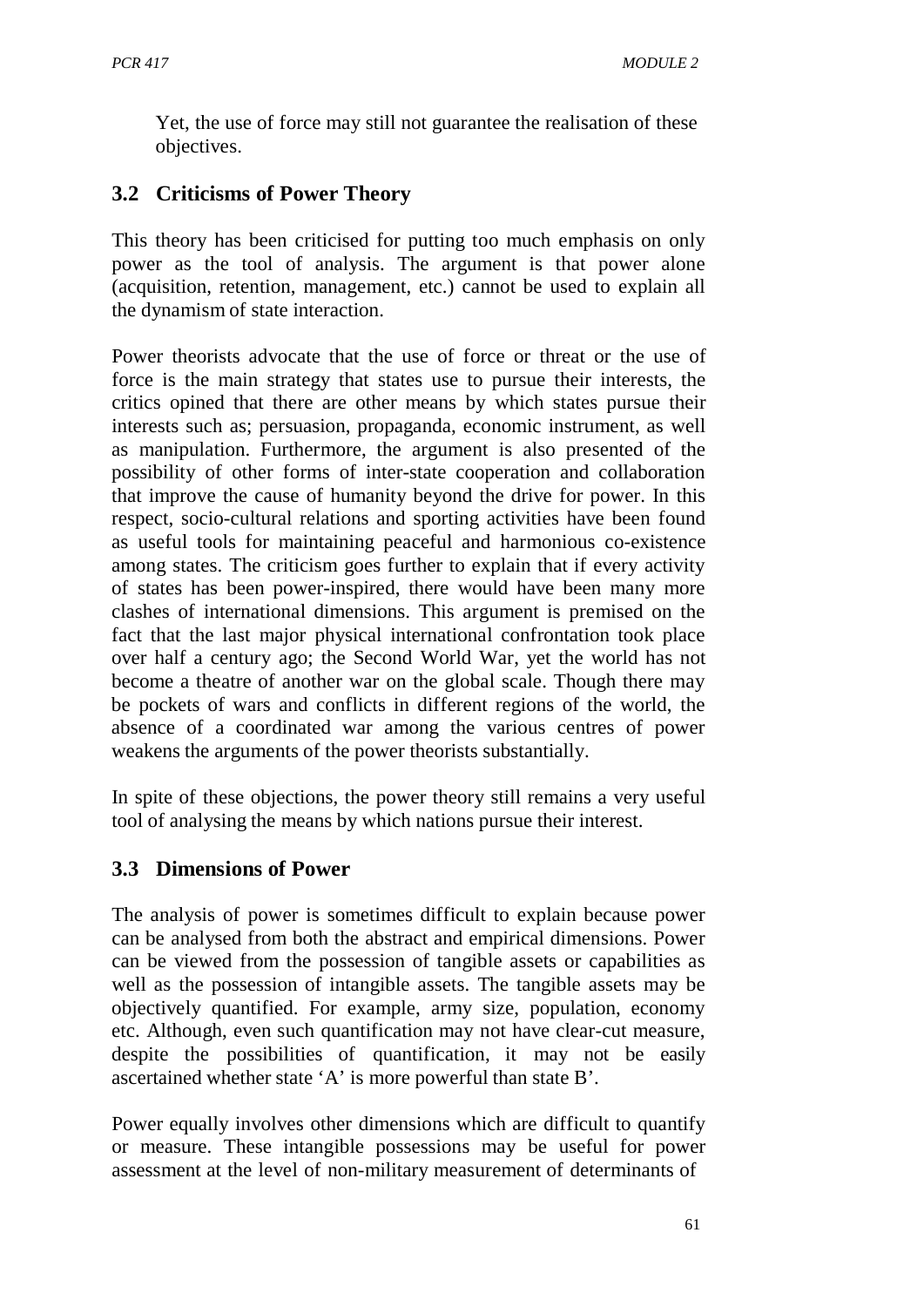Yet, the use of force may still not guarantee the realisation of these objectives.

### 3.2 Criticisms of Power Theory

This theory has been criticised for putting too much emphasis on only power as the tool of analysis. The argument is that power alone (acquisition, retention, management, etc.) cannot be used to explain all the dynamism of state interaction.

Power theorists advocate that the use of force or threat or the use of force is the main strategy that states use to pursue their interests, the critics opined that there are other means by which states pursue their interests such as; persuasion, propaganda, economic instrument, as well as manipulation. Furthermore, the argument is also presented of the possibility of other forms of inter-state cooperation and collaboration that improve the cause of humanity beyond the drive for power. In this respect, socio-cultural relations and sporting activities have been found as useful tools for maintaining peaceful and harmonious co-existence among states. The criticism goes further to explain that if every activity of states has been power-inspired, there would have been many more clashes of international dimensions. This argument is premised on the fact that the last major physical international confrontation took place over half a century ago; the Second World War, yet the world has not become a theatre of another war on the global scale. Though there may be pockets of wars and conflicts in different regions of the world, the absence of a coordinated war among the various centres of power weakens the arguments of the power theorists substantially.

In spite of these objections, the power theory still remains a very useful tool of analysing the means by which nations pursue their interest.

### 3.3 Dimensions of Power

The analysis of power is sometimes difficult to explain because power can be analysed from both the abstract and empirical dimensions. Power can be viewed from the possession of tangible assets or capabilities as well as the possession of intangible assets. The tangible assets may be objectively quantified. For example, army size, population, economy etc. Although, even such quantification may not have clear-cut measure, despite the possibilities of quantification, it may not be easily ascertained whether state 'A' is more powerful than state B'.

Power equally involves other dimensions which are difficult to quantify or measure. These intangible possessions may be useful for power assessment at the level of non-military measurement of determinants of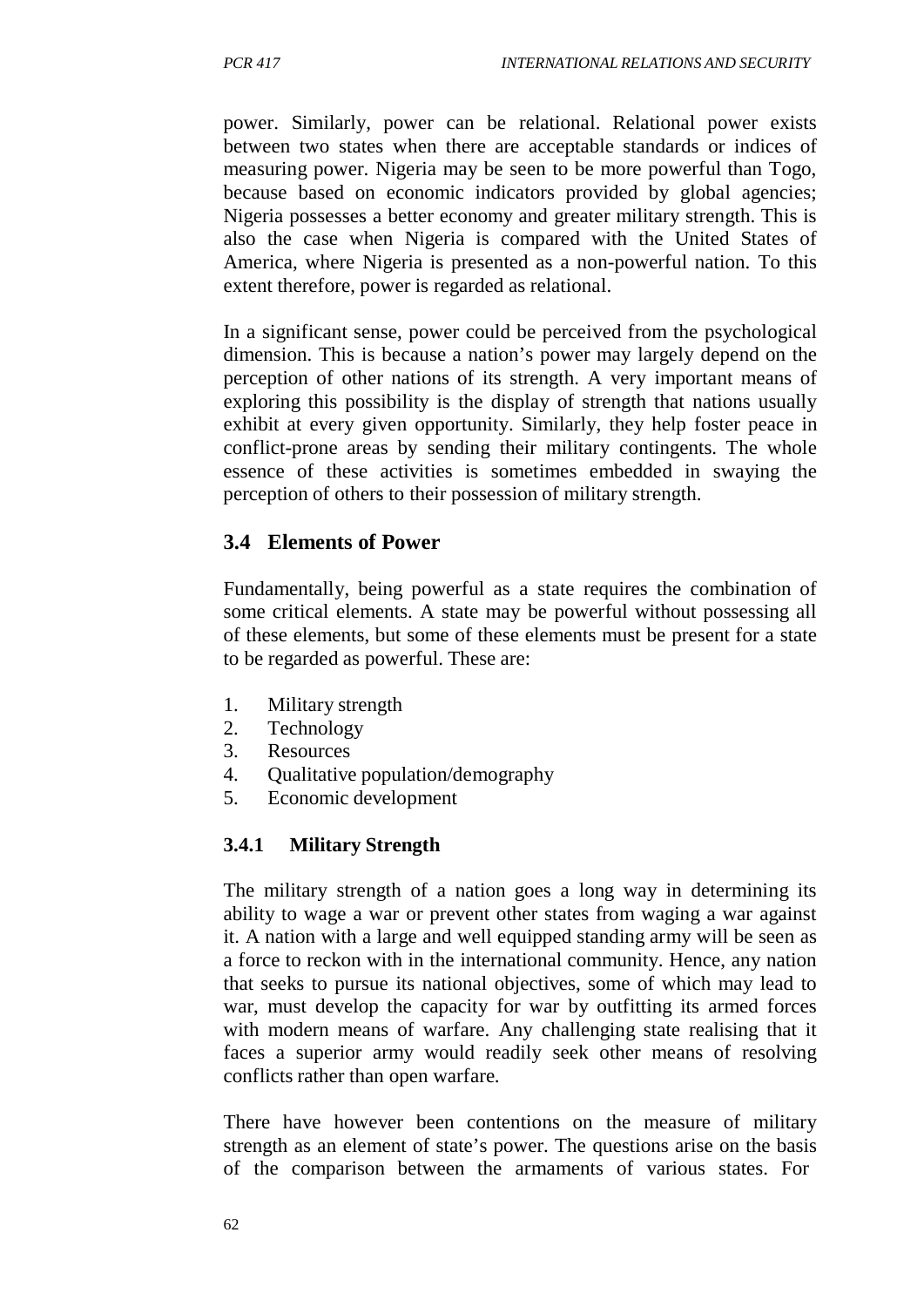power. Similarly, power can be relational. Relational power exists between two states when there are acceptable standards or indices of measuring power. Nigeria may be seen to be more powerful than Togo, because based on economic indicators provided by global agencies; Nigeria possesses a better economy and greater military strength. This is also the case when Nigeria is compared with the United States of America, where Nigeria is presented as a non-powerful nation. To this extent therefore, power is regarded as relational.

In a significant sense, power could be perceived from the psychological dimension. This is because a nation's power may largely depend on the perception of other nations of its strength. A very important means of exploring this possibility is the display of strength that nations usually exhibit at every given opportunity. Similarly, they help foster peace in conflict-prone areas by sending their military contingents. The whole essence of these activities is sometimes embedded in swaying the perception of others to their possession of military strength.

## 3.4 Elements of Power

Fundamentally, being powerful as a state requires the combination of some critical elements. A state may be powerful without possessing all of these elements, but some of these elements must be present for a state to be regarded as powerful. These are:

1. Military strength
2. Technology
3. Resources
4. Qualitative population/demography
5. Economic development

### 3.4.1 Military Strength

The military strength of a nation goes a long way in determining its ability to wage a war or prevent other states from waging a war against it. A nation with a large and well equipped standing army will be seen as a force to reckon with in the international community. Hence, any nation that seeks to pursue its national objectives, some of which may lead to war, must develop the capacity for war by outfitting its armed forces with modern means of warfare. Any challenging state realising that it faces a superior army would readily seek other means of resolving conflicts rather than open warfare.

There have however been contentions on the measure of military strength as an element of state's power. The questions arise on the basis of the comparison between the armaments of various states. For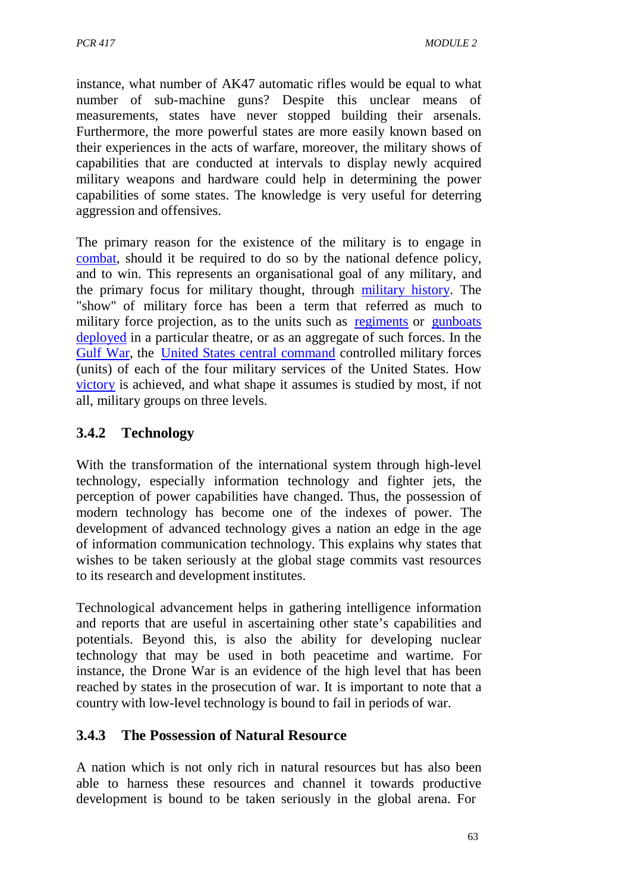instance, what number of AK47 automatic rifles would be equal to what number of sub-machine guns? Despite this unclear means of measurements, states have never stopped building their arsenals. Furthermore, the more powerful states are more easily known based on their experiences in the acts of warfare, moreover, the military shows of capabilities that are conducted at intervals to display newly acquired military weapons and hardware could help in determining the power capabilities of some states. The knowledge is very useful for deterring aggression and offensives.

The primary reason for the existence of the military is to engage in combat, should it be required to do so by the national defence policy, and to win. This represents an organisational goal of any military, and the primary focus for military thought, through military history. The "show" of military force has been a term that referred as much to military force projection, as to the units such as regiments or gunboats deployed in a particular theatre, or as an aggregate of such forces. In the Gulf War, the United States central command controlled military forces (units) of each of the four military services of the United States. How victory is achieved, and what shape it assumes is studied by most, if not all, military groups on three levels.

### 3.4.2 Technology

With the transformation of the international system through high-level technology, especially information technology and fighter jets, the perception of power capabilities have changed. Thus, the possession of modern technology has become one of the indexes of power. The development of advanced technology gives a nation an edge in the age of information communication technology. This explains why states that wishes to be taken seriously at the global stage commits vast resources to its research and development institutes.

Technological advancement helps in gathering intelligence information and reports that are useful in ascertaining other state's capabilities and potentials. Beyond this, is also the ability for developing nuclear technology that may be used in both peacetime and wartime. For instance, the Drone War is an evidence of the high level that has been reached by states in the prosecution of war. It is important to note that a country with low-level technology is bound to fail in periods of war.

### 3.4.3 The Possession of Natural Resource

A nation which is not only rich in natural resources but has also been able to harness these resources and channel it towards productive development is bound to be taken seriously in the global arena. For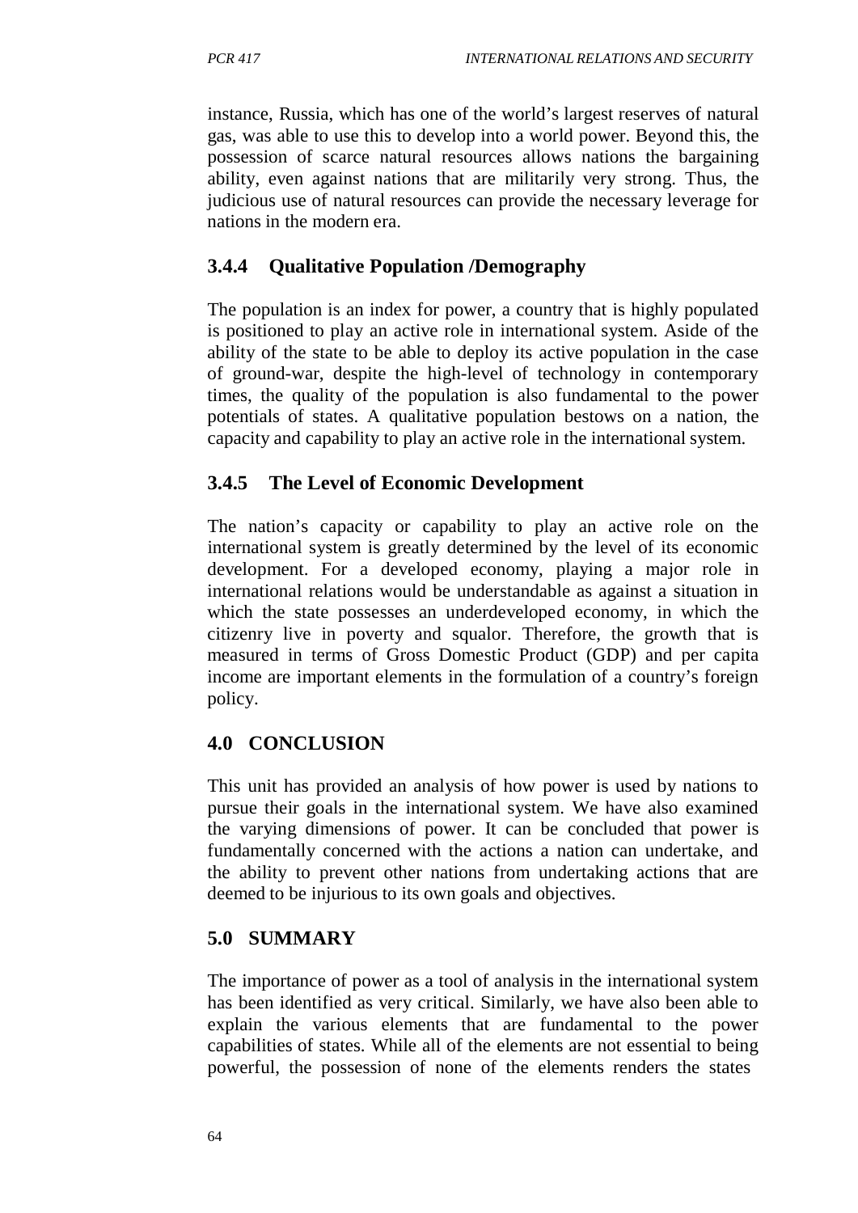instance, Russia, which has one of the world's largest reserves of natural gas, was able to use this to develop into a world power. Beyond this, the possession of scarce natural resources allows nations the bargaining ability, even against nations that are militarily very strong. Thus, the judicious use of natural resources can provide the necessary leverage for nations in the modern era.

### 3.4.4 Qualitative Population /Demography

The population is an index for power, a country that is highly populated is positioned to play an active role in international system. Aside of the ability of the state to be able to deploy its active population in the case of ground-war, despite the high-level of technology in contemporary times, the quality of the population is also fundamental to the power potentials of states. A qualitative population bestows on a nation, the capacity and capability to play an active role in the international system.

### 3.4.5 The Level of Economic Development

The nation's capacity or capability to play an active role on the international system is greatly determined by the level of its economic development. For a developed economy, playing a major role in international relations would be understandable as against a situation in which the state possesses an underdeveloped economy, in which the citizenry live in poverty and squalor. Therefore, the growth that is measured in terms of Gross Domestic Product (GDP) and per capita income are important elements in the formulation of a country's foreign policy.

## 4.0 CONCLUSION

This unit has provided an analysis of how power is used by nations to pursue their goals in the international system. We have also examined the varying dimensions of power. It can be concluded that power is fundamentally concerned with the actions a nation can undertake, and the ability to prevent other nations from undertaking actions that are deemed to be injurious to its own goals and objectives.

## 5.0 SUMMARY

The importance of power as a tool of analysis in the international system has been identified as very critical. Similarly, we have also been able to explain the various elements that are fundamental to the power capabilities of states. While all of the elements are not essential to being powerful, the possession of none of the elements renders the states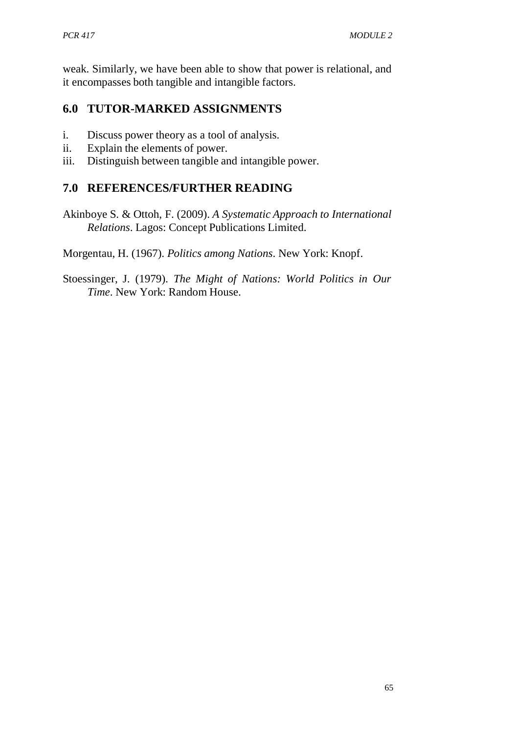weak. Similarly, we have been able to show that power is relational, and it encompasses both tangible and intangible factors.

## 6.0 TUTOR-MARKED ASSIGNMENTS

i. Discuss power theory as a tool of analysis.
ii. Explain the elements of power.
iii. Distinguish between tangible and intangible power.

## 7.0 REFERENCES/FURTHER READING

Akinboye S. & Ottoh, F. (2009). *A Systematic Approach to International Relations*. Lagos: Concept Publications Limited.

Morgentau, H. (1967). *Politics among Nations*. New York: Knopf.

Stoessinger, J. (1979). *The Might of Nations: World Politics in Our Time*. New York: Random House.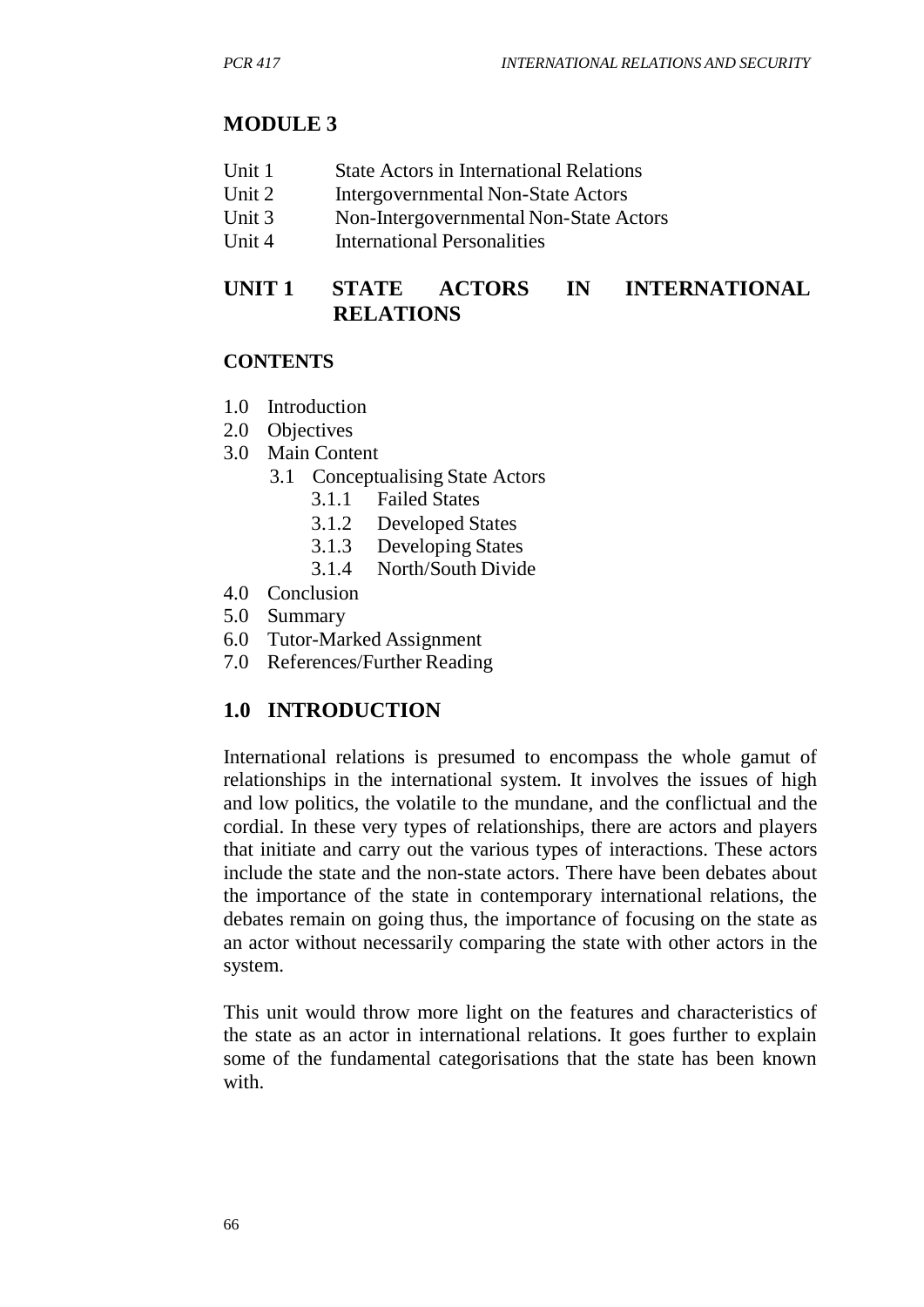# MODULE 3

Unit 1 State Actors in International Relations
Unit 2 Intergovernmental Non-State Actors
Unit 3 Non-Intergovernmental Non-State Actors
Unit 4 International Personalities

## UNIT 1 STATE ACTORS IN INTERNATIONAL RELATIONS

### CONTENTS

- 1.0 Introduction
- 2.0 Objectives
- 3.0 Main Content
  - 3.1 Conceptualising State Actors
    - 3.1.1 Failed States
    - 3.1.2 Developed States
    - 3.1.3 Developing States
    - 3.1.4 North/South Divide
- 4.0 Conclusion
- 5.0 Summary
- 6.0 Tutor-Marked Assignment
- 7.0 References/Further Reading

## 1.0 INTRODUCTION

International relations is presumed to encompass the whole gamut of relationships in the international system. It involves the issues of high and low politics, the volatile to the mundane, and the conflictual and the cordial. In these very types of relationships, there are actors and players that initiate and carry out the various types of interactions. These actors include the state and the non-state actors. There have been debates about the importance of the state in contemporary international relations, the debates remain on going thus, the importance of focusing on the state as an actor without necessarily comparing the state with other actors in the system.

This unit would throw more light on the features and characteristics of the state as an actor in international relations. It goes further to explain some of the fundamental categorisations that the state has been known with.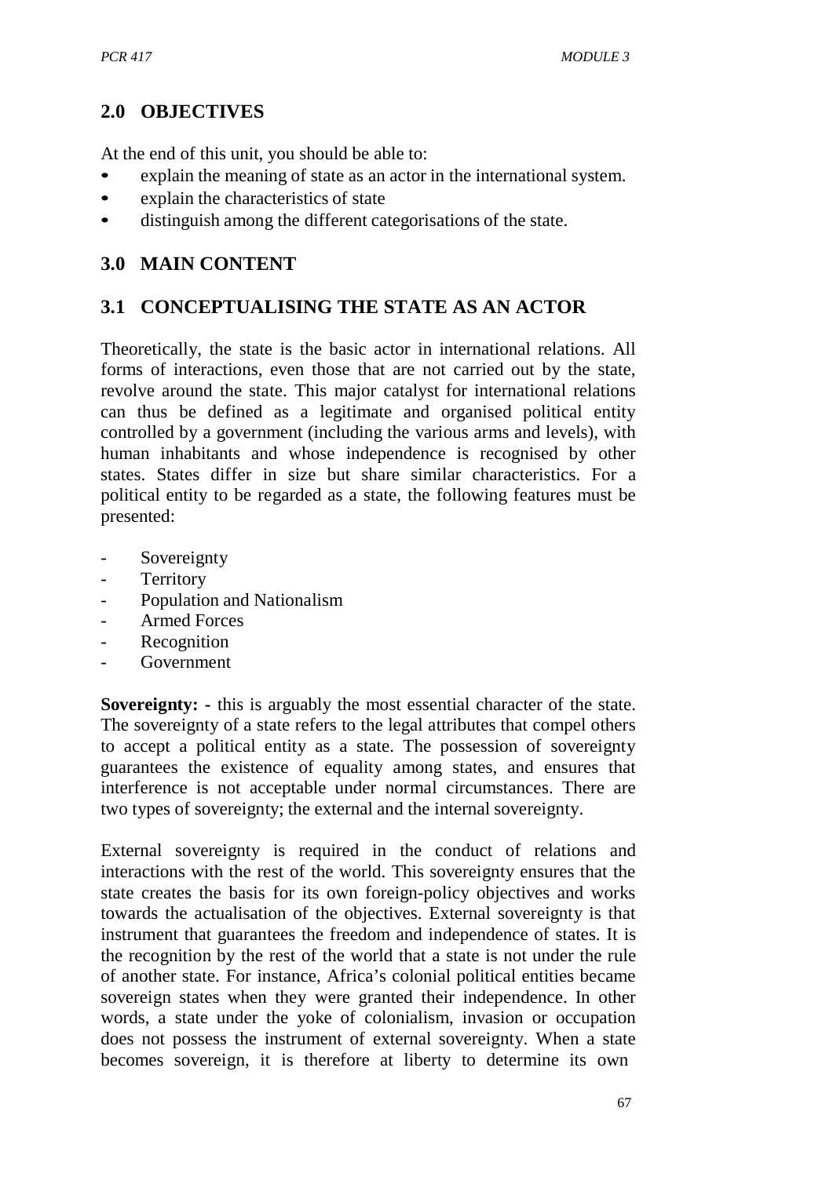## 2.0 OBJECTIVES

At the end of this unit, you should be able to:

- explain the meaning of state as an actor in the international system.
- explain the characteristics of state
- distinguish among the different categorisations of the state.

## 3.0 MAIN CONTENT

### 3.1 CONCEPTUALISING THE STATE AS AN ACTOR

Theoretically, the state is the basic actor in international relations. All forms of interactions, even those that are not carried out by the state, revolve around the state. This major catalyst for international relations can thus be defined as a legitimate and organised political entity controlled by a government (including the various arms and levels), with human inhabitants and whose independence is recognised by other states. States differ in size but share similar characteristics. For a political entity to be regarded as a state, the following features must be presented:

- Sovereignty
- Territory
- Population and Nationalism
- Armed Forces
- Recognition
- Government

**Sovereignty: -** this is arguably the most essential character of the state. The sovereignty of a state refers to the legal attributes that compel others to accept a political entity as a state. The possession of sovereignty guarantees the existence of equality among states, and ensures that interference is not acceptable under normal circumstances. There are two types of sovereignty; the external and the internal sovereignty.

External sovereignty is required in the conduct of relations and interactions with the rest of the world. This sovereignty ensures that the state creates the basis for its own foreign-policy objectives and works towards the actualisation of the objectives. External sovereignty is that instrument that guarantees the freedom and independence of states. It is the recognition by the rest of the world that a state is not under the rule of another state. For instance, Africa's colonial political entities became sovereign states when they were granted their independence. In other words, a state under the yoke of colonialism, invasion or occupation does not possess the instrument of external sovereignty. When a state becomes sovereign, it is therefore at liberty to determine its own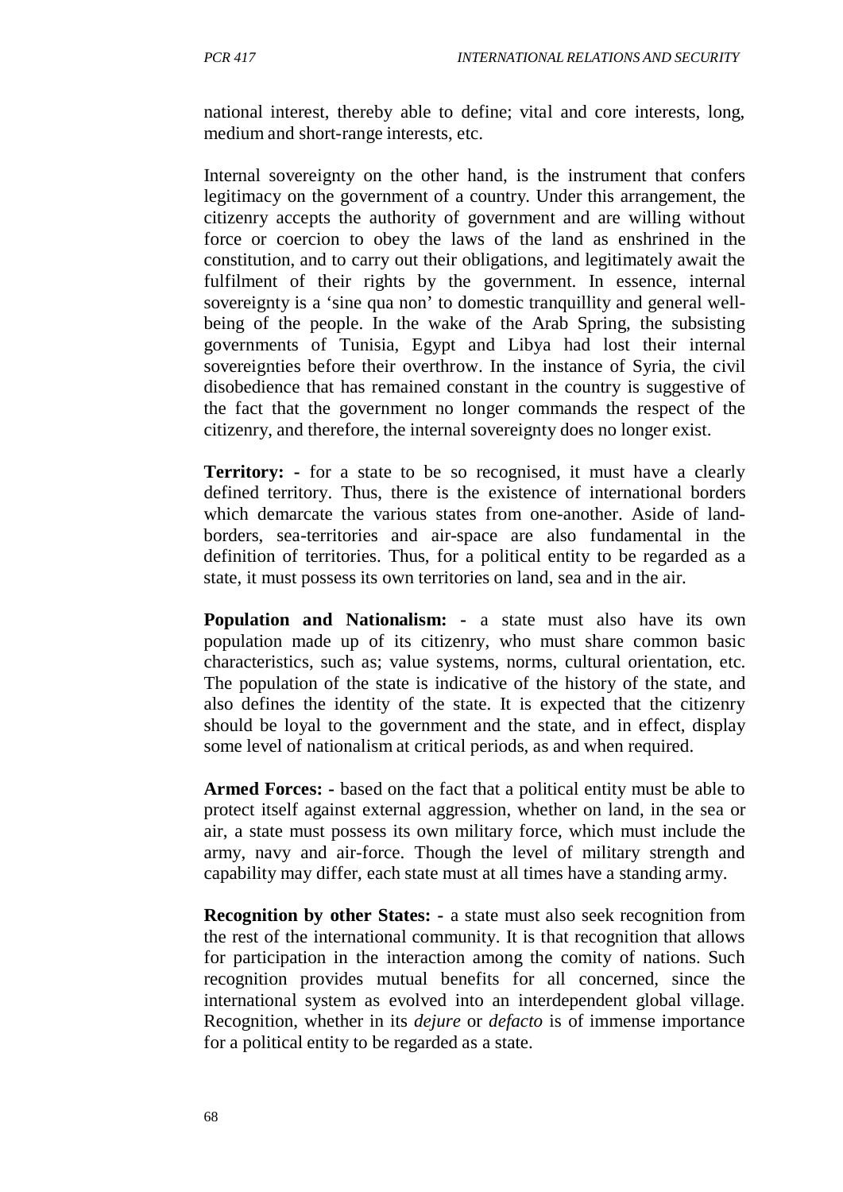national interest, thereby able to define; vital and core interests, long, medium and short-range interests, etc.

Internal sovereignty on the other hand, is the instrument that confers legitimacy on the government of a country. Under this arrangement, the citizenry accepts the authority of government and are willing without force or coercion to obey the laws of the land as enshrined in the constitution, and to carry out their obligations, and legitimately await the fulfilment of their rights by the government. In essence, internal sovereignty is a 'sine qua non' to domestic tranquillity and general well-being of the people. In the wake of the Arab Spring, the subsisting governments of Tunisia, Egypt and Libya had lost their internal sovereignties before their overthrow. In the instance of Syria, the civil disobedience that has remained constant in the country is suggestive of the fact that the government no longer commands the respect of the citizenry, and therefore, the internal sovereignty does no longer exist.

**Territory: -** for a state to be so recognised, it must have a clearly defined territory. Thus, there is the existence of international borders which demarcate the various states from one-another. Aside of land-borders, sea-territories and air-space are also fundamental in the definition of territories. Thus, for a political entity to be regarded as a state, it must possess its own territories on land, sea and in the air.

**Population and Nationalism: -** a state must also have its own population made up of its citizenry, who must share common basic characteristics, such as; value systems, norms, cultural orientation, etc. The population of the state is indicative of the history of the state, and also defines the identity of the state. It is expected that the citizenry should be loyal to the government and the state, and in effect, display some level of nationalism at critical periods, as and when required.

**Armed Forces: -** based on the fact that a political entity must be able to protect itself against external aggression, whether on land, in the sea or air, a state must possess its own military force, which must include the army, navy and air-force. Though the level of military strength and capability may differ, each state must at all times have a standing army.

**Recognition by other States: -** a state must also seek recognition from the rest of the international community. It is that recognition that allows for participation in the interaction among the comity of nations. Such recognition provides mutual benefits for all concerned, since the international system as evolved into an interdependent global village. Recognition, whether in its *dejure* or *defacto* is of immense importance for a political entity to be regarded as a state.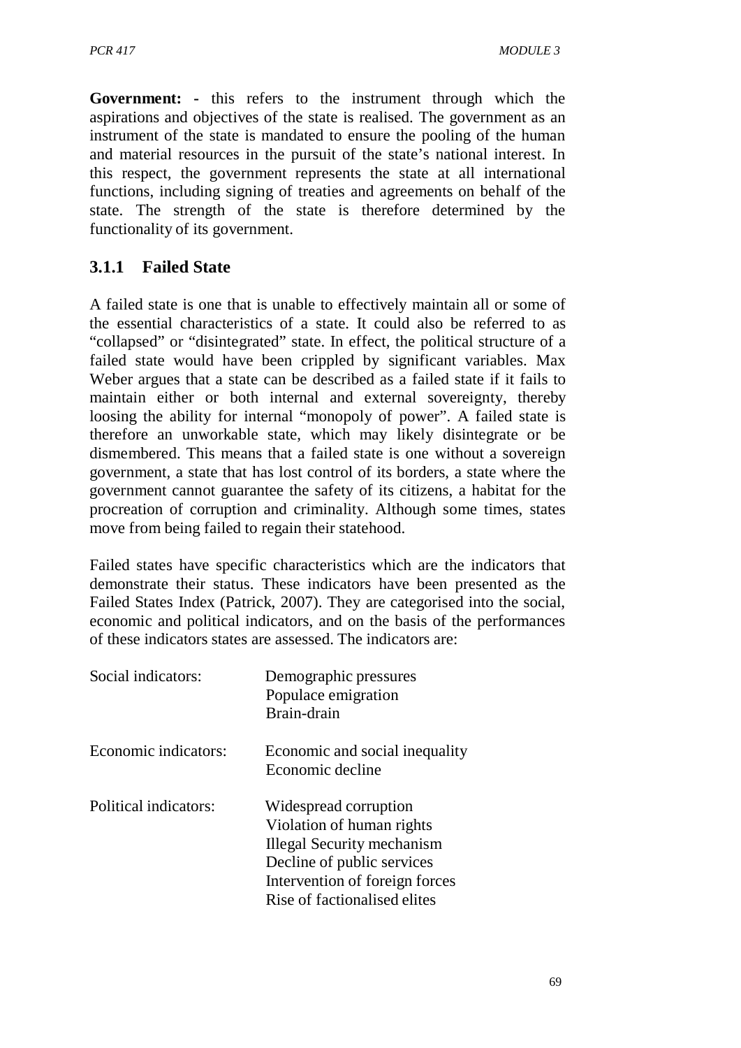**Government: -** this refers to the instrument through which the aspirations and objectives of the state is realised. The government as an instrument of the state is mandated to ensure the pooling of the human and material resources in the pursuit of the state's national interest. In this respect, the government represents the state at all international functions, including signing of treaties and agreements on behalf of the state. The strength of the state is therefore determined by the functionality of its government.

### 3.1.1 Failed State

A failed state is one that is unable to effectively maintain all or some of the essential characteristics of a state. It could also be referred to as "collapsed" or "disintegrated" state. In effect, the political structure of a failed state would have been crippled by significant variables. Max Weber argues that a state can be described as a failed state if it fails to maintain either or both internal and external sovereignty, thereby loosing the ability for internal "monopoly of power". A failed state is therefore an unworkable state, which may likely disintegrate or be dismembered. This means that a failed state is one without a sovereign government, a state that has lost control of its borders, a state where the government cannot guarantee the safety of its citizens, a habitat for the procreation of corruption and criminality. Although some times, states move from being failed to regain their statehood.

Failed states have specific characteristics which are the indicators that demonstrate their status. These indicators have been presented as the Failed States Index (Patrick, 2007). They are categorised into the social, economic and political indicators, and on the basis of the performances of these indicators states are assessed. The indicators are:

| | |
|---|---|
| Social indicators: | Demographic pressures<br>Populace emigration<br>Brain-drain |
| Economic indicators: | Economic and social inequality<br>Economic decline |
| Political indicators: | Widespread corruption<br>Violation of human rights<br>Illegal Security mechanism<br>Decline of public services<br>Intervention of foreign forces<br>Rise of factionalised elites |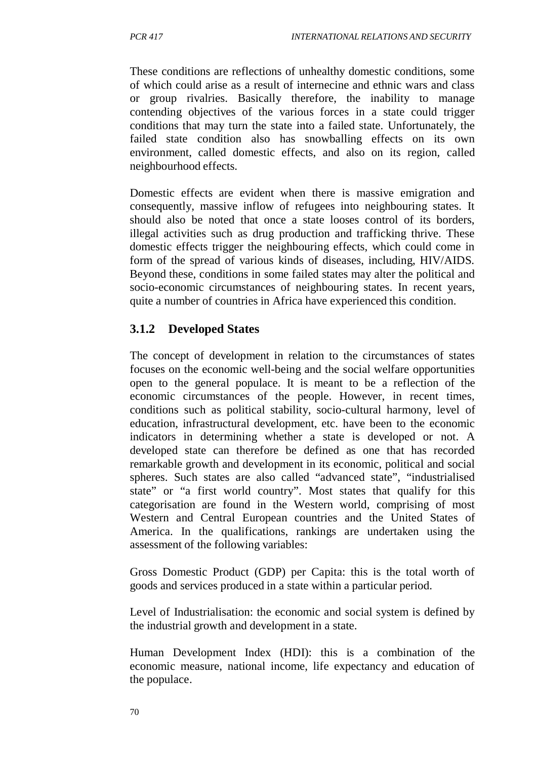These conditions are reflections of unhealthy domestic conditions, some of which could arise as a result of internecine and ethnic wars and class or group rivalries. Basically therefore, the inability to manage contending objectives of the various forces in a state could trigger conditions that may turn the state into a failed state. Unfortunately, the failed state condition also has snowballing effects on its own environment, called domestic effects, and also on its region, called neighbourhood effects.

Domestic effects are evident when there is massive emigration and consequently, massive inflow of refugees into neighbouring states. It should also be noted that once a state looses control of its borders, illegal activities such as drug production and trafficking thrive. These domestic effects trigger the neighbouring effects, which could come in form of the spread of various kinds of diseases, including, HIV/AIDS. Beyond these, conditions in some failed states may alter the political and socio-economic circumstances of neighbouring states. In recent years, quite a number of countries in Africa have experienced this condition.

### 3.1.2 Developed States

The concept of development in relation to the circumstances of states focuses on the economic well-being and the social welfare opportunities open to the general populace. It is meant to be a reflection of the economic circumstances of the people. However, in recent times, conditions such as political stability, socio-cultural harmony, level of education, infrastructural development, etc. have been to the economic indicators in determining whether a state is developed or not. A developed state can therefore be defined as one that has recorded remarkable growth and development in its economic, political and social spheres. Such states are also called "advanced state", "industrialised state" or "a first world country". Most states that qualify for this categorisation are found in the Western world, comprising of most Western and Central European countries and the United States of America. In the qualifications, rankings are undertaken using the assessment of the following variables:

Gross Domestic Product (GDP) per Capita: this is the total worth of goods and services produced in a state within a particular period.

Level of Industrialisation: the economic and social system is defined by the industrial growth and development in a state.

Human Development Index (HDI): this is a combination of the economic measure, national income, life expectancy and education of the populace.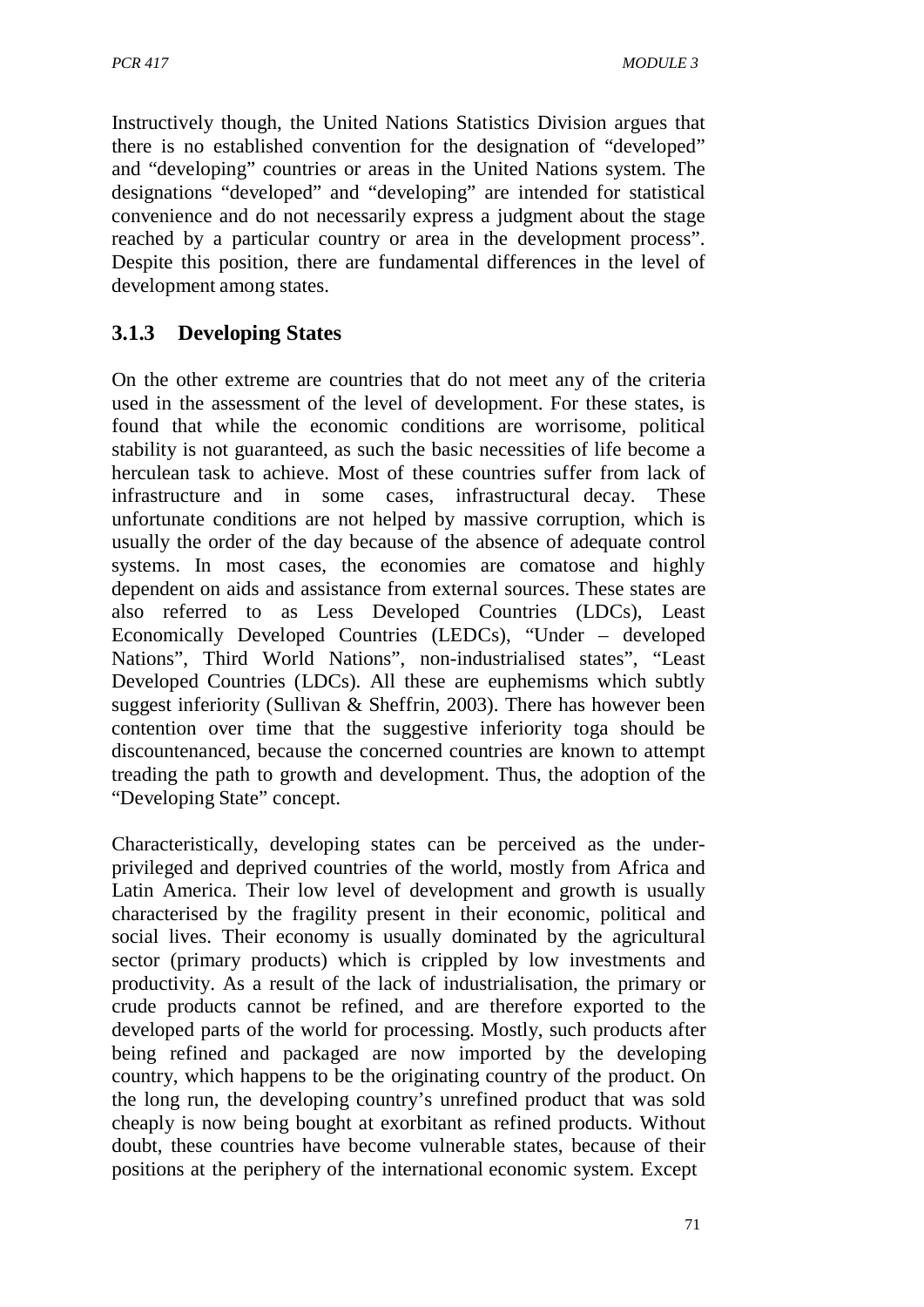Instructively though, the United Nations Statistics Division argues that there is no established convention for the designation of "developed" and "developing" countries or areas in the United Nations system. The designations "developed" and "developing" are intended for statistical convenience and do not necessarily express a judgment about the stage reached by a particular country or area in the development process". Despite this position, there are fundamental differences in the level of development among states.

### 3.1.3 Developing States

On the other extreme are countries that do not meet any of the criteria used in the assessment of the level of development. For these states, is found that while the economic conditions are worrisome, political stability is not guaranteed, as such the basic necessities of life become a herculean task to achieve. Most of these countries suffer from lack of infrastructure and in some cases, infrastructural decay. These unfortunate conditions are not helped by massive corruption, which is usually the order of the day because of the absence of adequate control systems. In most cases, the economies are comatose and highly dependent on aids and assistance from external sources. These states are also referred to as Less Developed Countries (LDCs), Least Economically Developed Countries (LEDCs), "Under – developed Nations", Third World Nations", non-industrialised states", "Least Developed Countries (LDCs). All these are euphemisms which subtly suggest inferiority (Sullivan & Sheffrin, 2003). There has however been contention over time that the suggestive inferiority toga should be discountenanced, because the concerned countries are known to attempt treading the path to growth and development. Thus, the adoption of the "Developing State" concept.

Characteristically, developing states can be perceived as the under-privileged and deprived countries of the world, mostly from Africa and Latin America. Their low level of development and growth is usually characterised by the fragility present in their economic, political and social lives. Their economy is usually dominated by the agricultural sector (primary products) which is crippled by low investments and productivity. As a result of the lack of industrialisation, the primary or crude products cannot be refined, and are therefore exported to the developed parts of the world for processing. Mostly, such products after being refined and packaged are now imported by the developing country, which happens to be the originating country of the product. On the long run, the developing country's unrefined product that was sold cheaply is now being bought at exorbitant as refined products. Without doubt, these countries have become vulnerable states, because of their positions at the periphery of the international economic system. Except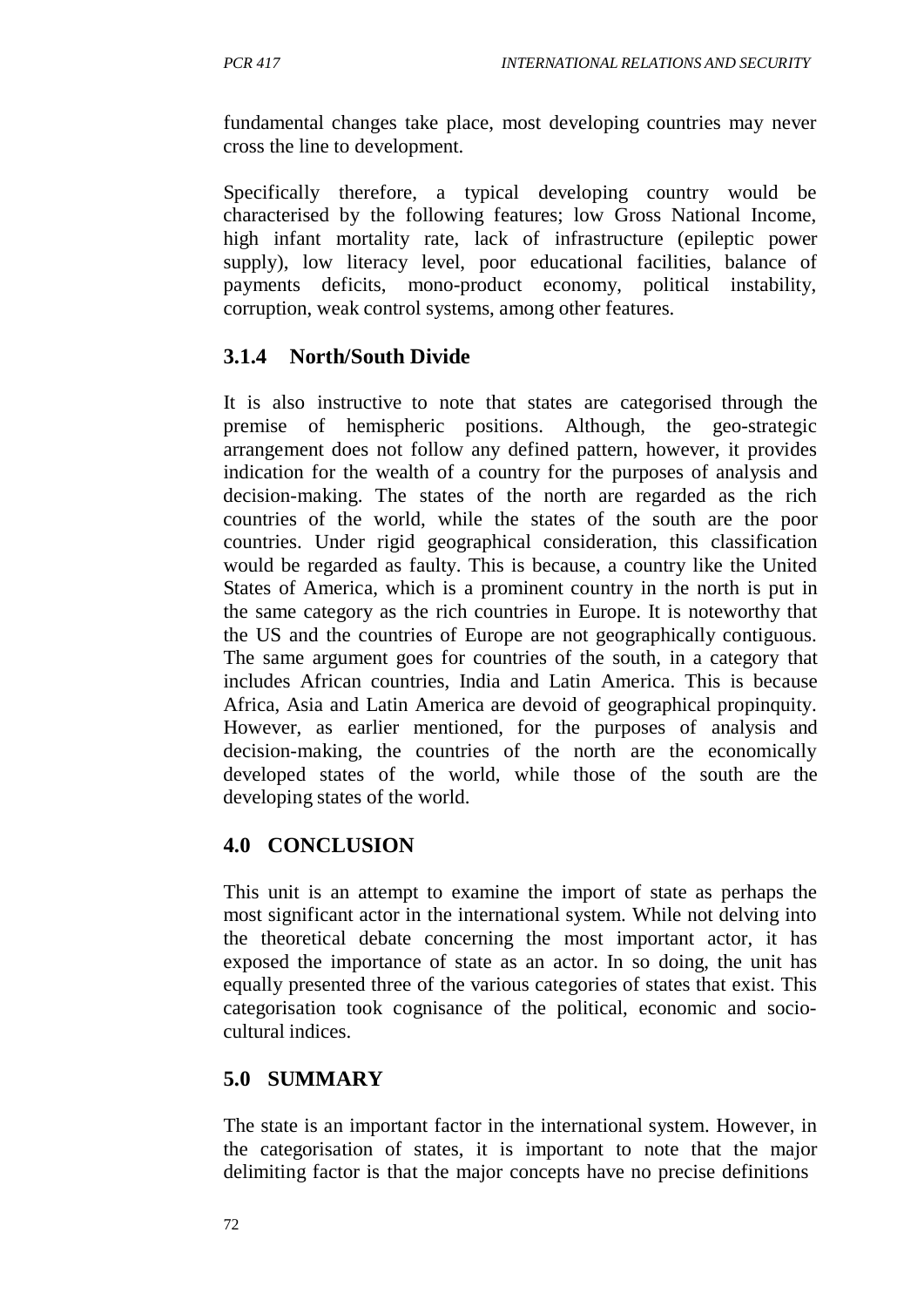fundamental changes take place, most developing countries may never cross the line to development.

Specifically therefore, a typical developing country would be characterised by the following features; low Gross National Income, high infant mortality rate, lack of infrastructure (epileptic power supply), low literacy level, poor educational facilities, balance of payments deficits, mono-product economy, political instability, corruption, weak control systems, among other features.

### 3.1.4 North/South Divide

It is also instructive to note that states are categorised through the premise of hemispheric positions. Although, the geo-strategic arrangement does not follow any defined pattern, however, it provides indication for the wealth of a country for the purposes of analysis and decision-making. The states of the north are regarded as the rich countries of the world, while the states of the south are the poor countries. Under rigid geographical consideration, this classification would be regarded as faulty. This is because, a country like the United States of America, which is a prominent country in the north is put in the same category as the rich countries in Europe. It is noteworthy that the US and the countries of Europe are not geographically contiguous. The same argument goes for countries of the south, in a category that includes African countries, India and Latin America. This is because Africa, Asia and Latin America are devoid of geographical propinquity. However, as earlier mentioned, for the purposes of analysis and decision-making, the countries of the north are the economically developed states of the world, while those of the south are the developing states of the world.

## 4.0 CONCLUSION

This unit is an attempt to examine the import of state as perhaps the most significant actor in the international system. While not delving into the theoretical debate concerning the most important actor, it has exposed the importance of state as an actor. In so doing, the unit has equally presented three of the various categories of states that exist. This categorisation took cognisance of the political, economic and socio-cultural indices.

## 5.0 SUMMARY

The state is an important factor in the international system. However, in the categorisation of states, it is important to note that the major delimiting factor is that the major concepts have no precise definitions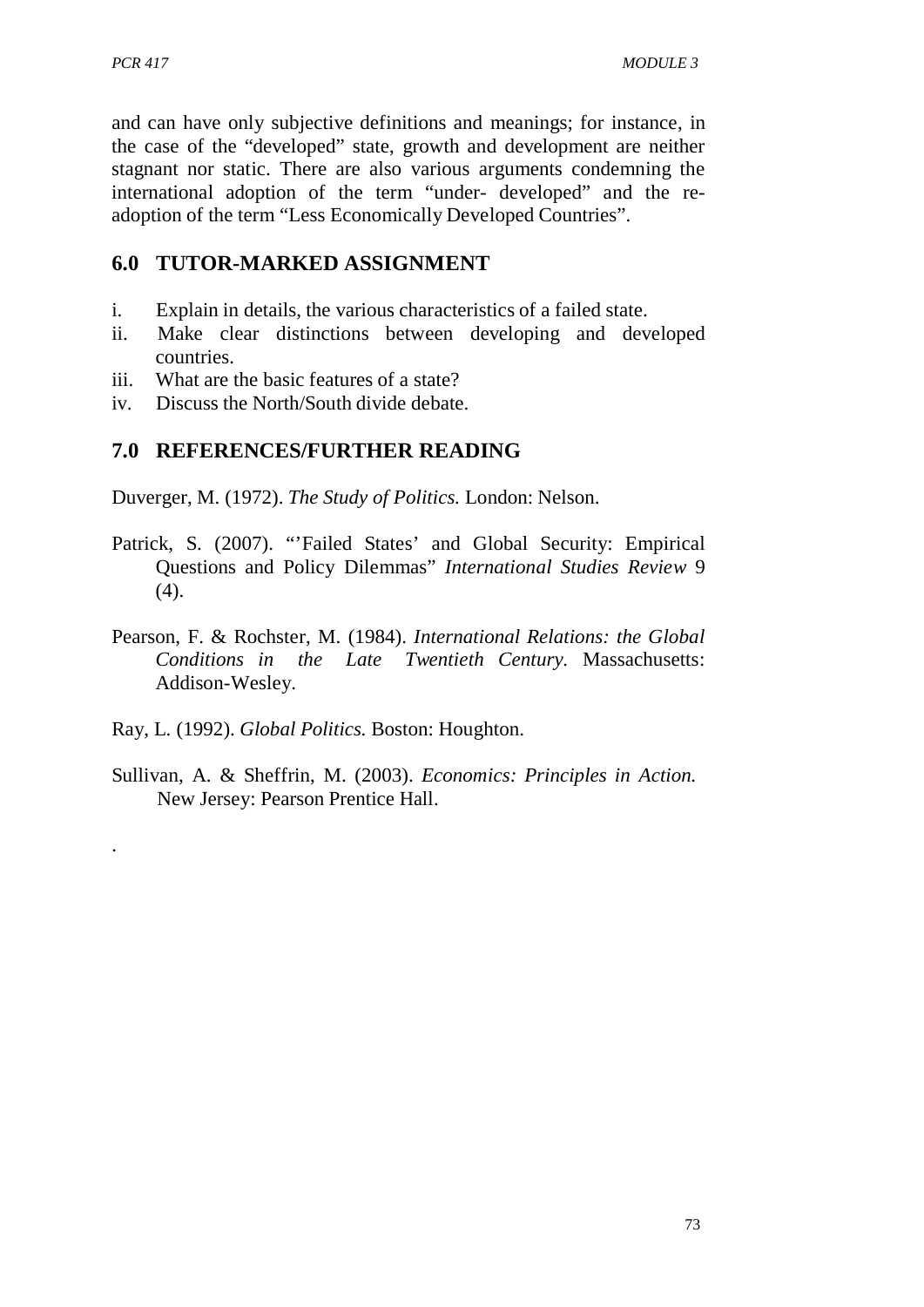and can have only subjective definitions and meanings; for instance, in the case of the "developed" state, growth and development are neither stagnant nor static. There are also various arguments condemning the international adoption of the term "under- developed" and the re-adoption of the term "Less Economically Developed Countries".

## 6.0 TUTOR-MARKED ASSIGNMENT

i. Explain in details, the various characteristics of a failed state.
ii. Make clear distinctions between developing and developed countries.
iii. What are the basic features of a state?
iv. Discuss the North/South divide debate.

## 7.0 REFERENCES/FURTHER READING

Duverger, M. (1972). *The Study of Politics.* London: Nelson.

Patrick, S. (2007). "'Failed States' and Global Security: Empirical Questions and Policy Dilemmas" *International Studies Review* 9 (4).

Pearson, F. & Rochster, M. (1984). *International Relations: the Global Conditions in the Late Twentieth Century.* Massachusetts: Addison-Wesley.

Ray, L. (1992). *Global Politics.* Boston: Houghton.

Sullivan, A. & Sheffrin, M. (2003). *Economics: Principles in Action.* New Jersey: Pearson Prentice Hall.

.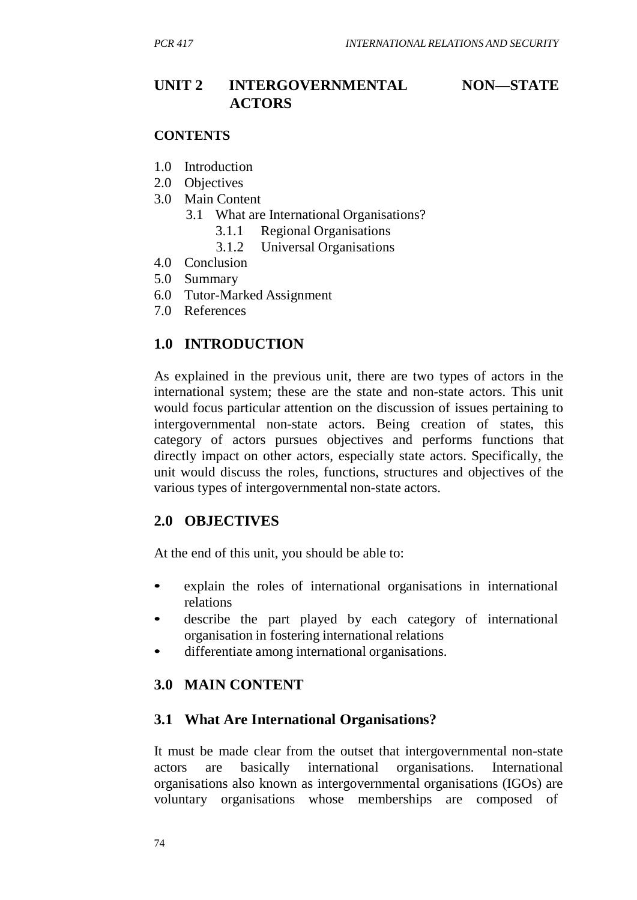# UNIT 2 INTERGOVERNMENTAL NON—STATE ACTORS

**CONTENTS**

1.0 Introduction
2.0 Objectives
3.0 Main Content
   3.1 What are International Organisations?
      3.1.1 Regional Organisations
      3.1.2 Universal Organisations
4.0 Conclusion
5.0 Summary
6.0 Tutor-Marked Assignment
7.0 References

## 1.0 INTRODUCTION

As explained in the previous unit, there are two types of actors in the international system; these are the state and non-state actors. This unit would focus particular attention on the discussion of issues pertaining to intergovernmental non-state actors. Being creation of states, this category of actors pursues objectives and performs functions that directly impact on other actors, especially state actors. Specifically, the unit would discuss the roles, functions, structures and objectives of the various types of intergovernmental non-state actors.

## 2.0 OBJECTIVES

At the end of this unit, you should be able to:

- explain the roles of international organisations in international relations
- describe the part played by each category of international organisation in fostering international relations
- differentiate among international organisations.

## 3.0 MAIN CONTENT

### 3.1 What Are International Organisations?

It must be made clear from the outset that intergovernmental non-state actors are basically international organisations. International organisations also known as intergovernmental organisations (IGOs) are voluntary organisations whose memberships are composed of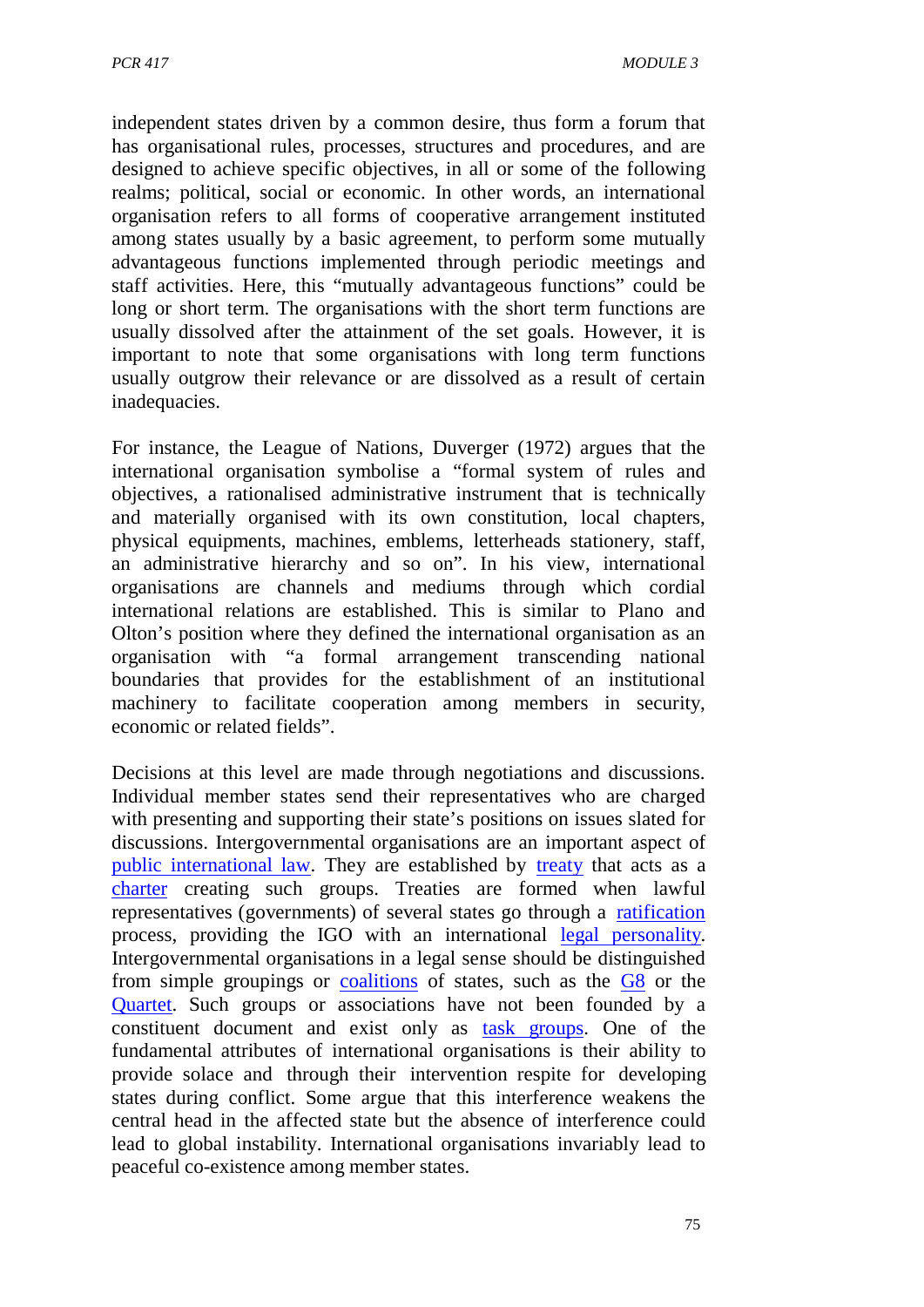independent states driven by a common desire, thus form a forum that has organisational rules, processes, structures and procedures, and are designed to achieve specific objectives, in all or some of the following realms; political, social or economic. In other words, an international organisation refers to all forms of cooperative arrangement instituted among states usually by a basic agreement, to perform some mutually advantageous functions implemented through periodic meetings and staff activities. Here, this "mutually advantageous functions" could be long or short term. The organisations with the short term functions are usually dissolved after the attainment of the set goals. However, it is important to note that some organisations with long term functions usually outgrow their relevance or are dissolved as a result of certain inadequacies.

For instance, the League of Nations, Duverger (1972) argues that the international organisation symbolise a "formal system of rules and objectives, a rationalised administrative instrument that is technically and materially organised with its own constitution, local chapters, physical equipments, machines, emblems, letterheads stationery, staff, an administrative hierarchy and so on". In his view, international organisations are channels and mediums through which cordial international relations are established. This is similar to Plano and Olton's position where they defined the international organisation as an organisation with "a formal arrangement transcending national boundaries that provides for the establishment of an institutional machinery to facilitate cooperation among members in security, economic or related fields".

Decisions at this level are made through negotiations and discussions. Individual member states send their representatives who are charged with presenting and supporting their state's positions on issues slated for discussions. Intergovernmental organisations are an important aspect of public international law. They are established by treaty that acts as a charter creating such groups. Treaties are formed when lawful representatives (governments) of several states go through a ratification process, providing the IGO with an international legal personality. Intergovernmental organisations in a legal sense should be distinguished from simple groupings or coalitions of states, such as the G8 or the Quartet. Such groups or associations have not been founded by a constituent document and exist only as task groups. One of the fundamental attributes of international organisations is their ability to provide solace and through their intervention respite for developing states during conflict. Some argue that this interference weakens the central head in the affected state but the absence of interference could lead to global instability. International organisations invariably lead to peaceful co-existence among member states.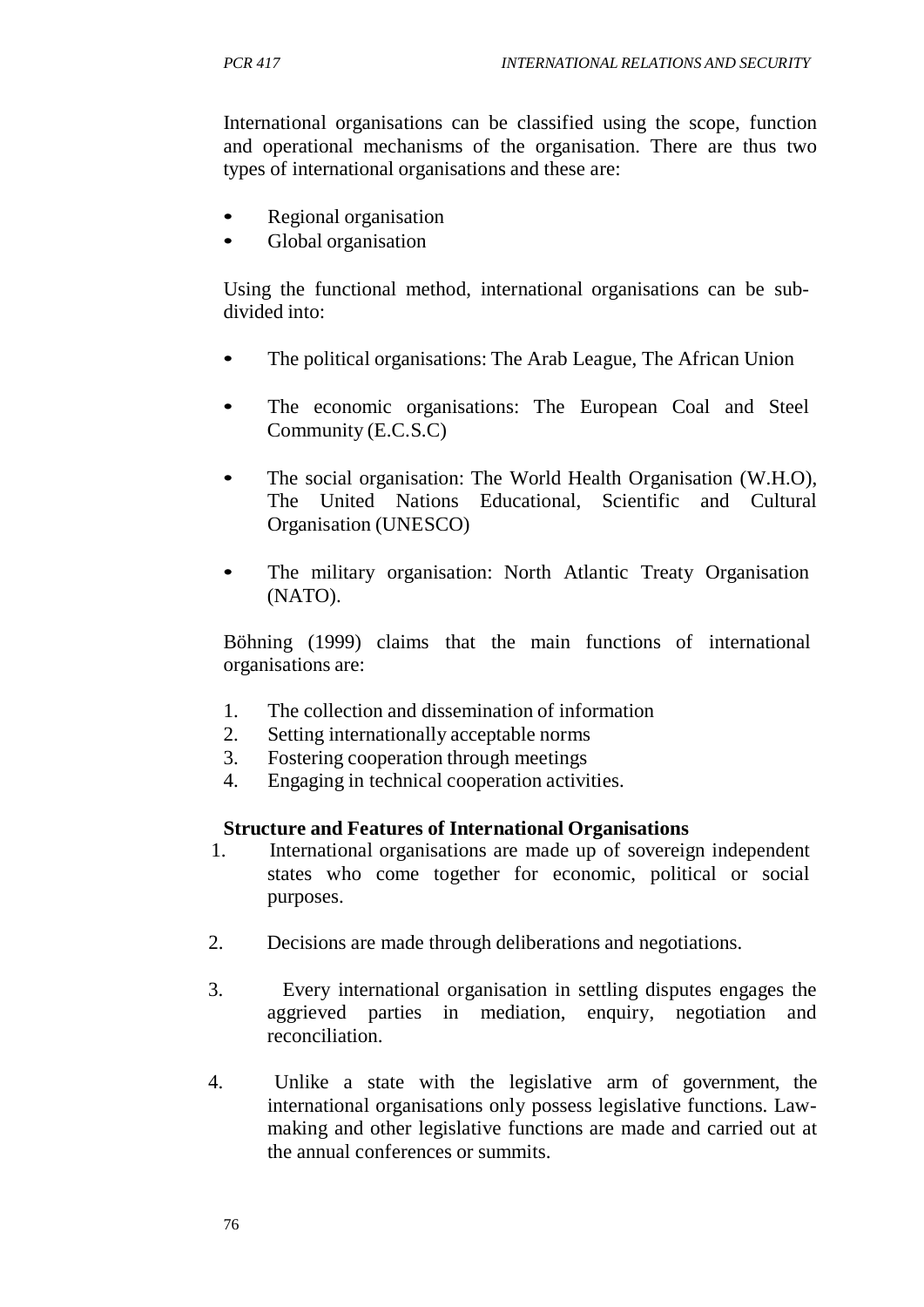International organisations can be classified using the scope, function and operational mechanisms of the organisation. There are thus two types of international organisations and these are:

- Regional organisation
- Global organisation

Using the functional method, international organisations can be sub-divided into:

- The political organisations: The Arab League, The African Union

- The economic organisations: The European Coal and Steel Community (E.C.S.C)

- The social organisation: The World Health Organisation (W.H.O), The United Nations Educational, Scientific and Cultural Organisation (UNESCO)

- The military organisation: North Atlantic Treaty Organisation (NATO).

Böhning (1999) claims that the main functions of international organisations are:

1. The collection and dissemination of information
2. Setting internationally acceptable norms
3. Fostering cooperation through meetings
4. Engaging in technical cooperation activities.

**Structure and Features of International Organisations**

1. International organisations are made up of sovereign independent states who come together for economic, political or social purposes.

2. Decisions are made through deliberations and negotiations.

3. Every international organisation in settling disputes engages the aggrieved parties in mediation, enquiry, negotiation and reconciliation.

4. Unlike a state with the legislative arm of government, the international organisations only possess legislative functions. Law-making and other legislative functions are made and carried out at the annual conferences or summits.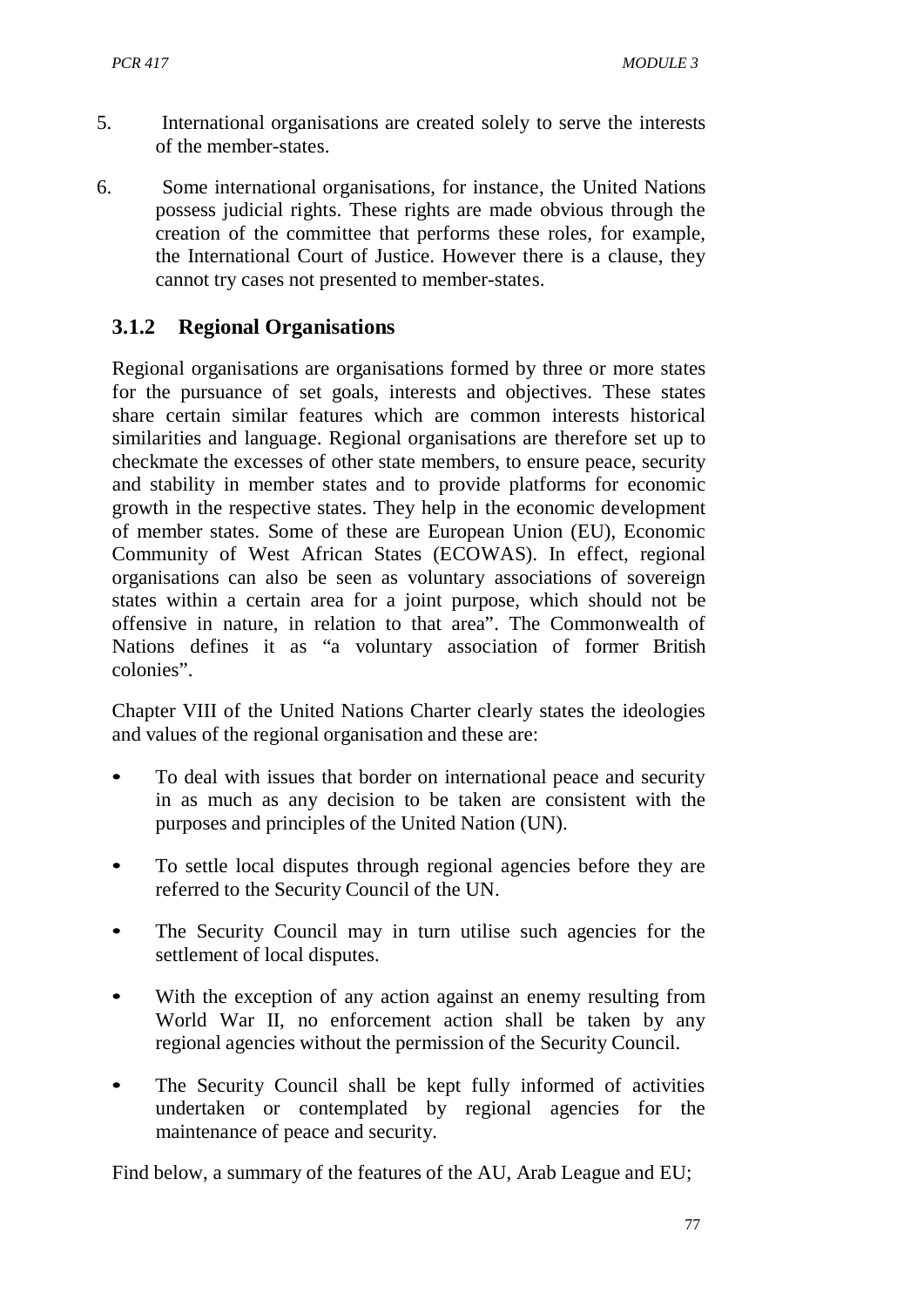5. International organisations are created solely to serve the interests of the member-states.

6. Some international organisations, for instance, the United Nations possess judicial rights. These rights are made obvious through the creation of the committee that performs these roles, for example, the International Court of Justice. However there is a clause, they cannot try cases not presented to member-states.

### 3.1.2 Regional Organisations

Regional organisations are organisations formed by three or more states for the pursuance of set goals, interests and objectives. These states share certain similar features which are common interests historical similarities and language. Regional organisations are therefore set up to checkmate the excesses of other state members, to ensure peace, security and stability in member states and to provide platforms for economic growth in the respective states. They help in the economic development of member states. Some of these are European Union (EU), Economic Community of West African States (ECOWAS). In effect, regional organisations can also be seen as voluntary associations of sovereign states within a certain area for a joint purpose, which should not be offensive in nature, in relation to that area". The Commonwealth of Nations defines it as "a voluntary association of former British colonies".

Chapter VIII of the United Nations Charter clearly states the ideologies and values of the regional organisation and these are:

- To deal with issues that border on international peace and security in as much as any decision to be taken are consistent with the purposes and principles of the United Nation (UN).
- To settle local disputes through regional agencies before they are referred to the Security Council of the UN.
- The Security Council may in turn utilise such agencies for the settlement of local disputes.
- With the exception of any action against an enemy resulting from World War II, no enforcement action shall be taken by any regional agencies without the permission of the Security Council.
- The Security Council shall be kept fully informed of activities undertaken or contemplated by regional agencies for the maintenance of peace and security.

Find below, a summary of the features of the AU, Arab League and EU;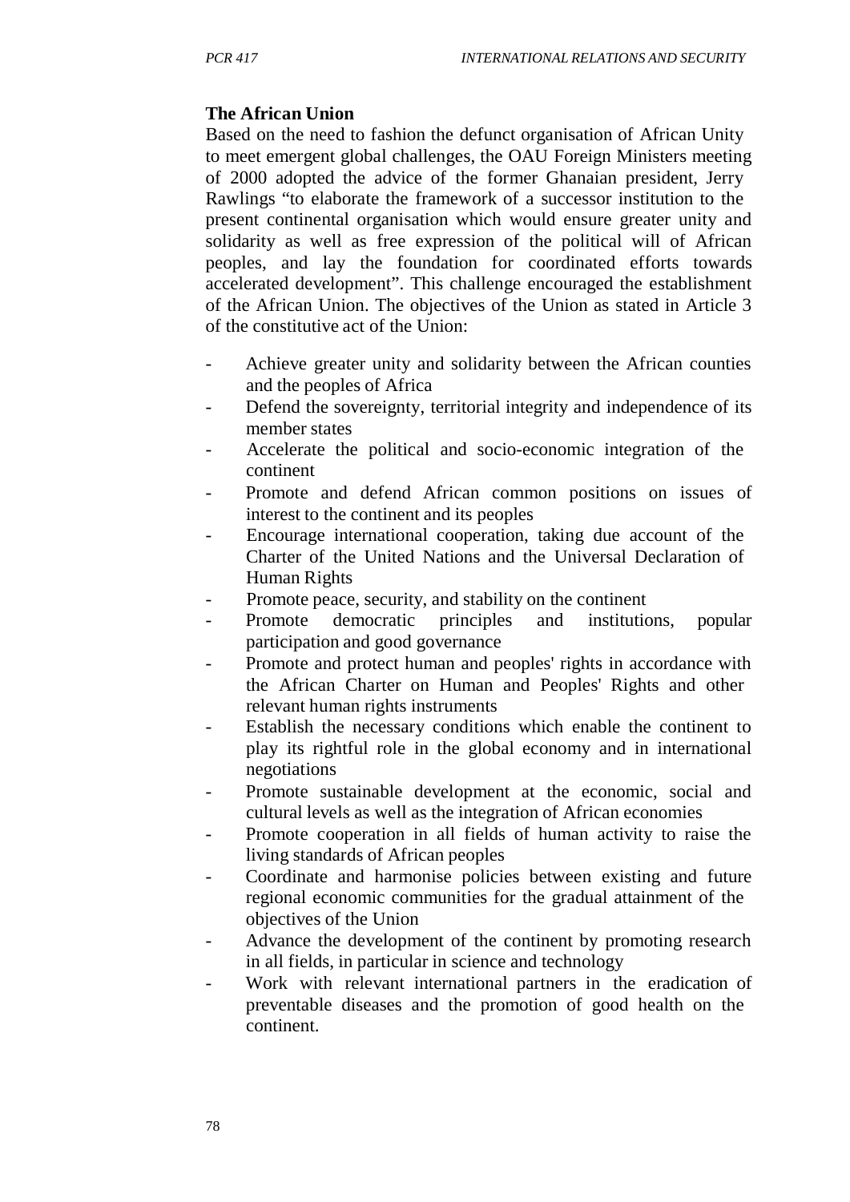**The African Union**

Based on the need to fashion the defunct organisation of African Unity to meet emergent global challenges, the OAU Foreign Ministers meeting of 2000 adopted the advice of the former Ghanaian president, Jerry Rawlings "to elaborate the framework of a successor institution to the present continental organisation which would ensure greater unity and solidarity as well as free expression of the political will of African peoples, and lay the foundation for coordinated efforts towards accelerated development". This challenge encouraged the establishment of the African Union. The objectives of the Union as stated in Article 3 of the constitutive act of the Union:

- Achieve greater unity and solidarity between the African counties and the peoples of Africa
- Defend the sovereignty, territorial integrity and independence of its member states
- Accelerate the political and socio-economic integration of the continent
- Promote and defend African common positions on issues of interest to the continent and its peoples
- Encourage international cooperation, taking due account of the Charter of the United Nations and the Universal Declaration of Human Rights
- Promote peace, security, and stability on the continent
- Promote democratic principles and institutions, popular participation and good governance
- Promote and protect human and peoples' rights in accordance with the African Charter on Human and Peoples' Rights and other relevant human rights instruments
- Establish the necessary conditions which enable the continent to play its rightful role in the global economy and in international negotiations
- Promote sustainable development at the economic, social and cultural levels as well as the integration of African economies
- Promote cooperation in all fields of human activity to raise the living standards of African peoples
- Coordinate and harmonise policies between existing and future regional economic communities for the gradual attainment of the objectives of the Union
- Advance the development of the continent by promoting research in all fields, in particular in science and technology
- Work with relevant international partners in the eradication of preventable diseases and the promotion of good health on the continent.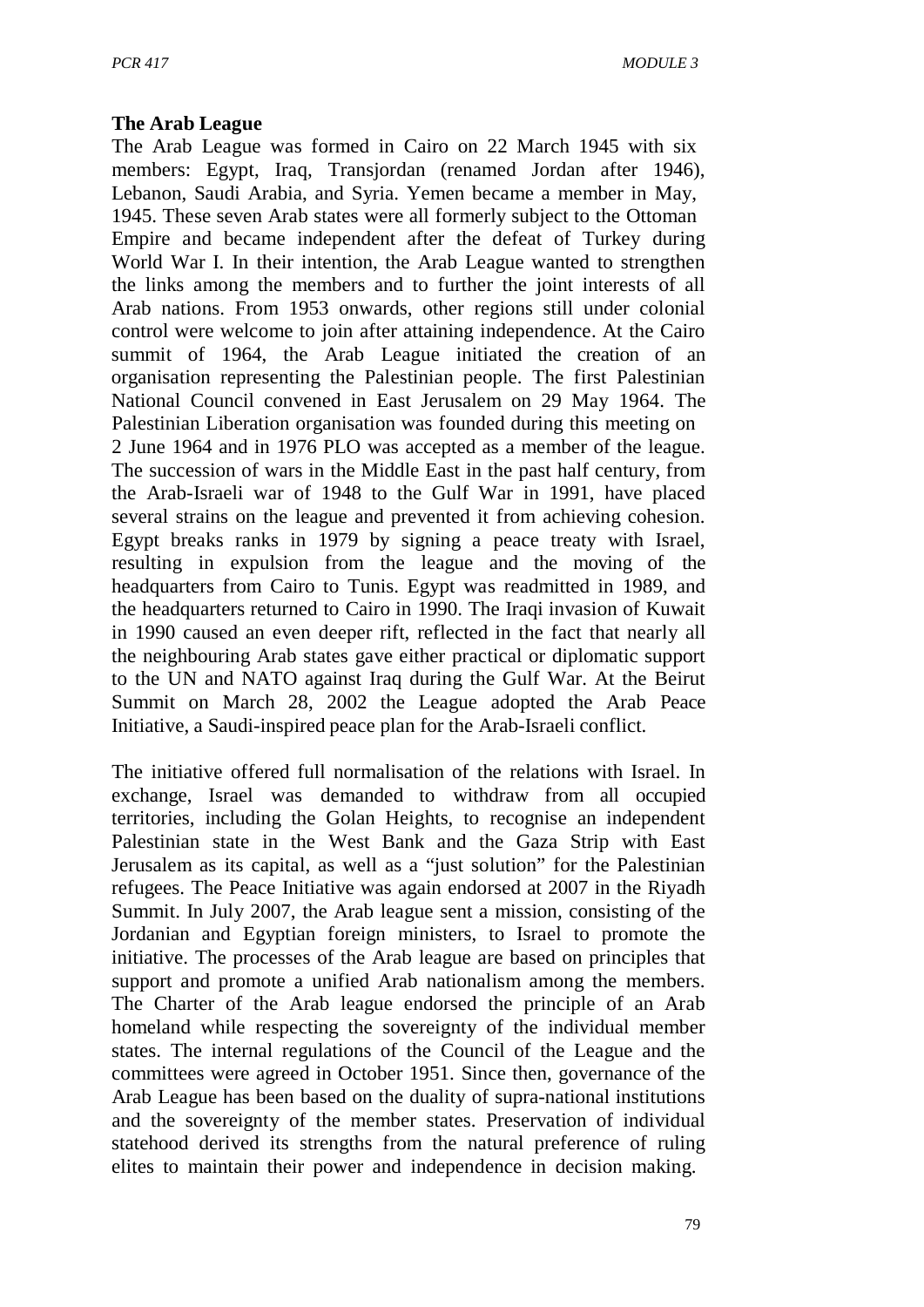**The Arab League**

The Arab League was formed in Cairo on 22 March 1945 with six members: Egypt, Iraq, Transjordan (renamed Jordan after 1946), Lebanon, Saudi Arabia, and Syria. Yemen became a member in May, 1945. These seven Arab states were all formerly subject to the Ottoman Empire and became independent after the defeat of Turkey during World War I. In their intention, the Arab League wanted to strengthen the links among the members and to further the joint interests of all Arab nations. From 1953 onwards, other regions still under colonial control were welcome to join after attaining independence. At the Cairo summit of 1964, the Arab League initiated the creation of an organisation representing the Palestinian people. The first Palestinian National Council convened in East Jerusalem on 29 May 1964. The Palestinian Liberation organisation was founded during this meeting on 2 June 1964 and in 1976 PLO was accepted as a member of the league. The succession of wars in the Middle East in the past half century, from the Arab-Israeli war of 1948 to the Gulf War in 1991, have placed several strains on the league and prevented it from achieving cohesion. Egypt breaks ranks in 1979 by signing a peace treaty with Israel, resulting in expulsion from the league and the moving of the headquarters from Cairo to Tunis. Egypt was readmitted in 1989, and the headquarters returned to Cairo in 1990. The Iraqi invasion of Kuwait in 1990 caused an even deeper rift, reflected in the fact that nearly all the neighbouring Arab states gave either practical or diplomatic support to the UN and NATO against Iraq during the Gulf War. At the Beirut Summit on March 28, 2002 the League adopted the Arab Peace Initiative, a Saudi-inspired peace plan for the Arab-Israeli conflict.

The initiative offered full normalisation of the relations with Israel. In exchange, Israel was demanded to withdraw from all occupied territories, including the Golan Heights, to recognise an independent Palestinian state in the West Bank and the Gaza Strip with East Jerusalem as its capital, as well as a "just solution" for the Palestinian refugees. The Peace Initiative was again endorsed at 2007 in the Riyadh Summit. In July 2007, the Arab league sent a mission, consisting of the Jordanian and Egyptian foreign ministers, to Israel to promote the initiative. The processes of the Arab league are based on principles that support and promote a unified Arab nationalism among the members. The Charter of the Arab league endorsed the principle of an Arab homeland while respecting the sovereignty of the individual member states. The internal regulations of the Council of the League and the committees were agreed in October 1951. Since then, governance of the Arab League has been based on the duality of supra-national institutions and the sovereignty of the member states. Preservation of individual statehood derived its strengths from the natural preference of ruling elites to maintain their power and independence in decision making.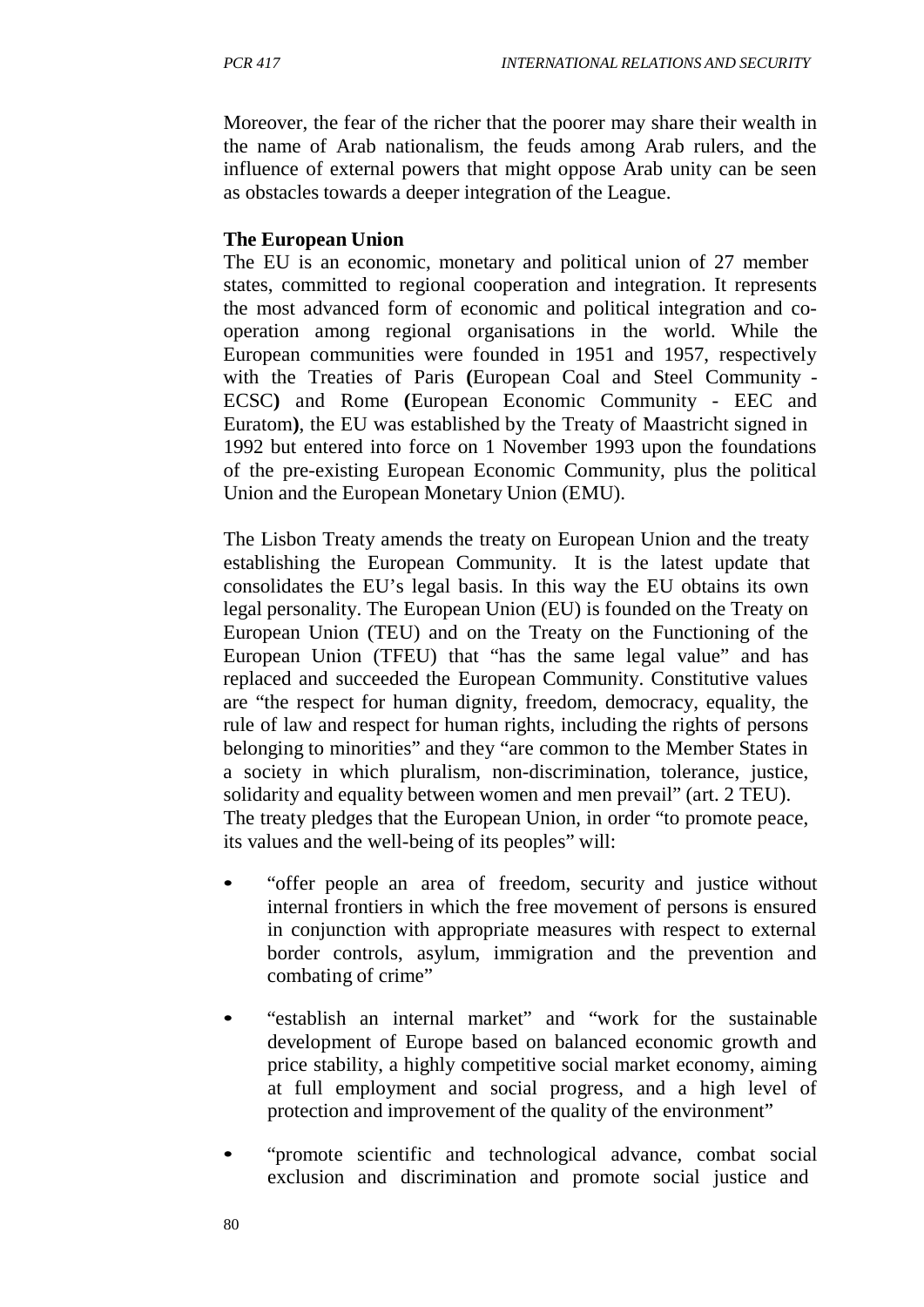Moreover, the fear of the richer that the poorer may share their wealth in the name of Arab nationalism, the feuds among Arab rulers, and the influence of external powers that might oppose Arab unity can be seen as obstacles towards a deeper integration of the League.

**The European Union**

The EU is an economic, monetary and political union of 27 member states, committed to regional cooperation and integration. It represents the most advanced form of economic and political integration and co-operation among regional organisations in the world. While the European communities were founded in 1951 and 1957, respectively with the Treaties of Paris **(**European Coal and Steel Community - ECSC**)** and Rome **(**European Economic Community - EEC and Euratom**)**, the EU was established by the Treaty of Maastricht signed in 1992 but entered into force on 1 November 1993 upon the foundations of the pre-existing European Economic Community, plus the political Union and the European Monetary Union (EMU).

The Lisbon Treaty amends the treaty on European Union and the treaty establishing the European Community. It is the latest update that consolidates the EU's legal basis. In this way the EU obtains its own legal personality. The European Union (EU) is founded on the Treaty on European Union (TEU) and on the Treaty on the Functioning of the European Union (TFEU) that "has the same legal value" and has replaced and succeeded the European Community. Constitutive values are "the respect for human dignity, freedom, democracy, equality, the rule of law and respect for human rights, including the rights of persons belonging to minorities" and they "are common to the Member States in a society in which pluralism, non-discrimination, tolerance, justice, solidarity and equality between women and men prevail" (art. 2 TEU). The treaty pledges that the European Union, in order "to promote peace, its values and the well-being of its peoples" will:

- "offer people an area of freedom, security and justice without internal frontiers in which the free movement of persons is ensured in conjunction with appropriate measures with respect to external border controls, asylum, immigration and the prevention and combating of crime"
- "establish an internal market" and "work for the sustainable development of Europe based on balanced economic growth and price stability, a highly competitive social market economy, aiming at full employment and social progress, and a high level of protection and improvement of the quality of the environment"
- "promote scientific and technological advance, combat social exclusion and discrimination and promote social justice and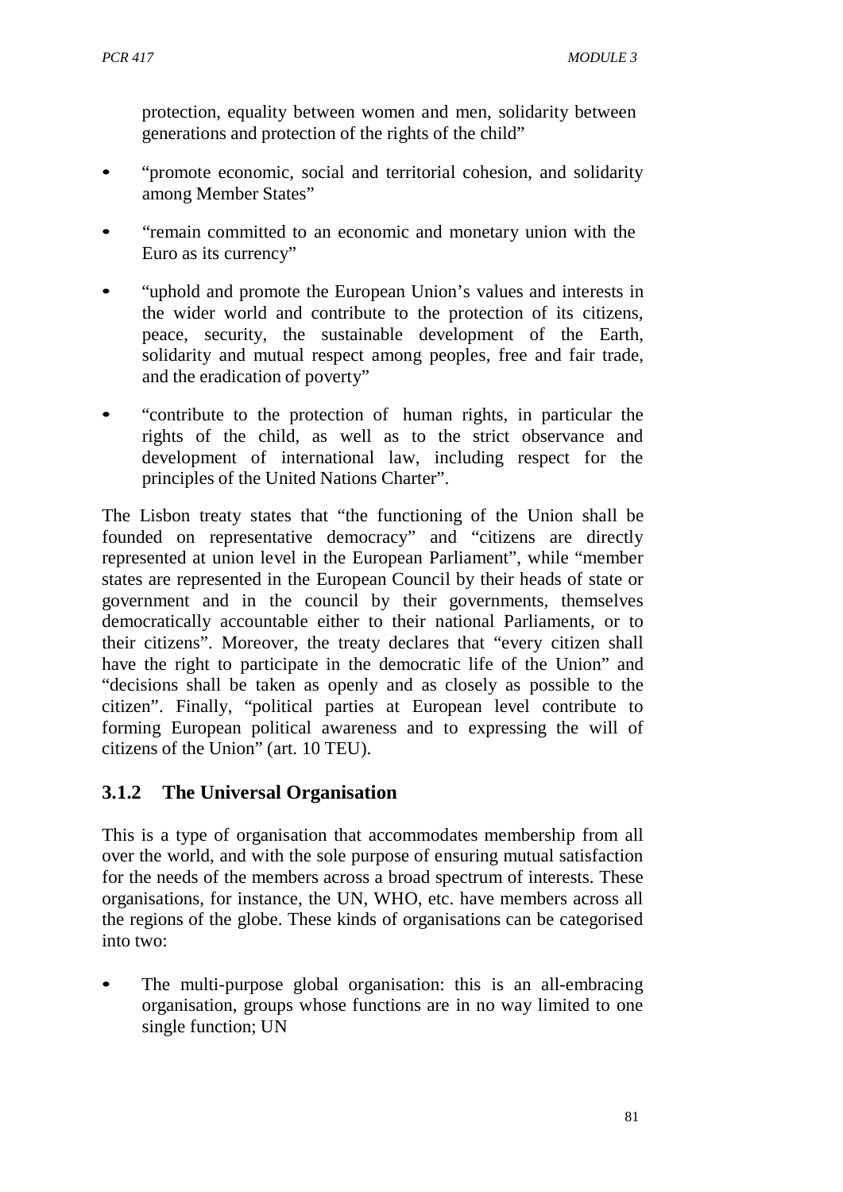protection, equality between women and men, solidarity between generations and protection of the rights of the child"

- "promote economic, social and territorial cohesion, and solidarity among Member States"
- "remain committed to an economic and monetary union with the Euro as its currency"
- "uphold and promote the European Union's values and interests in the wider world and contribute to the protection of its citizens, peace, security, the sustainable development of the Earth, solidarity and mutual respect among peoples, free and fair trade, and the eradication of poverty"
- "contribute to the protection of human rights, in particular the rights of the child, as well as to the strict observance and development of international law, including respect for the principles of the United Nations Charter".

The Lisbon treaty states that "the functioning of the Union shall be founded on representative democracy" and "citizens are directly represented at union level in the European Parliament", while "member states are represented in the European Council by their heads of state or government and in the council by their governments, themselves democratically accountable either to their national Parliaments, or to their citizens". Moreover, the treaty declares that "every citizen shall have the right to participate in the democratic life of the Union" and "decisions shall be taken as openly and as closely as possible to the citizen". Finally, "political parties at European level contribute to forming European political awareness and to expressing the will of citizens of the Union" (art. 10 TEU).

### 3.1.2 The Universal Organisation

This is a type of organisation that accommodates membership from all over the world, and with the sole purpose of ensuring mutual satisfaction for the needs of the members across a broad spectrum of interests. These organisations, for instance, the UN, WHO, etc. have members across all the regions of the globe. These kinds of organisations can be categorised into two:

- The multi-purpose global organisation: this is an all-embracing organisation, groups whose functions are in no way limited to one single function; UN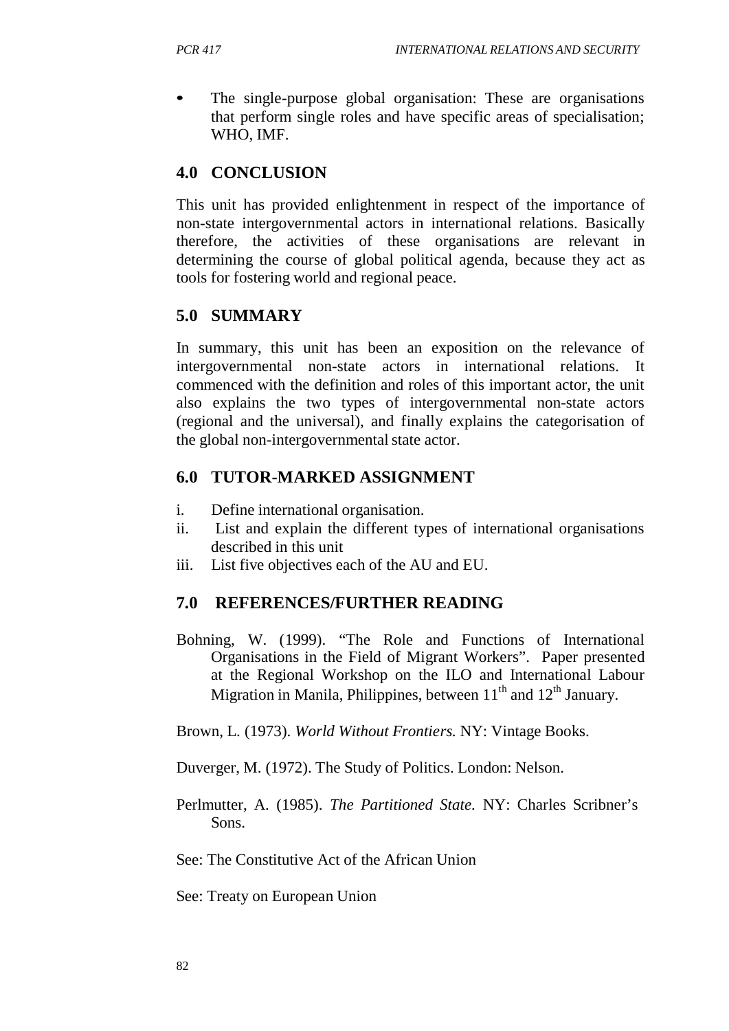- The single-purpose global organisation: These are organisations that perform single roles and have specific areas of specialisation; WHO, IMF.

## 4.0 CONCLUSION

This unit has provided enlightenment in respect of the importance of non-state intergovernmental actors in international relations. Basically therefore, the activities of these organisations are relevant in determining the course of global political agenda, because they act as tools for fostering world and regional peace.

## 5.0 SUMMARY

In summary, this unit has been an exposition on the relevance of intergovernmental non-state actors in international relations. It commenced with the definition and roles of this important actor, the unit also explains the two types of intergovernmental non-state actors (regional and the universal), and finally explains the categorisation of the global non-intergovernmental state actor.

## 6.0 TUTOR-MARKED ASSIGNMENT

i. Define international organisation.
ii. List and explain the different types of international organisations described in this unit
iii. List five objectives each of the AU and EU.

## 7.0 REFERENCES/FURTHER READING

Bohning, W. (1999). "The Role and Functions of International Organisations in the Field of Migrant Workers". Paper presented at the Regional Workshop on the ILO and International Labour Migration in Manila, Philippines, between 11th and 12th January.

Brown, L. (1973). *World Without Frontiers.* NY: Vintage Books.

Duverger, M. (1972). The Study of Politics. London: Nelson.

Perlmutter, A. (1985). *The Partitioned State.* NY: Charles Scribner's Sons.

See: The Constitutive Act of the African Union

See: Treaty on European Union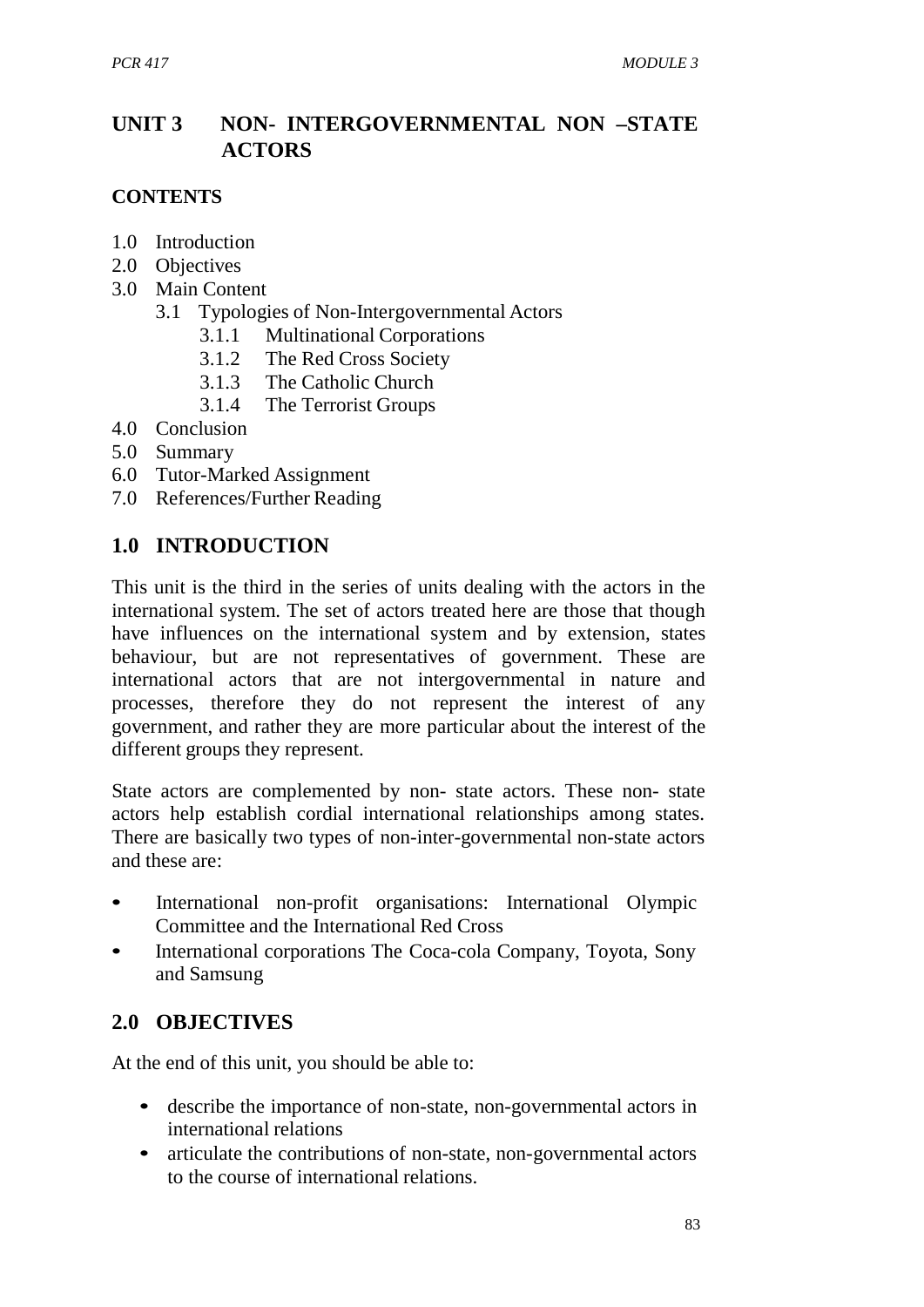# UNIT 3 NON- INTERGOVERNMENTAL NON –STATE ACTORS

**CONTENTS**

- 1.0 Introduction
- 2.0 Objectives
- 3.0 Main Content
  - 3.1 Typologies of Non-Intergovernmental Actors
    - 3.1.1 Multinational Corporations
    - 3.1.2 The Red Cross Society
    - 3.1.3 The Catholic Church
    - 3.1.4 The Terrorist Groups
- 4.0 Conclusion
- 5.0 Summary
- 6.0 Tutor-Marked Assignment
- 7.0 References/Further Reading

## 1.0 INTRODUCTION

This unit is the third in the series of units dealing with the actors in the international system. The set of actors treated here are those that though have influences on the international system and by extension, states behaviour, but are not representatives of government. These are international actors that are not intergovernmental in nature and processes, therefore they do not represent the interest of any government, and rather they are more particular about the interest of the different groups they represent.

State actors are complemented by non- state actors. These non- state actors help establish cordial international relationships among states. There are basically two types of non-inter-governmental non-state actors and these are:

- International non-profit organisations: International Olympic Committee and the International Red Cross
- International corporations The Coca-cola Company, Toyota, Sony and Samsung

## 2.0 OBJECTIVES

At the end of this unit, you should be able to:

- describe the importance of non-state, non-governmental actors in international relations
- articulate the contributions of non-state, non-governmental actors to the course of international relations.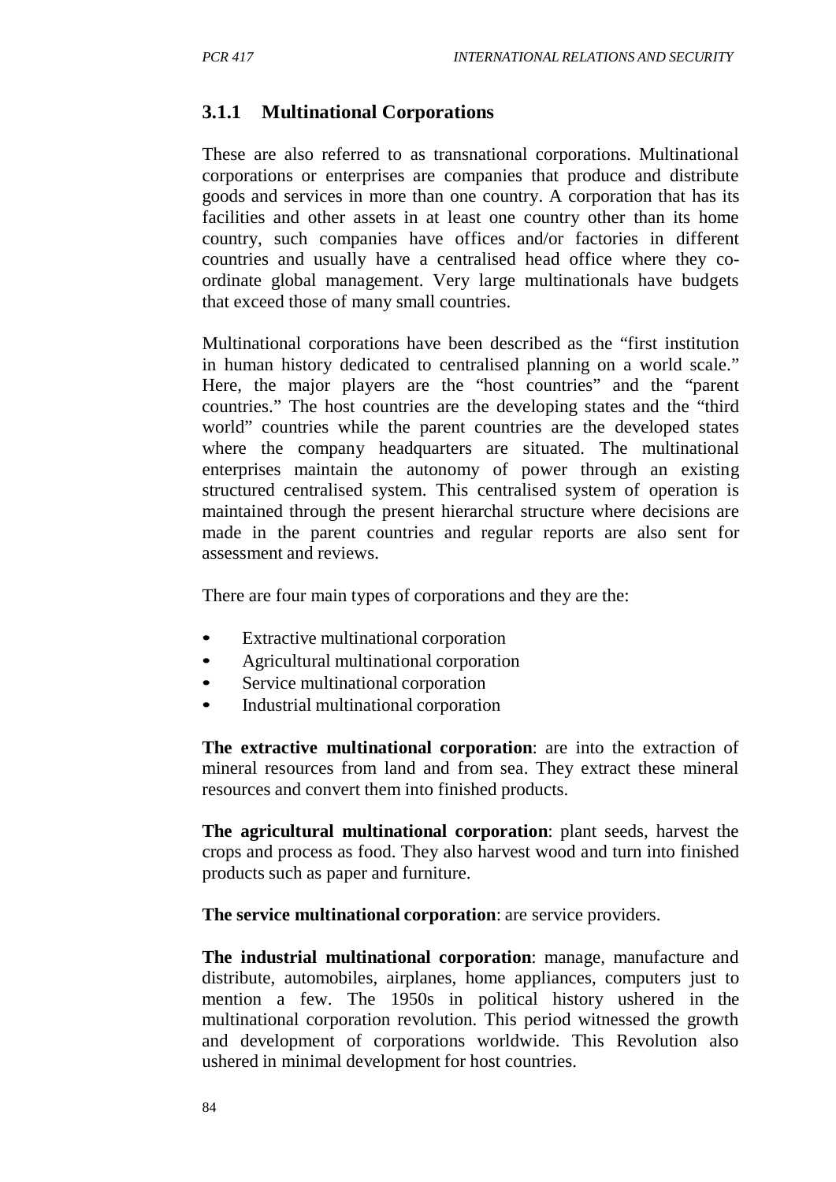### 3.1.1 Multinational Corporations

These are also referred to as transnational corporations. Multinational corporations or enterprises are companies that produce and distribute goods and services in more than one country. A corporation that has its facilities and other assets in at least one country other than its home country, such companies have offices and/or factories in different countries and usually have a centralised head office where they co-ordinate global management. Very large multinationals have budgets that exceed those of many small countries.

Multinational corporations have been described as the "first institution in human history dedicated to centralised planning on a world scale." Here, the major players are the "host countries" and the "parent countries." The host countries are the developing states and the "third world" countries while the parent countries are the developed states where the company headquarters are situated. The multinational enterprises maintain the autonomy of power through an existing structured centralised system. This centralised system of operation is maintained through the present hierarchal structure where decisions are made in the parent countries and regular reports are also sent for assessment and reviews.

There are four main types of corporations and they are the:

- Extractive multinational corporation
- Agricultural multinational corporation
- Service multinational corporation
- Industrial multinational corporation

**The extractive multinational corporation**: are into the extraction of mineral resources from land and from sea. They extract these mineral resources and convert them into finished products.

**The agricultural multinational corporation**: plant seeds, harvest the crops and process as food. They also harvest wood and turn into finished products such as paper and furniture.

**The service multinational corporation**: are service providers.

**The industrial multinational corporation**: manage, manufacture and distribute, automobiles, airplanes, home appliances, computers just to mention a few. The 1950s in political history ushered in the multinational corporation revolution. This period witnessed the growth and development of corporations worldwide. This Revolution also ushered in minimal development for host countries.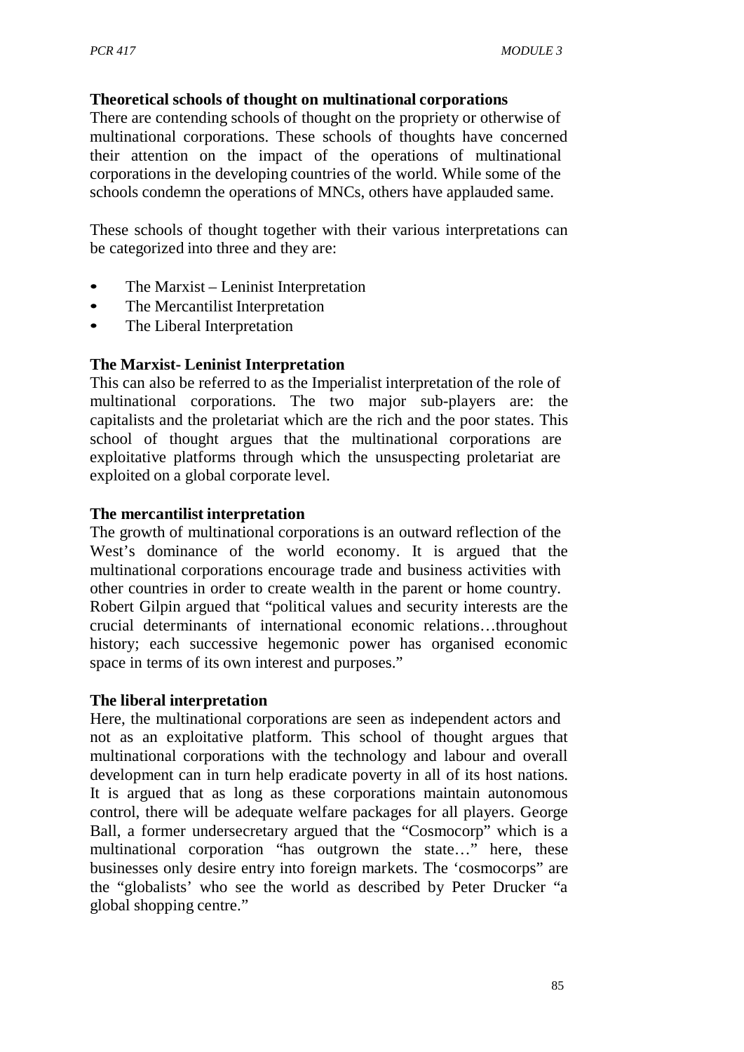**Theoretical schools of thought on multinational corporations**

There are contending schools of thought on the propriety or otherwise of multinational corporations. These schools of thoughts have concerned their attention on the impact of the operations of multinational corporations in the developing countries of the world. While some of the schools condemn the operations of MNCs, others have applauded same.

These schools of thought together with their various interpretations can be categorized into three and they are:

- The Marxist – Leninist Interpretation
- The Mercantilist Interpretation
- The Liberal Interpretation

**The Marxist- Leninist Interpretation**

This can also be referred to as the Imperialist interpretation of the role of multinational corporations. The two major sub-players are: the capitalists and the proletariat which are the rich and the poor states. This school of thought argues that the multinational corporations are exploitative platforms through which the unsuspecting proletariat are exploited on a global corporate level.

**The mercantilist interpretation**

The growth of multinational corporations is an outward reflection of the West's dominance of the world economy. It is argued that the multinational corporations encourage trade and business activities with other countries in order to create wealth in the parent or home country. Robert Gilpin argued that "political values and security interests are the crucial determinants of international economic relations…throughout history; each successive hegemonic power has organised economic space in terms of its own interest and purposes."

**The liberal interpretation**

Here, the multinational corporations are seen as independent actors and not as an exploitative platform. This school of thought argues that multinational corporations with the technology and labour and overall development can in turn help eradicate poverty in all of its host nations. It is argued that as long as these corporations maintain autonomous control, there will be adequate welfare packages for all players. George Ball, a former undersecretary argued that the "Cosmocorp" which is a multinational corporation "has outgrown the state…" here, these businesses only desire entry into foreign markets. The 'cosmocorps" are the "globalists' who see the world as described by Peter Drucker "a global shopping centre."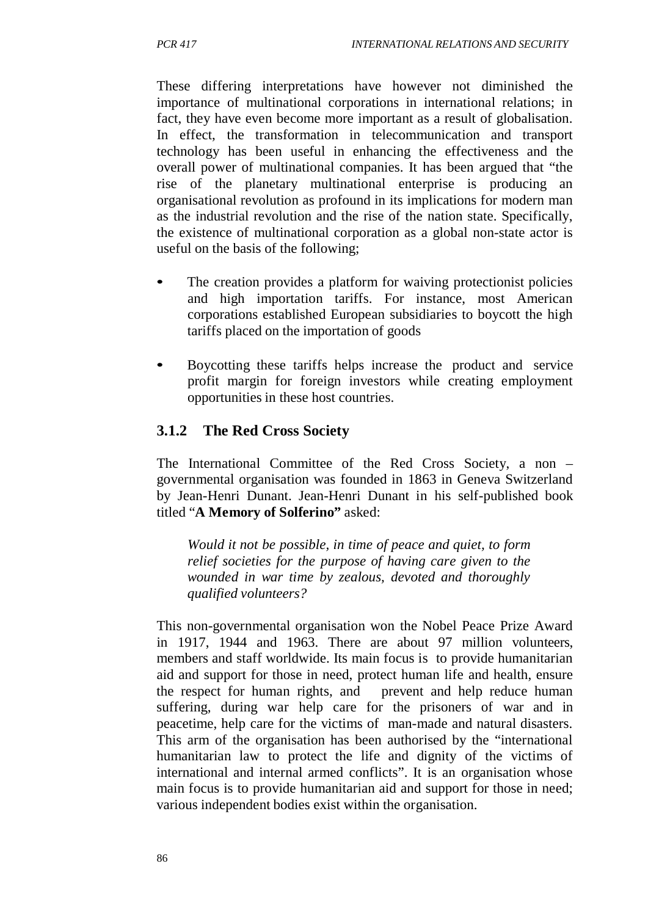These differing interpretations have however not diminished the importance of multinational corporations in international relations; in fact, they have even become more important as a result of globalisation. In effect, the transformation in telecommunication and transport technology has been useful in enhancing the effectiveness and the overall power of multinational companies. It has been argued that "the rise of the planetary multinational enterprise is producing an organisational revolution as profound in its implications for modern man as the industrial revolution and the rise of the nation state. Specifically, the existence of multinational corporation as a global non-state actor is useful on the basis of the following;

- The creation provides a platform for waiving protectionist policies and high importation tariffs. For instance, most American corporations established European subsidiaries to boycott the high tariffs placed on the importation of goods
- Boycotting these tariffs helps increase the product and service profit margin for foreign investors while creating employment opportunities in these host countries.

### 3.1.2 The Red Cross Society

The International Committee of the Red Cross Society, a non – governmental organisation was founded in 1863 in Geneva Switzerland by Jean-Henri Dunant. Jean-Henri Dunant in his self-published book titled "**A Memory of Solferino"** asked:

> *Would it not be possible, in time of peace and quiet, to form relief societies for the purpose of having care given to the wounded in war time by zealous, devoted and thoroughly qualified volunteers?*

This non-governmental organisation won the Nobel Peace Prize Award in 1917, 1944 and 1963. There are about 97 million volunteers, members and staff worldwide. Its main focus is to provide humanitarian aid and support for those in need, protect human life and health, ensure the respect for human rights, and prevent and help reduce human suffering, during war help care for the prisoners of war and in peacetime, help care for the victims of man-made and natural disasters. This arm of the organisation has been authorised by the "international humanitarian law to protect the life and dignity of the victims of international and internal armed conflicts". It is an organisation whose main focus is to provide humanitarian aid and support for those in need; various independent bodies exist within the organisation.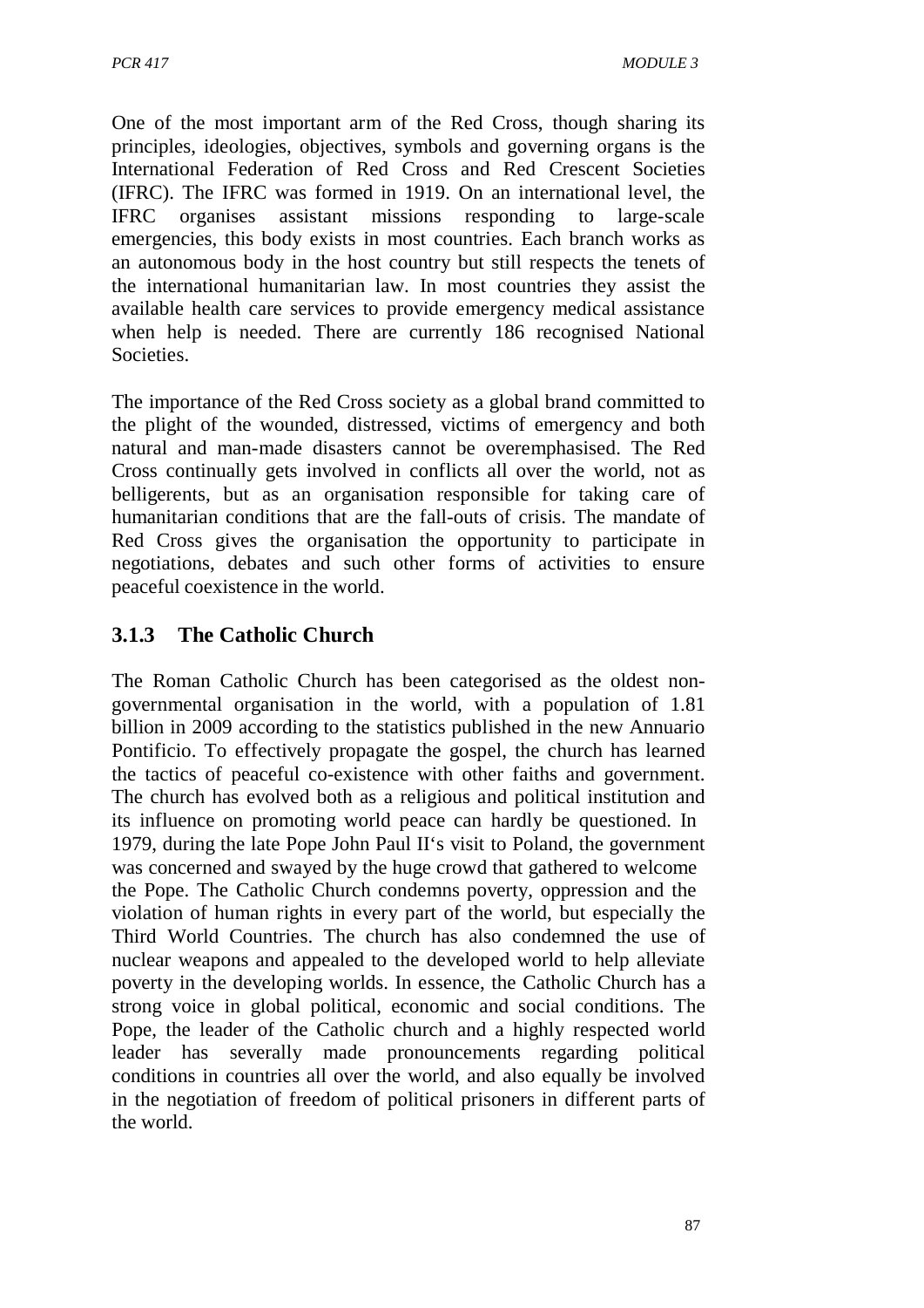One of the most important arm of the Red Cross, though sharing its principles, ideologies, objectives, symbols and governing organs is the International Federation of Red Cross and Red Crescent Societies (IFRC). The IFRC was formed in 1919. On an international level, the IFRC organises assistant missions responding to large-scale emergencies, this body exists in most countries. Each branch works as an autonomous body in the host country but still respects the tenets of the international humanitarian law. In most countries they assist the available health care services to provide emergency medical assistance when help is needed. There are currently 186 recognised National Societies.

The importance of the Red Cross society as a global brand committed to the plight of the wounded, distressed, victims of emergency and both natural and man-made disasters cannot be overemphasised. The Red Cross continually gets involved in conflicts all over the world, not as belligerents, but as an organisation responsible for taking care of humanitarian conditions that are the fall-outs of crisis. The mandate of Red Cross gives the organisation the opportunity to participate in negotiations, debates and such other forms of activities to ensure peaceful coexistence in the world.

### 3.1.3 The Catholic Church

The Roman Catholic Church has been categorised as the oldest non-governmental organisation in the world, with a population of 1.81 billion in 2009 according to the statistics published in the new Annuario Pontificio. To effectively propagate the gospel, the church has learned the tactics of peaceful co-existence with other faiths and government. The church has evolved both as a religious and political institution and its influence on promoting world peace can hardly be questioned. In 1979, during the late Pope John Paul II's visit to Poland, the government was concerned and swayed by the huge crowd that gathered to welcome the Pope. The Catholic Church condemns poverty, oppression and the violation of human rights in every part of the world, but especially the Third World Countries. The church has also condemned the use of nuclear weapons and appealed to the developed world to help alleviate poverty in the developing worlds. In essence, the Catholic Church has a strong voice in global political, economic and social conditions. The Pope, the leader of the Catholic church and a highly respected world leader has severally made pronouncements regarding political conditions in countries all over the world, and also equally be involved in the negotiation of freedom of political prisoners in different parts of the world.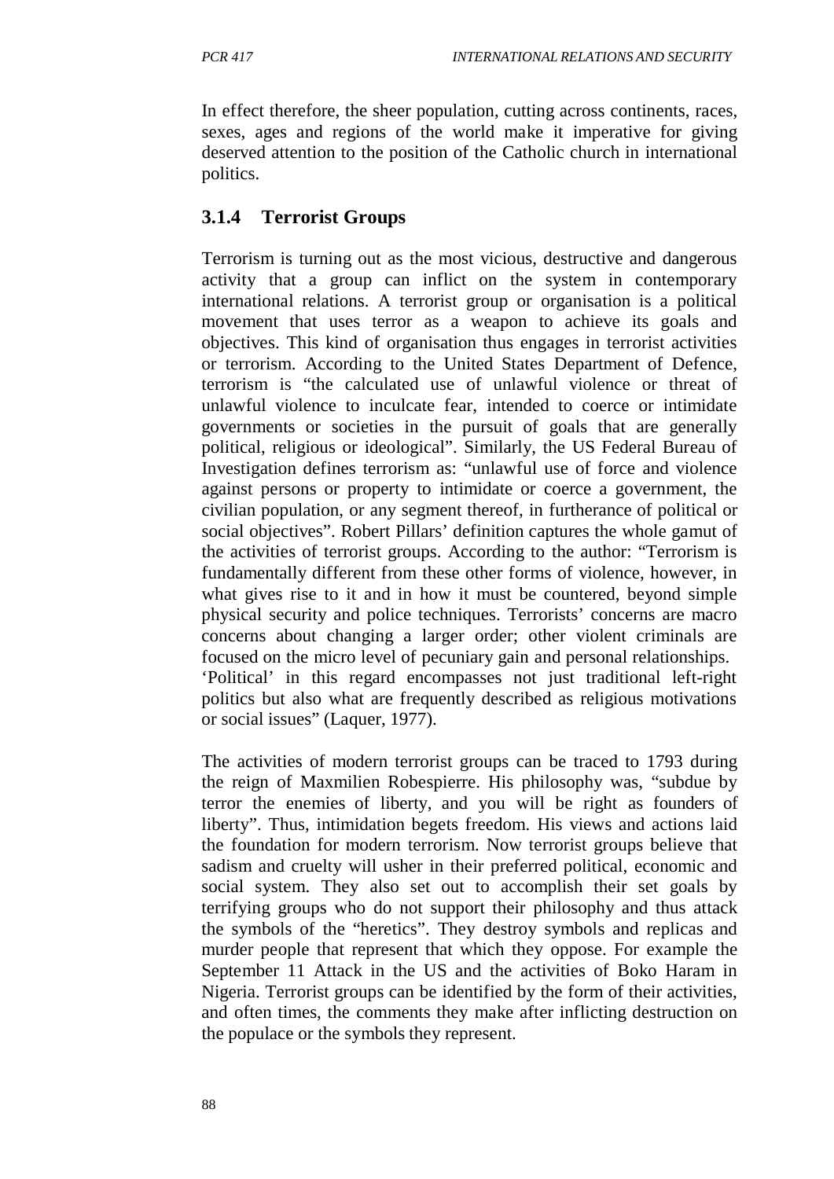In effect therefore, the sheer population, cutting across continents, races, sexes, ages and regions of the world make it imperative for giving deserved attention to the position of the Catholic church in international politics.

### 3.1.4 Terrorist Groups

Terrorism is turning out as the most vicious, destructive and dangerous activity that a group can inflict on the system in contemporary international relations. A terrorist group or organisation is a political movement that uses terror as a weapon to achieve its goals and objectives. This kind of organisation thus engages in terrorist activities or terrorism. According to the United States Department of Defence, terrorism is "the calculated use of unlawful violence or threat of unlawful violence to inculcate fear, intended to coerce or intimidate governments or societies in the pursuit of goals that are generally political, religious or ideological". Similarly, the US Federal Bureau of Investigation defines terrorism as: "unlawful use of force and violence against persons or property to intimidate or coerce a government, the civilian population, or any segment thereof, in furtherance of political or social objectives". Robert Pillars' definition captures the whole gamut of the activities of terrorist groups. According to the author: "Terrorism is fundamentally different from these other forms of violence, however, in what gives rise to it and in how it must be countered, beyond simple physical security and police techniques. Terrorists' concerns are macro concerns about changing a larger order; other violent criminals are focused on the micro level of pecuniary gain and personal relationships. 'Political' in this regard encompasses not just traditional left-right politics but also what are frequently described as religious motivations or social issues" (Laquer, 1977).

The activities of modern terrorist groups can be traced to 1793 during the reign of Maxmilien Robespierre. His philosophy was, "subdue by terror the enemies of liberty, and you will be right as founders of liberty". Thus, intimidation begets freedom. His views and actions laid the foundation for modern terrorism. Now terrorist groups believe that sadism and cruelty will usher in their preferred political, economic and social system. They also set out to accomplish their set goals by terrifying groups who do not support their philosophy and thus attack the symbols of the "heretics". They destroy symbols and replicas and murder people that represent that which they oppose. For example the September 11 Attack in the US and the activities of Boko Haram in Nigeria. Terrorist groups can be identified by the form of their activities, and often times, the comments they make after inflicting destruction on the populace or the symbols they represent.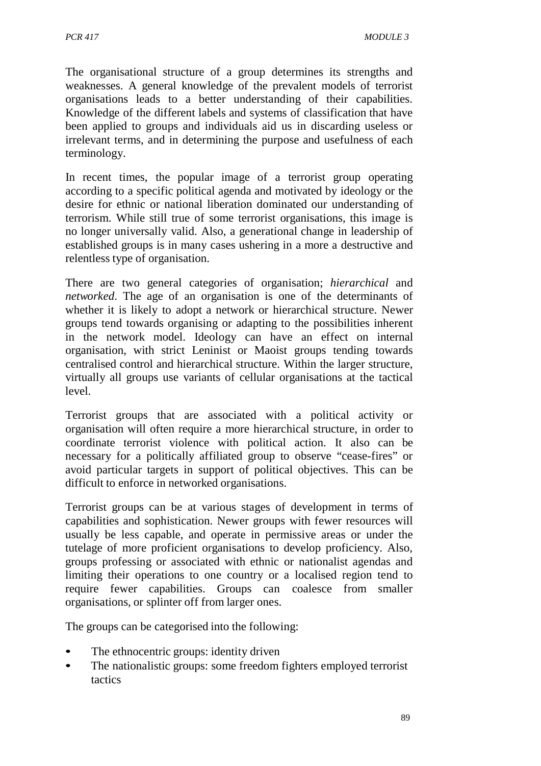The organisational structure of a group determines its strengths and weaknesses. A general knowledge of the prevalent models of terrorist organisations leads to a better understanding of their capabilities. Knowledge of the different labels and systems of classification that have been applied to groups and individuals aid us in discarding useless or irrelevant terms, and in determining the purpose and usefulness of each terminology.

In recent times, the popular image of a terrorist group operating according to a specific political agenda and motivated by ideology or the desire for ethnic or national liberation dominated our understanding of terrorism. While still true of some terrorist organisations, this image is no longer universally valid. Also, a generational change in leadership of established groups is in many cases ushering in a more a destructive and relentless type of organisation.

There are two general categories of organisation; *hierarchical* and *networked*. The age of an organisation is one of the determinants of whether it is likely to adopt a network or hierarchical structure. Newer groups tend towards organising or adapting to the possibilities inherent in the network model. Ideology can have an effect on internal organisation, with strict Leninist or Maoist groups tending towards centralised control and hierarchical structure. Within the larger structure, virtually all groups use variants of cellular organisations at the tactical level.

Terrorist groups that are associated with a political activity or organisation will often require a more hierarchical structure, in order to coordinate terrorist violence with political action. It also can be necessary for a politically affiliated group to observe "cease-fires" or avoid particular targets in support of political objectives. This can be difficult to enforce in networked organisations.

Terrorist groups can be at various stages of development in terms of capabilities and sophistication. Newer groups with fewer resources will usually be less capable, and operate in permissive areas or under the tutelage of more proficient organisations to develop proficiency. Also, groups professing or associated with ethnic or nationalist agendas and limiting their operations to one country or a localised region tend to require fewer capabilities. Groups can coalesce from smaller organisations, or splinter off from larger ones.

The groups can be categorised into the following:

- The ethnocentric groups: identity driven
- The nationalistic groups: some freedom fighters employed terrorist tactics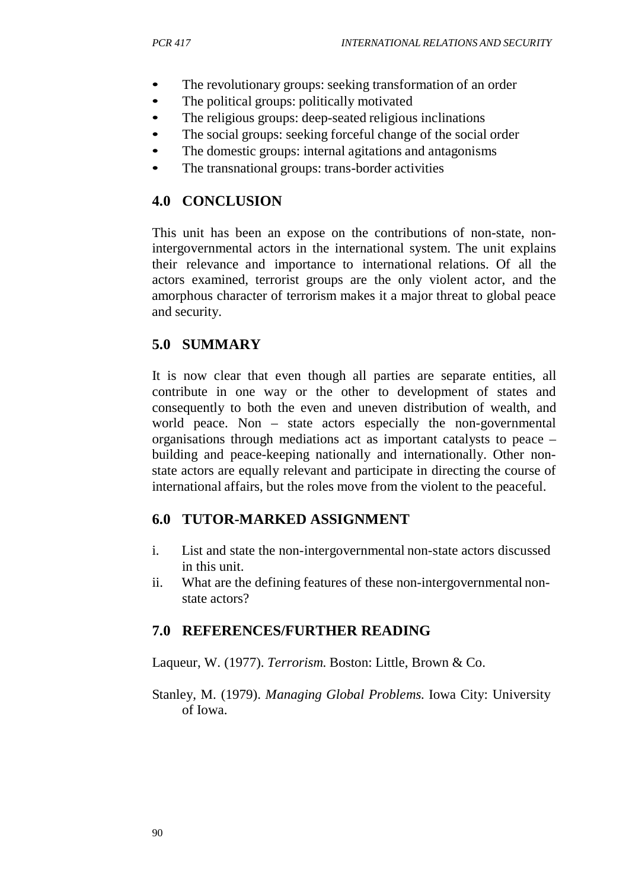- The revolutionary groups: seeking transformation of an order
- The political groups: politically motivated
- The religious groups: deep-seated religious inclinations
- The social groups: seeking forceful change of the social order
- The domestic groups: internal agitations and antagonisms
- The transnational groups: trans-border activities

## 4.0 CONCLUSION

This unit has been an expose on the contributions of non-state, non-intergovernmental actors in the international system. The unit explains their relevance and importance to international relations. Of all the actors examined, terrorist groups are the only violent actor, and the amorphous character of terrorism makes it a major threat to global peace and security.

## 5.0 SUMMARY

It is now clear that even though all parties are separate entities, all contribute in one way or the other to development of states and consequently to both the even and uneven distribution of wealth, and world peace. Non – state actors especially the non-governmental organisations through mediations act as important catalysts to peace – building and peace-keeping nationally and internationally. Other non-state actors are equally relevant and participate in directing the course of international affairs, but the roles move from the violent to the peaceful.

## 6.0 TUTOR-MARKED ASSIGNMENT

i. List and state the non-intergovernmental non-state actors discussed in this unit.
ii. What are the defining features of these non-intergovernmental non-state actors?

## 7.0 REFERENCES/FURTHER READING

Laqueur, W. (1977). *Terrorism.* Boston: Little, Brown & Co.

Stanley, M. (1979). *Managing Global Problems.* Iowa City: University of Iowa.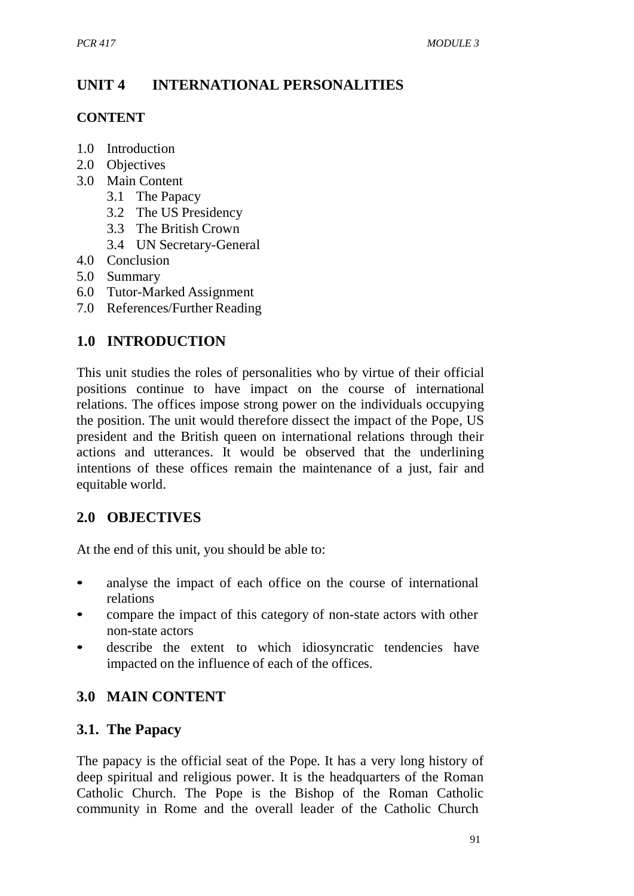# UNIT 4 INTERNATIONAL PERSONALITIES

## CONTENT

1.0 Introduction
2.0 Objectives
3.0 Main Content
 3.1 The Papacy
 3.2 The US Presidency
 3.3 The British Crown
 3.4 UN Secretary-General
4.0 Conclusion
5.0 Summary
6.0 Tutor-Marked Assignment
7.0 References/Further Reading

## 1.0 INTRODUCTION

This unit studies the roles of personalities who by virtue of their official positions continue to have impact on the course of international relations. The offices impose strong power on the individuals occupying the position. The unit would therefore dissect the impact of the Pope, US president and the British queen on international relations through their actions and utterances. It would be observed that the underlining intentions of these offices remain the maintenance of a just, fair and equitable world.

## 2.0 OBJECTIVES

At the end of this unit, you should be able to:

- analyse the impact of each office on the course of international relations
- compare the impact of this category of non-state actors with other non-state actors
- describe the extent to which idiosyncratic tendencies have impacted on the influence of each of the offices.

## 3.0 MAIN CONTENT

### 3.1. The Papacy

The papacy is the official seat of the Pope. It has a very long history of deep spiritual and religious power. It is the headquarters of the Roman Catholic Church. The Pope is the Bishop of the Roman Catholic community in Rome and the overall leader of the Catholic Church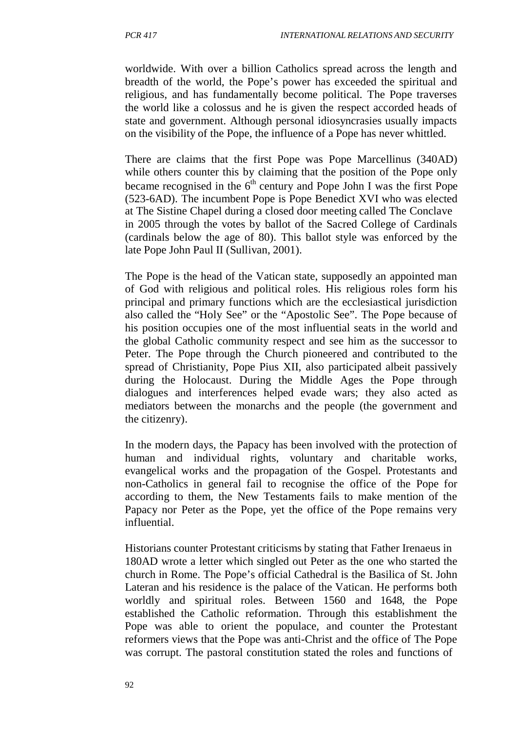worldwide. With over a billion Catholics spread across the length and breadth of the world, the Pope's power has exceeded the spiritual and religious, and has fundamentally become political. The Pope traverses the world like a colossus and he is given the respect accorded heads of state and government. Although personal idiosyncrasies usually impacts on the visibility of the Pope, the influence of a Pope has never whittled.

There are claims that the first Pope was Pope Marcellinus (340AD) while others counter this by claiming that the position of the Pope only became recognised in the $6^{th}$ century and Pope John I was the first Pope (523-6AD). The incumbent Pope is Pope Benedict XVI who was elected at The Sistine Chapel during a closed door meeting called The Conclave in 2005 through the votes by ballot of the Sacred College of Cardinals (cardinals below the age of 80). This ballot style was enforced by the late Pope John Paul II (Sullivan, 2001).

The Pope is the head of the Vatican state, supposedly an appointed man of God with religious and political roles. His religious roles form his principal and primary functions which are the ecclesiastical jurisdiction also called the "Holy See" or the "Apostolic See". The Pope because of his position occupies one of the most influential seats in the world and the global Catholic community respect and see him as the successor to Peter. The Pope through the Church pioneered and contributed to the spread of Christianity, Pope Pius XII, also participated albeit passively during the Holocaust. During the Middle Ages the Pope through dialogues and interferences helped evade wars; they also acted as mediators between the monarchs and the people (the government and the citizenry).

In the modern days, the Papacy has been involved with the protection of human and individual rights, voluntary and charitable works, evangelical works and the propagation of the Gospel. Protestants and non-Catholics in general fail to recognise the office of the Pope for according to them, the New Testaments fails to make mention of the Papacy nor Peter as the Pope, yet the office of the Pope remains very influential.

Historians counter Protestant criticisms by stating that Father Irenaeus in 180AD wrote a letter which singled out Peter as the one who started the church in Rome. The Pope's official Cathedral is the Basilica of St. John Lateran and his residence is the palace of the Vatican. He performs both worldly and spiritual roles. Between 1560 and 1648, the Pope established the Catholic reformation. Through this establishment the Pope was able to orient the populace, and counter the Protestant reformers views that the Pope was anti-Christ and the office of The Pope was corrupt. The pastoral constitution stated the roles and functions of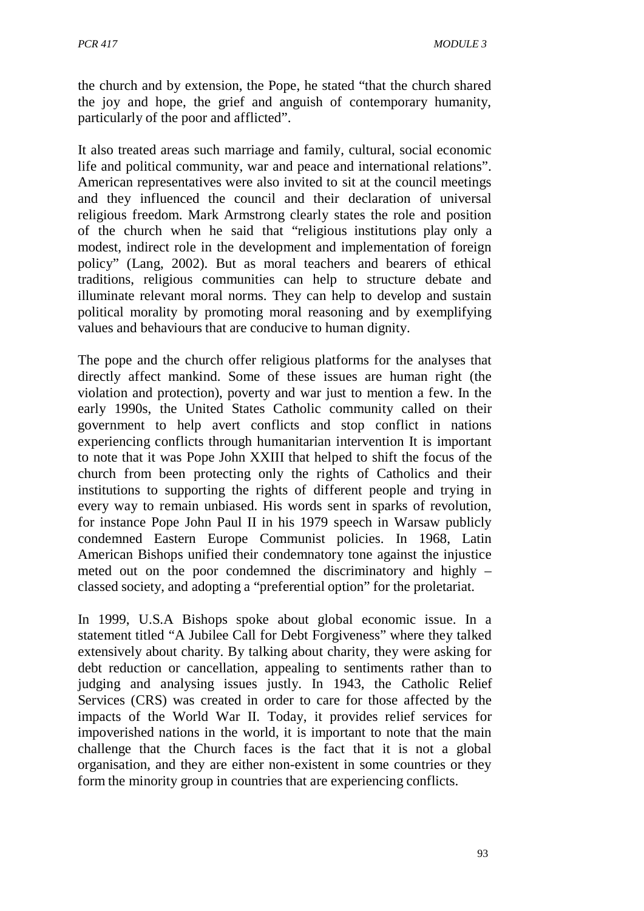the church and by extension, the Pope, he stated "that the church shared the joy and hope, the grief and anguish of contemporary humanity, particularly of the poor and afflicted".

It also treated areas such marriage and family, cultural, social economic life and political community, war and peace and international relations". American representatives were also invited to sit at the council meetings and they influenced the council and their declaration of universal religious freedom. Mark Armstrong clearly states the role and position of the church when he said that "religious institutions play only a modest, indirect role in the development and implementation of foreign policy" (Lang, 2002). But as moral teachers and bearers of ethical traditions, religious communities can help to structure debate and illuminate relevant moral norms. They can help to develop and sustain political morality by promoting moral reasoning and by exemplifying values and behaviours that are conducive to human dignity.

The pope and the church offer religious platforms for the analyses that directly affect mankind. Some of these issues are human right (the violation and protection), poverty and war just to mention a few. In the early 1990s, the United States Catholic community called on their government to help avert conflicts and stop conflict in nations experiencing conflicts through humanitarian intervention It is important to note that it was Pope John XXIII that helped to shift the focus of the church from been protecting only the rights of Catholics and their institutions to supporting the rights of different people and trying in every way to remain unbiased. His words sent in sparks of revolution, for instance Pope John Paul II in his 1979 speech in Warsaw publicly condemned Eastern Europe Communist policies. In 1968, Latin American Bishops unified their condemnatory tone against the injustice meted out on the poor condemned the discriminatory and highly – classed society, and adopting a "preferential option" for the proletariat.

In 1999, U.S.A Bishops spoke about global economic issue. In a statement titled "A Jubilee Call for Debt Forgiveness" where they talked extensively about charity. By talking about charity, they were asking for debt reduction or cancellation, appealing to sentiments rather than to judging and analysing issues justly. In 1943, the Catholic Relief Services (CRS) was created in order to care for those affected by the impacts of the World War II. Today, it provides relief services for impoverished nations in the world, it is important to note that the main challenge that the Church faces is the fact that it is not a global organisation, and they are either non-existent in some countries or they form the minority group in countries that are experiencing conflicts.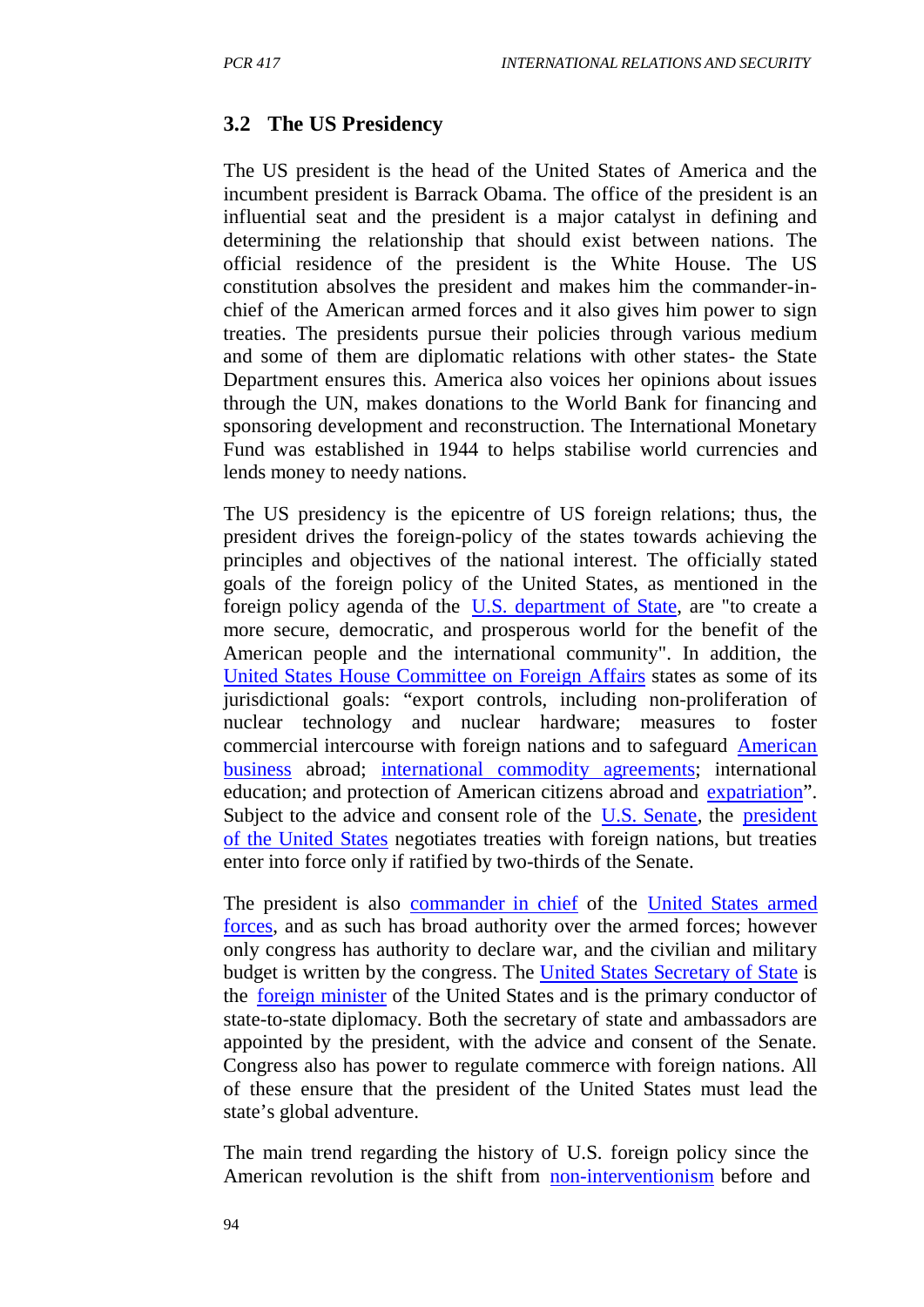### 3.2 The US Presidency

The US president is the head of the United States of America and the incumbent president is Barrack Obama. The office of the president is an influential seat and the president is a major catalyst in defining and determining the relationship that should exist between nations. The official residence of the president is the White House. The US constitution absolves the president and makes him the commander-in-chief of the American armed forces and it also gives him power to sign treaties. The presidents pursue their policies through various medium and some of them are diplomatic relations with other states- the State Department ensures this. America also voices her opinions about issues through the UN, makes donations to the World Bank for financing and sponsoring development and reconstruction. The International Monetary Fund was established in 1944 to helps stabilise world currencies and lends money to needy nations.

The US presidency is the epicentre of US foreign relations; thus, the president drives the foreign-policy of the states towards achieving the principles and objectives of the national interest. The officially stated goals of the foreign policy of the United States, as mentioned in the foreign policy agenda of the U.S. department of State, are "to create a more secure, democratic, and prosperous world for the benefit of the American people and the international community". In addition, the United States House Committee on Foreign Affairs states as some of its jurisdictional goals: "export controls, including non-proliferation of nuclear technology and nuclear hardware; measures to foster commercial intercourse with foreign nations and to safeguard American business abroad; international commodity agreements; international education; and protection of American citizens abroad and expatriation". Subject to the advice and consent role of the U.S. Senate, the president of the United States negotiates treaties with foreign nations, but treaties enter into force only if ratified by two-thirds of the Senate.

The president is also commander in chief of the United States armed forces, and as such has broad authority over the armed forces; however only congress has authority to declare war, and the civilian and military budget is written by the congress. The United States Secretary of State is the foreign minister of the United States and is the primary conductor of state-to-state diplomacy. Both the secretary of state and ambassadors are appointed by the president, with the advice and consent of the Senate. Congress also has power to regulate commerce with foreign nations. All of these ensure that the president of the United States must lead the state's global adventure.

The main trend regarding the history of U.S. foreign policy since the American revolution is the shift from non-interventionism before and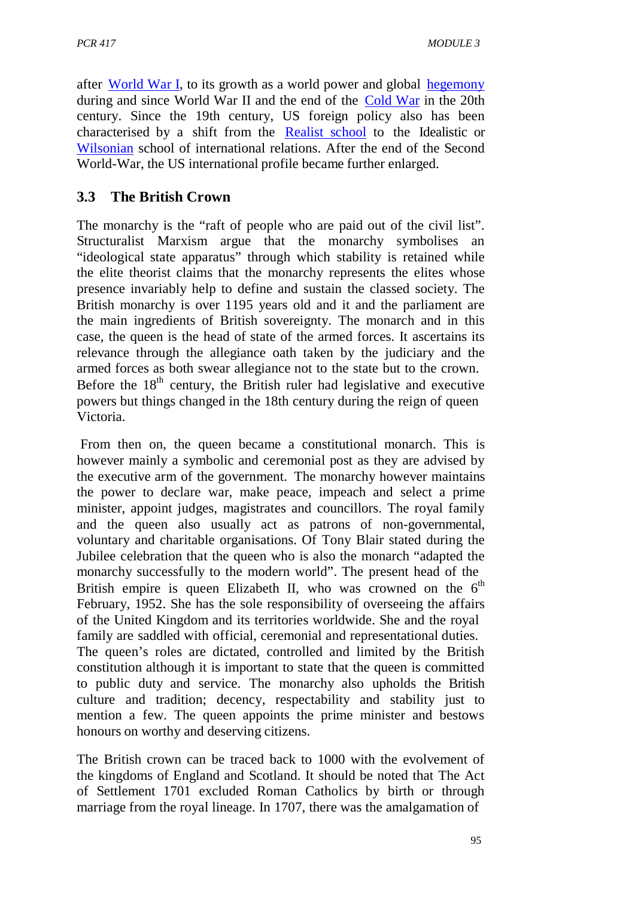after World War I, to its growth as a world power and global hegemony during and since World War II and the end of the Cold War in the 20th century. Since the 19th century, US foreign policy also has been characterised by a shift from the Realist school to the Idealistic or Wilsonian school of international relations. After the end of the Second World-War, the US international profile became further enlarged.

### 3.3 The British Crown

The monarchy is the "raft of people who are paid out of the civil list". Structuralist Marxism argue that the monarchy symbolises an "ideological state apparatus" through which stability is retained while the elite theorist claims that the monarchy represents the elites whose presence invariably help to define and sustain the classed society. The British monarchy is over 1195 years old and it and the parliament are the main ingredients of British sovereignty. The monarch and in this case, the queen is the head of state of the armed forces. It ascertains its relevance through the allegiance oath taken by the judiciary and the armed forces as both swear allegiance not to the state but to the crown. Before the 18th century, the British ruler had legislative and executive powers but things changed in the 18th century during the reign of queen Victoria.

From then on, the queen became a constitutional monarch. This is however mainly a symbolic and ceremonial post as they are advised by the executive arm of the government. The monarchy however maintains the power to declare war, make peace, impeach and select a prime minister, appoint judges, magistrates and councillors. The royal family and the queen also usually act as patrons of non-governmental, voluntary and charitable organisations. Of Tony Blair stated during the Jubilee celebration that the queen who is also the monarch "adapted the monarchy successfully to the modern world". The present head of the British empire is queen Elizabeth II, who was crowned on the 6th February, 1952. She has the sole responsibility of overseeing the affairs of the United Kingdom and its territories worldwide. She and the royal family are saddled with official, ceremonial and representational duties. The queen's roles are dictated, controlled and limited by the British constitution although it is important to state that the queen is committed to public duty and service. The monarchy also upholds the British culture and tradition; decency, respectability and stability just to mention a few. The queen appoints the prime minister and bestows honours on worthy and deserving citizens.

The British crown can be traced back to 1000 with the evolvement of the kingdoms of England and Scotland. It should be noted that The Act of Settlement 1701 excluded Roman Catholics by birth or through marriage from the royal lineage. In 1707, there was the amalgamation of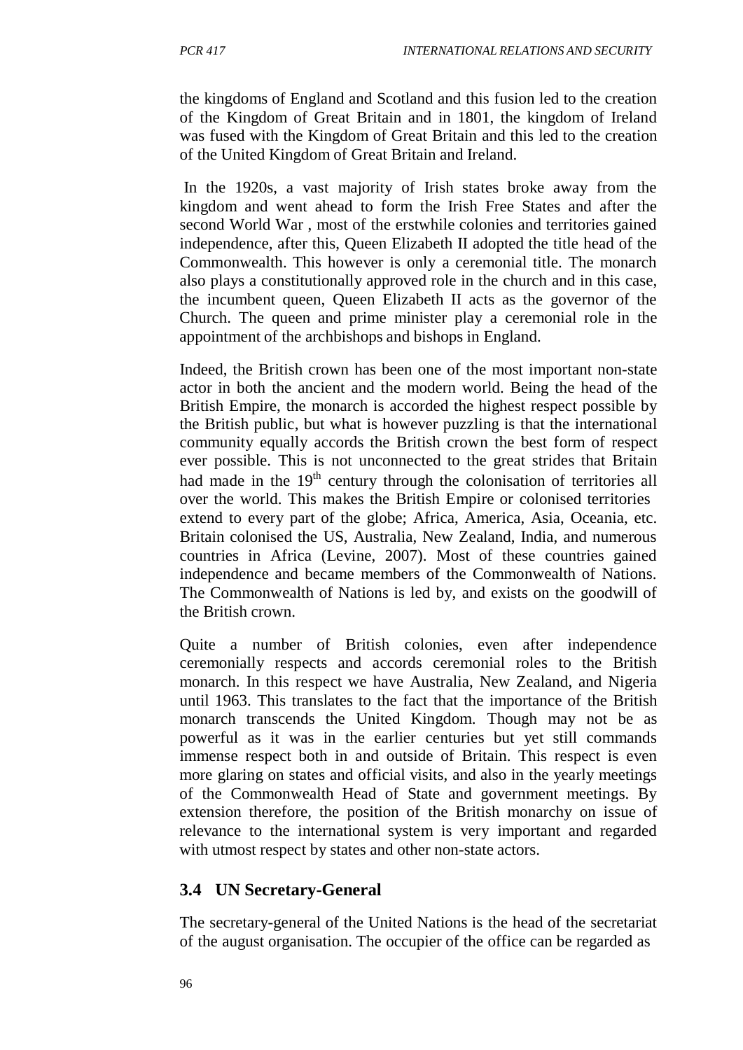the kingdoms of England and Scotland and this fusion led to the creation of the Kingdom of Great Britain and in 1801, the kingdom of Ireland was fused with the Kingdom of Great Britain and this led to the creation of the United Kingdom of Great Britain and Ireland.

In the 1920s, a vast majority of Irish states broke away from the kingdom and went ahead to form the Irish Free States and after the second World War , most of the erstwhile colonies and territories gained independence, after this, Queen Elizabeth II adopted the title head of the Commonwealth. This however is only a ceremonial title. The monarch also plays a constitutionally approved role in the church and in this case, the incumbent queen, Queen Elizabeth II acts as the governor of the Church. The queen and prime minister play a ceremonial role in the appointment of the archbishops and bishops in England.

Indeed, the British crown has been one of the most important non-state actor in both the ancient and the modern world. Being the head of the British Empire, the monarch is accorded the highest respect possible by the British public, but what is however puzzling is that the international community equally accords the British crown the best form of respect ever possible. This is not unconnected to the great strides that Britain had made in the 19th century through the colonisation of territories all over the world. This makes the British Empire or colonised territories extend to every part of the globe; Africa, America, Asia, Oceania, etc. Britain colonised the US, Australia, New Zealand, India, and numerous countries in Africa (Levine, 2007). Most of these countries gained independence and became members of the Commonwealth of Nations. The Commonwealth of Nations is led by, and exists on the goodwill of the British crown.

Quite a number of British colonies, even after independence ceremonially respects and accords ceremonial roles to the British monarch. In this respect we have Australia, New Zealand, and Nigeria until 1963. This translates to the fact that the importance of the British monarch transcends the United Kingdom. Though may not be as powerful as it was in the earlier centuries but yet still commands immense respect both in and outside of Britain. This respect is even more glaring on states and official visits, and also in the yearly meetings of the Commonwealth Head of State and government meetings. By extension therefore, the position of the British monarchy on issue of relevance to the international system is very important and regarded with utmost respect by states and other non-state actors.

## 3.4 UN Secretary-General

The secretary-general of the United Nations is the head of the secretariat of the august organisation. The occupier of the office can be regarded as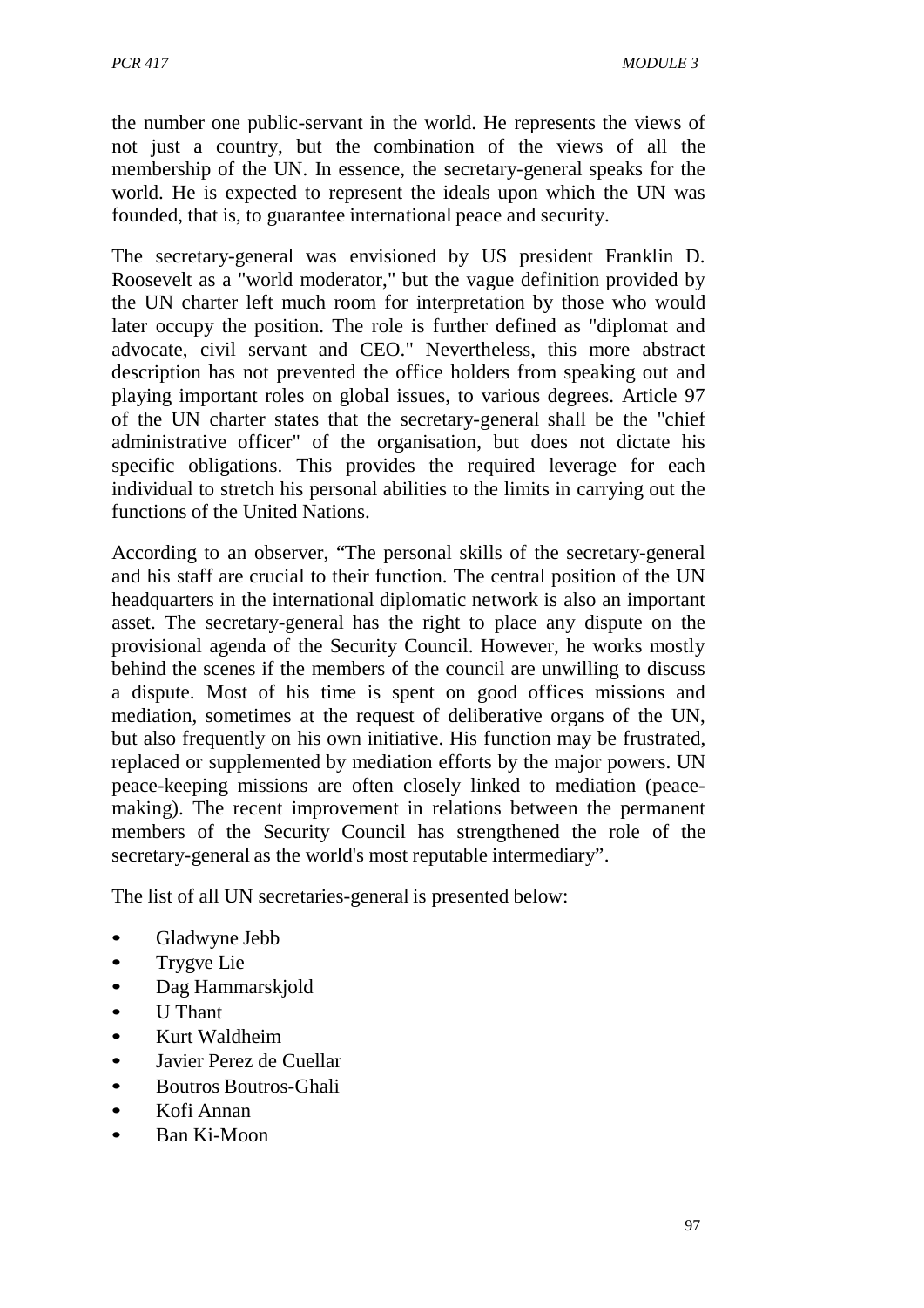the number one public-servant in the world. He represents the views of not just a country, but the combination of the views of all the membership of the UN. In essence, the secretary-general speaks for the world. He is expected to represent the ideals upon which the UN was founded, that is, to guarantee international peace and security.

The secretary-general was envisioned by US president Franklin D. Roosevelt as a "world moderator," but the vague definition provided by the UN charter left much room for interpretation by those who would later occupy the position. The role is further defined as "diplomat and advocate, civil servant and CEO." Nevertheless, this more abstract description has not prevented the office holders from speaking out and playing important roles on global issues, to various degrees. Article 97 of the UN charter states that the secretary-general shall be the "chief administrative officer" of the organisation, but does not dictate his specific obligations. This provides the required leverage for each individual to stretch his personal abilities to the limits in carrying out the functions of the United Nations.

According to an observer, "The personal skills of the secretary-general and his staff are crucial to their function. The central position of the UN headquarters in the international diplomatic network is also an important asset. The secretary-general has the right to place any dispute on the provisional agenda of the Security Council. However, he works mostly behind the scenes if the members of the council are unwilling to discuss a dispute. Most of his time is spent on good offices missions and mediation, sometimes at the request of deliberative organs of the UN, but also frequently on his own initiative. His function may be frustrated, replaced or supplemented by mediation efforts by the major powers. UN peace-keeping missions are often closely linked to mediation (peace-making). The recent improvement in relations between the permanent members of the Security Council has strengthened the role of the secretary-general as the world's most reputable intermediary".

The list of all UN secretaries-general is presented below:

- Gladwyne Jebb
- Trygve Lie
- Dag Hammarskjold
- U Thant
- Kurt Waldheim
- Javier Perez de Cuellar
- Boutros Boutros-Ghali
- Kofi Annan
- Ban Ki-Moon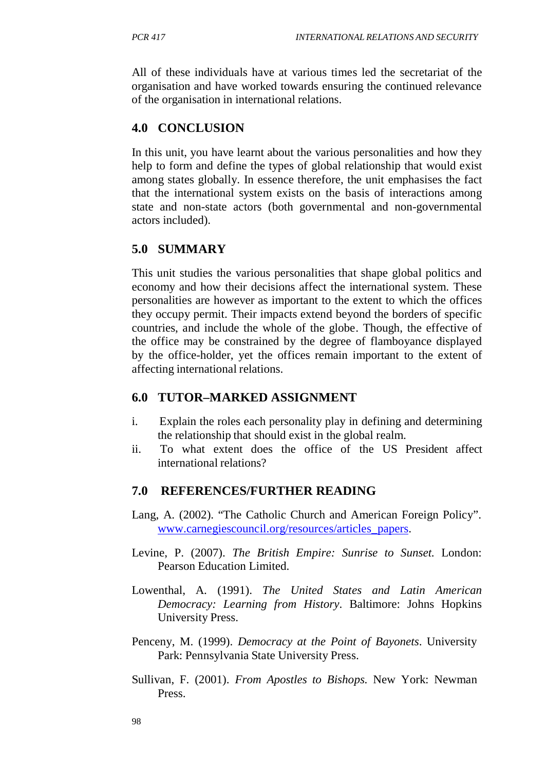All of these individuals have at various times led the secretariat of the organisation and have worked towards ensuring the continued relevance of the organisation in international relations.

## 4.0 CONCLUSION

In this unit, you have learnt about the various personalities and how they help to form and define the types of global relationship that would exist among states globally. In essence therefore, the unit emphasises the fact that the international system exists on the basis of interactions among state and non-state actors (both governmental and non-governmental actors included).

## 5.0 SUMMARY

This unit studies the various personalities that shape global politics and economy and how their decisions affect the international system. These personalities are however as important to the extent to which the offices they occupy permit. Their impacts extend beyond the borders of specific countries, and include the whole of the globe. Though, the effective of the office may be constrained by the degree of flamboyance displayed by the office-holder, yet the offices remain important to the extent of affecting international relations.

## 6.0 TUTOR–MARKED ASSIGNMENT

i. Explain the roles each personality play in defining and determining the relationship that should exist in the global realm.
ii. To what extent does the office of the US President affect international relations?

## 7.0 REFERENCES/FURTHER READING

Lang, A. (2002). "The Catholic Church and American Foreign Policy". www.carnegiescouncil.org/resources/articles_papers.

Levine, P. (2007). *The British Empire: Sunrise to Sunset.* London: Pearson Education Limited.

Lowenthal, A. (1991). *The United States and Latin American Democracy: Learning from History*. Baltimore: Johns Hopkins University Press.

Penceny, M. (1999). *Democracy at the Point of Bayonets*. University Park: Pennsylvania State University Press.

Sullivan, F. (2001). *From Apostles to Bishops.* New York: Newman Press.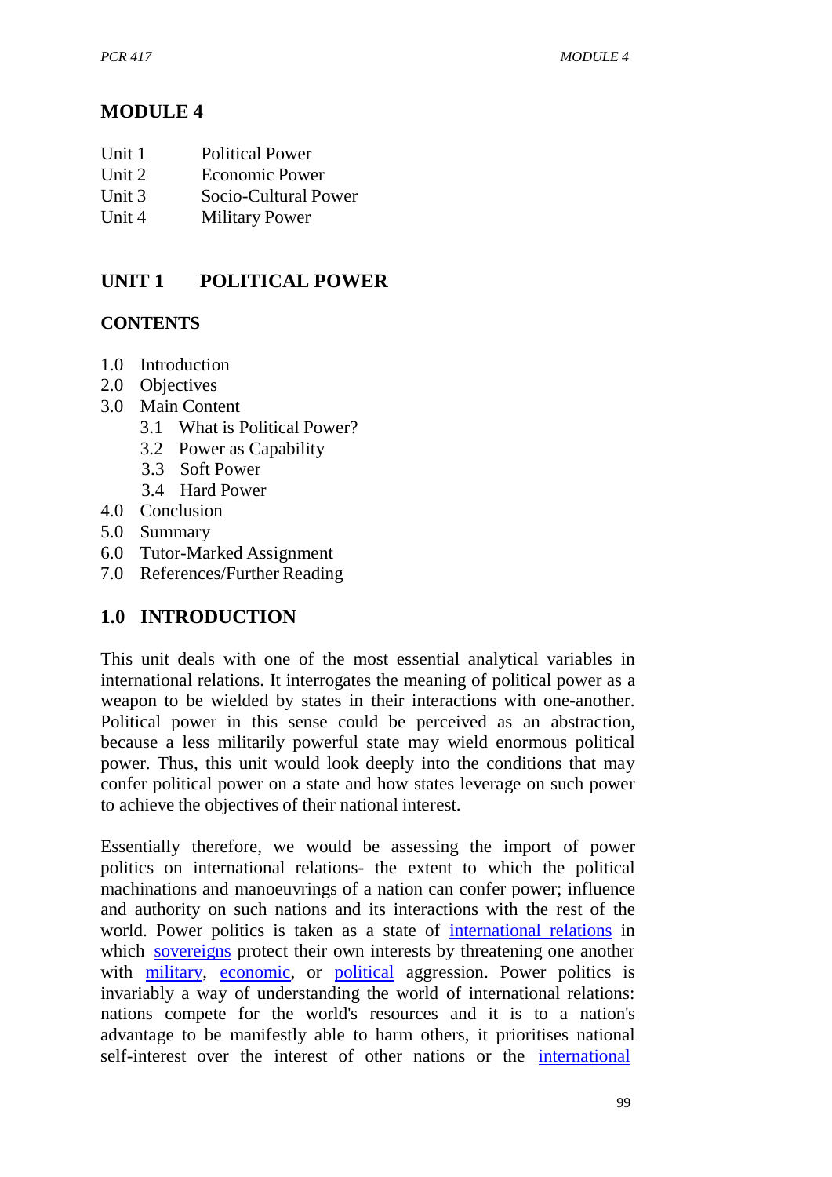# MODULE 4

Unit 1 Political Power
Unit 2 Economic Power
Unit 3 Socio-Cultural Power
Unit 4 Military Power

## UNIT 1 POLITICAL POWER

### CONTENTS

1.0 Introduction
2.0 Objectives
3.0 Main Content
  3.1 What is Political Power?
  3.2 Power as Capability
  3.3 Soft Power
  3.4 Hard Power
4.0 Conclusion
5.0 Summary
6.0 Tutor-Marked Assignment
7.0 References/Further Reading

## 1.0 INTRODUCTION

This unit deals with one of the most essential analytical variables in international relations. It interrogates the meaning of political power as a weapon to be wielded by states in their interactions with one-another. Political power in this sense could be perceived as an abstraction, because a less militarily powerful state may wield enormous political power. Thus, this unit would look deeply into the conditions that may confer political power on a state and how states leverage on such power to achieve the objectives of their national interest.

Essentially therefore, we would be assessing the import of power politics on international relations- the extent to which the political machinations and manoeuvrings of a nation can confer power; influence and authority on such nations and its interactions with the rest of the world. Power politics is taken as a state of international relations in which sovereigns protect their own interests by threatening one another with military, economic, or political aggression. Power politics is invariably a way of understanding the world of international relations: nations compete for the world's resources and it is to a nation's advantage to be manifestly able to harm others, it prioritises national self-interest over the interest of other nations or the international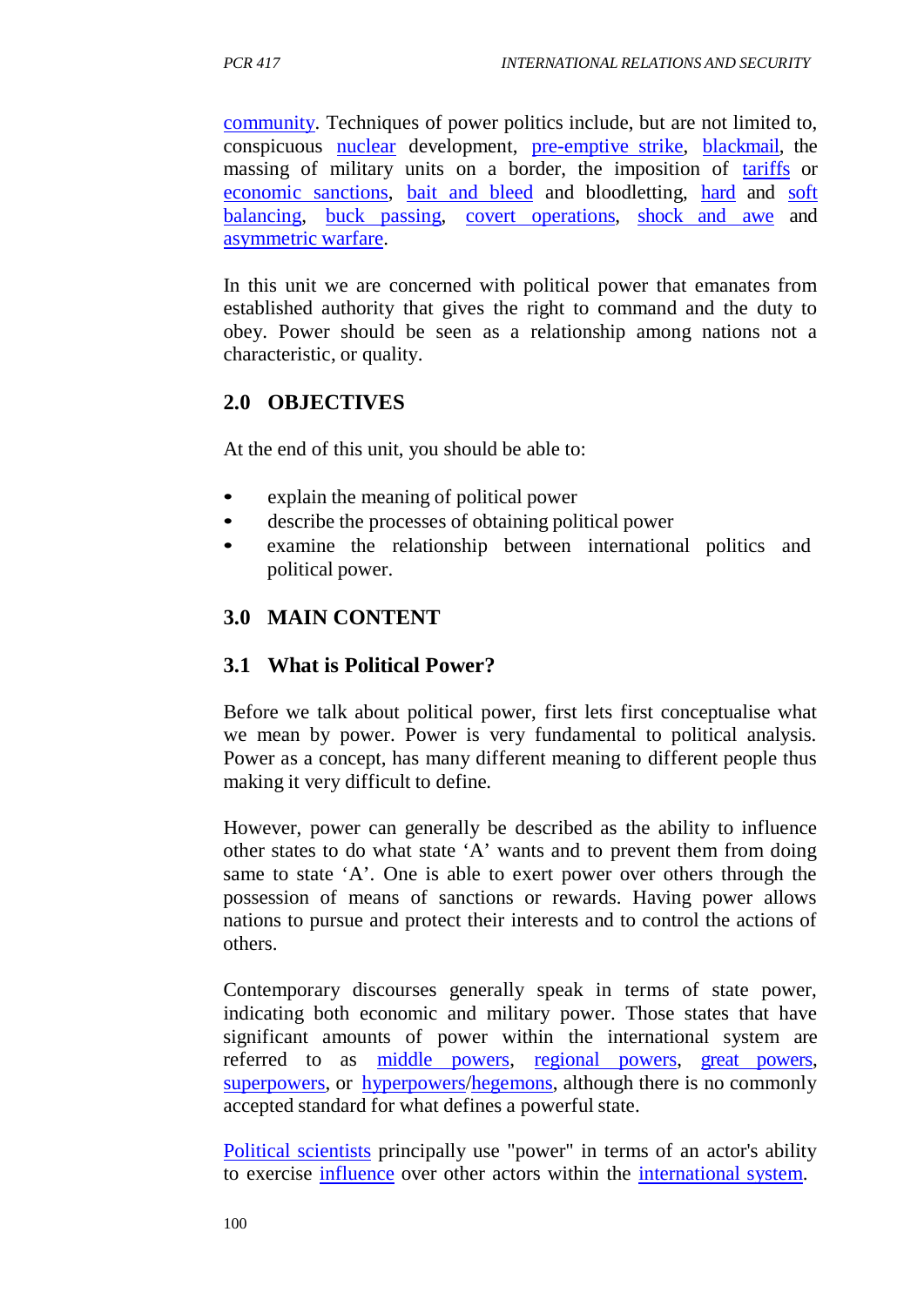community. Techniques of power politics include, but are not limited to, conspicuous nuclear development, pre-emptive strike, blackmail, the massing of military units on a border, the imposition of tariffs or economic sanctions, bait and bleed and bloodletting, hard and soft balancing, buck passing, covert operations, shock and awe and asymmetric warfare.

In this unit we are concerned with political power that emanates from established authority that gives the right to command and the duty to obey. Power should be seen as a relationship among nations not a characteristic, or quality.

## 2.0 OBJECTIVES

At the end of this unit, you should be able to:

- explain the meaning of political power
- describe the processes of obtaining political power
- examine the relationship between international politics and political power.

## 3.0 MAIN CONTENT

### 3.1 What is Political Power?

Before we talk about political power, first lets first conceptualise what we mean by power. Power is very fundamental to political analysis. Power as a concept, has many different meaning to different people thus making it very difficult to define.

However, power can generally be described as the ability to influence other states to do what state 'A' wants and to prevent them from doing same to state 'A'. One is able to exert power over others through the possession of means of sanctions or rewards. Having power allows nations to pursue and protect their interests and to control the actions of others.

Contemporary discourses generally speak in terms of state power, indicating both economic and military power. Those states that have significant amounts of power within the international system are referred to as middle powers, regional powers, great powers, superpowers, or hyperpowers/hegemons, although there is no commonly accepted standard for what defines a powerful state.

Political scientists principally use "power" in terms of an actor's ability to exercise influence over other actors within the international system.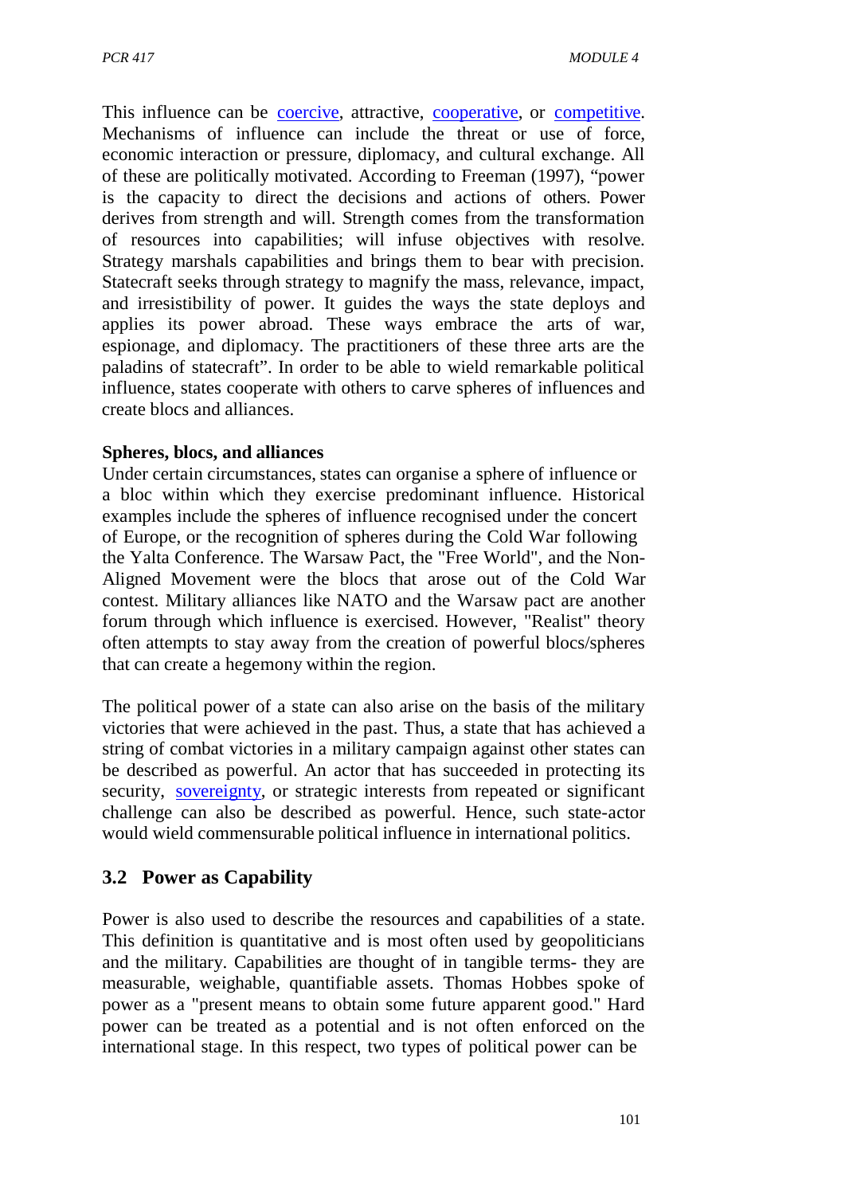This influence can be coercive, attractive, cooperative, or competitive. Mechanisms of influence can include the threat or use of force, economic interaction or pressure, diplomacy, and cultural exchange. All of these are politically motivated. According to Freeman (1997), "power is the capacity to direct the decisions and actions of others. Power derives from strength and will. Strength comes from the transformation of resources into capabilities; will infuse objectives with resolve. Strategy marshals capabilities and brings them to bear with precision. Statecraft seeks through strategy to magnify the mass, relevance, impact, and irresistibility of power. It guides the ways the state deploys and applies its power abroad. These ways embrace the arts of war, espionage, and diplomacy. The practitioners of these three arts are the paladins of statecraft". In order to be able to wield remarkable political influence, states cooperate with others to carve spheres of influences and create blocs and alliances.

**Spheres, blocs, and alliances**

Under certain circumstances, states can organise a sphere of influence or a bloc within which they exercise predominant influence. Historical examples include the spheres of influence recognised under the concert of Europe, or the recognition of spheres during the Cold War following the Yalta Conference. The Warsaw Pact, the "Free World", and the Non-Aligned Movement were the blocs that arose out of the Cold War contest. Military alliances like NATO and the Warsaw pact are another forum through which influence is exercised. However, "Realist" theory often attempts to stay away from the creation of powerful blocs/spheres that can create a hegemony within the region.

The political power of a state can also arise on the basis of the military victories that were achieved in the past. Thus, a state that has achieved a string of combat victories in a military campaign against other states can be described as powerful. An actor that has succeeded in protecting its security, sovereignty, or strategic interests from repeated or significant challenge can also be described as powerful. Hence, such state-actor would wield commensurable political influence in international politics.

## 3.2 Power as Capability

Power is also used to describe the resources and capabilities of a state. This definition is quantitative and is most often used by geopoliticians and the military. Capabilities are thought of in tangible terms- they are measurable, weighable, quantifiable assets. Thomas Hobbes spoke of power as a "present means to obtain some future apparent good." Hard power can be treated as a potential and is not often enforced on the international stage. In this respect, two types of political power can be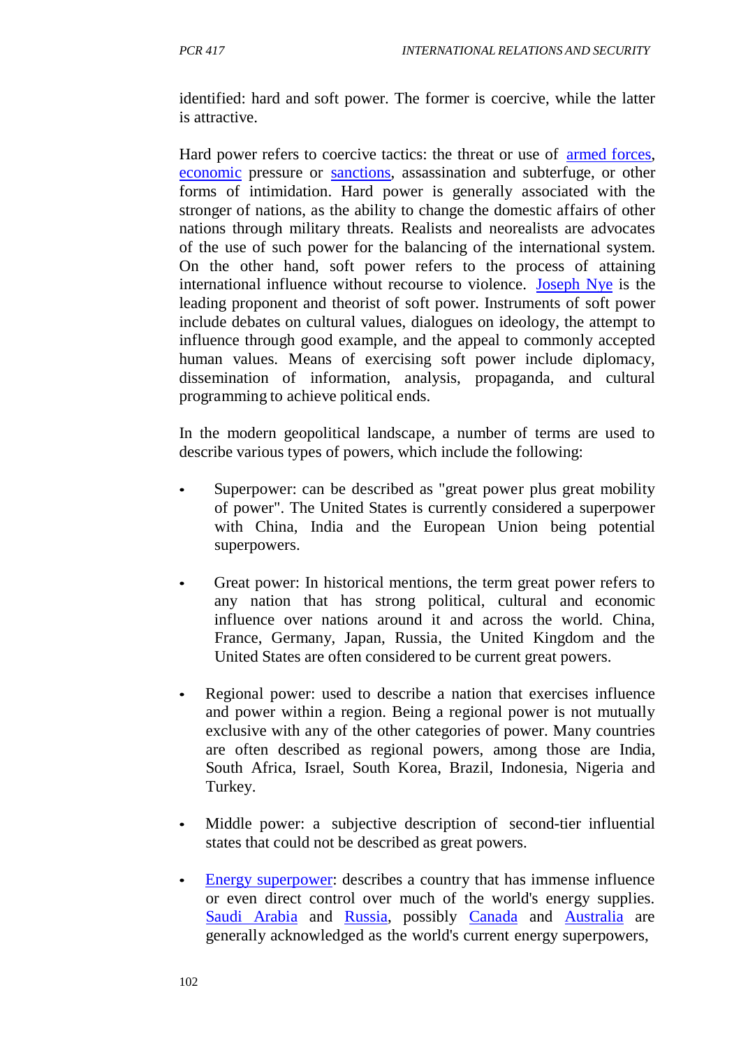identified: hard and soft power. The former is coercive, while the latter is attractive.

Hard power refers to coercive tactics: the threat or use of armed forces, economic pressure or sanctions, assassination and subterfuge, or other forms of intimidation. Hard power is generally associated with the stronger of nations, as the ability to change the domestic affairs of other nations through military threats. Realists and neorealists are advocates of the use of such power for the balancing of the international system. On the other hand, soft power refers to the process of attaining international influence without recourse to violence. Joseph Nye is the leading proponent and theorist of soft power. Instruments of soft power include debates on cultural values, dialogues on ideology, the attempt to influence through good example, and the appeal to commonly accepted human values. Means of exercising soft power include diplomacy, dissemination of information, analysis, propaganda, and cultural programming to achieve political ends.

In the modern geopolitical landscape, a number of terms are used to describe various types of powers, which include the following:

- Superpower: can be described as "great power plus great mobility of power". The United States is currently considered a superpower with China, India and the European Union being potential superpowers.
- Great power: In historical mentions, the term great power refers to any nation that has strong political, cultural and economic influence over nations around it and across the world. China, France, Germany, Japan, Russia, the United Kingdom and the United States are often considered to be current great powers.
- Regional power: used to describe a nation that exercises influence and power within a region. Being a regional power is not mutually exclusive with any of the other categories of power. Many countries are often described as regional powers, among those are India, South Africa, Israel, South Korea, Brazil, Indonesia, Nigeria and Turkey.
- Middle power: a subjective description of second-tier influential states that could not be described as great powers.
- Energy superpower: describes a country that has immense influence or even direct control over much of the world's energy supplies. Saudi Arabia and Russia, possibly Canada and Australia are generally acknowledged as the world's current energy superpowers,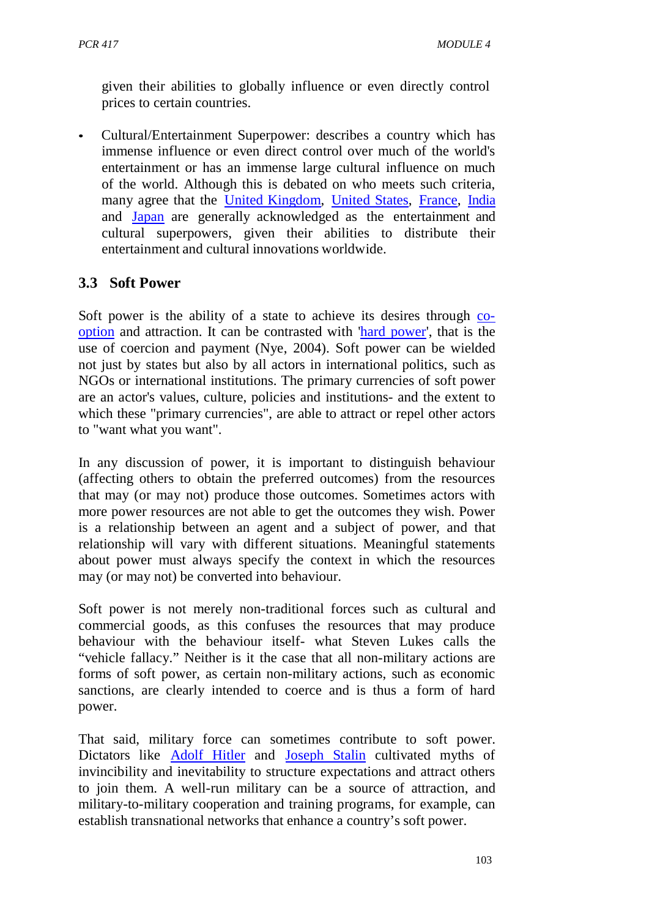given their abilities to globally influence or even directly control prices to certain countries.

- Cultural/Entertainment Superpower: describes a country which has immense influence or even direct control over much of the world's entertainment or has an immense large cultural influence on much of the world. Although this is debated on who meets such criteria, many agree that the United Kingdom, United States, France, India and Japan are generally acknowledged as the entertainment and cultural superpowers, given their abilities to distribute their entertainment and cultural innovations worldwide.

## 3.3 Soft Power

Soft power is the ability of a state to achieve its desires through co-option and attraction. It can be contrasted with 'hard power', that is the use of coercion and payment (Nye, 2004). Soft power can be wielded not just by states but also by all actors in international politics, such as NGOs or international institutions. The primary currencies of soft power are an actor's values, culture, policies and institutions- and the extent to which these "primary currencies", are able to attract or repel other actors to "want what you want".

In any discussion of power, it is important to distinguish behaviour (affecting others to obtain the preferred outcomes) from the resources that may (or may not) produce those outcomes. Sometimes actors with more power resources are not able to get the outcomes they wish. Power is a relationship between an agent and a subject of power, and that relationship will vary with different situations. Meaningful statements about power must always specify the context in which the resources may (or may not) be converted into behaviour.

Soft power is not merely non-traditional forces such as cultural and commercial goods, as this confuses the resources that may produce behaviour with the behaviour itself- what Steven Lukes calls the "vehicle fallacy." Neither is it the case that all non-military actions are forms of soft power, as certain non-military actions, such as economic sanctions, are clearly intended to coerce and is thus a form of hard power.

That said, military force can sometimes contribute to soft power. Dictators like Adolf Hitler and Joseph Stalin cultivated myths of invincibility and inevitability to structure expectations and attract others to join them. A well-run military can be a source of attraction, and military-to-military cooperation and training programs, for example, can establish transnational networks that enhance a country's soft power.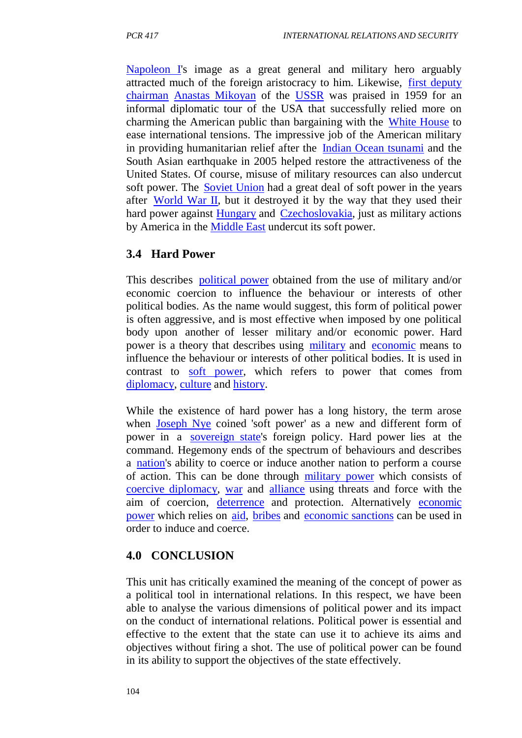Napoleon I's image as a great general and military hero arguably attracted much of the foreign aristocracy to him. Likewise, first deputy chairman Anastas Mikoyan of the USSR was praised in 1959 for an informal diplomatic tour of the USA that successfully relied more on charming the American public than bargaining with the White House to ease international tensions. The impressive job of the American military in providing humanitarian relief after the Indian Ocean tsunami and the South Asian earthquake in 2005 helped restore the attractiveness of the United States. Of course, misuse of military resources can also undercut soft power. The Soviet Union had a great deal of soft power in the years after World War II, but it destroyed it by the way that they used their hard power against Hungary and Czechoslovakia, just as military actions by America in the Middle East undercut its soft power.

## 3.4 Hard Power

This describes political power obtained from the use of military and/or economic coercion to influence the behaviour or interests of other political bodies. As the name would suggest, this form of political power is often aggressive, and is most effective when imposed by one political body upon another of lesser military and/or economic power. Hard power is a theory that describes using military and economic means to influence the behaviour or interests of other political bodies. It is used in contrast to soft power, which refers to power that comes from diplomacy, culture and history.

While the existence of hard power has a long history, the term arose when Joseph Nye coined 'soft power' as a new and different form of power in a sovereign state's foreign policy. Hard power lies at the command. Hegemony ends of the spectrum of behaviours and describes a nation's ability to coerce or induce another nation to perform a course of action. This can be done through military power which consists of coercive diplomacy, war and alliance using threats and force with the aim of coercion, deterrence and protection. Alternatively economic power which relies on aid, bribes and economic sanctions can be used in order to induce and coerce.

## 4.0 CONCLUSION

This unit has critically examined the meaning of the concept of power as a political tool in international relations. In this respect, we have been able to analyse the various dimensions of political power and its impact on the conduct of international relations. Political power is essential and effective to the extent that the state can use it to achieve its aims and objectives without firing a shot. The use of political power can be found in its ability to support the objectives of the state effectively.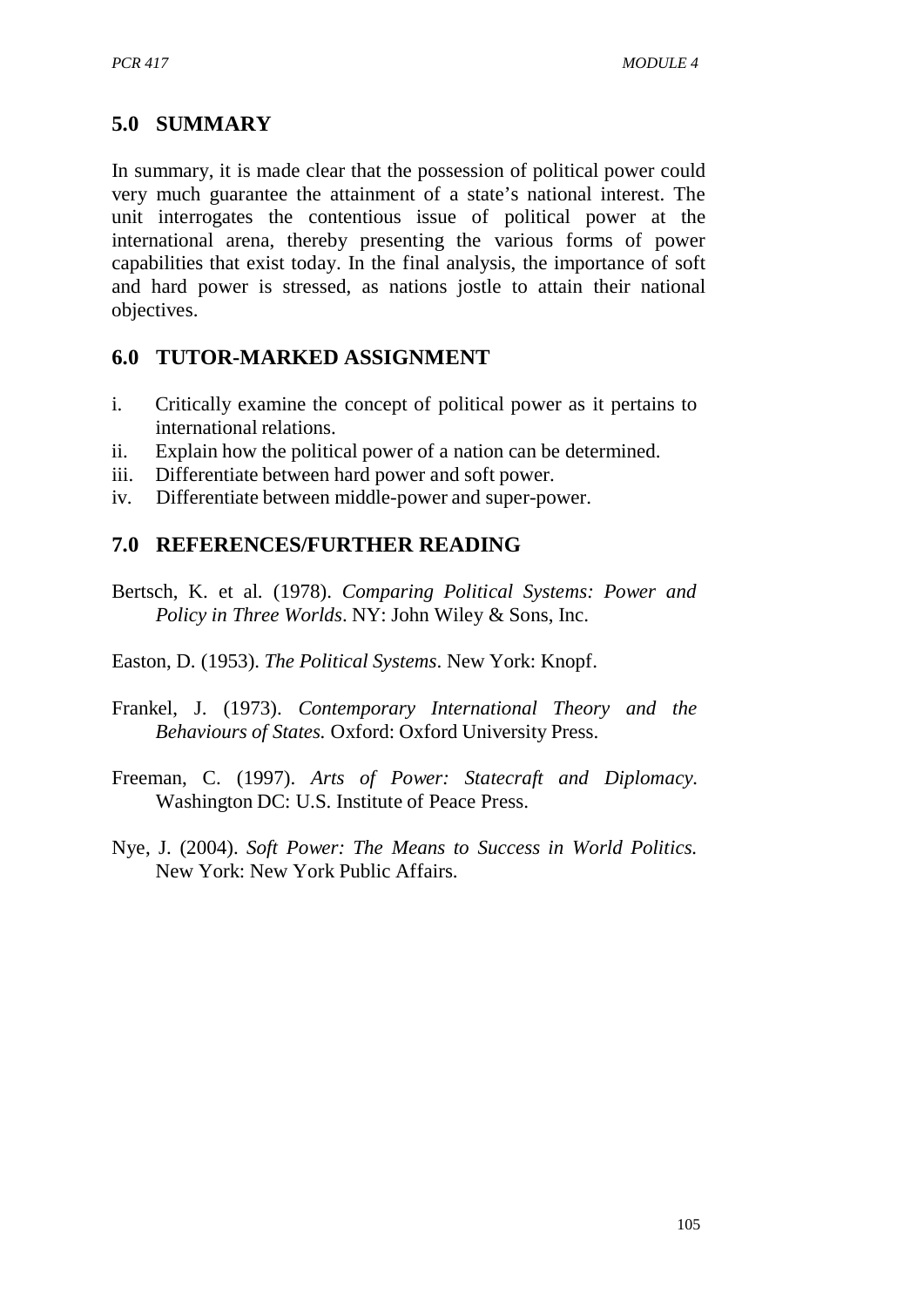## 5.0 SUMMARY

In summary, it is made clear that the possession of political power could very much guarantee the attainment of a state's national interest. The unit interrogates the contentious issue of political power at the international arena, thereby presenting the various forms of power capabilities that exist today. In the final analysis, the importance of soft and hard power is stressed, as nations jostle to attain their national objectives.

## 6.0 TUTOR-MARKED ASSIGNMENT

i. Critically examine the concept of political power as it pertains to international relations.
ii. Explain how the political power of a nation can be determined.
iii. Differentiate between hard power and soft power.
iv. Differentiate between middle-power and super-power.

## 7.0 REFERENCES/FURTHER READING

Bertsch, K. et al. (1978). *Comparing Political Systems: Power and Policy in Three Worlds*. NY: John Wiley & Sons, Inc.

Easton, D. (1953). *The Political Systems*. New York: Knopf.

Frankel, J. (1973). *Contemporary International Theory and the Behaviours of States.* Oxford: Oxford University Press.

Freeman, C. (1997). *Arts of Power: Statecraft and Diplomacy.* Washington DC: U.S. Institute of Peace Press.

Nye, J. (2004). *Soft Power: The Means to Success in World Politics.* New York: New York Public Affairs.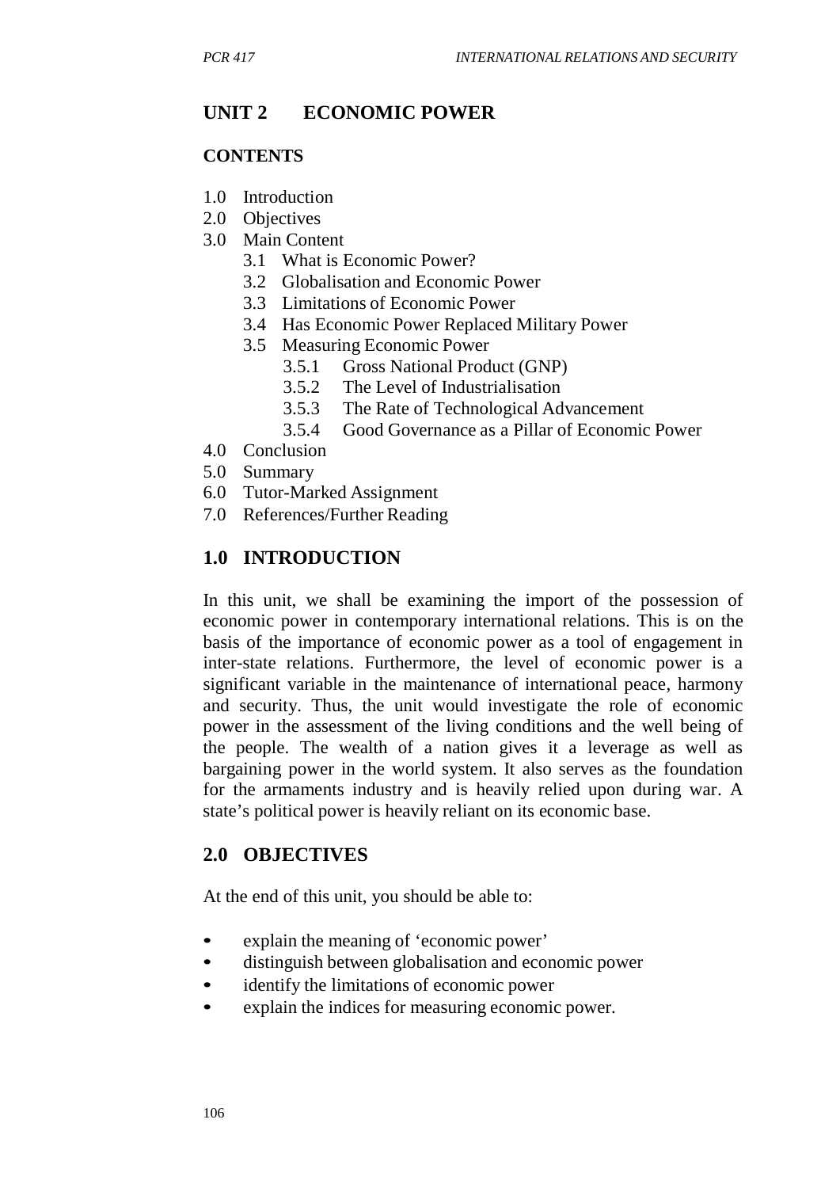## UNIT 2 ECONOMIC POWER

### CONTENTS

1.0 Introduction
2.0 Objectives
3.0 Main Content
 3.1 What is Economic Power?
 3.2 Globalisation and Economic Power
 3.3 Limitations of Economic Power
 3.4 Has Economic Power Replaced Military Power
 3.5 Measuring Economic Power
  3.5.1 Gross National Product (GNP)
  3.5.2 The Level of Industrialisation
  3.5.3 The Rate of Technological Advancement
  3.5.4 Good Governance as a Pillar of Economic Power
4.0 Conclusion
5.0 Summary
6.0 Tutor-Marked Assignment
7.0 References/Further Reading

## 1.0 INTRODUCTION

In this unit, we shall be examining the import of the possession of economic power in contemporary international relations. This is on the basis of the importance of economic power as a tool of engagement in inter-state relations. Furthermore, the level of economic power is a significant variable in the maintenance of international peace, harmony and security. Thus, the unit would investigate the role of economic power in the assessment of the living conditions and the well being of the people. The wealth of a nation gives it a leverage as well as bargaining power in the world system. It also serves as the foundation for the armaments industry and is heavily relied upon during war. A state's political power is heavily reliant on its economic base.

## 2.0 OBJECTIVES

At the end of this unit, you should be able to:

- explain the meaning of 'economic power'
- distinguish between globalisation and economic power
- identify the limitations of economic power
- explain the indices for measuring economic power.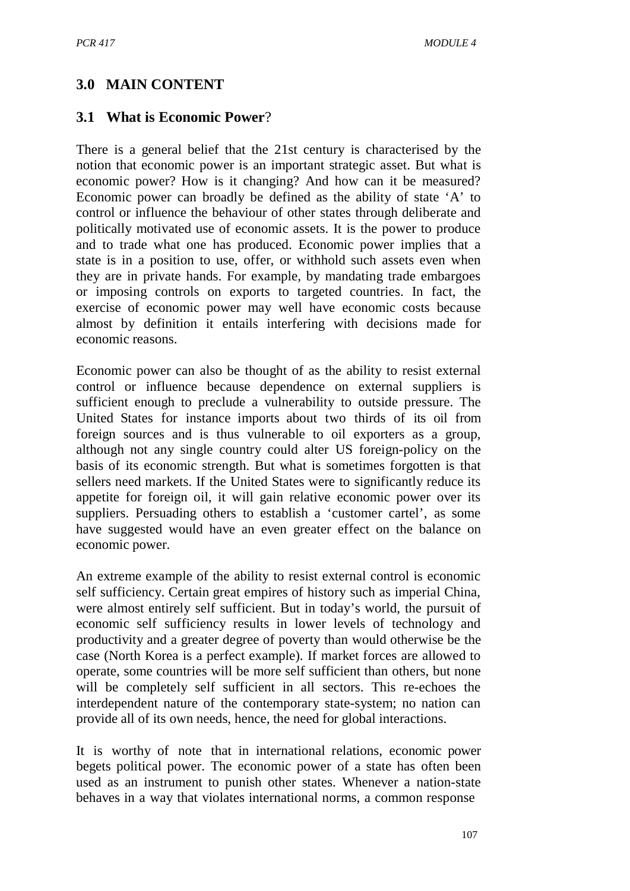## 3.0 MAIN CONTENT

### 3.1 What is Economic Power?

There is a general belief that the 21st century is characterised by the notion that economic power is an important strategic asset. But what is economic power? How is it changing? And how can it be measured? Economic power can broadly be defined as the ability of state 'A' to control or influence the behaviour of other states through deliberate and politically motivated use of economic assets. It is the power to produce and to trade what one has produced. Economic power implies that a state is in a position to use, offer, or withhold such assets even when they are in private hands. For example, by mandating trade embargoes or imposing controls on exports to targeted countries. In fact, the exercise of economic power may well have economic costs because almost by definition it entails interfering with decisions made for economic reasons.

Economic power can also be thought of as the ability to resist external control or influence because dependence on external suppliers is sufficient enough to preclude a vulnerability to outside pressure. The United States for instance imports about two thirds of its oil from foreign sources and is thus vulnerable to oil exporters as a group, although not any single country could alter US foreign-policy on the basis of its economic strength. But what is sometimes forgotten is that sellers need markets. If the United States were to significantly reduce its appetite for foreign oil, it will gain relative economic power over its suppliers. Persuading others to establish a 'customer cartel', as some have suggested would have an even greater effect on the balance on economic power.

An extreme example of the ability to resist external control is economic self sufficiency. Certain great empires of history such as imperial China, were almost entirely self sufficient. But in today's world, the pursuit of economic self sufficiency results in lower levels of technology and productivity and a greater degree of poverty than would otherwise be the case (North Korea is a perfect example). If market forces are allowed to operate, some countries will be more self sufficient than others, but none will be completely self sufficient in all sectors. This re-echoes the interdependent nature of the contemporary state-system; no nation can provide all of its own needs, hence, the need for global interactions.

It is worthy of note that in international relations, economic power begets political power. The economic power of a state has often been used as an instrument to punish other states. Whenever a nation-state behaves in a way that violates international norms, a common response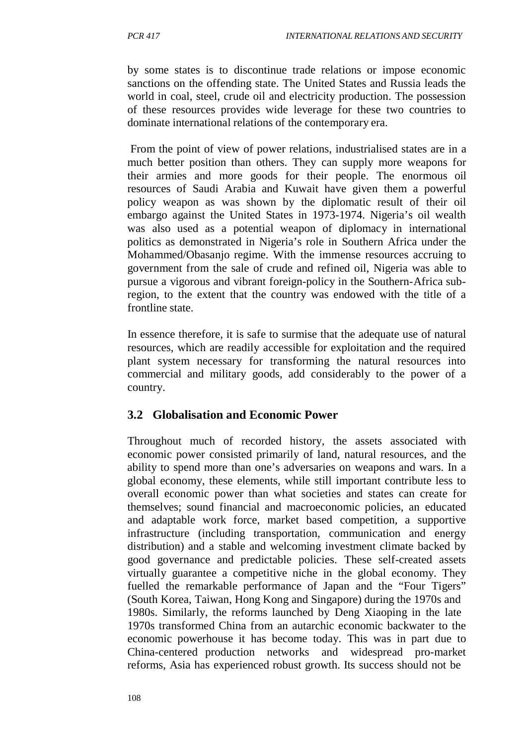by some states is to discontinue trade relations or impose economic sanctions on the offending state. The United States and Russia leads the world in coal, steel, crude oil and electricity production. The possession of these resources provides wide leverage for these two countries to dominate international relations of the contemporary era.

From the point of view of power relations, industrialised states are in a much better position than others. They can supply more weapons for their armies and more goods for their people. The enormous oil resources of Saudi Arabia and Kuwait have given them a powerful policy weapon as was shown by the diplomatic result of their oil embargo against the United States in 1973-1974. Nigeria's oil wealth was also used as a potential weapon of diplomacy in international politics as demonstrated in Nigeria's role in Southern Africa under the Mohammed/Obasanjo regime. With the immense resources accruing to government from the sale of crude and refined oil, Nigeria was able to pursue a vigorous and vibrant foreign-policy in the Southern-Africa sub-region, to the extent that the country was endowed with the title of a frontline state.

In essence therefore, it is safe to surmise that the adequate use of natural resources, which are readily accessible for exploitation and the required plant system necessary for transforming the natural resources into commercial and military goods, add considerably to the power of a country.

## 3.2 Globalisation and Economic Power

Throughout much of recorded history, the assets associated with economic power consisted primarily of land, natural resources, and the ability to spend more than one's adversaries on weapons and wars. In a global economy, these elements, while still important contribute less to overall economic power than what societies and states can create for themselves; sound financial and macroeconomic policies, an educated and adaptable work force, market based competition, a supportive infrastructure (including transportation, communication and energy distribution) and a stable and welcoming investment climate backed by good governance and predictable policies. These self-created assets virtually guarantee a competitive niche in the global economy. They fuelled the remarkable performance of Japan and the "Four Tigers" (South Korea, Taiwan, Hong Kong and Singapore) during the 1970s and 1980s. Similarly, the reforms launched by Deng Xiaoping in the late 1970s transformed China from an autarchic economic backwater to the economic powerhouse it has become today. This was in part due to China-centered production networks and widespread pro-market reforms, Asia has experienced robust growth. Its success should not be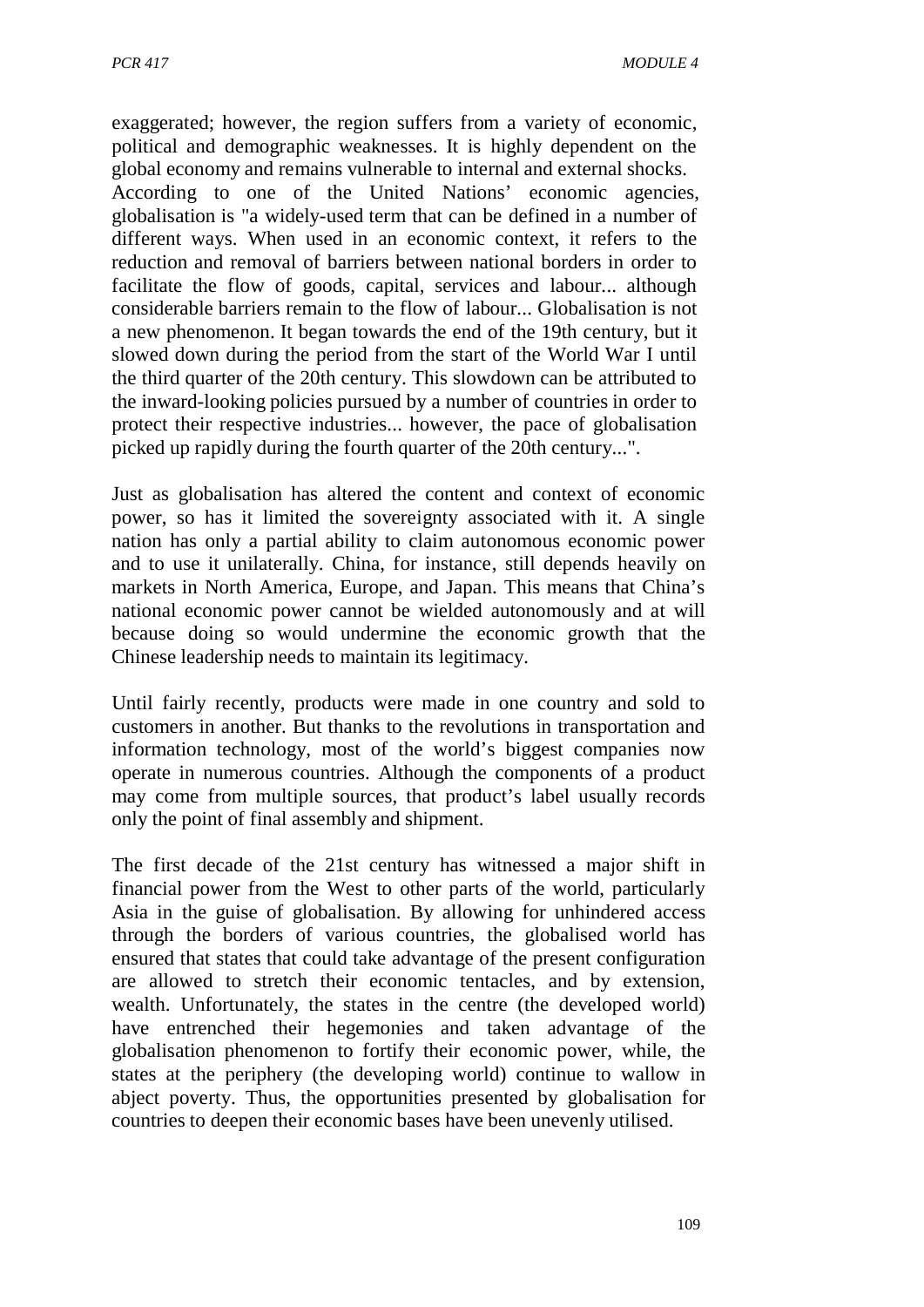exaggerated; however, the region suffers from a variety of economic, political and demographic weaknesses. It is highly dependent on the global economy and remains vulnerable to internal and external shocks. According to one of the United Nations' economic agencies, globalisation is "a widely-used term that can be defined in a number of different ways. When used in an economic context, it refers to the reduction and removal of barriers between national borders in order to facilitate the flow of goods, capital, services and labour... although considerable barriers remain to the flow of labour... Globalisation is not a new phenomenon. It began towards the end of the 19th century, but it slowed down during the period from the start of the World War I until the third quarter of the 20th century. This slowdown can be attributed to the inward-looking policies pursued by a number of countries in order to protect their respective industries... however, the pace of globalisation picked up rapidly during the fourth quarter of the 20th century...".

Just as globalisation has altered the content and context of economic power, so has it limited the sovereignty associated with it. A single nation has only a partial ability to claim autonomous economic power and to use it unilaterally. China, for instance, still depends heavily on markets in North America, Europe, and Japan. This means that China's national economic power cannot be wielded autonomously and at will because doing so would undermine the economic growth that the Chinese leadership needs to maintain its legitimacy.

Until fairly recently, products were made in one country and sold to customers in another. But thanks to the revolutions in transportation and information technology, most of the world's biggest companies now operate in numerous countries. Although the components of a product may come from multiple sources, that product's label usually records only the point of final assembly and shipment.

The first decade of the 21st century has witnessed a major shift in financial power from the West to other parts of the world, particularly Asia in the guise of globalisation. By allowing for unhindered access through the borders of various countries, the globalised world has ensured that states that could take advantage of the present configuration are allowed to stretch their economic tentacles, and by extension, wealth. Unfortunately, the states in the centre (the developed world) have entrenched their hegemonies and taken advantage of the globalisation phenomenon to fortify their economic power, while, the states at the periphery (the developing world) continue to wallow in abject poverty. Thus, the opportunities presented by globalisation for countries to deepen their economic bases have been unevenly utilised.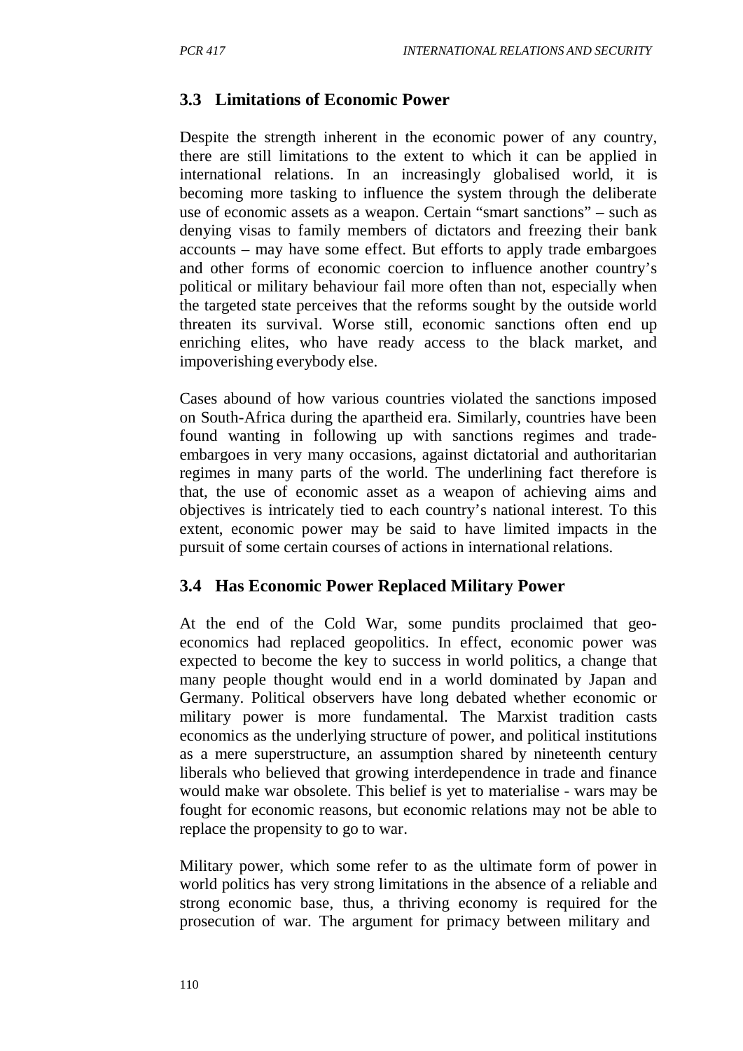## 3.3 Limitations of Economic Power

Despite the strength inherent in the economic power of any country, there are still limitations to the extent to which it can be applied in international relations. In an increasingly globalised world, it is becoming more tasking to influence the system through the deliberate use of economic assets as a weapon. Certain "smart sanctions" – such as denying visas to family members of dictators and freezing their bank accounts – may have some effect. But efforts to apply trade embargoes and other forms of economic coercion to influence another country's political or military behaviour fail more often than not, especially when the targeted state perceives that the reforms sought by the outside world threaten its survival. Worse still, economic sanctions often end up enriching elites, who have ready access to the black market, and impoverishing everybody else.

Cases abound of how various countries violated the sanctions imposed on South-Africa during the apartheid era. Similarly, countries have been found wanting in following up with sanctions regimes and trade-embargoes in very many occasions, against dictatorial and authoritarian regimes in many parts of the world. The underlining fact therefore is that, the use of economic asset as a weapon of achieving aims and objectives is intricately tied to each country's national interest. To this extent, economic power may be said to have limited impacts in the pursuit of some certain courses of actions in international relations.

## 3.4 Has Economic Power Replaced Military Power

At the end of the Cold War, some pundits proclaimed that geo-economics had replaced geopolitics. In effect, economic power was expected to become the key to success in world politics, a change that many people thought would end in a world dominated by Japan and Germany. Political observers have long debated whether economic or military power is more fundamental. The Marxist tradition casts economics as the underlying structure of power, and political institutions as a mere superstructure, an assumption shared by nineteenth century liberals who believed that growing interdependence in trade and finance would make war obsolete. This belief is yet to materialise - wars may be fought for economic reasons, but economic relations may not be able to replace the propensity to go to war.

Military power, which some refer to as the ultimate form of power in world politics has very strong limitations in the absence of a reliable and strong economic base, thus, a thriving economy is required for the prosecution of war. The argument for primacy between military and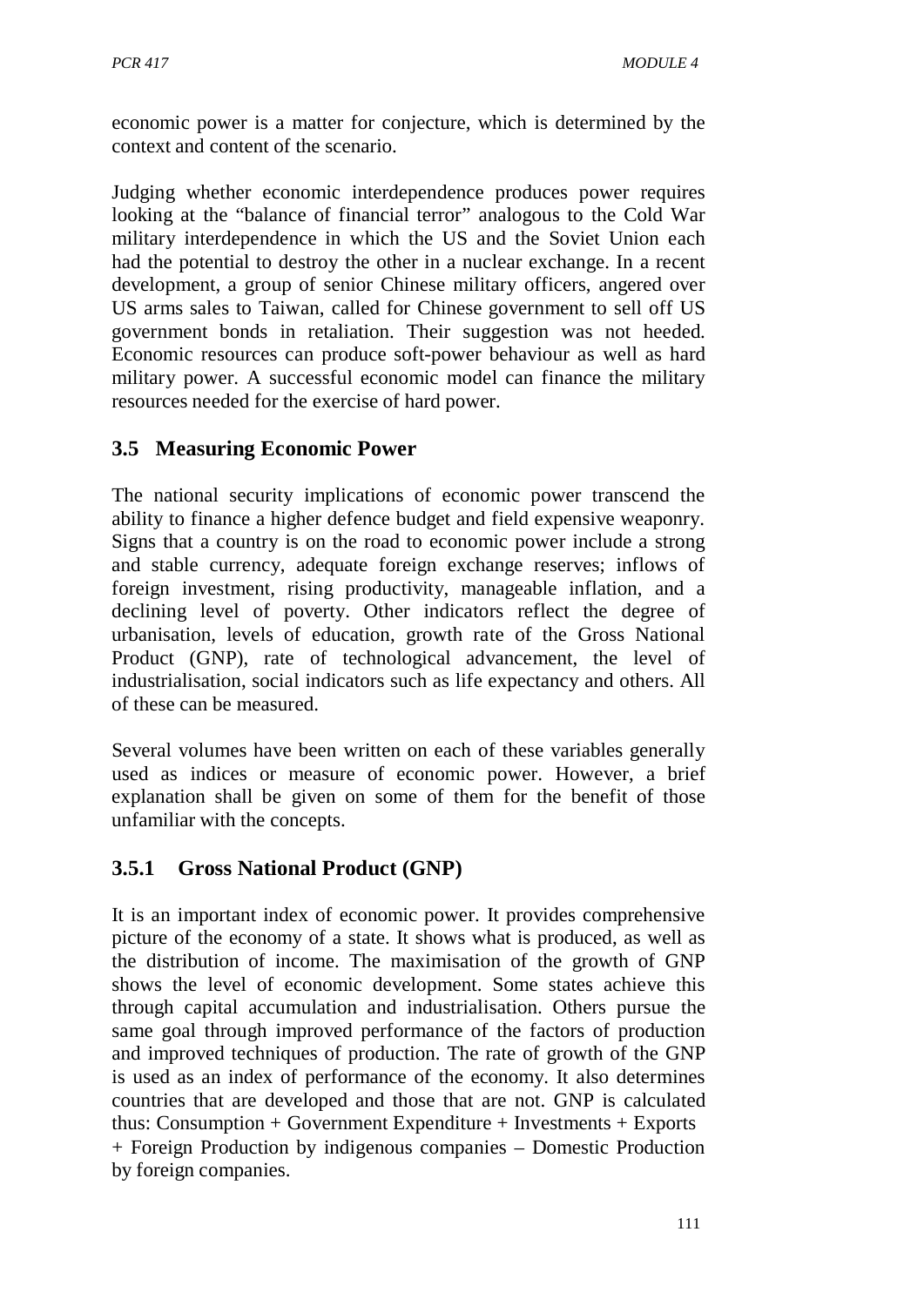economic power is a matter for conjecture, which is determined by the context and content of the scenario.

Judging whether economic interdependence produces power requires looking at the "balance of financial terror" analogous to the Cold War military interdependence in which the US and the Soviet Union each had the potential to destroy the other in a nuclear exchange. In a recent development, a group of senior Chinese military officers, angered over US arms sales to Taiwan, called for Chinese government to sell off US government bonds in retaliation. Their suggestion was not heeded. Economic resources can produce soft-power behaviour as well as hard military power. A successful economic model can finance the military resources needed for the exercise of hard power.

## 3.5 Measuring Economic Power

The national security implications of economic power transcend the ability to finance a higher defence budget and field expensive weaponry. Signs that a country is on the road to economic power include a strong and stable currency, adequate foreign exchange reserves; inflows of foreign investment, rising productivity, manageable inflation, and a declining level of poverty. Other indicators reflect the degree of urbanisation, levels of education, growth rate of the Gross National Product (GNP), rate of technological advancement, the level of industrialisation, social indicators such as life expectancy and others. All of these can be measured.

Several volumes have been written on each of these variables generally used as indices or measure of economic power. However, a brief explanation shall be given on some of them for the benefit of those unfamiliar with the concepts.

### 3.5.1 Gross National Product (GNP)

It is an important index of economic power. It provides comprehensive picture of the economy of a state. It shows what is produced, as well as the distribution of income. The maximisation of the growth of GNP shows the level of economic development. Some states achieve this through capital accumulation and industrialisation. Others pursue the same goal through improved performance of the factors of production and improved techniques of production. The rate of growth of the GNP is used as an index of performance of the economy. It also determines countries that are developed and those that are not. GNP is calculated thus: Consumption + Government Expenditure + Investments + Exports + Foreign Production by indigenous companies – Domestic Production by foreign companies.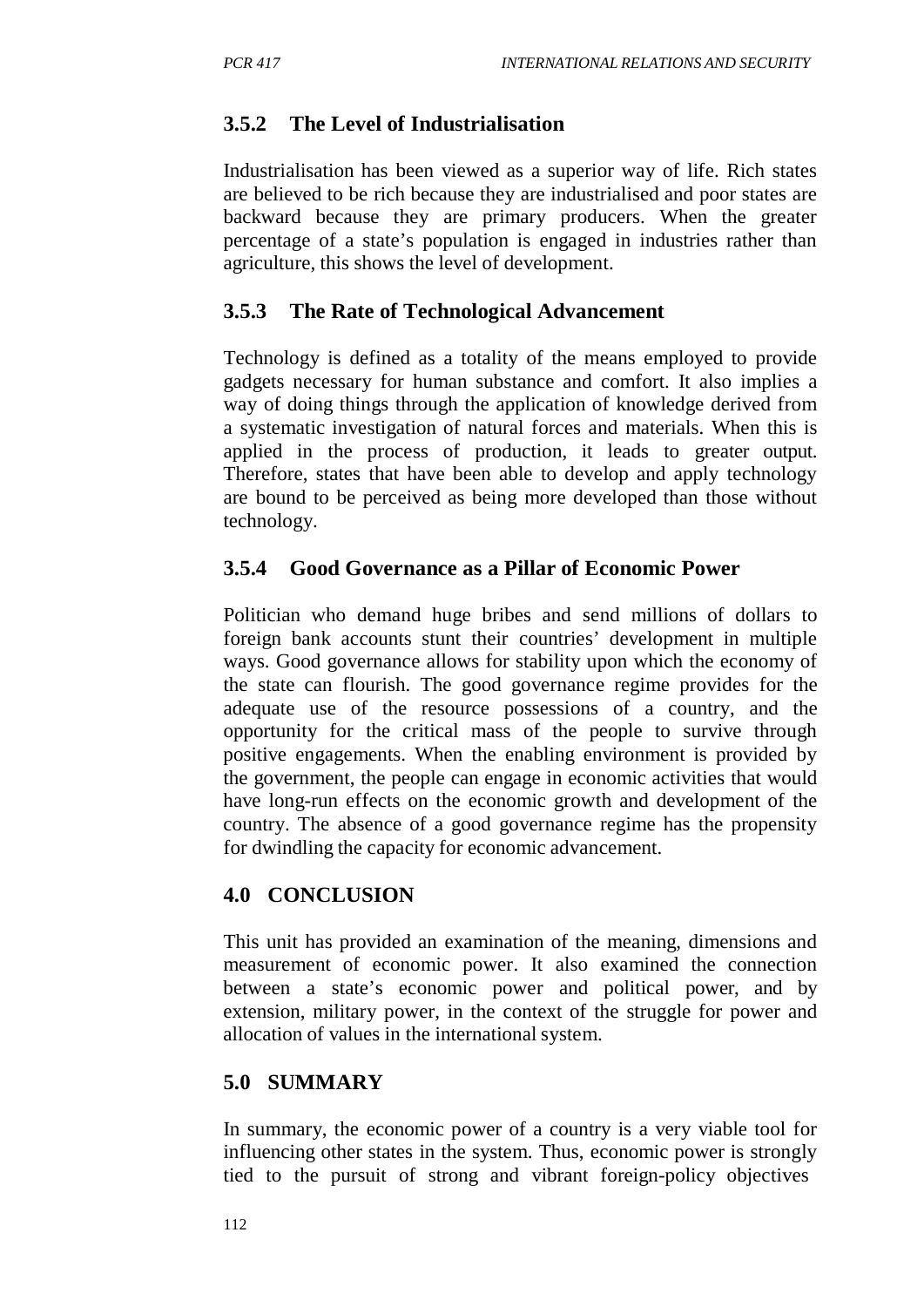### 3.5.2 The Level of Industrialisation

Industrialisation has been viewed as a superior way of life. Rich states are believed to be rich because they are industrialised and poor states are backward because they are primary producers. When the greater percentage of a state's population is engaged in industries rather than agriculture, this shows the level of development.

### 3.5.3 The Rate of Technological Advancement

Technology is defined as a totality of the means employed to provide gadgets necessary for human substance and comfort. It also implies a way of doing things through the application of knowledge derived from a systematic investigation of natural forces and materials. When this is applied in the process of production, it leads to greater output. Therefore, states that have been able to develop and apply technology are bound to be perceived as being more developed than those without technology.

### 3.5.4 Good Governance as a Pillar of Economic Power

Politician who demand huge bribes and send millions of dollars to foreign bank accounts stunt their countries' development in multiple ways. Good governance allows for stability upon which the economy of the state can flourish. The good governance regime provides for the adequate use of the resource possessions of a country, and the opportunity for the critical mass of the people to survive through positive engagements. When the enabling environment is provided by the government, the people can engage in economic activities that would have long-run effects on the economic growth and development of the country. The absence of a good governance regime has the propensity for dwindling the capacity for economic advancement.

## 4.0 CONCLUSION

This unit has provided an examination of the meaning, dimensions and measurement of economic power. It also examined the connection between a state's economic power and political power, and by extension, military power, in the context of the struggle for power and allocation of values in the international system.

## 5.0 SUMMARY

In summary, the economic power of a country is a very viable tool for influencing other states in the system. Thus, economic power is strongly tied to the pursuit of strong and vibrant foreign-policy objectives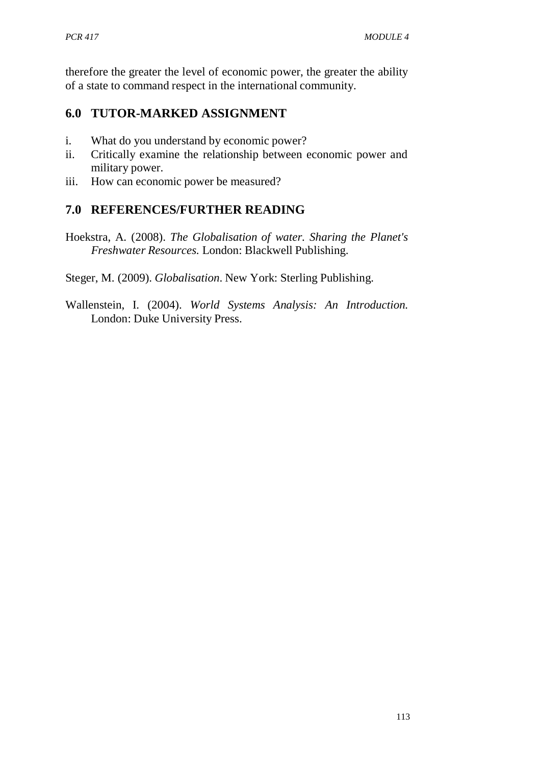therefore the greater the level of economic power, the greater the ability of a state to command respect in the international community.

## 6.0 TUTOR-MARKED ASSIGNMENT

i. What do you understand by economic power?
ii. Critically examine the relationship between economic power and military power.
iii. How can economic power be measured?

## 7.0 REFERENCES/FURTHER READING

Hoekstra, A. (2008). *The Globalisation of water. Sharing the Planet's Freshwater Resources.* London: Blackwell Publishing.

Steger, M. (2009). *Globalisation*. New York: Sterling Publishing.

Wallenstein, I. (2004). *World Systems Analysis: An Introduction.* London: Duke University Press.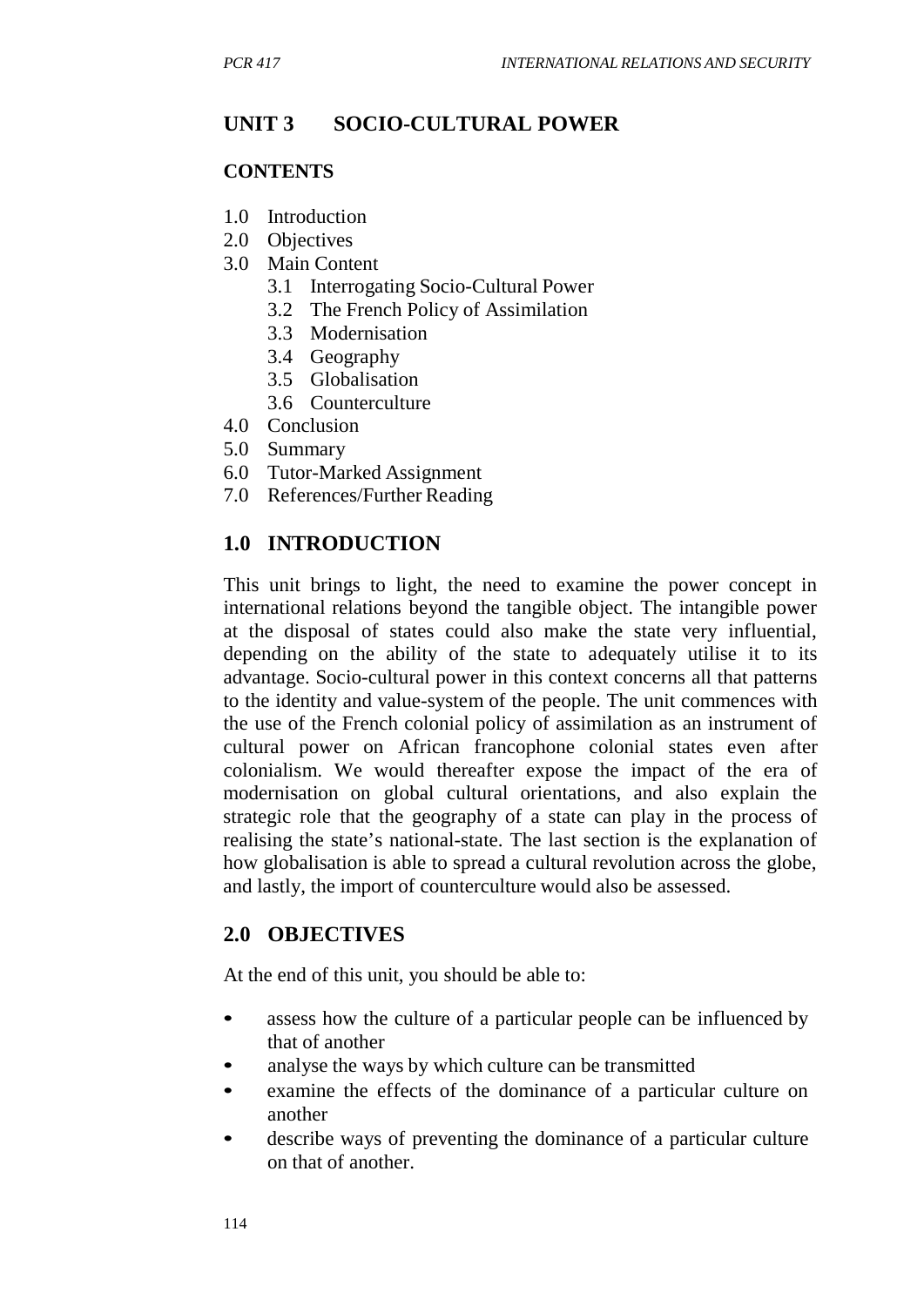## UNIT 3 SOCIO-CULTURAL POWER

### CONTENTS

1.0 Introduction
2.0 Objectives
3.0 Main Content
    3.1 Interrogating Socio-Cultural Power
    3.2 The French Policy of Assimilation
    3.3 Modernisation
    3.4 Geography
    3.5 Globalisation
    3.6 Counterculture
4.0 Conclusion
5.0 Summary
6.0 Tutor-Marked Assignment
7.0 References/Further Reading

### 1.0 INTRODUCTION

This unit brings to light, the need to examine the power concept in international relations beyond the tangible object. The intangible power at the disposal of states could also make the state very influential, depending on the ability of the state to adequately utilise it to its advantage. Socio-cultural power in this context concerns all that patterns to the identity and value-system of the people. The unit commences with the use of the French colonial policy of assimilation as an instrument of cultural power on African francophone colonial states even after colonialism. We would thereafter expose the impact of the era of modernisation on global cultural orientations, and also explain the strategic role that the geography of a state can play in the process of realising the state's national-state. The last section is the explanation of how globalisation is able to spread a cultural revolution across the globe, and lastly, the import of counterculture would also be assessed.

### 2.0 OBJECTIVES

At the end of this unit, you should be able to:

- assess how the culture of a particular people can be influenced by that of another
- analyse the ways by which culture can be transmitted
- examine the effects of the dominance of a particular culture on another
- describe ways of preventing the dominance of a particular culture on that of another.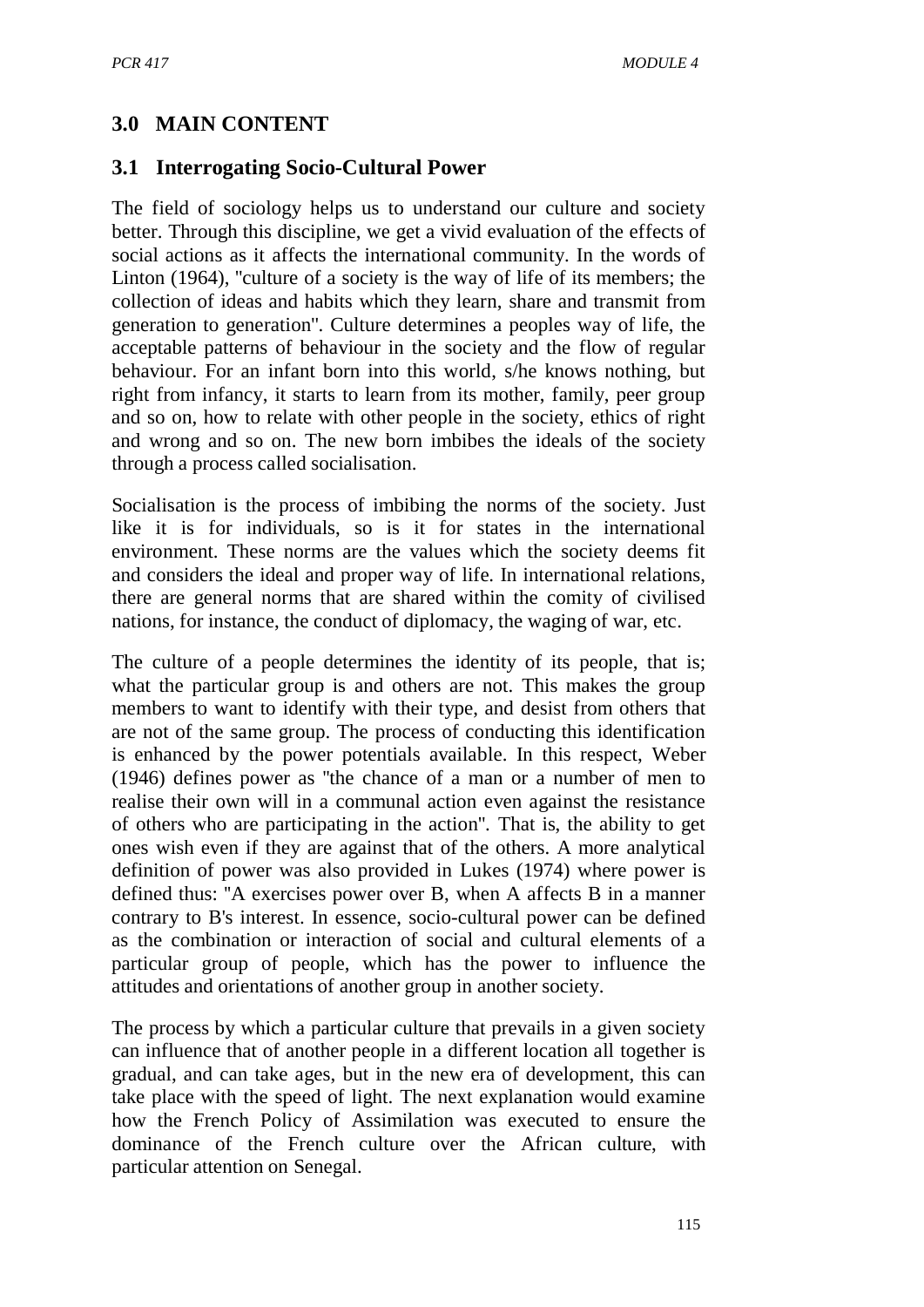## 3.0 MAIN CONTENT

### 3.1 Interrogating Socio-Cultural Power

The field of sociology helps us to understand our culture and society better. Through this discipline, we get a vivid evaluation of the effects of social actions as it affects the international community. In the words of Linton (1964), "culture of a society is the way of life of its members; the collection of ideas and habits which they learn, share and transmit from generation to generation". Culture determines a peoples way of life, the acceptable patterns of behaviour in the society and the flow of regular behaviour. For an infant born into this world, s/he knows nothing, but right from infancy, it starts to learn from its mother, family, peer group and so on, how to relate with other people in the society, ethics of right and wrong and so on. The new born imbibes the ideals of the society through a process called socialisation.

Socialisation is the process of imbibing the norms of the society. Just like it is for individuals, so is it for states in the international environment. These norms are the values which the society deems fit and considers the ideal and proper way of life. In international relations, there are general norms that are shared within the comity of civilised nations, for instance, the conduct of diplomacy, the waging of war, etc.

The culture of a people determines the identity of its people, that is; what the particular group is and others are not. This makes the group members to want to identify with their type, and desist from others that are not of the same group. The process of conducting this identification is enhanced by the power potentials available. In this respect, Weber (1946) defines power as "the chance of a man or a number of men to realise their own will in a communal action even against the resistance of others who are participating in the action". That is, the ability to get ones wish even if they are against that of the others. A more analytical definition of power was also provided in Lukes (1974) where power is defined thus: "A exercises power over B, when A affects B in a manner contrary to B's interest. In essence, socio-cultural power can be defined as the combination or interaction of social and cultural elements of a particular group of people, which has the power to influence the attitudes and orientations of another group in another society.

The process by which a particular culture that prevails in a given society can influence that of another people in a different location all together is gradual, and can take ages, but in the new era of development, this can take place with the speed of light. The next explanation would examine how the French Policy of Assimilation was executed to ensure the dominance of the French culture over the African culture, with particular attention on Senegal.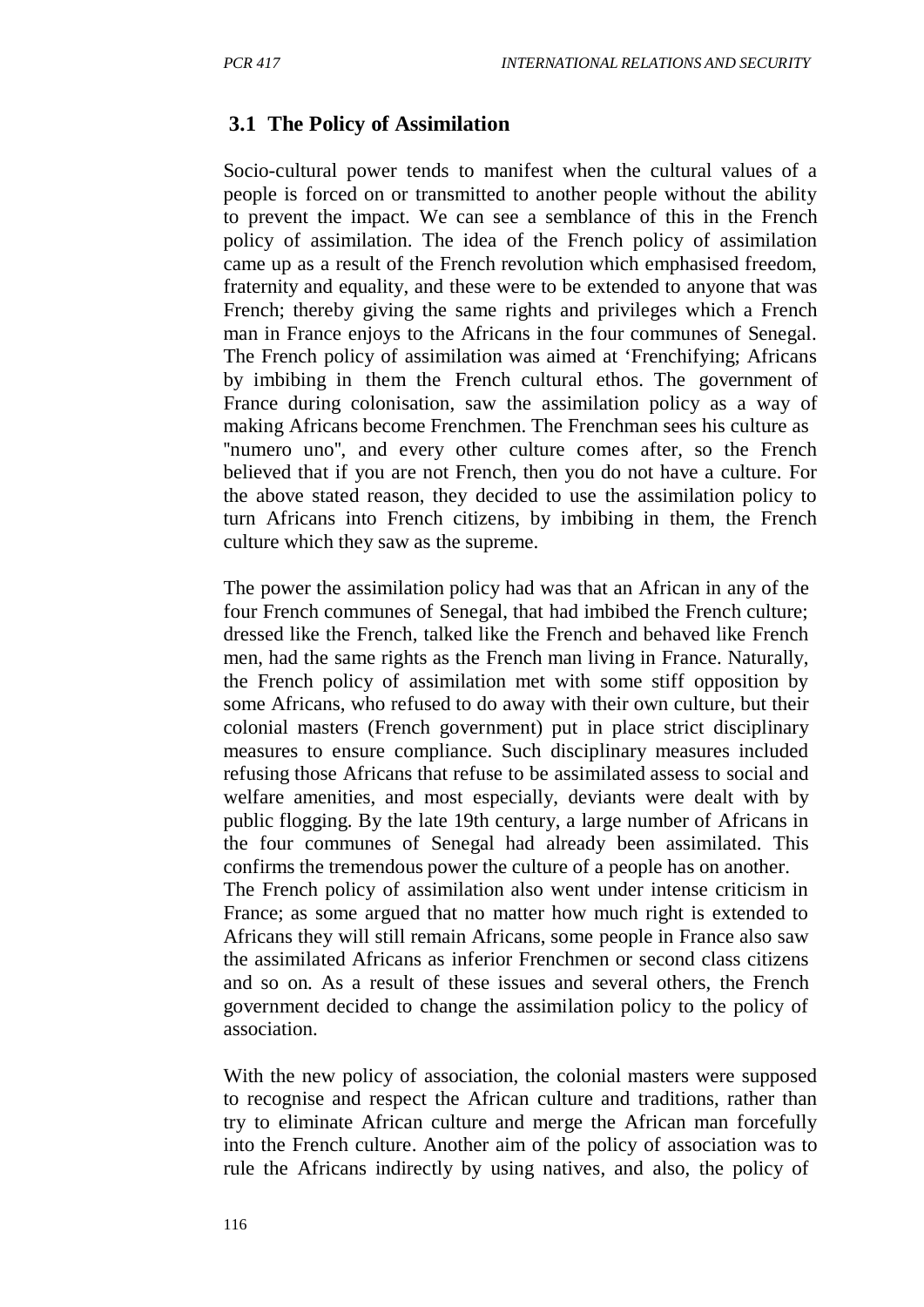### 3.1 The Policy of Assimilation

Socio-cultural power tends to manifest when the cultural values of a people is forced on or transmitted to another people without the ability to prevent the impact. We can see a semblance of this in the French policy of assimilation. The idea of the French policy of assimilation came up as a result of the French revolution which emphasised freedom, fraternity and equality, and these were to be extended to anyone that was French; thereby giving the same rights and privileges which a French man in France enjoys to the Africans in the four communes of Senegal. The French policy of assimilation was aimed at 'Frenchifying; Africans by imbibing in them the French cultural ethos. The government of France during colonisation, saw the assimilation policy as a way of making Africans become Frenchmen. The Frenchman sees his culture as "numero uno", and every other culture comes after, so the French believed that if you are not French, then you do not have a culture. For the above stated reason, they decided to use the assimilation policy to turn Africans into French citizens, by imbibing in them, the French culture which they saw as the supreme.

The power the assimilation policy had was that an African in any of the four French communes of Senegal, that had imbibed the French culture; dressed like the French, talked like the French and behaved like French men, had the same rights as the French man living in France. Naturally, the French policy of assimilation met with some stiff opposition by some Africans, who refused to do away with their own culture, but their colonial masters (French government) put in place strict disciplinary measures to ensure compliance. Such disciplinary measures included refusing those Africans that refuse to be assimilated assess to social and welfare amenities, and most especially, deviants were dealt with by public flogging. By the late 19th century, a large number of Africans in the four communes of Senegal had already been assimilated. This confirms the tremendous power the culture of a people has on another.
The French policy of assimilation also went under intense criticism in France; as some argued that no matter how much right is extended to Africans they will still remain Africans, some people in France also saw the assimilated Africans as inferior Frenchmen or second class citizens and so on. As a result of these issues and several others, the French government decided to change the assimilation policy to the policy of association.

With the new policy of association, the colonial masters were supposed to recognise and respect the African culture and traditions, rather than try to eliminate African culture and merge the African man forcefully into the French culture. Another aim of the policy of association was to rule the Africans indirectly by using natives, and also, the policy of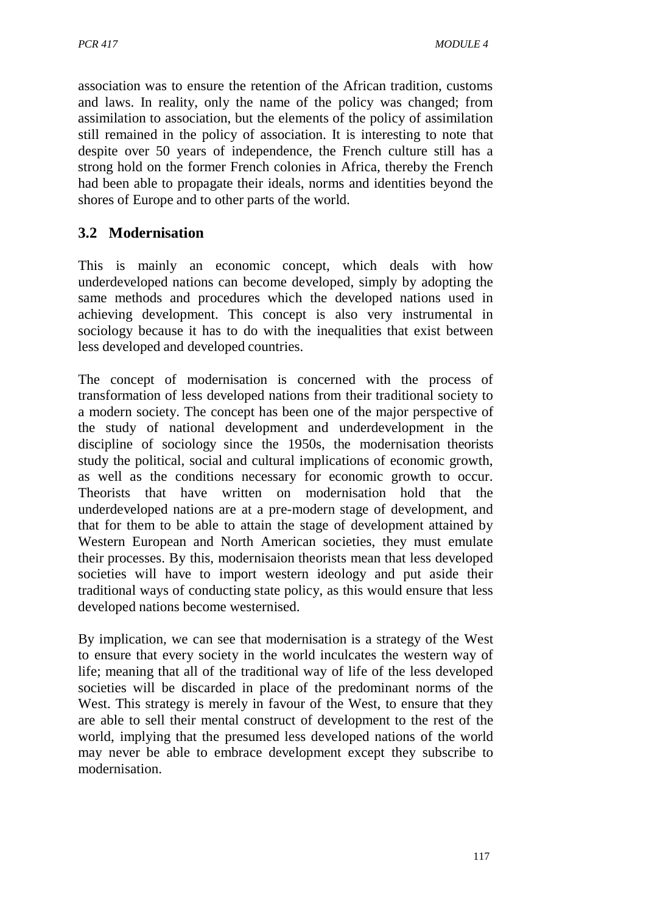association was to ensure the retention of the African tradition, customs and laws. In reality, only the name of the policy was changed; from assimilation to association, but the elements of the policy of assimilation still remained in the policy of association. It is interesting to note that despite over 50 years of independence, the French culture still has a strong hold on the former French colonies in Africa, thereby the French had been able to propagate their ideals, norms and identities beyond the shores of Europe and to other parts of the world.

## 3.2 Modernisation

This is mainly an economic concept, which deals with how underdeveloped nations can become developed, simply by adopting the same methods and procedures which the developed nations used in achieving development. This concept is also very instrumental in sociology because it has to do with the inequalities that exist between less developed and developed countries.

The concept of modernisation is concerned with the process of transformation of less developed nations from their traditional society to a modern society. The concept has been one of the major perspective of the study of national development and underdevelopment in the discipline of sociology since the 1950s, the modernisation theorists study the political, social and cultural implications of economic growth, as well as the conditions necessary for economic growth to occur. Theorists that have written on modernisation hold that the underdeveloped nations are at a pre-modern stage of development, and that for them to be able to attain the stage of development attained by Western European and North American societies, they must emulate their processes. By this, modernisaion theorists mean that less developed societies will have to import western ideology and put aside their traditional ways of conducting state policy, as this would ensure that less developed nations become westernised.

By implication, we can see that modernisation is a strategy of the West to ensure that every society in the world inculcates the western way of life; meaning that all of the traditional way of life of the less developed societies will be discarded in place of the predominant norms of the West. This strategy is merely in favour of the West, to ensure that they are able to sell their mental construct of development to the rest of the world, implying that the presumed less developed nations of the world may never be able to embrace development except they subscribe to modernisation.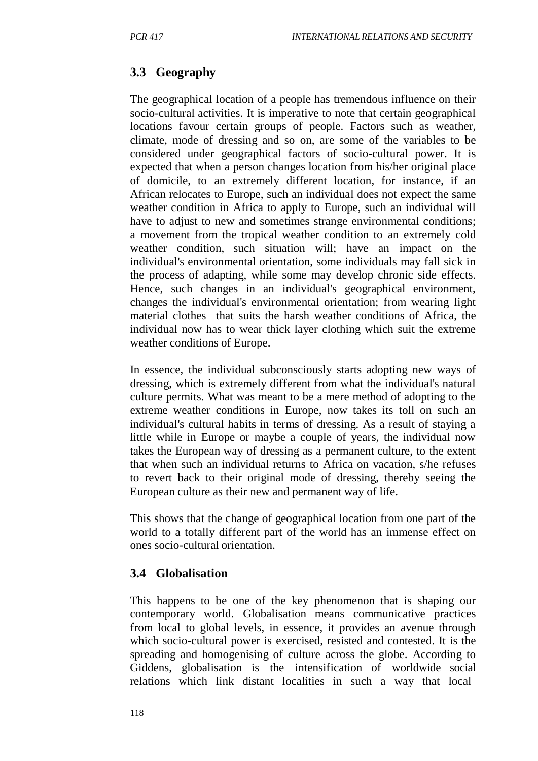## 3.3 Geography

The geographical location of a people has tremendous influence on their socio-cultural activities. It is imperative to note that certain geographical locations favour certain groups of people. Factors such as weather, climate, mode of dressing and so on, are some of the variables to be considered under geographical factors of socio-cultural power. It is expected that when a person changes location from his/her original place of domicile, to an extremely different location, for instance, if an African relocates to Europe, such an individual does not expect the same weather condition in Africa to apply to Europe, such an individual will have to adjust to new and sometimes strange environmental conditions; a movement from the tropical weather condition to an extremely cold weather condition, such situation will; have an impact on the individual's environmental orientation, some individuals may fall sick in the process of adapting, while some may develop chronic side effects. Hence, such changes in an individual's geographical environment, changes the individual's environmental orientation; from wearing light material clothes that suits the harsh weather conditions of Africa, the individual now has to wear thick layer clothing which suit the extreme weather conditions of Europe.

In essence, the individual subconsciously starts adopting new ways of dressing, which is extremely different from what the individual's natural culture permits. What was meant to be a mere method of adopting to the extreme weather conditions in Europe, now takes its toll on such an individual's cultural habits in terms of dressing. As a result of staying a little while in Europe or maybe a couple of years, the individual now takes the European way of dressing as a permanent culture, to the extent that when such an individual returns to Africa on vacation, s/he refuses to revert back to their original mode of dressing, thereby seeing the European culture as their new and permanent way of life.

This shows that the change of geographical location from one part of the world to a totally different part of the world has an immense effect on ones socio-cultural orientation.

## 3.4 Globalisation

This happens to be one of the key phenomenon that is shaping our contemporary world. Globalisation means communicative practices from local to global levels, in essence, it provides an avenue through which socio-cultural power is exercised, resisted and contested. It is the spreading and homogenising of culture across the globe. According to Giddens, globalisation is the intensification of worldwide social relations which link distant localities in such a way that local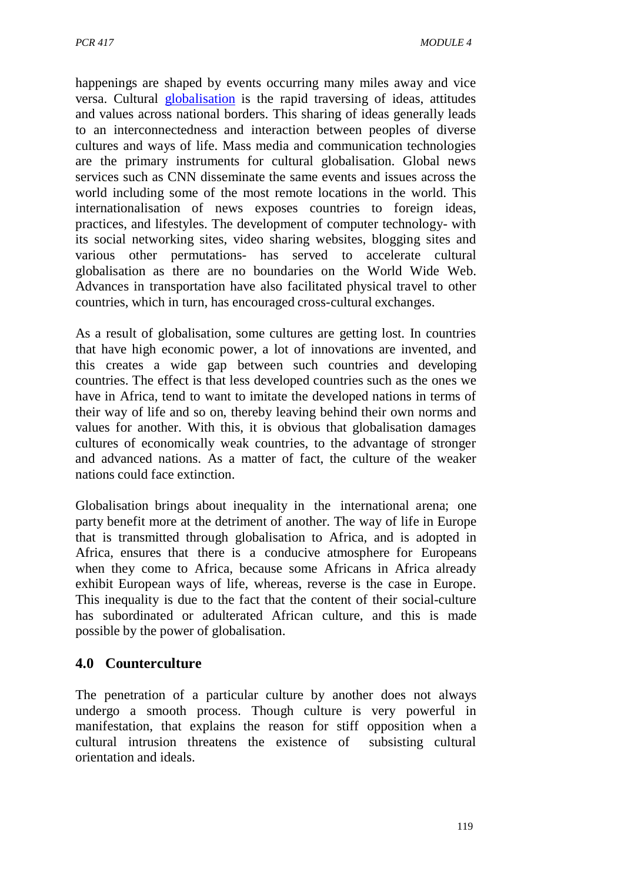happenings are shaped by events occurring many miles away and vice versa. Cultural [globalisation](globalisation) is the rapid traversing of ideas, attitudes and values across national borders. This sharing of ideas generally leads to an interconnectedness and interaction between peoples of diverse cultures and ways of life. Mass media and communication technologies are the primary instruments for cultural globalisation. Global news services such as CNN disseminate the same events and issues across the world including some of the most remote locations in the world. This internationalisation of news exposes countries to foreign ideas, practices, and lifestyles. The development of computer technology- with its social networking sites, video sharing websites, blogging sites and various other permutations- has served to accelerate cultural globalisation as there are no boundaries on the World Wide Web. Advances in transportation have also facilitated physical travel to other countries, which in turn, has encouraged cross-cultural exchanges.

As a result of globalisation, some cultures are getting lost. In countries that have high economic power, a lot of innovations are invented, and this creates a wide gap between such countries and developing countries. The effect is that less developed countries such as the ones we have in Africa, tend to want to imitate the developed nations in terms of their way of life and so on, thereby leaving behind their own norms and values for another. With this, it is obvious that globalisation damages cultures of economically weak countries, to the advantage of stronger and advanced nations. As a matter of fact, the culture of the weaker nations could face extinction.

Globalisation brings about inequality in the international arena; one party benefit more at the detriment of another. The way of life in Europe that is transmitted through globalisation to Africa, and is adopted in Africa, ensures that there is a conducive atmosphere for Europeans when they come to Africa, because some Africans in Africa already exhibit European ways of life, whereas, reverse is the case in Europe. This inequality is due to the fact that the content of their social-culture has subordinated or adulterated African culture, and this is made possible by the power of globalisation.

## 4.0 Counterculture

The penetration of a particular culture by another does not always undergo a smooth process. Though culture is very powerful in manifestation, that explains the reason for stiff opposition when a cultural intrusion threatens the existence of subsisting cultural orientation and ideals.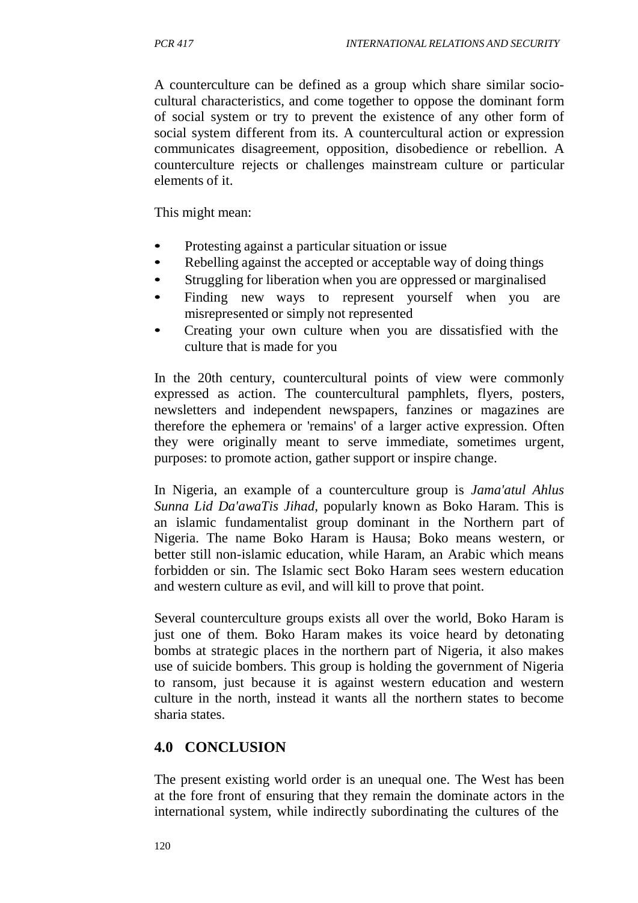A counterculture can be defined as a group which share similar socio-cultural characteristics, and come together to oppose the dominant form of social system or try to prevent the existence of any other form of social system different from its. A countercultural action or expression communicates disagreement, opposition, disobedience or rebellion. A counterculture rejects or challenges mainstream culture or particular elements of it.

This might mean:

- Protesting against a particular situation or issue
- Rebelling against the accepted or acceptable way of doing things
- Struggling for liberation when you are oppressed or marginalised
- Finding new ways to represent yourself when you are misrepresented or simply not represented
- Creating your own culture when you are dissatisfied with the culture that is made for you

In the 20th century, countercultural points of view were commonly expressed as action. The countercultural pamphlets, flyers, posters, newsletters and independent newspapers, fanzines or magazines are therefore the ephemera or 'remains' of a larger active expression. Often they were originally meant to serve immediate, sometimes urgent, purposes: to promote action, gather support or inspire change.

In Nigeria, an example of a counterculture group is *Jama'atul Ahlus Sunna Lid Da'awaTis Jihad*, popularly known as Boko Haram. This is an islamic fundamentalist group dominant in the Northern part of Nigeria. The name Boko Haram is Hausa; Boko means western, or better still non-islamic education, while Haram, an Arabic which means forbidden or sin. The Islamic sect Boko Haram sees western education and western culture as evil, and will kill to prove that point.

Several counterculture groups exists all over the world, Boko Haram is just one of them. Boko Haram makes its voice heard by detonating bombs at strategic places in the northern part of Nigeria, it also makes use of suicide bombers. This group is holding the government of Nigeria to ransom, just because it is against western education and western culture in the north, instead it wants all the northern states to become sharia states.

## 4.0 CONCLUSION

The present existing world order is an unequal one. The West has been at the fore front of ensuring that they remain the dominate actors in the international system, while indirectly subordinating the cultures of the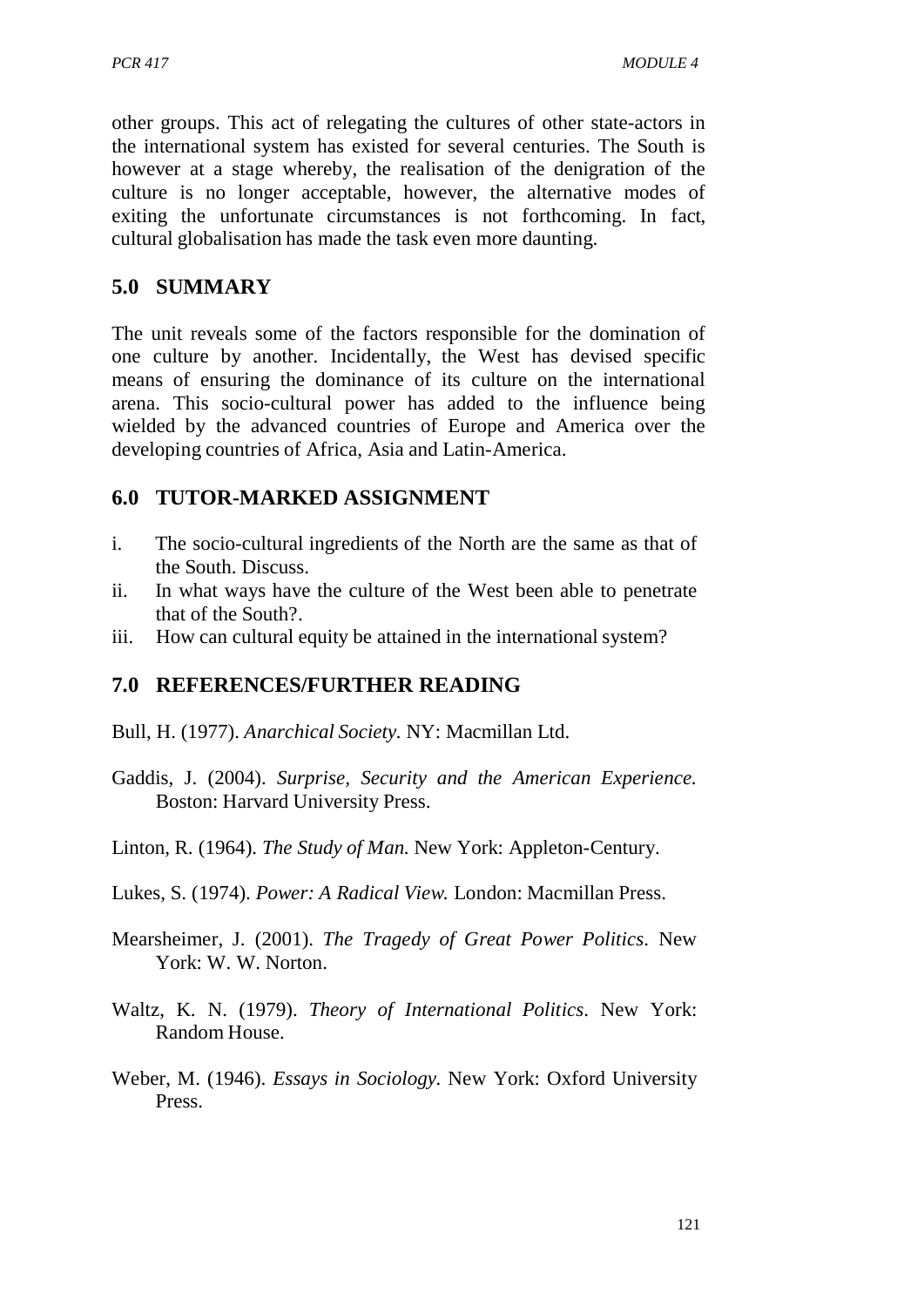other groups. This act of relegating the cultures of other state-actors in the international system has existed for several centuries. The South is however at a stage whereby, the realisation of the denigration of the culture is no longer acceptable, however, the alternative modes of exiting the unfortunate circumstances is not forthcoming. In fact, cultural globalisation has made the task even more daunting.

## 5.0 SUMMARY

The unit reveals some of the factors responsible for the domination of one culture by another. Incidentally, the West has devised specific means of ensuring the dominance of its culture on the international arena. This socio-cultural power has added to the influence being wielded by the advanced countries of Europe and America over the developing countries of Africa, Asia and Latin-America.

## 6.0 TUTOR-MARKED ASSIGNMENT

i. The socio-cultural ingredients of the North are the same as that of the South. Discuss.
ii. In what ways have the culture of the West been able to penetrate that of the South?.
iii. How can cultural equity be attained in the international system?

## 7.0 REFERENCES/FURTHER READING

Bull, H. (1977). *Anarchical Society.* NY: Macmillan Ltd.

Gaddis, J. (2004). *Surprise, Security and the American Experience.* Boston: Harvard University Press.

Linton, R. (1964). *The Study of Man.* New York: Appleton-Century.

Lukes, S. (1974). *Power: A Radical View.* London: Macmillan Press.

Mearsheimer, J. (2001). *The Tragedy of Great Power Politics*. New York: W. W. Norton.

Waltz, K. N. (1979). *Theory of International Politics*. New York: Random House.

Weber, M. (1946). *Essays in Sociology.* New York: Oxford University Press.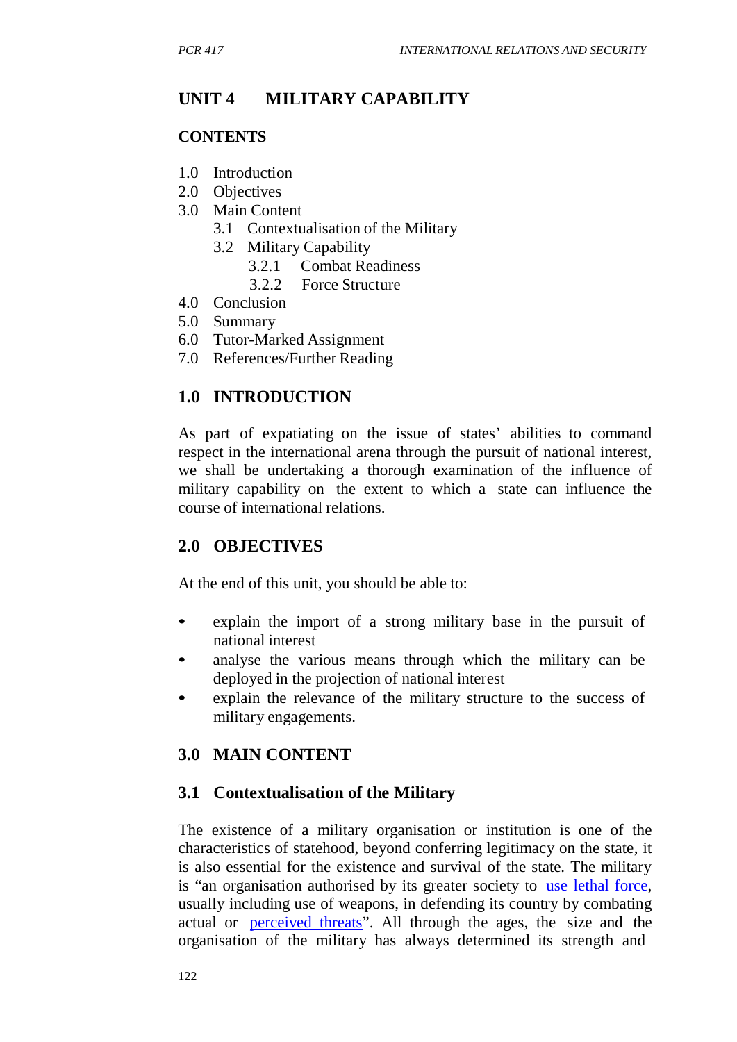# UNIT 4 MILITARY CAPABILITY

## CONTENTS

1.0 Introduction
2.0 Objectives
3.0 Main Content
  3.1 Contextualisation of the Military
  3.2 Military Capability
    3.2.1 Combat Readiness
    3.2.2 Force Structure
4.0 Conclusion
5.0 Summary
6.0 Tutor-Marked Assignment
7.0 References/Further Reading

## 1.0 INTRODUCTION

As part of expatiating on the issue of states' abilities to command respect in the international arena through the pursuit of national interest, we shall be undertaking a thorough examination of the influence of military capability on the extent to which a state can influence the course of international relations.

## 2.0 OBJECTIVES

At the end of this unit, you should be able to:

- explain the import of a strong military base in the pursuit of national interest
- analyse the various means through which the military can be deployed in the projection of national interest
- explain the relevance of the military structure to the success of military engagements.

## 3.0 MAIN CONTENT

### 3.1 Contextualisation of the Military

The existence of a military organisation or institution is one of the characteristics of statehood, beyond conferring legitimacy on the state, it is also essential for the existence and survival of the state. The military is "an organisation authorised by its greater society to use lethal force, usually including use of weapons, in defending its country by combating actual or perceived threats". All through the ages, the size and the organisation of the military has always determined its strength and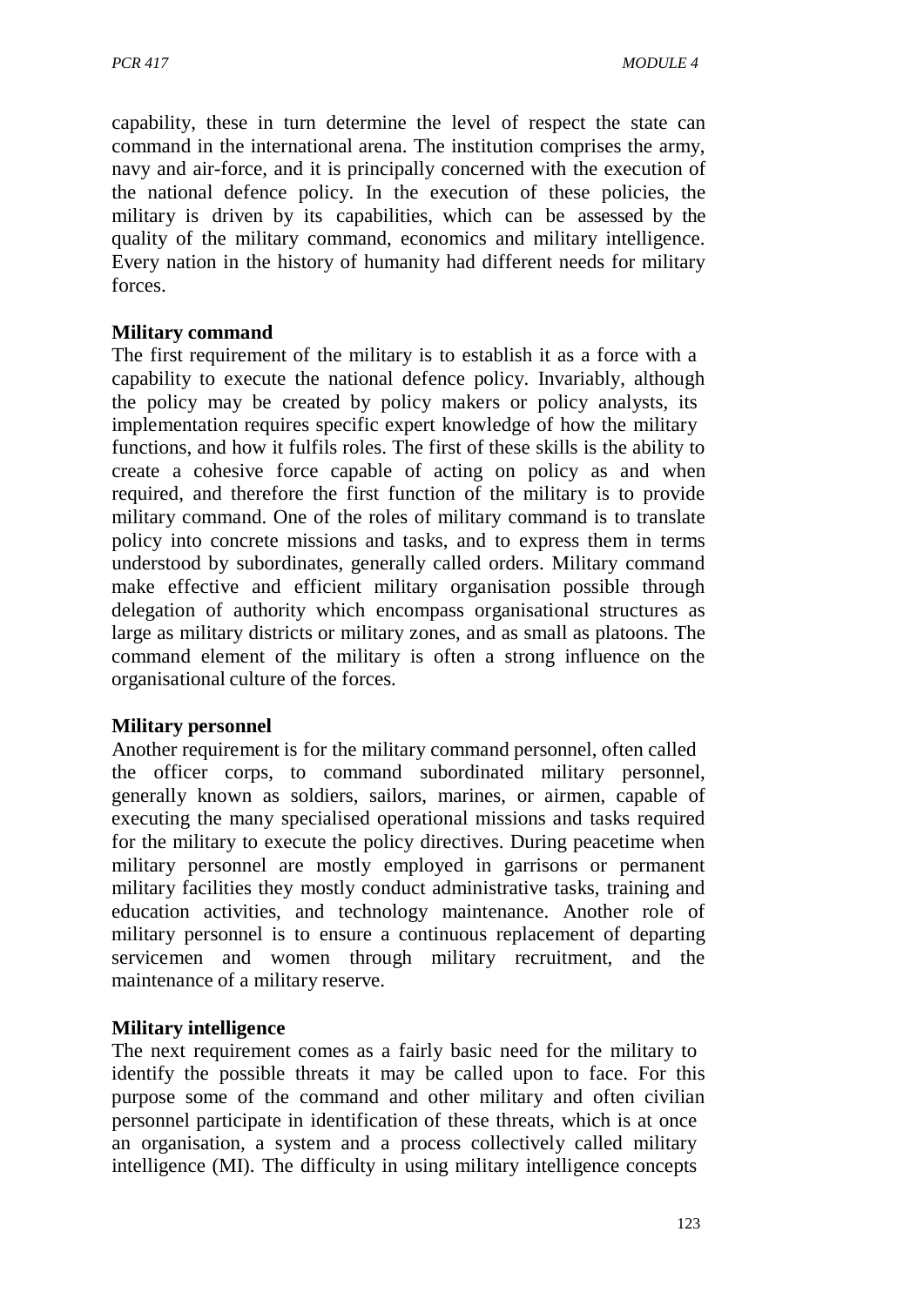capability, these in turn determine the level of respect the state can command in the international arena. The institution comprises the army, navy and air-force, and it is principally concerned with the execution of the national defence policy. In the execution of these policies, the military is driven by its capabilities, which can be assessed by the quality of the military command, economics and military intelligence. Every nation in the history of humanity had different needs for military forces.

**Military command**

The first requirement of the military is to establish it as a force with a capability to execute the national defence policy. Invariably, although the policy may be created by policy makers or policy analysts, its implementation requires specific expert knowledge of how the military functions, and how it fulfils roles. The first of these skills is the ability to create a cohesive force capable of acting on policy as and when required, and therefore the first function of the military is to provide military command. One of the roles of military command is to translate policy into concrete missions and tasks, and to express them in terms understood by subordinates, generally called orders. Military command make effective and efficient military organisation possible through delegation of authority which encompass organisational structures as large as military districts or military zones, and as small as platoons. The command element of the military is often a strong influence on the organisational culture of the forces.

**Military personnel**

Another requirement is for the military command personnel, often called the officer corps, to command subordinated military personnel, generally known as soldiers, sailors, marines, or airmen, capable of executing the many specialised operational missions and tasks required for the military to execute the policy directives. During peacetime when military personnel are mostly employed in garrisons or permanent military facilities they mostly conduct administrative tasks, training and education activities, and technology maintenance. Another role of military personnel is to ensure a continuous replacement of departing servicemen and women through military recruitment, and the maintenance of a military reserve.

**Military intelligence**

The next requirement comes as a fairly basic need for the military to identify the possible threats it may be called upon to face. For this purpose some of the command and other military and often civilian personnel participate in identification of these threats, which is at once an organisation, a system and a process collectively called military intelligence (MI). The difficulty in using military intelligence concepts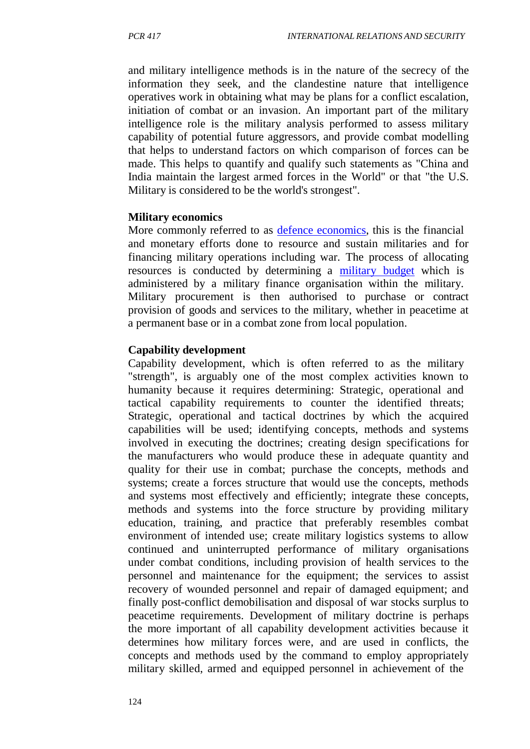and military intelligence methods is in the nature of the secrecy of the information they seek, and the clandestine nature that intelligence operatives work in obtaining what may be plans for a conflict escalation, initiation of combat or an invasion. An important part of the military intelligence role is the military analysis performed to assess military capability of potential future aggressors, and provide combat modelling that helps to understand factors on which comparison of forces can be made. This helps to quantify and qualify such statements as "China and India maintain the largest armed forces in the World" or that "the U.S. Military is considered to be the world's strongest".

**Military economics**

More commonly referred to as defence economics, this is the financial and monetary efforts done to resource and sustain militaries and for financing military operations including war. The process of allocating resources is conducted by determining a military budget which is administered by a military finance organisation within the military. Military procurement is then authorised to purchase or contract provision of goods and services to the military, whether in peacetime at a permanent base or in a combat zone from local population.

**Capability development**

Capability development, which is often referred to as the military "strength", is arguably one of the most complex activities known to humanity because it requires determining: Strategic, operational and tactical capability requirements to counter the identified threats; Strategic, operational and tactical doctrines by which the acquired capabilities will be used; identifying concepts, methods and systems involved in executing the doctrines; creating design specifications for the manufacturers who would produce these in adequate quantity and quality for their use in combat; purchase the concepts, methods and systems; create a forces structure that would use the concepts, methods and systems most effectively and efficiently; integrate these concepts, methods and systems into the force structure by providing military education, training, and practice that preferably resembles combat environment of intended use; create military logistics systems to allow continued and uninterrupted performance of military organisations under combat conditions, including provision of health services to the personnel and maintenance for the equipment; the services to assist recovery of wounded personnel and repair of damaged equipment; and finally post-conflict demobilisation and disposal of war stocks surplus to peacetime requirements. Development of military doctrine is perhaps the more important of all capability development activities because it determines how military forces were, and are used in conflicts, the concepts and methods used by the command to employ appropriately military skilled, armed and equipped personnel in achievement of the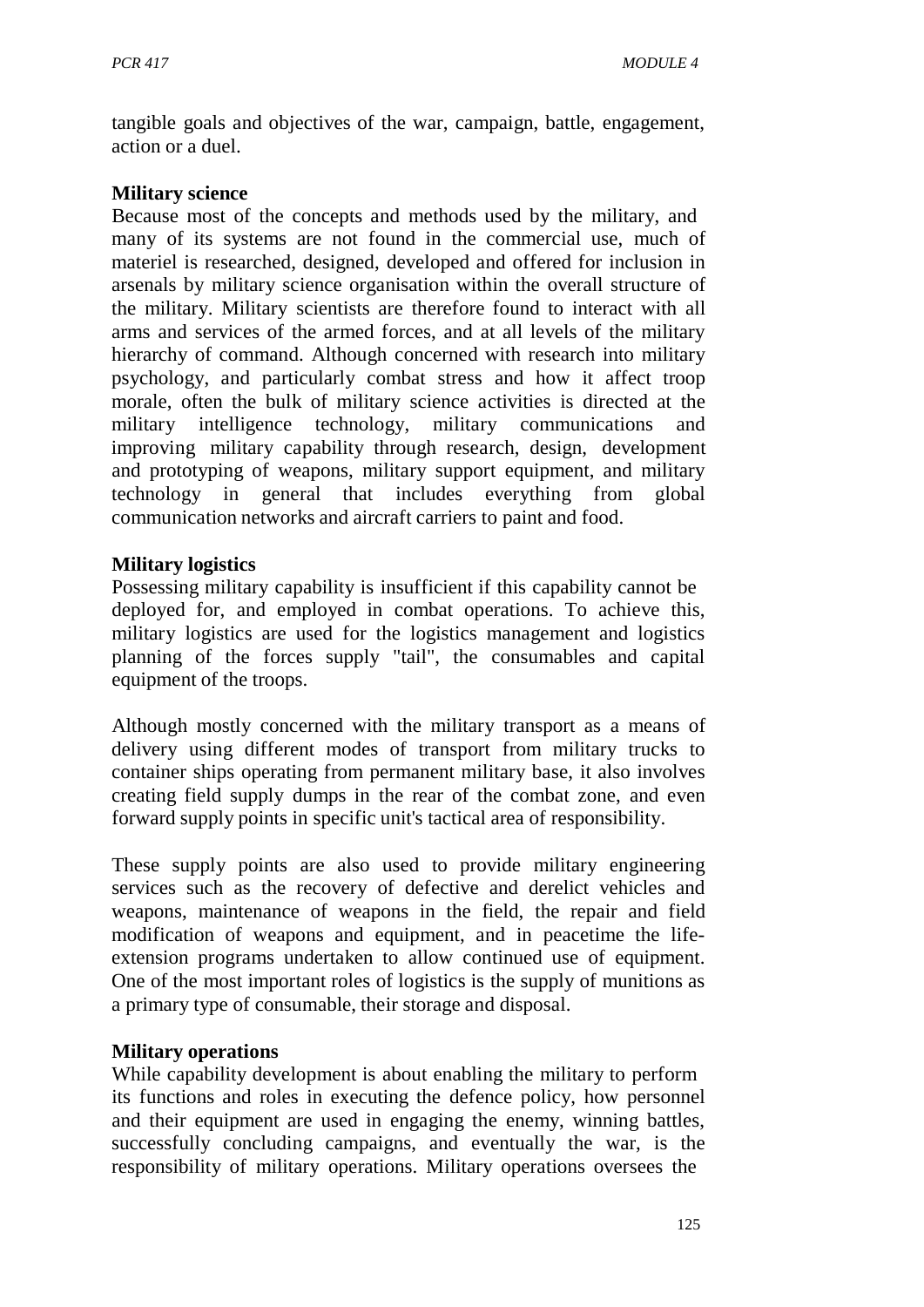tangible goals and objectives of the war, campaign, battle, engagement, action or a duel.

**Military science**

Because most of the concepts and methods used by the military, and many of its systems are not found in the commercial use, much of materiel is researched, designed, developed and offered for inclusion in arsenals by military science organisation within the overall structure of the military. Military scientists are therefore found to interact with all arms and services of the armed forces, and at all levels of the military hierarchy of command. Although concerned with research into military psychology, and particularly combat stress and how it affect troop morale, often the bulk of military science activities is directed at the military intelligence technology, military communications and improving military capability through research, design, development and prototyping of weapons, military support equipment, and military technology in general that includes everything from global communication networks and aircraft carriers to paint and food.

**Military logistics**

Possessing military capability is insufficient if this capability cannot be deployed for, and employed in combat operations. To achieve this, military logistics are used for the logistics management and logistics planning of the forces supply "tail", the consumables and capital equipment of the troops.

Although mostly concerned with the military transport as a means of delivery using different modes of transport from military trucks to container ships operating from permanent military base, it also involves creating field supply dumps in the rear of the combat zone, and even forward supply points in specific unit's tactical area of responsibility.

These supply points are also used to provide military engineering services such as the recovery of defective and derelict vehicles and weapons, maintenance of weapons in the field, the repair and field modification of weapons and equipment, and in peacetime the life-extension programs undertaken to allow continued use of equipment. One of the most important roles of logistics is the supply of munitions as a primary type of consumable, their storage and disposal.

**Military operations**

While capability development is about enabling the military to perform its functions and roles in executing the defence policy, how personnel and their equipment are used in engaging the enemy, winning battles, successfully concluding campaigns, and eventually the war, is the responsibility of military operations. Military operations oversees the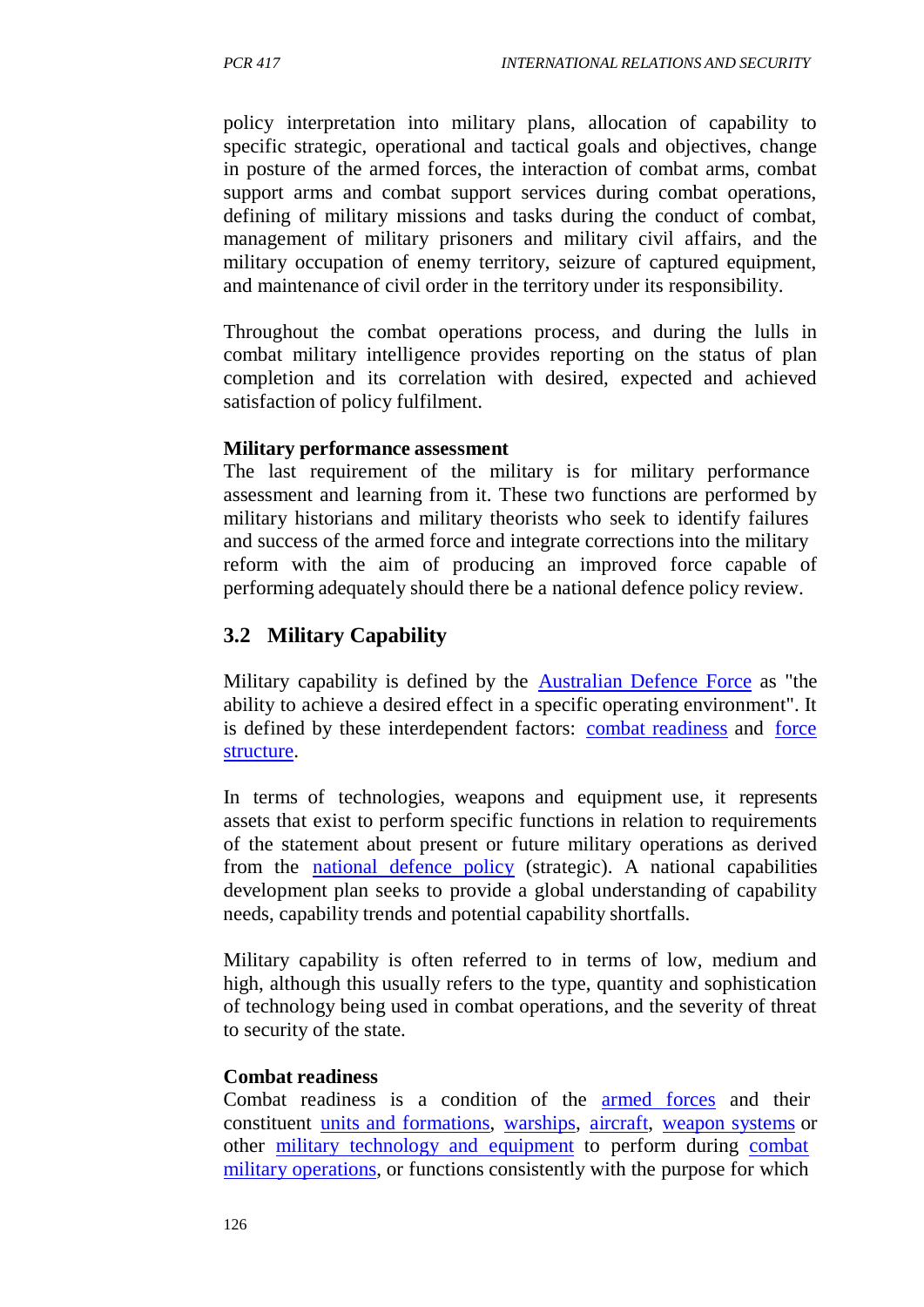policy interpretation into military plans, allocation of capability to specific strategic, operational and tactical goals and objectives, change in posture of the armed forces, the interaction of combat arms, combat support arms and combat support services during combat operations, defining of military missions and tasks during the conduct of combat, management of military prisoners and military civil affairs, and the military occupation of enemy territory, seizure of captured equipment, and maintenance of civil order in the territory under its responsibility.

Throughout the combat operations process, and during the lulls in combat military intelligence provides reporting on the status of plan completion and its correlation with desired, expected and achieved satisfaction of policy fulfilment.

**Military performance assessment**

The last requirement of the military is for military performance assessment and learning from it. These two functions are performed by military historians and military theorists who seek to identify failures and success of the armed force and integrate corrections into the military reform with the aim of producing an improved force capable of performing adequately should there be a national defence policy review.

## 3.2 Military Capability

Military capability is defined by the Australian Defence Force as "the ability to achieve a desired effect in a specific operating environment". It is defined by these interdependent factors: combat readiness and force structure.

In terms of technologies, weapons and equipment use, it represents assets that exist to perform specific functions in relation to requirements of the statement about present or future military operations as derived from the national defence policy (strategic). A national capabilities development plan seeks to provide a global understanding of capability needs, capability trends and potential capability shortfalls.

Military capability is often referred to in terms of low, medium and high, although this usually refers to the type, quantity and sophistication of technology being used in combat operations, and the severity of threat to security of the state.

**Combat readiness**

Combat readiness is a condition of the armed forces and their constituent units and formations, warships, aircraft, weapon systems or other military technology and equipment to perform during combat military operations, or functions consistently with the purpose for which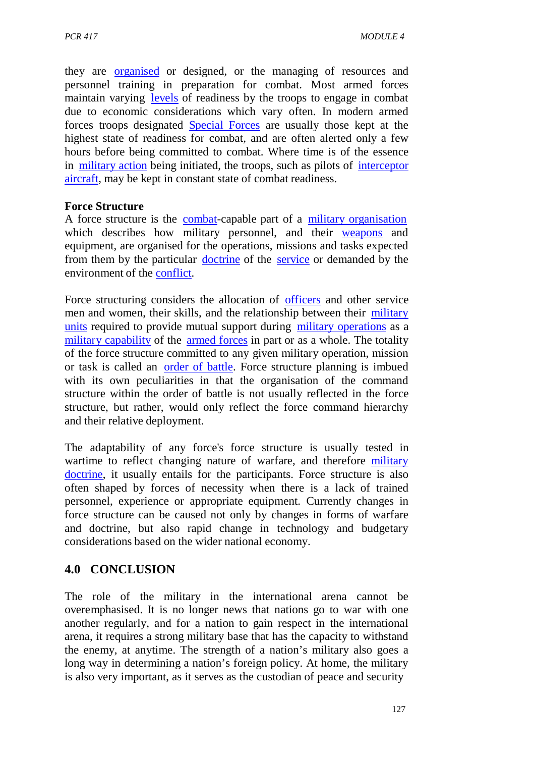they are organised or designed, or the managing of resources and personnel training in preparation for combat. Most armed forces maintain varying levels of readiness by the troops to engage in combat due to economic considerations which vary often. In modern armed forces troops designated Special Forces are usually those kept at the highest state of readiness for combat, and are often alerted only a few hours before being committed to combat. Where time is of the essence in military action being initiated, the troops, such as pilots of interceptor aircraft, may be kept in constant state of combat readiness.

**Force Structure**

A force structure is the combat-capable part of a military organisation which describes how military personnel, and their weapons and equipment, are organised for the operations, missions and tasks expected from them by the particular doctrine of the service or demanded by the environment of the conflict.

Force structuring considers the allocation of officers and other service men and women, their skills, and the relationship between their military units required to provide mutual support during military operations as a military capability of the armed forces in part or as a whole. The totality of the force structure committed to any given military operation, mission or task is called an order of battle. Force structure planning is imbued with its own peculiarities in that the organisation of the command structure within the order of battle is not usually reflected in the force structure, but rather, would only reflect the force command hierarchy and their relative deployment.

The adaptability of any force's force structure is usually tested in wartime to reflect changing nature of warfare, and therefore military doctrine, it usually entails for the participants. Force structure is also often shaped by forces of necessity when there is a lack of trained personnel, experience or appropriate equipment. Currently changes in force structure can be caused not only by changes in forms of warfare and doctrine, but also rapid change in technology and budgetary considerations based on the wider national economy.

## 4.0 CONCLUSION

The role of the military in the international arena cannot be overemphasised. It is no longer news that nations go to war with one another regularly, and for a nation to gain respect in the international arena, it requires a strong military base that has the capacity to withstand the enemy, at anytime. The strength of a nation's military also goes a long way in determining a nation's foreign policy. At home, the military is also very important, as it serves as the custodian of peace and security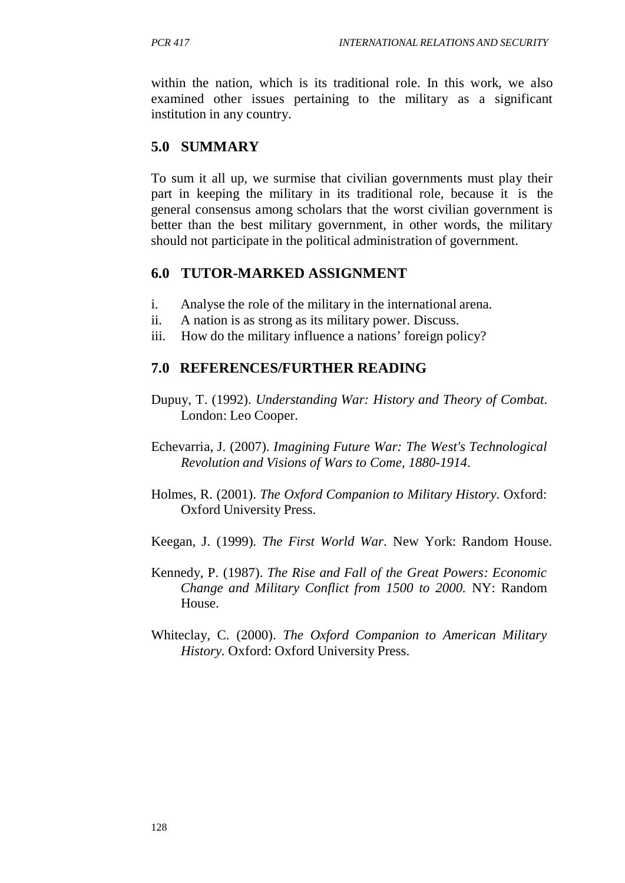within the nation, which is its traditional role. In this work, we also examined other issues pertaining to the military as a significant institution in any country.

## 5.0 SUMMARY

To sum it all up, we surmise that civilian governments must play their part in keeping the military in its traditional role, because it is the general consensus among scholars that the worst civilian government is better than the best military government, in other words, the military should not participate in the political administration of government.

## 6.0 TUTOR-MARKED ASSIGNMENT

i. Analyse the role of the military in the international arena.
ii. A nation is as strong as its military power. Discuss.
iii. How do the military influence a nations' foreign policy?

## 7.0 REFERENCES/FURTHER READING

Dupuy, T. (1992). *Understanding War: History and Theory of Combat*. London: Leo Cooper.

Echevarria, J. (2007). *Imagining Future War: The West's Technological Revolution and Visions of Wars to Come, 1880-1914*.

Holmes, R. (2001). *The Oxford Companion to Military History.* Oxford: Oxford University Press.

Keegan, J. (1999). *The First World War*. New York: Random House.

Kennedy, P. (1987). *The Rise and Fall of the Great Powers: Economic Change and Military Conflict from 1500 to 2000.* NY: Random House.

Whiteclay, C. (2000). *The Oxford Companion to American Military History.* Oxford: Oxford University Press.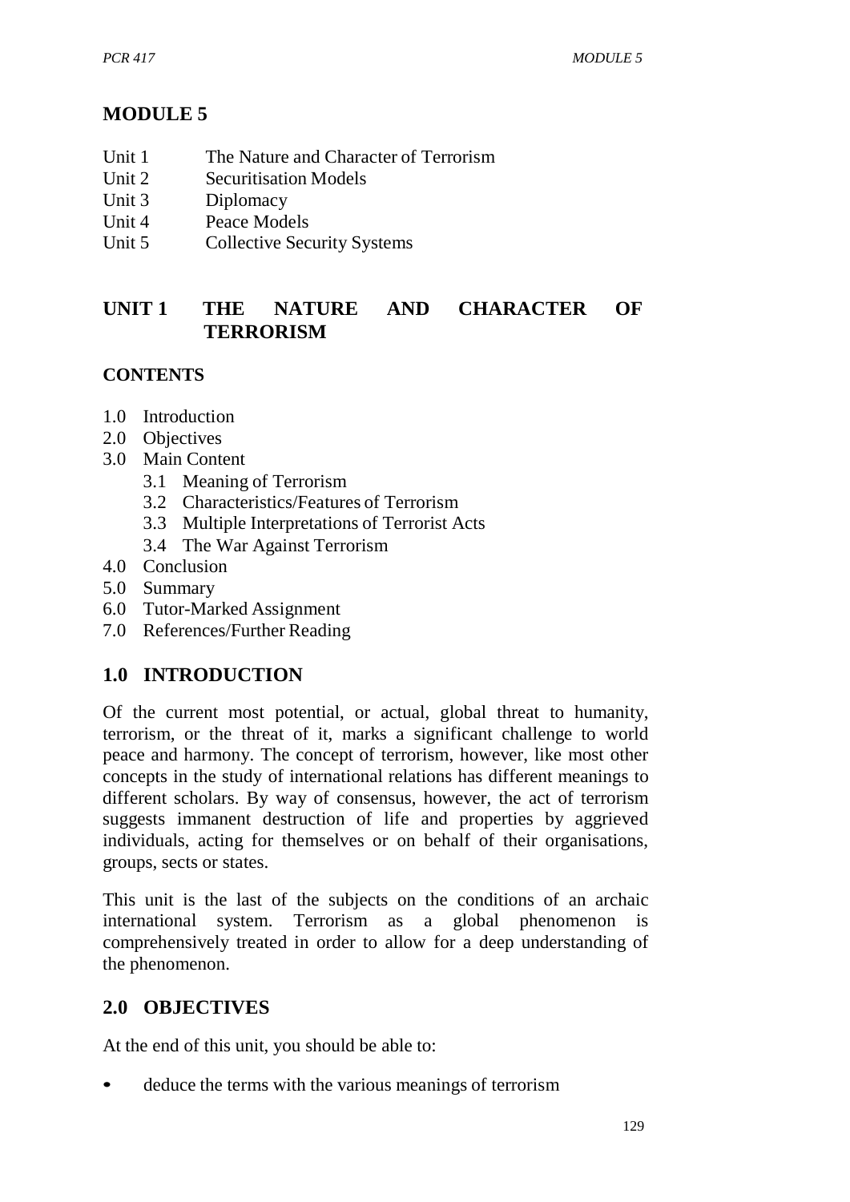# MODULE 5

Unit 1 The Nature and Character of Terrorism
Unit 2 Securitisation Models
Unit 3 Diplomacy
Unit 4 Peace Models
Unit 5 Collective Security Systems

## UNIT 1 THE NATURE AND CHARACTER OF TERRORISM

### CONTENTS

- 1.0 Introduction
- 2.0 Objectives
- 3.0 Main Content
  - 3.1 Meaning of Terrorism
  - 3.2 Characteristics/Features of Terrorism
  - 3.3 Multiple Interpretations of Terrorist Acts
  - 3.4 The War Against Terrorism
- 4.0 Conclusion
- 5.0 Summary
- 6.0 Tutor-Marked Assignment
- 7.0 References/Further Reading

## 1.0 INTRODUCTION

Of the current most potential, or actual, global threat to humanity, terrorism, or the threat of it, marks a significant challenge to world peace and harmony. The concept of terrorism, however, like most other concepts in the study of international relations has different meanings to different scholars. By way of consensus, however, the act of terrorism suggests immanent destruction of life and properties by aggrieved individuals, acting for themselves or on behalf of their organisations, groups, sects or states.

This unit is the last of the subjects on the conditions of an archaic international system. Terrorism as a global phenomenon is comprehensively treated in order to allow for a deep understanding of the phenomenon.

## 2.0 OBJECTIVES

At the end of this unit, you should be able to:

- deduce the terms with the various meanings of terrorism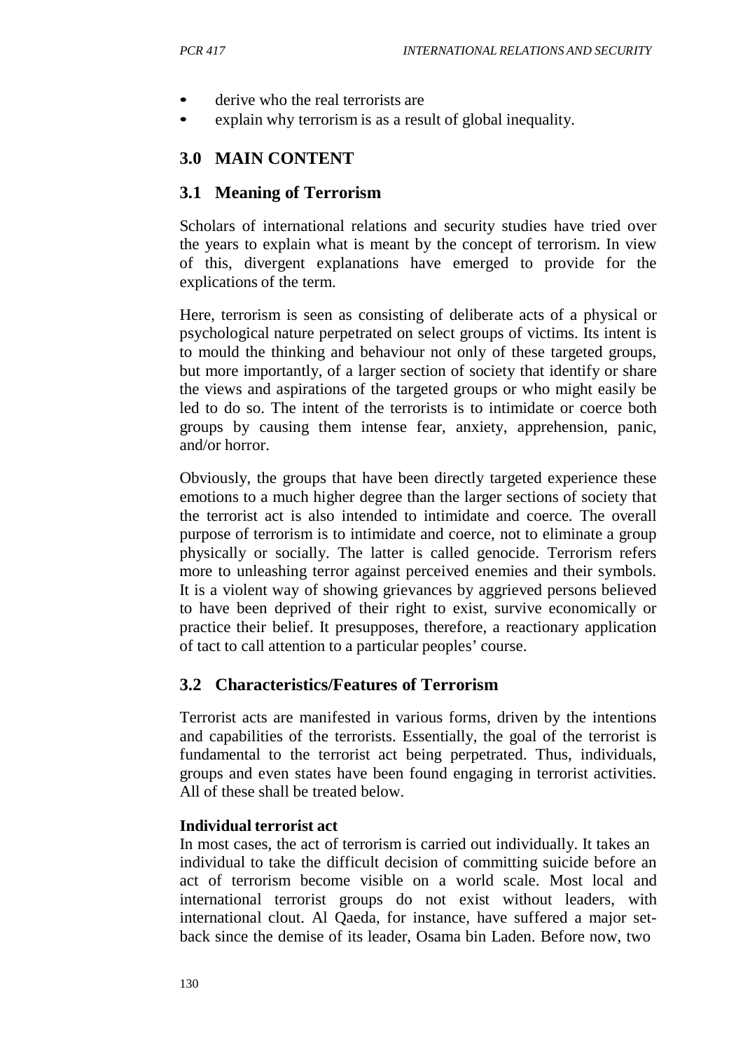- derive who the real terrorists are
- explain why terrorism is as a result of global inequality.

## 3.0 MAIN CONTENT

### 3.1 Meaning of Terrorism

Scholars of international relations and security studies have tried over the years to explain what is meant by the concept of terrorism. In view of this, divergent explanations have emerged to provide for the explications of the term.

Here, terrorism is seen as consisting of deliberate acts of a physical or psychological nature perpetrated on select groups of victims. Its intent is to mould the thinking and behaviour not only of these targeted groups, but more importantly, of a larger section of society that identify or share the views and aspirations of the targeted groups or who might easily be led to do so. The intent of the terrorists is to intimidate or coerce both groups by causing them intense fear, anxiety, apprehension, panic, and/or horror.

Obviously, the groups that have been directly targeted experience these emotions to a much higher degree than the larger sections of society that the terrorist act is also intended to intimidate and coerce. The overall purpose of terrorism is to intimidate and coerce, not to eliminate a group physically or socially. The latter is called genocide. Terrorism refers more to unleashing terror against perceived enemies and their symbols. It is a violent way of showing grievances by aggrieved persons believed to have been deprived of their right to exist, survive economically or practice their belief. It presupposes, therefore, a reactionary application of tact to call attention to a particular peoples' course.

### 3.2 Characteristics/Features of Terrorism

Terrorist acts are manifested in various forms, driven by the intentions and capabilities of the terrorists. Essentially, the goal of the terrorist is fundamental to the terrorist act being perpetrated. Thus, individuals, groups and even states have been found engaging in terrorist activities. All of these shall be treated below.

**Individual terrorist act**

In most cases, the act of terrorism is carried out individually. It takes an individual to take the difficult decision of committing suicide before an act of terrorism become visible on a world scale. Most local and international terrorist groups do not exist without leaders, with international clout. Al Qaeda, for instance, have suffered a major set-back since the demise of its leader, Osama bin Laden. Before now, two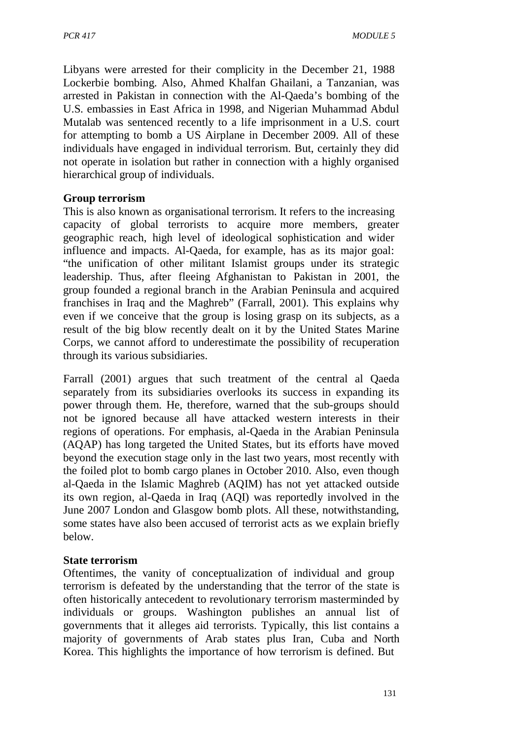Libyans were arrested for their complicity in the December 21, 1988 Lockerbie bombing. Also, Ahmed Khalfan Ghailani, a Tanzanian, was arrested in Pakistan in connection with the Al-Qaeda's bombing of the U.S. embassies in East Africa in 1998, and Nigerian Muhammad Abdul Mutalab was sentenced recently to a life imprisonment in a U.S. court for attempting to bomb a US Airplane in December 2009. All of these individuals have engaged in individual terrorism. But, certainly they did not operate in isolation but rather in connection with a highly organised hierarchical group of individuals.

**Group terrorism**

This is also known as organisational terrorism. It refers to the increasing capacity of global terrorists to acquire more members, greater geographic reach, high level of ideological sophistication and wider influence and impacts. Al-Qaeda, for example, has as its major goal: "the unification of other militant Islamist groups under its strategic leadership. Thus, after fleeing Afghanistan to Pakistan in 2001, the group founded a regional branch in the Arabian Peninsula and acquired franchises in Iraq and the Maghreb" (Farrall, 2001). This explains why even if we conceive that the group is losing grasp on its subjects, as a result of the big blow recently dealt on it by the United States Marine Corps, we cannot afford to underestimate the possibility of recuperation through its various subsidiaries.

Farrall (2001) argues that such treatment of the central al Qaeda separately from its subsidiaries overlooks its success in expanding its power through them. He, therefore, warned that the sub-groups should not be ignored because all have attacked western interests in their regions of operations. For emphasis, al-Qaeda in the Arabian Peninsula (AQAP) has long targeted the United States, but its efforts have moved beyond the execution stage only in the last two years, most recently with the foiled plot to bomb cargo planes in October 2010. Also, even though al-Qaeda in the Islamic Maghreb (AQIM) has not yet attacked outside its own region, al-Qaeda in Iraq (AQI) was reportedly involved in the June 2007 London and Glasgow bomb plots. All these, notwithstanding, some states have also been accused of terrorist acts as we explain briefly below.

**State terrorism**

Oftentimes, the vanity of conceptualization of individual and group terrorism is defeated by the understanding that the terror of the state is often historically antecedent to revolutionary terrorism masterminded by individuals or groups. Washington publishes an annual list of governments that it alleges aid terrorists. Typically, this list contains a majority of governments of Arab states plus Iran, Cuba and North Korea. This highlights the importance of how terrorism is defined. But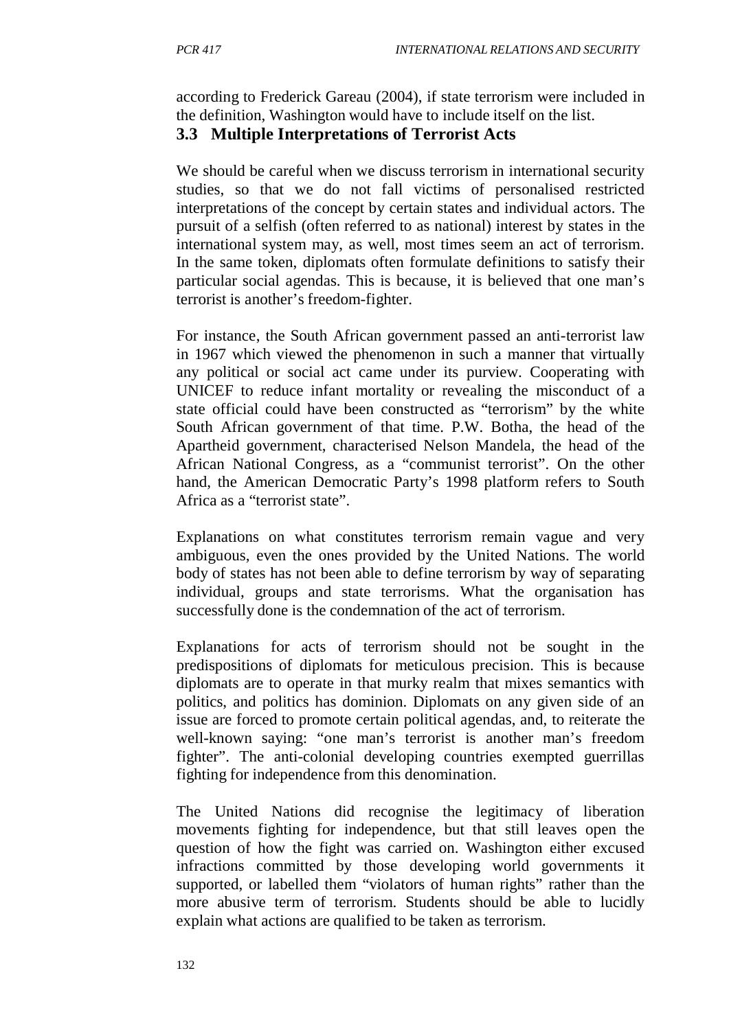according to Frederick Gareau (2004), if state terrorism were included in the definition, Washington would have to include itself on the list.

### 3.3 Multiple Interpretations of Terrorist Acts

We should be careful when we discuss terrorism in international security studies, so that we do not fall victims of personalised restricted interpretations of the concept by certain states and individual actors. The pursuit of a selfish (often referred to as national) interest by states in the international system may, as well, most times seem an act of terrorism. In the same token, diplomats often formulate definitions to satisfy their particular social agendas. This is because, it is believed that one man's terrorist is another's freedom-fighter.

For instance, the South African government passed an anti-terrorist law in 1967 which viewed the phenomenon in such a manner that virtually any political or social act came under its purview. Cooperating with UNICEF to reduce infant mortality or revealing the misconduct of a state official could have been constructed as "terrorism" by the white South African government of that time. P.W. Botha, the head of the Apartheid government, characterised Nelson Mandela, the head of the African National Congress, as a "communist terrorist". On the other hand, the American Democratic Party's 1998 platform refers to South Africa as a "terrorist state".

Explanations on what constitutes terrorism remain vague and very ambiguous, even the ones provided by the United Nations. The world body of states has not been able to define terrorism by way of separating individual, groups and state terrorisms. What the organisation has successfully done is the condemnation of the act of terrorism.

Explanations for acts of terrorism should not be sought in the predispositions of diplomats for meticulous precision. This is because diplomats are to operate in that murky realm that mixes semantics with politics, and politics has dominion. Diplomats on any given side of an issue are forced to promote certain political agendas, and, to reiterate the well-known saying: "one man's terrorist is another man's freedom fighter". The anti-colonial developing countries exempted guerrillas fighting for independence from this denomination.

The United Nations did recognise the legitimacy of liberation movements fighting for independence, but that still leaves open the question of how the fight was carried on. Washington either excused infractions committed by those developing world governments it supported, or labelled them "violators of human rights" rather than the more abusive term of terrorism. Students should be able to lucidly explain what actions are qualified to be taken as terrorism.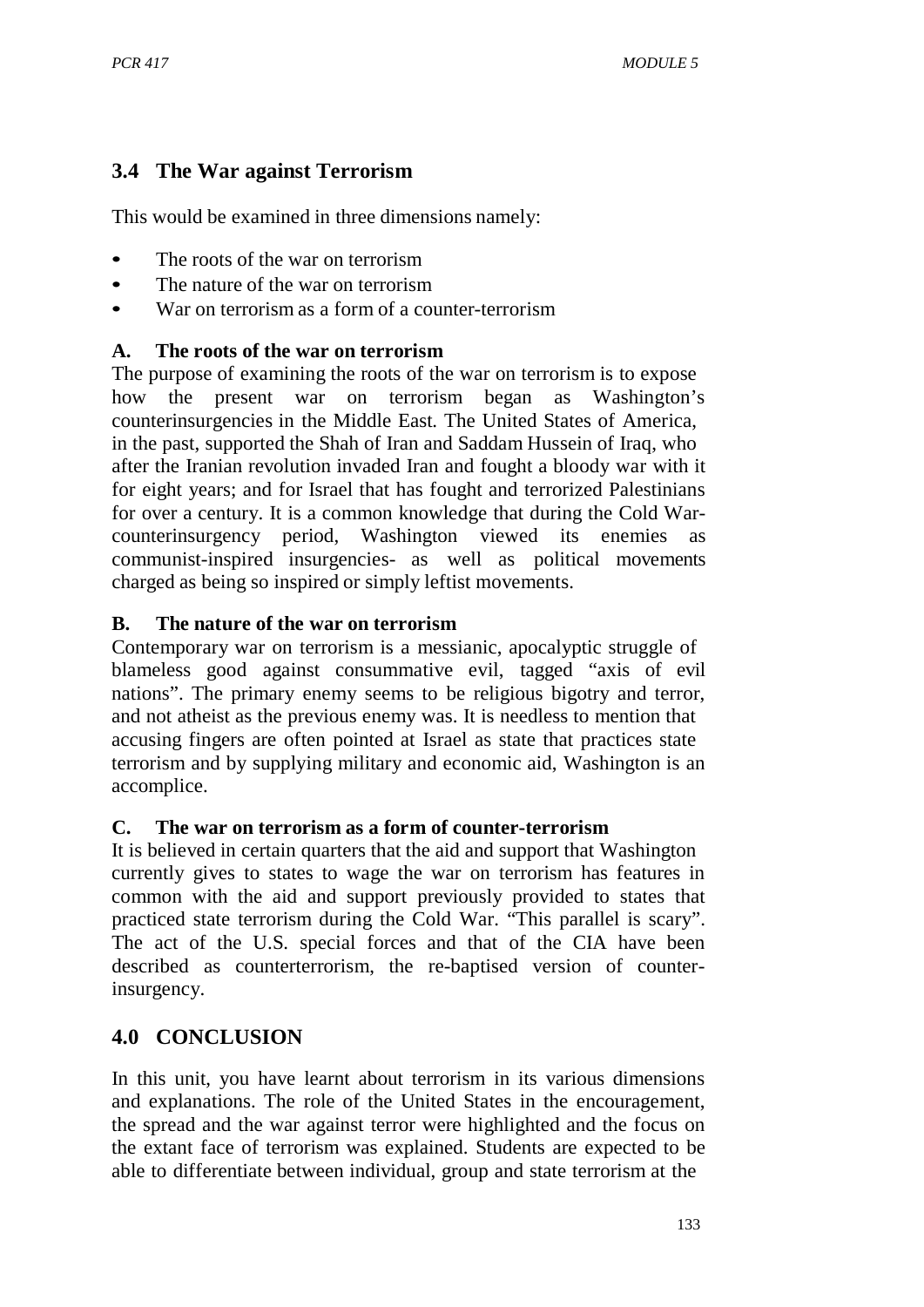## 3.4 The War against Terrorism

This would be examined in three dimensions namely:

- The roots of the war on terrorism
- The nature of the war on terrorism
- War on terrorism as a form of a counter-terrorism

### A. The roots of the war on terrorism

The purpose of examining the roots of the war on terrorism is to expose how the present war on terrorism began as Washington's counterinsurgencies in the Middle East. The United States of America, in the past, supported the Shah of Iran and Saddam Hussein of Iraq, who after the Iranian revolution invaded Iran and fought a bloody war with it for eight years; and for Israel that has fought and terrorized Palestinians for over a century. It is a common knowledge that during the Cold War-counterinsurgency period, Washington viewed its enemies as communist-inspired insurgencies- as well as political movements charged as being so inspired or simply leftist movements.

### B. The nature of the war on terrorism

Contemporary war on terrorism is a messianic, apocalyptic struggle of blameless good against consummative evil, tagged "axis of evil nations". The primary enemy seems to be religious bigotry and terror, and not atheist as the previous enemy was. It is needless to mention that accusing fingers are often pointed at Israel as state that practices state terrorism and by supplying military and economic aid, Washington is an accomplice.

### C. The war on terrorism as a form of counter-terrorism

It is believed in certain quarters that the aid and support that Washington currently gives to states to wage the war on terrorism has features in common with the aid and support previously provided to states that practiced state terrorism during the Cold War. "This parallel is scary". The act of the U.S. special forces and that of the CIA have been described as counterterrorism, the re-baptised version of counter-insurgency.

## 4.0 CONCLUSION

In this unit, you have learnt about terrorism in its various dimensions and explanations. The role of the United States in the encouragement, the spread and the war against terror were highlighted and the focus on the extant face of terrorism was explained. Students are expected to be able to differentiate between individual, group and state terrorism at the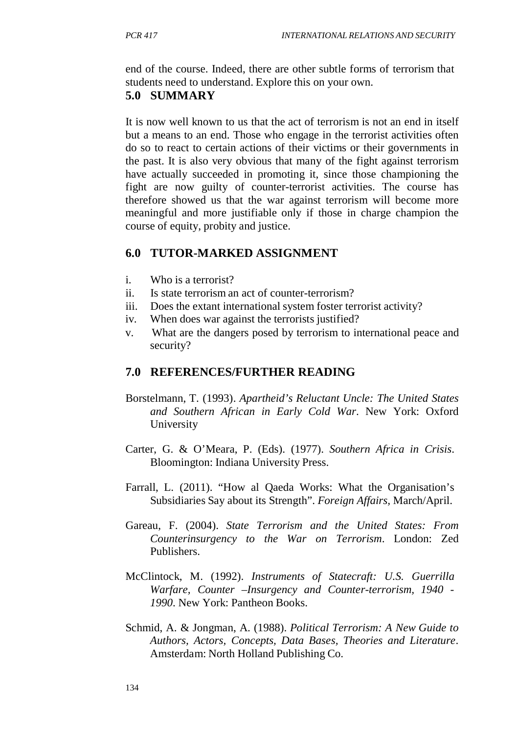end of the course. Indeed, there are other subtle forms of terrorism that students need to understand. Explore this on your own.

## 5.0 SUMMARY

It is now well known to us that the act of terrorism is not an end in itself but a means to an end. Those who engage in the terrorist activities often do so to react to certain actions of their victims or their governments in the past. It is also very obvious that many of the fight against terrorism have actually succeeded in promoting it, since those championing the fight are now guilty of counter-terrorist activities. The course has therefore showed us that the war against terrorism will become more meaningful and more justifiable only if those in charge champion the course of equity, probity and justice.

## 6.0 TUTOR-MARKED ASSIGNMENT

i. Who is a terrorist?
ii. Is state terrorism an act of counter-terrorism?
iii. Does the extant international system foster terrorist activity?
iv. When does war against the terrorists justified?
v. What are the dangers posed by terrorism to international peace and security?

## 7.0 REFERENCES/FURTHER READING

Borstelmann, T. (1993). *Apartheid's Reluctant Uncle: The United States and Southern African in Early Cold War*. New York: Oxford University

Carter, G. & O'Meara, P. (Eds). (1977). *Southern Africa in Crisis*. Bloomington: Indiana University Press.

Farrall, L. (2011). "How al Qaeda Works: What the Organisation's Subsidiaries Say about its Strength". *Foreign Affairs*, March/April.

Gareau, F. (2004). *State Terrorism and the United States: From Counterinsurgency to the War on Terrorism*. London: Zed Publishers.

McClintock, M. (1992). *Instruments of Statecraft: U.S. Guerrilla Warfare, Counter –Insurgency and Counter-terrorism, 1940 - 1990*. New York: Pantheon Books.

Schmid, A. & Jongman, A. (1988). *Political Terrorism: A New Guide to Authors, Actors, Concepts, Data Bases, Theories and Literature*. Amsterdam: North Holland Publishing Co.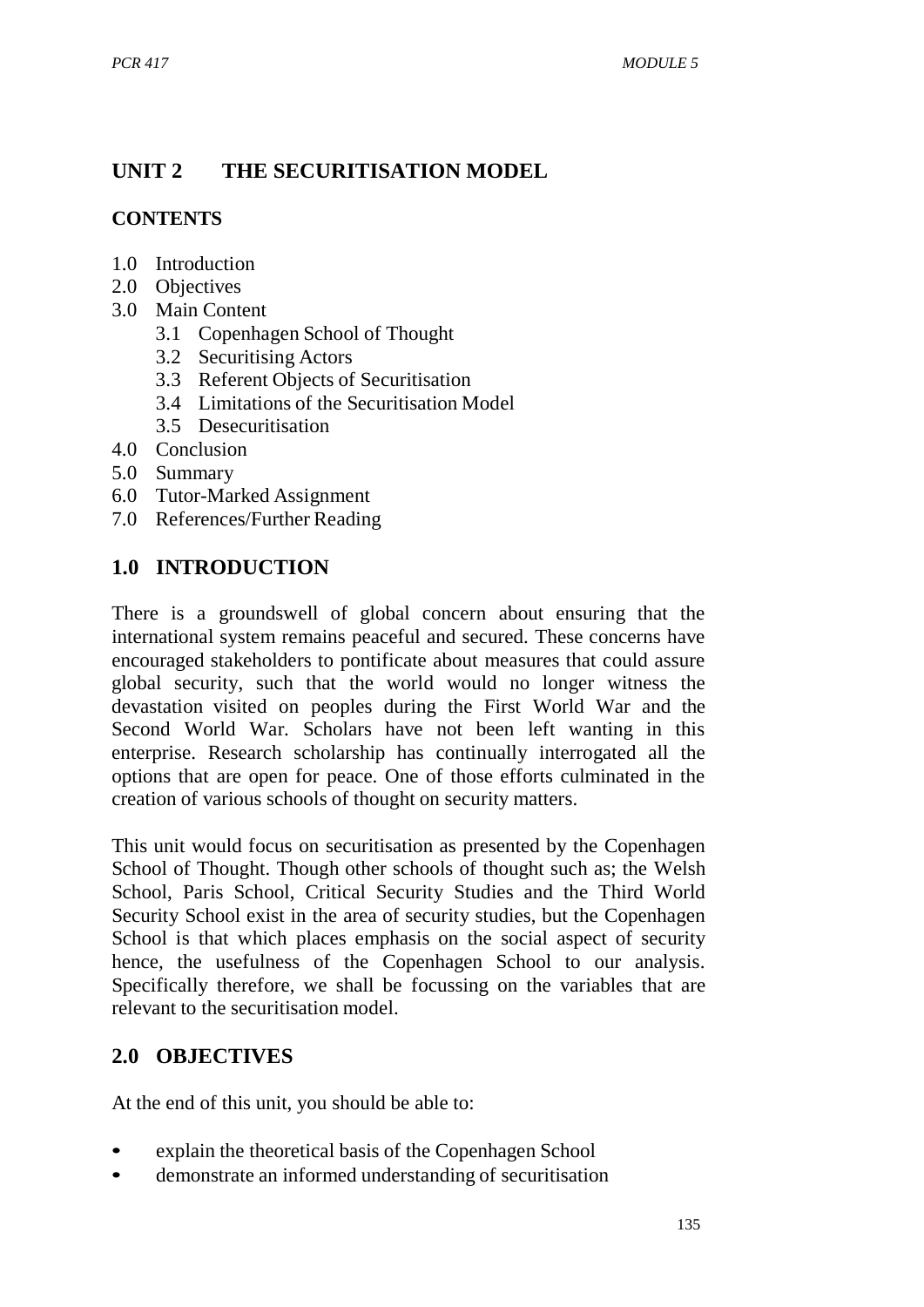## UNIT 2 THE SECURITISATION MODEL

### CONTENTS

1.0 Introduction
2.0 Objectives
3.0 Main Content
    3.1 Copenhagen School of Thought
    3.2 Securitising Actors
    3.3 Referent Objects of Securitisation
    3.4 Limitations of the Securitisation Model
    3.5 Desecuritisation
4.0 Conclusion
5.0 Summary
6.0 Tutor-Marked Assignment
7.0 References/Further Reading

## 1.0 INTRODUCTION

There is a groundswell of global concern about ensuring that the international system remains peaceful and secured. These concerns have encouraged stakeholders to pontificate about measures that could assure global security, such that the world would no longer witness the devastation visited on peoples during the First World War and the Second World War. Scholars have not been left wanting in this enterprise. Research scholarship has continually interrogated all the options that are open for peace. One of those efforts culminated in the creation of various schools of thought on security matters.

This unit would focus on securitisation as presented by the Copenhagen School of Thought. Though other schools of thought such as; the Welsh School, Paris School, Critical Security Studies and the Third World Security School exist in the area of security studies, but the Copenhagen School is that which places emphasis on the social aspect of security hence, the usefulness of the Copenhagen School to our analysis. Specifically therefore, we shall be focussing on the variables that are relevant to the securitisation model.

## 2.0 OBJECTIVES

At the end of this unit, you should be able to:

- explain the theoretical basis of the Copenhagen School
- demonstrate an informed understanding of securitisation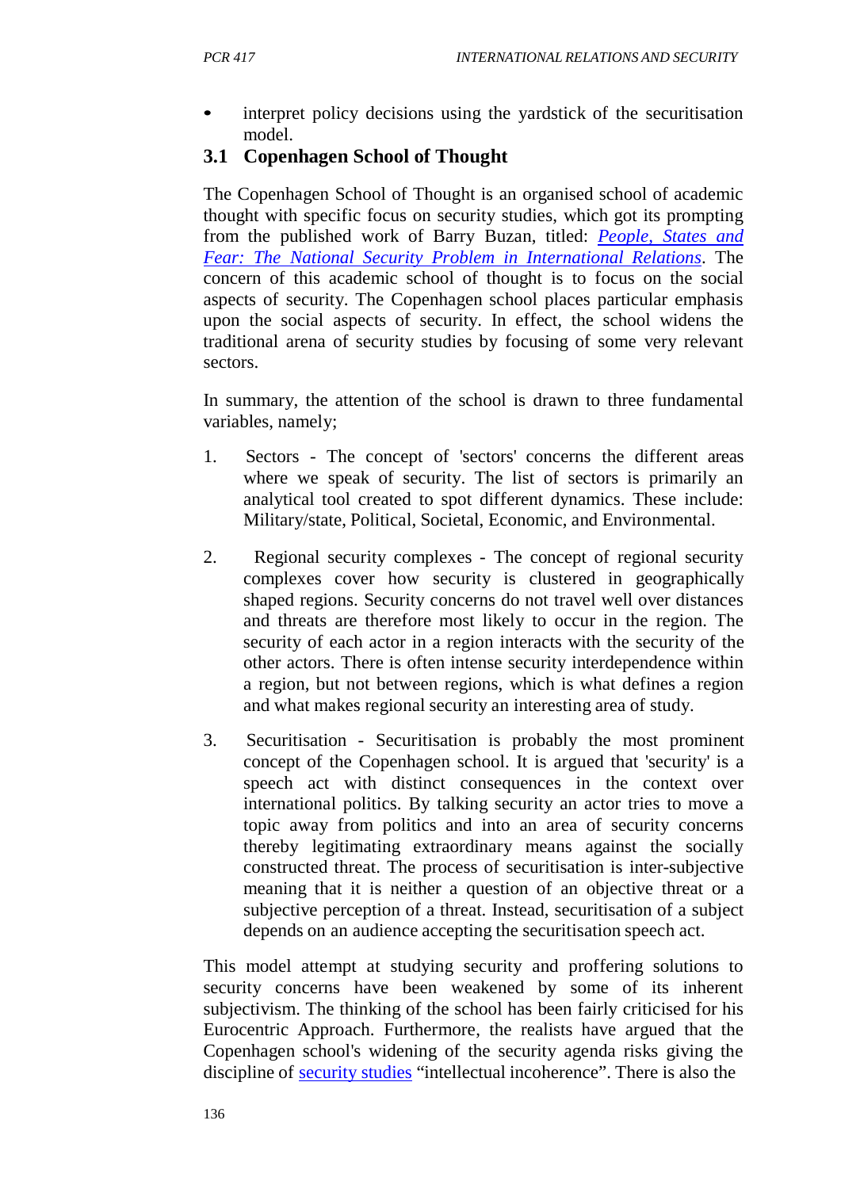- interpret policy decisions using the yardstick of the securitisation model.

## 3.1 Copenhagen School of Thought

The Copenhagen School of Thought is an organised school of academic thought with specific focus on security studies, which got its prompting from the published work of Barry Buzan, titled: *People, States and Fear: The National Security Problem in International Relations*. The concern of this academic school of thought is to focus on the social aspects of security. The Copenhagen school places particular emphasis upon the social aspects of security. In effect, the school widens the traditional arena of security studies by focusing of some very relevant sectors.

In summary, the attention of the school is drawn to three fundamental variables, namely;

1. Sectors - The concept of 'sectors' concerns the different areas where we speak of security. The list of sectors is primarily an analytical tool created to spot different dynamics. These include: Military/state, Political, Societal, Economic, and Environmental.

2. Regional security complexes - The concept of regional security complexes cover how security is clustered in geographically shaped regions. Security concerns do not travel well over distances and threats are therefore most likely to occur in the region. The security of each actor in a region interacts with the security of the other actors. There is often intense security interdependence within a region, but not between regions, which is what defines a region and what makes regional security an interesting area of study.

3. Securitisation - Securitisation is probably the most prominent concept of the Copenhagen school. It is argued that 'security' is a speech act with distinct consequences in the context over international politics. By talking security an actor tries to move a topic away from politics and into an area of security concerns thereby legitimating extraordinary means against the socially constructed threat. The process of securitisation is inter-subjective meaning that it is neither a question of an objective threat or a subjective perception of a threat. Instead, securitisation of a subject depends on an audience accepting the securitisation speech act.

This model attempt at studying security and proffering solutions to security concerns have been weakened by some of its inherent subjectivism. The thinking of the school has been fairly criticised for his Eurocentric Approach. Furthermore, the realists have argued that the Copenhagen school's widening of the security agenda risks giving the discipline of security studies "intellectual incoherence". There is also the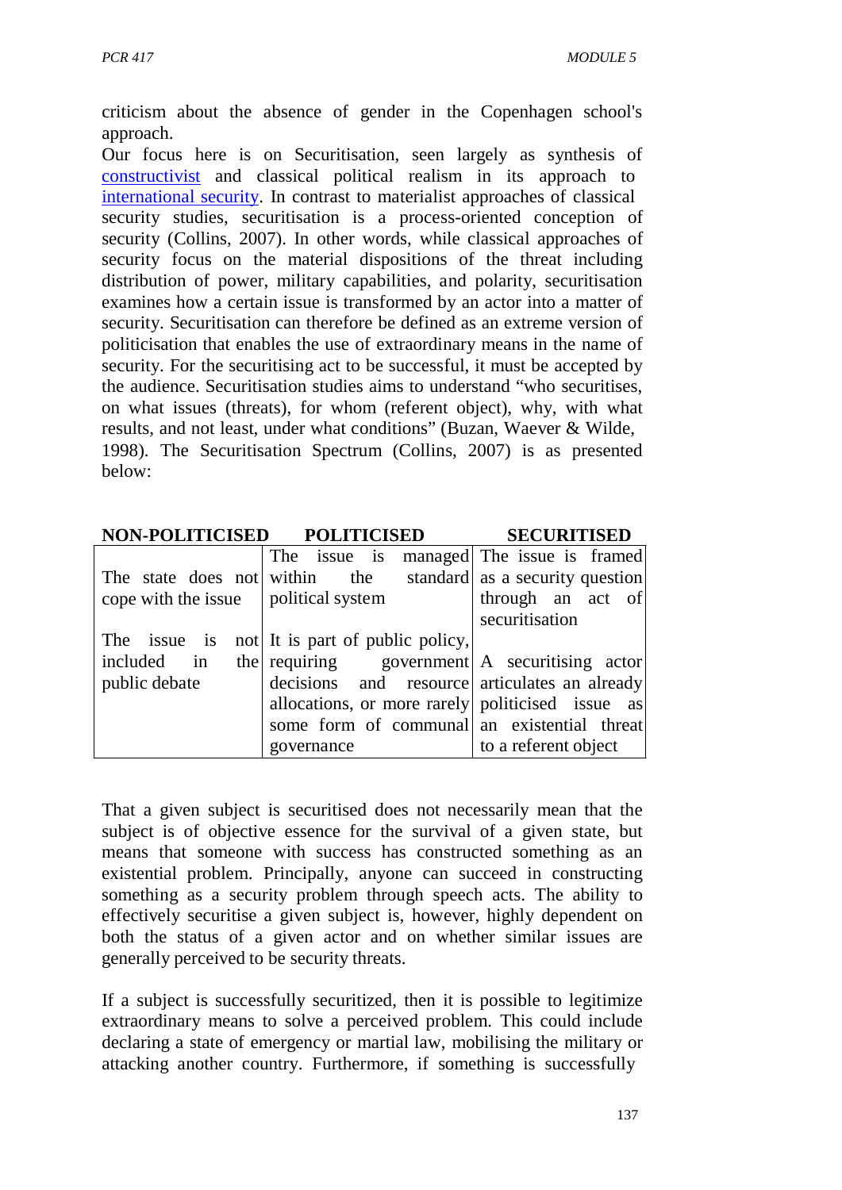criticism about the absence of gender in the Copenhagen school's approach.

Our focus here is on Securitisation, seen largely as synthesis of constructivist and classical political realism in its approach to international security. In contrast to materialist approaches of classical security studies, securitisation is a process-oriented conception of security (Collins, 2007). In other words, while classical approaches of security focus on the material dispositions of the threat including distribution of power, military capabilities, and polarity, securitisation examines how a certain issue is transformed by an actor into a matter of security. Securitisation can therefore be defined as an extreme version of politicisation that enables the use of extraordinary means in the name of security. For the securitising act to be successful, it must be accepted by the audience. Securitisation studies aims to understand "who securitises, on what issues (threats), for whom (referent object), why, with what results, and not least, under what conditions" (Buzan, Waever & Wilde, 1998). The Securitisation Spectrum (Collins, 2007) is as presented below:

| NON-POLITICISED | POLITICISED | SECURITISED |
|---|---|---|
| The state does not cope with the issue | The issue is managed within the standard political system | The issue is framed as a security question through an act of securitisation |
| The issue is not included in the public debate | It is part of public policy, requiring government decisions and resource allocations, or more rarely some form of communal governance | A securitising actor articulates an already politicised issue as an existential threat to a referent object |

That a given subject is securitised does not necessarily mean that the subject is of objective essence for the survival of a given state, but means that someone with success has constructed something as an existential problem. Principally, anyone can succeed in constructing something as a security problem through speech acts. The ability to effectively securitise a given subject is, however, highly dependent on both the status of a given actor and on whether similar issues are generally perceived to be security threats.

If a subject is successfully securitized, then it is possible to legitimize extraordinary means to solve a perceived problem. This could include declaring a state of emergency or martial law, mobilising the military or attacking another country. Furthermore, if something is successfully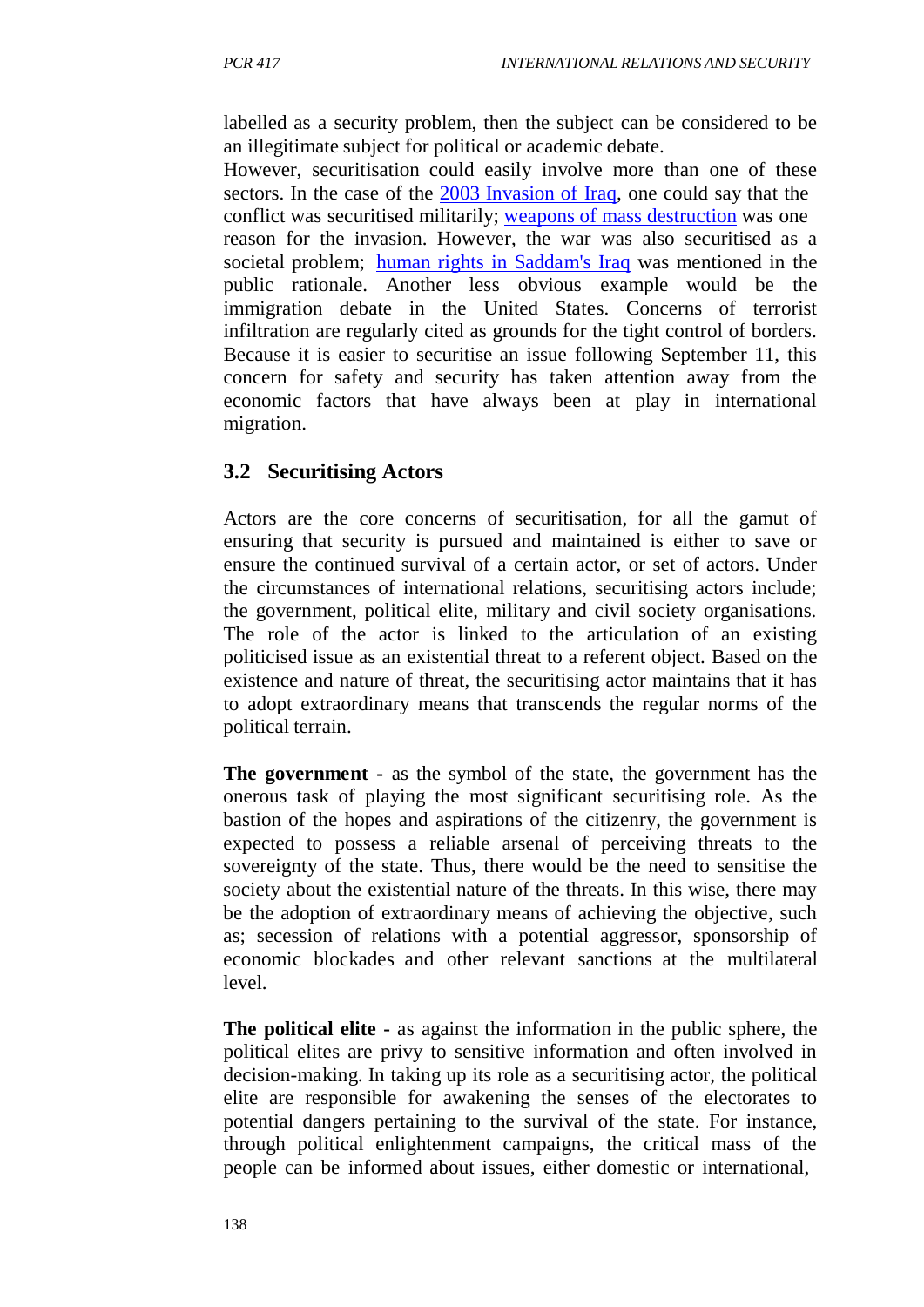labelled as a security problem, then the subject can be considered to be an illegitimate subject for political or academic debate.

However, securitisation could easily involve more than one of these sectors. In the case of the 2003 Invasion of Iraq, one could say that the conflict was securitised militarily; weapons of mass destruction was one reason for the invasion. However, the war was also securitised as a societal problem; human rights in Saddam's Iraq was mentioned in the public rationale. Another less obvious example would be the immigration debate in the United States. Concerns of terrorist infiltration are regularly cited as grounds for the tight control of borders. Because it is easier to securitise an issue following September 11, this concern for safety and security has taken attention away from the economic factors that have always been at play in international migration.

## 3.2 Securitising Actors

Actors are the core concerns of securitisation, for all the gamut of ensuring that security is pursued and maintained is either to save or ensure the continued survival of a certain actor, or set of actors. Under the circumstances of international relations, securitising actors include; the government, political elite, military and civil society organisations. The role of the actor is linked to the articulation of an existing politicised issue as an existential threat to a referent object. Based on the existence and nature of threat, the securitising actor maintains that it has to adopt extraordinary means that transcends the regular norms of the political terrain.

**The government** - as the symbol of the state, the government has the onerous task of playing the most significant securitising role. As the bastion of the hopes and aspirations of the citizenry, the government is expected to possess a reliable arsenal of perceiving threats to the sovereignty of the state. Thus, there would be the need to sensitise the society about the existential nature of the threats. In this wise, there may be the adoption of extraordinary means of achieving the objective, such as; secession of relations with a potential aggressor, sponsorship of economic blockades and other relevant sanctions at the multilateral level.

**The political elite** - as against the information in the public sphere, the political elites are privy to sensitive information and often involved in decision-making. In taking up its role as a securitising actor, the political elite are responsible for awakening the senses of the electorates to potential dangers pertaining to the survival of the state. For instance, through political enlightenment campaigns, the critical mass of the people can be informed about issues, either domestic or international,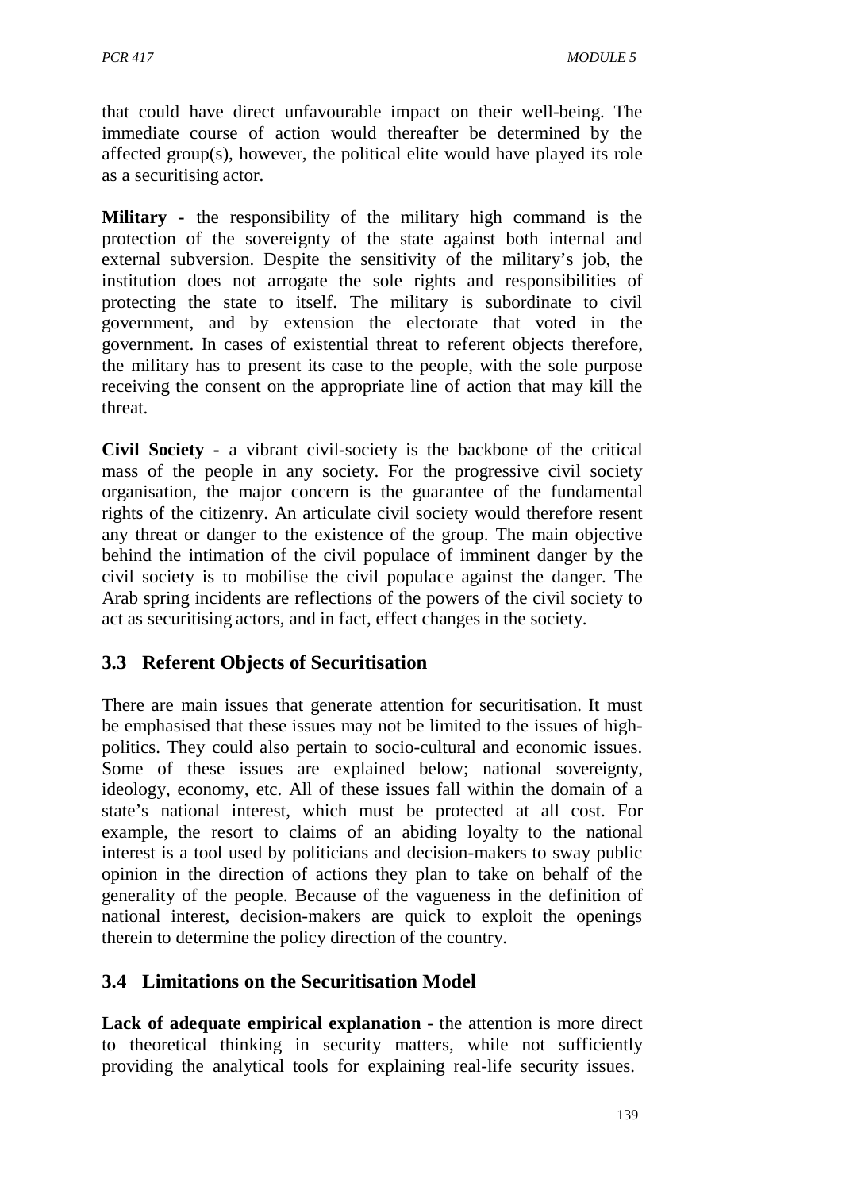that could have direct unfavourable impact on their well-being. The immediate course of action would thereafter be determined by the affected group(s), however, the political elite would have played its role as a securitising actor.

**Military -** the responsibility of the military high command is the protection of the sovereignty of the state against both internal and external subversion. Despite the sensitivity of the military's job, the institution does not arrogate the sole rights and responsibilities of protecting the state to itself. The military is subordinate to civil government, and by extension the electorate that voted in the government. In cases of existential threat to referent objects therefore, the military has to present its case to the people, with the sole purpose receiving the consent on the appropriate line of action that may kill the threat.

**Civil Society -** a vibrant civil-society is the backbone of the critical mass of the people in any society. For the progressive civil society organisation, the major concern is the guarantee of the fundamental rights of the citizenry. An articulate civil society would therefore resent any threat or danger to the existence of the group. The main objective behind the intimation of the civil populace of imminent danger by the civil society is to mobilise the civil populace against the danger. The Arab spring incidents are reflections of the powers of the civil society to act as securitising actors, and in fact, effect changes in the society.

## 3.3 Referent Objects of Securitisation

There are main issues that generate attention for securitisation. It must be emphasised that these issues may not be limited to the issues of high-politics. They could also pertain to socio-cultural and economic issues. Some of these issues are explained below; national sovereignty, ideology, economy, etc. All of these issues fall within the domain of a state's national interest, which must be protected at all cost. For example, the resort to claims of an abiding loyalty to the national interest is a tool used by politicians and decision-makers to sway public opinion in the direction of actions they plan to take on behalf of the generality of the people. Because of the vagueness in the definition of national interest, decision-makers are quick to exploit the openings therein to determine the policy direction of the country.

## 3.4 Limitations on the Securitisation Model

**Lack of adequate empirical explanation** - the attention is more direct to theoretical thinking in security matters, while not sufficiently providing the analytical tools for explaining real-life security issues.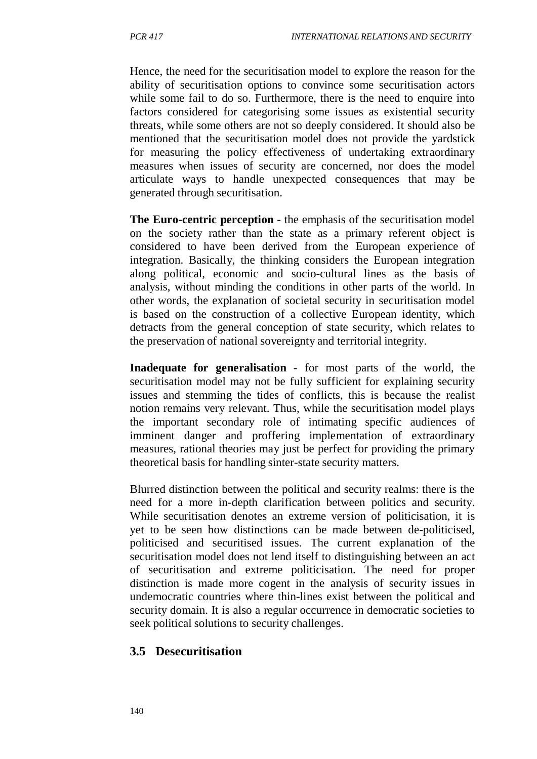Hence, the need for the securitisation model to explore the reason for the ability of securitisation options to convince some securitisation actors while some fail to do so. Furthermore, there is the need to enquire into factors considered for categorising some issues as existential security threats, while some others are not so deeply considered. It should also be mentioned that the securitisation model does not provide the yardstick for measuring the policy effectiveness of undertaking extraordinary measures when issues of security are concerned, nor does the model articulate ways to handle unexpected consequences that may be generated through securitisation.

**The Euro-centric perception** - the emphasis of the securitisation model on the society rather than the state as a primary referent object is considered to have been derived from the European experience of integration. Basically, the thinking considers the European integration along political, economic and socio-cultural lines as the basis of analysis, without minding the conditions in other parts of the world. In other words, the explanation of societal security in securitisation model is based on the construction of a collective European identity, which detracts from the general conception of state security, which relates to the preservation of national sovereignty and territorial integrity.

**Inadequate for generalisation** - for most parts of the world, the securitisation model may not be fully sufficient for explaining security issues and stemming the tides of conflicts, this is because the realist notion remains very relevant. Thus, while the securitisation model plays the important secondary role of intimating specific audiences of imminent danger and proffering implementation of extraordinary measures, rational theories may just be perfect for providing the primary theoretical basis for handling sinter-state security matters.

Blurred distinction between the political and security realms: there is the need for a more in-depth clarification between politics and security. While securitisation denotes an extreme version of politicisation, it is yet to be seen how distinctions can be made between de-politicised, politicised and securitised issues. The current explanation of the securitisation model does not lend itself to distinguishing between an act of securitisation and extreme politicisation. The need for proper distinction is made more cogent in the analysis of security issues in undemocratic countries where thin-lines exist between the political and security domain. It is also a regular occurrence in democratic societies to seek political solutions to security challenges.

## 3.5 Desecuritisation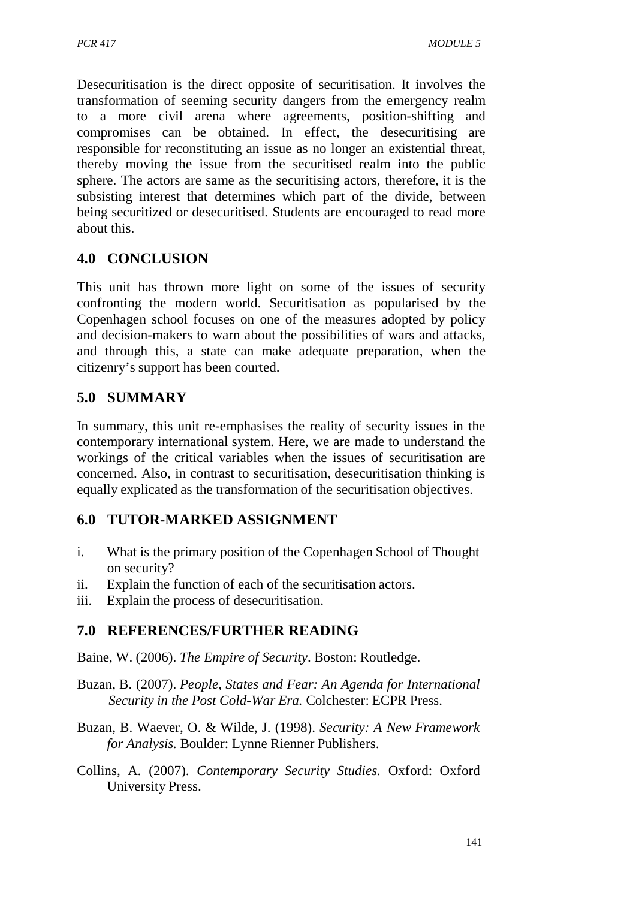Desecuritisation is the direct opposite of securitisation. It involves the transformation of seeming security dangers from the emergency realm to a more civil arena where agreements, position-shifting and compromises can be obtained. In effect, the desecuritising are responsible for reconstituting an issue as no longer an existential threat, thereby moving the issue from the securitised realm into the public sphere. The actors are same as the securitising actors, therefore, it is the subsisting interest that determines which part of the divide, between being securitized or desecuritised. Students are encouraged to read more about this.

## 4.0 CONCLUSION

This unit has thrown more light on some of the issues of security confronting the modern world. Securitisation as popularised by the Copenhagen school focuses on one of the measures adopted by policy and decision-makers to warn about the possibilities of wars and attacks, and through this, a state can make adequate preparation, when the citizenry's support has been courted.

## 5.0 SUMMARY

In summary, this unit re-emphasises the reality of security issues in the contemporary international system. Here, we are made to understand the workings of the critical variables when the issues of securitisation are concerned. Also, in contrast to securitisation, desecuritisation thinking is equally explicated as the transformation of the securitisation objectives.

## 6.0 TUTOR-MARKED ASSIGNMENT

i. What is the primary position of the Copenhagen School of Thought on security?
ii. Explain the function of each of the securitisation actors.
iii. Explain the process of desecuritisation.

## 7.0 REFERENCES/FURTHER READING

Baine, W. (2006). *The Empire of Security*. Boston: Routledge.

Buzan, B. (2007). *People, States and Fear: An Agenda for International Security in the Post Cold-War Era.* Colchester: ECPR Press.

Buzan, B. Waever, O. & Wilde, J. (1998). *Security: A New Framework for Analysis.* Boulder: Lynne Rienner Publishers.

Collins, A. (2007). *Contemporary Security Studies.* Oxford: Oxford University Press.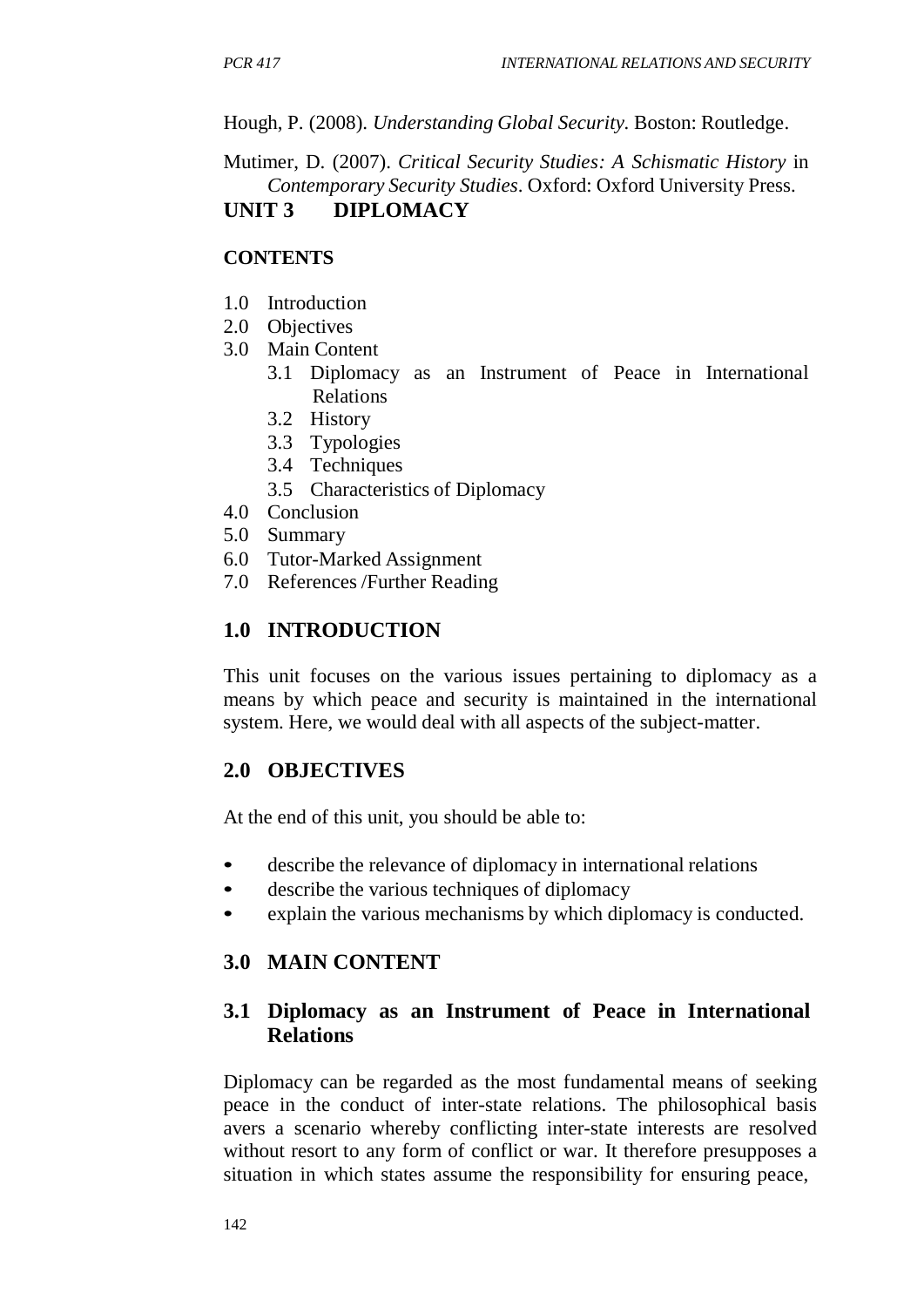Hough, P. (2008). *Understanding Global Security.* Boston: Routledge.

Mutimer, D. (2007). *Critical Security Studies: A Schismatic History* in *Contemporary Security Studies*. Oxford: Oxford University Press.

# UNIT 3 DIPLOMACY

**CONTENTS**

1.0 Introduction
2.0 Objectives
3.0 Main Content
   3.1 Diplomacy as an Instrument of Peace in International Relations
   3.2 History
   3.3 Typologies
   3.4 Techniques
   3.5 Characteristics of Diplomacy
4.0 Conclusion
5.0 Summary
6.0 Tutor-Marked Assignment
7.0 References /Further Reading

## 1.0 INTRODUCTION

This unit focuses on the various issues pertaining to diplomacy as a means by which peace and security is maintained in the international system. Here, we would deal with all aspects of the subject-matter.

## 2.0 OBJECTIVES

At the end of this unit, you should be able to:

- describe the relevance of diplomacy in international relations
- describe the various techniques of diplomacy
- explain the various mechanisms by which diplomacy is conducted.

## 3.0 MAIN CONTENT

### 3.1 Diplomacy as an Instrument of Peace in International Relations

Diplomacy can be regarded as the most fundamental means of seeking peace in the conduct of inter-state relations. The philosophical basis avers a scenario whereby conflicting inter-state interests are resolved without resort to any form of conflict or war. It therefore presupposes a situation in which states assume the responsibility for ensuring peace,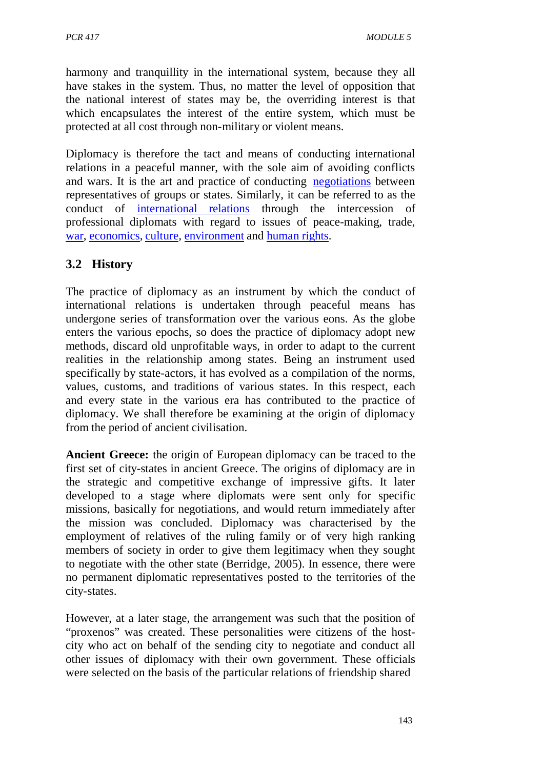harmony and tranquillity in the international system, because they all have stakes in the system. Thus, no matter the level of opposition that the national interest of states may be, the overriding interest is that which encapsulates the interest of the entire system, which must be protected at all cost through non-military or violent means.

Diplomacy is therefore the tact and means of conducting international relations in a peaceful manner, with the sole aim of avoiding conflicts and wars. It is the art and practice of conducting negotiations between representatives of groups or states. Similarly, it can be referred to as the conduct of international relations through the intercession of professional diplomats with regard to issues of peace-making, trade, war, economics, culture, environment and human rights.

## 3.2 History

The practice of diplomacy as an instrument by which the conduct of international relations is undertaken through peaceful means has undergone series of transformation over the various eons. As the globe enters the various epochs, so does the practice of diplomacy adopt new methods, discard old unprofitable ways, in order to adapt to the current realities in the relationship among states. Being an instrument used specifically by state-actors, it has evolved as a compilation of the norms, values, customs, and traditions of various states. In this respect, each and every state in the various era has contributed to the practice of diplomacy. We shall therefore be examining at the origin of diplomacy from the period of ancient civilisation.

**Ancient Greece:** the origin of European diplomacy can be traced to the first set of city-states in ancient Greece. The origins of diplomacy are in the strategic and competitive exchange of impressive gifts. It later developed to a stage where diplomats were sent only for specific missions, basically for negotiations, and would return immediately after the mission was concluded. Diplomacy was characterised by the employment of relatives of the ruling family or of very high ranking members of society in order to give them legitimacy when they sought to negotiate with the other state (Berridge, 2005). In essence, there were no permanent diplomatic representatives posted to the territories of the city-states.

However, at a later stage, the arrangement was such that the position of "proxenos" was created. These personalities were citizens of the host-city who act on behalf of the sending city to negotiate and conduct all other issues of diplomacy with their own government. These officials were selected on the basis of the particular relations of friendship shared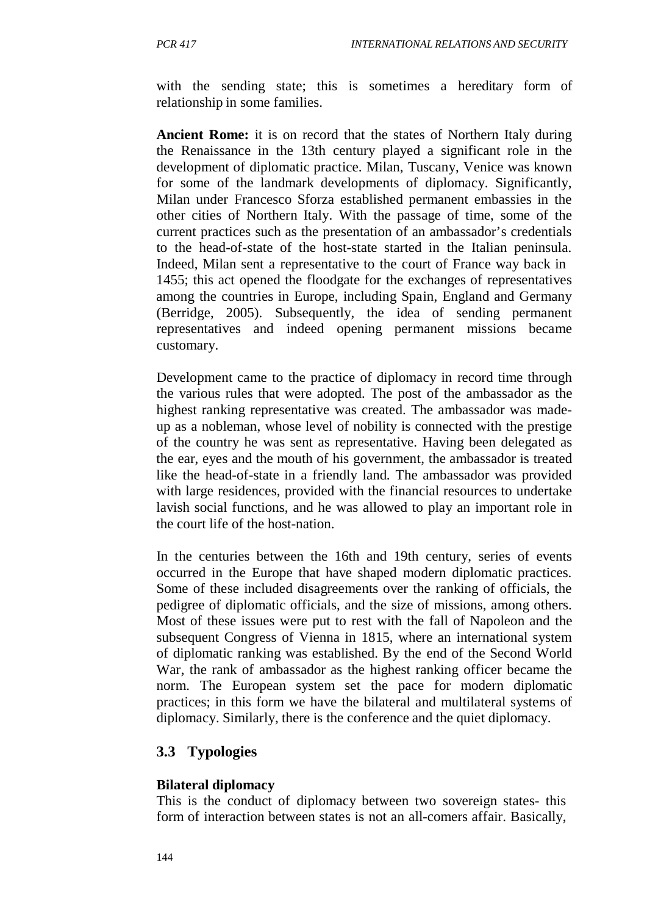with the sending state; this is sometimes a hereditary form of relationship in some families.

**Ancient Rome:** it is on record that the states of Northern Italy during the Renaissance in the 13th century played a significant role in the development of diplomatic practice. Milan, Tuscany, Venice was known for some of the landmark developments of diplomacy. Significantly, Milan under Francesco Sforza established permanent embassies in the other cities of Northern Italy. With the passage of time, some of the current practices such as the presentation of an ambassador's credentials to the head-of-state of the host-state started in the Italian peninsula. Indeed, Milan sent a representative to the court of France way back in 1455; this act opened the floodgate for the exchanges of representatives among the countries in Europe, including Spain, England and Germany (Berridge, 2005). Subsequently, the idea of sending permanent representatives and indeed opening permanent missions became customary.

Development came to the practice of diplomacy in record time through the various rules that were adopted. The post of the ambassador as the highest ranking representative was created. The ambassador was made-up as a nobleman, whose level of nobility is connected with the prestige of the country he was sent as representative. Having been delegated as the ear, eyes and the mouth of his government, the ambassador is treated like the head-of-state in a friendly land. The ambassador was provided with large residences, provided with the financial resources to undertake lavish social functions, and he was allowed to play an important role in the court life of the host-nation.

In the centuries between the 16th and 19th century, series of events occurred in the Europe that have shaped modern diplomatic practices. Some of these included disagreements over the ranking of officials, the pedigree of diplomatic officials, and the size of missions, among others. Most of these issues were put to rest with the fall of Napoleon and the subsequent Congress of Vienna in 1815, where an international system of diplomatic ranking was established. By the end of the Second World War, the rank of ambassador as the highest ranking officer became the norm. The European system set the pace for modern diplomatic practices; in this form we have the bilateral and multilateral systems of diplomacy. Similarly, there is the conference and the quiet diplomacy.

## 3.3 Typologies

**Bilateral diplomacy**

This is the conduct of diplomacy between two sovereign states- this form of interaction between states is not an all-comers affair. Basically,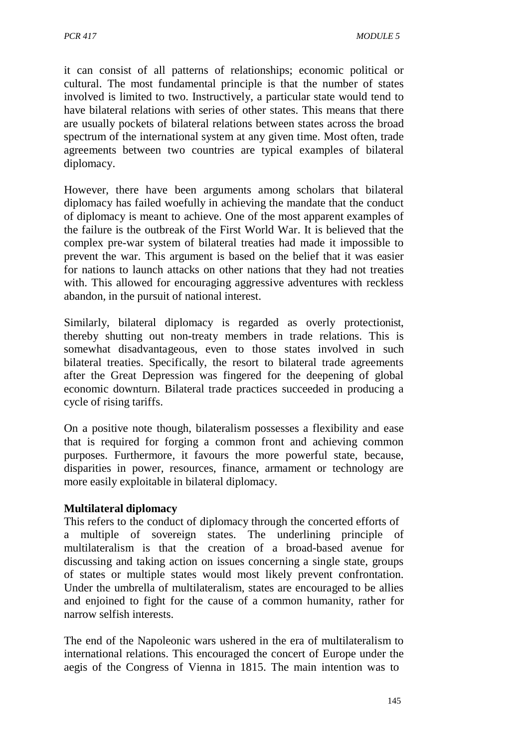it can consist of all patterns of relationships; economic political or cultural. The most fundamental principle is that the number of states involved is limited to two. Instructively, a particular state would tend to have bilateral relations with series of other states. This means that there are usually pockets of bilateral relations between states across the broad spectrum of the international system at any given time. Most often, trade agreements between two countries are typical examples of bilateral diplomacy.

However, there have been arguments among scholars that bilateral diplomacy has failed woefully in achieving the mandate that the conduct of diplomacy is meant to achieve. One of the most apparent examples of the failure is the outbreak of the First World War. It is believed that the complex pre-war system of bilateral treaties had made it impossible to prevent the war. This argument is based on the belief that it was easier for nations to launch attacks on other nations that they had not treaties with. This allowed for encouraging aggressive adventures with reckless abandon, in the pursuit of national interest.

Similarly, bilateral diplomacy is regarded as overly protectionist, thereby shutting out non-treaty members in trade relations. This is somewhat disadvantageous, even to those states involved in such bilateral treaties. Specifically, the resort to bilateral trade agreements after the Great Depression was fingered for the deepening of global economic downturn. Bilateral trade practices succeeded in producing a cycle of rising tariffs.

On a positive note though, bilateralism possesses a flexibility and ease that is required for forging a common front and achieving common purposes. Furthermore, it favours the more powerful state, because, disparities in power, resources, finance, armament or technology are more easily exploitable in bilateral diplomacy.

**Multilateral diplomacy**

This refers to the conduct of diplomacy through the concerted efforts of a multiple of sovereign states. The underlining principle of multilateralism is that the creation of a broad-based avenue for discussing and taking action on issues concerning a single state, groups of states or multiple states would most likely prevent confrontation. Under the umbrella of multilateralism, states are encouraged to be allies and enjoined to fight for the cause of a common humanity, rather for narrow selfish interests.

The end of the Napoleonic wars ushered in the era of multilateralism to international relations. This encouraged the concert of Europe under the aegis of the Congress of Vienna in 1815. The main intention was to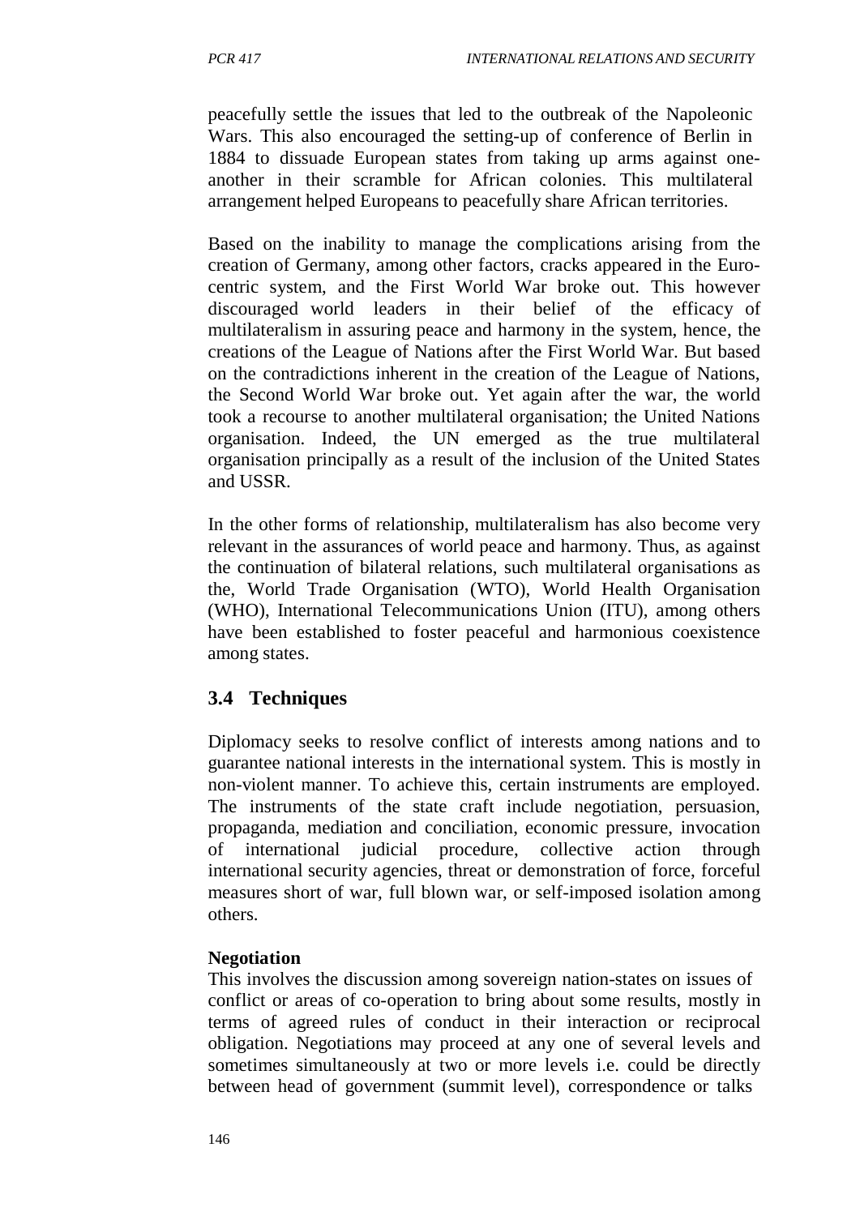peacefully settle the issues that led to the outbreak of the Napoleonic Wars. This also encouraged the setting-up of conference of Berlin in 1884 to dissuade European states from taking up arms against one-another in their scramble for African colonies. This multilateral arrangement helped Europeans to peacefully share African territories.

Based on the inability to manage the complications arising from the creation of Germany, among other factors, cracks appeared in the Euro-centric system, and the First World War broke out. This however discouraged world leaders in their belief of the efficacy of multilateralism in assuring peace and harmony in the system, hence, the creations of the League of Nations after the First World War. But based on the contradictions inherent in the creation of the League of Nations, the Second World War broke out. Yet again after the war, the world took a recourse to another multilateral organisation; the United Nations organisation. Indeed, the UN emerged as the true multilateral organisation principally as a result of the inclusion of the United States and USSR.

In the other forms of relationship, multilateralism has also become very relevant in the assurances of world peace and harmony. Thus, as against the continuation of bilateral relations, such multilateral organisations as the, World Trade Organisation (WTO), World Health Organisation (WHO), International Telecommunications Union (ITU), among others have been established to foster peaceful and harmonious coexistence among states.

## 3.4 Techniques

Diplomacy seeks to resolve conflict of interests among nations and to guarantee national interests in the international system. This is mostly in non-violent manner. To achieve this, certain instruments are employed. The instruments of the state craft include negotiation, persuasion, propaganda, mediation and conciliation, economic pressure, invocation of international judicial procedure, collective action through international security agencies, threat or demonstration of force, forceful measures short of war, full blown war, or self-imposed isolation among others.

**Negotiation**

This involves the discussion among sovereign nation-states on issues of conflict or areas of co-operation to bring about some results, mostly in terms of agreed rules of conduct in their interaction or reciprocal obligation. Negotiations may proceed at any one of several levels and sometimes simultaneously at two or more levels i.e. could be directly between head of government (summit level), correspondence or talks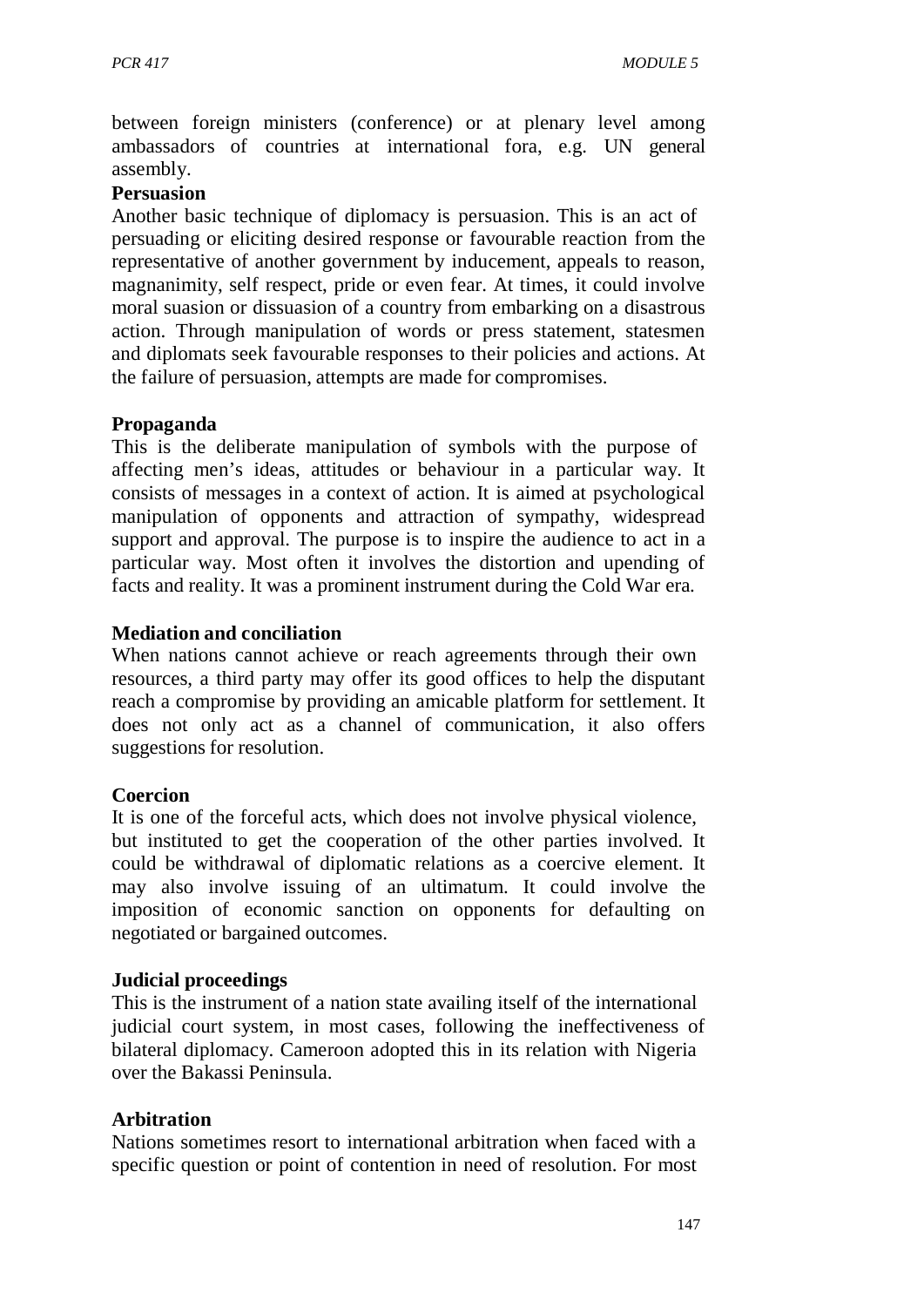between foreign ministers (conference) or at plenary level among ambassadors of countries at international fora, e.g. UN general assembly.

**Persuasion**

Another basic technique of diplomacy is persuasion. This is an act of persuading or eliciting desired response or favourable reaction from the representative of another government by inducement, appeals to reason, magnanimity, self respect, pride or even fear. At times, it could involve moral suasion or dissuasion of a country from embarking on a disastrous action. Through manipulation of words or press statement, statesmen and diplomats seek favourable responses to their policies and actions. At the failure of persuasion, attempts are made for compromises.

**Propaganda**

This is the deliberate manipulation of symbols with the purpose of affecting men's ideas, attitudes or behaviour in a particular way. It consists of messages in a context of action. It is aimed at psychological manipulation of opponents and attraction of sympathy, widespread support and approval. The purpose is to inspire the audience to act in a particular way. Most often it involves the distortion and upending of facts and reality. It was a prominent instrument during the Cold War era.

**Mediation and conciliation**

When nations cannot achieve or reach agreements through their own resources, a third party may offer its good offices to help the disputant reach a compromise by providing an amicable platform for settlement. It does not only act as a channel of communication, it also offers suggestions for resolution.

**Coercion**

It is one of the forceful acts, which does not involve physical violence, but instituted to get the cooperation of the other parties involved. It could be withdrawal of diplomatic relations as a coercive element. It may also involve issuing of an ultimatum. It could involve the imposition of economic sanction on opponents for defaulting on negotiated or bargained outcomes.

**Judicial proceedings**

This is the instrument of a nation state availing itself of the international judicial court system, in most cases, following the ineffectiveness of bilateral diplomacy. Cameroon adopted this in its relation with Nigeria over the Bakassi Peninsula.

**Arbitration**

Nations sometimes resort to international arbitration when faced with a specific question or point of contention in need of resolution. For most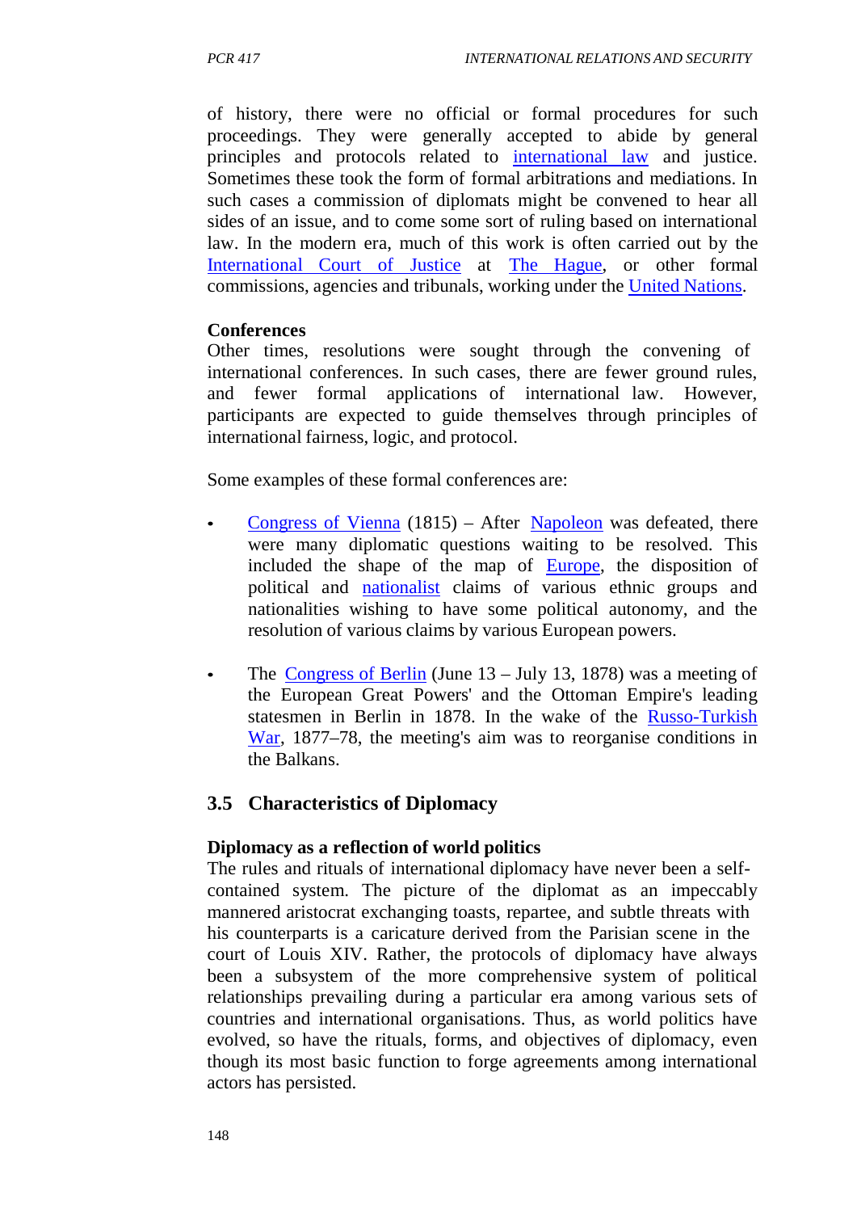of history, there were no official or formal procedures for such proceedings. They were generally accepted to abide by general principles and protocols related to international law and justice. Sometimes these took the form of formal arbitrations and mediations. In such cases a commission of diplomats might be convened to hear all sides of an issue, and to come some sort of ruling based on international law. In the modern era, much of this work is often carried out by the International Court of Justice at The Hague, or other formal commissions, agencies and tribunals, working under the United Nations.

**Conferences**

Other times, resolutions were sought through the convening of international conferences. In such cases, there are fewer ground rules, and fewer formal applications of international law. However, participants are expected to guide themselves through principles of international fairness, logic, and protocol.

Some examples of these formal conferences are:

- Congress of Vienna (1815) – After Napoleon was defeated, there were many diplomatic questions waiting to be resolved. This included the shape of the map of Europe, the disposition of political and nationalist claims of various ethnic groups and nationalities wishing to have some political autonomy, and the resolution of various claims by various European powers.

- The Congress of Berlin (June 13 – July 13, 1878) was a meeting of the European Great Powers' and the Ottoman Empire's leading statesmen in Berlin in 1878. In the wake of the Russo-Turkish War, 1877–78, the meeting's aim was to reorganise conditions in the Balkans.

## 3.5 Characteristics of Diplomacy

**Diplomacy as a reflection of world politics**

The rules and rituals of international diplomacy have never been a self-contained system. The picture of the diplomat as an impeccably mannered aristocrat exchanging toasts, repartee, and subtle threats with his counterparts is a caricature derived from the Parisian scene in the court of Louis XIV. Rather, the protocols of diplomacy have always been a subsystem of the more comprehensive system of political relationships prevailing during a particular era among various sets of countries and international organisations. Thus, as world politics have evolved, so have the rituals, forms, and objectives of diplomacy, even though its most basic function to forge agreements among international actors has persisted.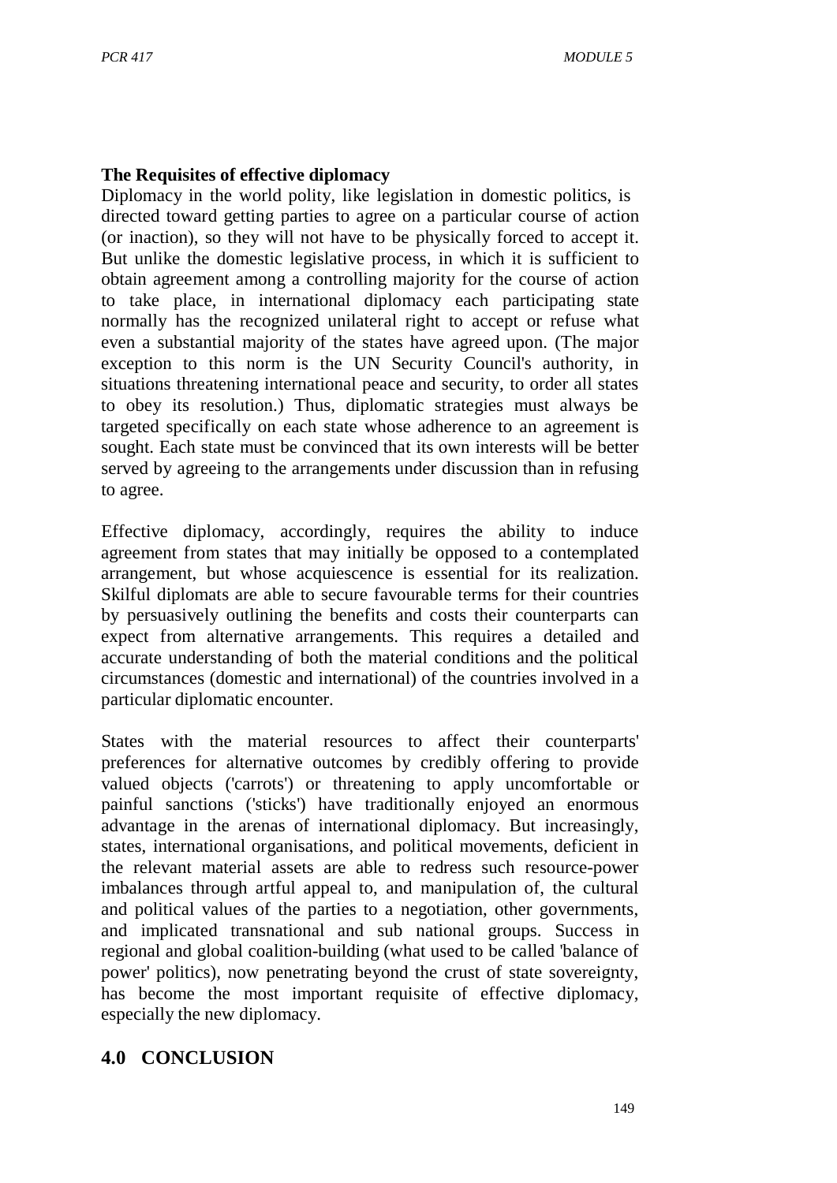**The Requisites of effective diplomacy**

Diplomacy in the world polity, like legislation in domestic politics, is directed toward getting parties to agree on a particular course of action (or inaction), so they will not have to be physically forced to accept it. But unlike the domestic legislative process, in which it is sufficient to obtain agreement among a controlling majority for the course of action to take place, in international diplomacy each participating state normally has the recognized unilateral right to accept or refuse what even a substantial majority of the states have agreed upon. (The major exception to this norm is the UN Security Council's authority, in situations threatening international peace and security, to order all states to obey its resolution.) Thus, diplomatic strategies must always be targeted specifically on each state whose adherence to an agreement is sought. Each state must be convinced that its own interests will be better served by agreeing to the arrangements under discussion than in refusing to agree.

Effective diplomacy, accordingly, requires the ability to induce agreement from states that may initially be opposed to a contemplated arrangement, but whose acquiescence is essential for its realization. Skilful diplomats are able to secure favourable terms for their countries by persuasively outlining the benefits and costs their counterparts can expect from alternative arrangements. This requires a detailed and accurate understanding of both the material conditions and the political circumstances (domestic and international) of the countries involved in a particular diplomatic encounter.

States with the material resources to affect their counterparts' preferences for alternative outcomes by credibly offering to provide valued objects ('carrots') or threatening to apply uncomfortable or painful sanctions ('sticks') have traditionally enjoyed an enormous advantage in the arenas of international diplomacy. But increasingly, states, international organisations, and political movements, deficient in the relevant material assets are able to redress such resource-power imbalances through artful appeal to, and manipulation of, the cultural and political values of the parties to a negotiation, other governments, and implicated transnational and sub national groups. Success in regional and global coalition-building (what used to be called 'balance of power' politics), now penetrating beyond the crust of state sovereignty, has become the most important requisite of effective diplomacy, especially the new diplomacy.

## 4.0 CONCLUSION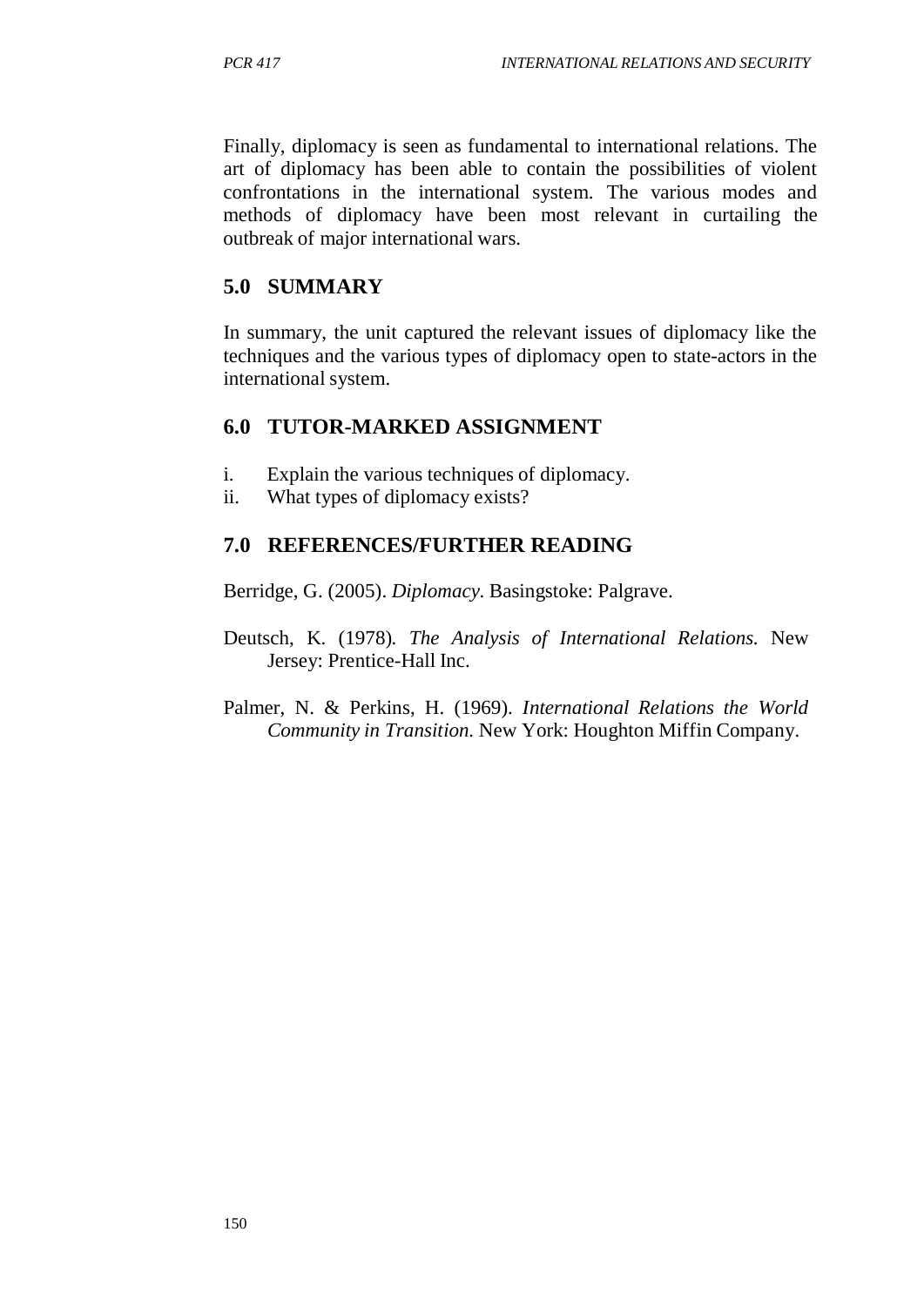Finally, diplomacy is seen as fundamental to international relations. The art of diplomacy has been able to contain the possibilities of violent confrontations in the international system. The various modes and methods of diplomacy have been most relevant in curtailing the outbreak of major international wars.

## 5.0 SUMMARY

In summary, the unit captured the relevant issues of diplomacy like the techniques and the various types of diplomacy open to state-actors in the international system.

## 6.0 TUTOR-MARKED ASSIGNMENT

i. Explain the various techniques of diplomacy.
ii. What types of diplomacy exists?

## 7.0 REFERENCES/FURTHER READING

Berridge, G. (2005). *Diplomacy*. Basingstoke: Palgrave.

Deutsch, K. (1978). *The Analysis of International Relations.* New Jersey: Prentice-Hall Inc.

Palmer, N. & Perkins, H. (1969). *International Relations the World Community in Transition.* New York: Houghton Miffin Company.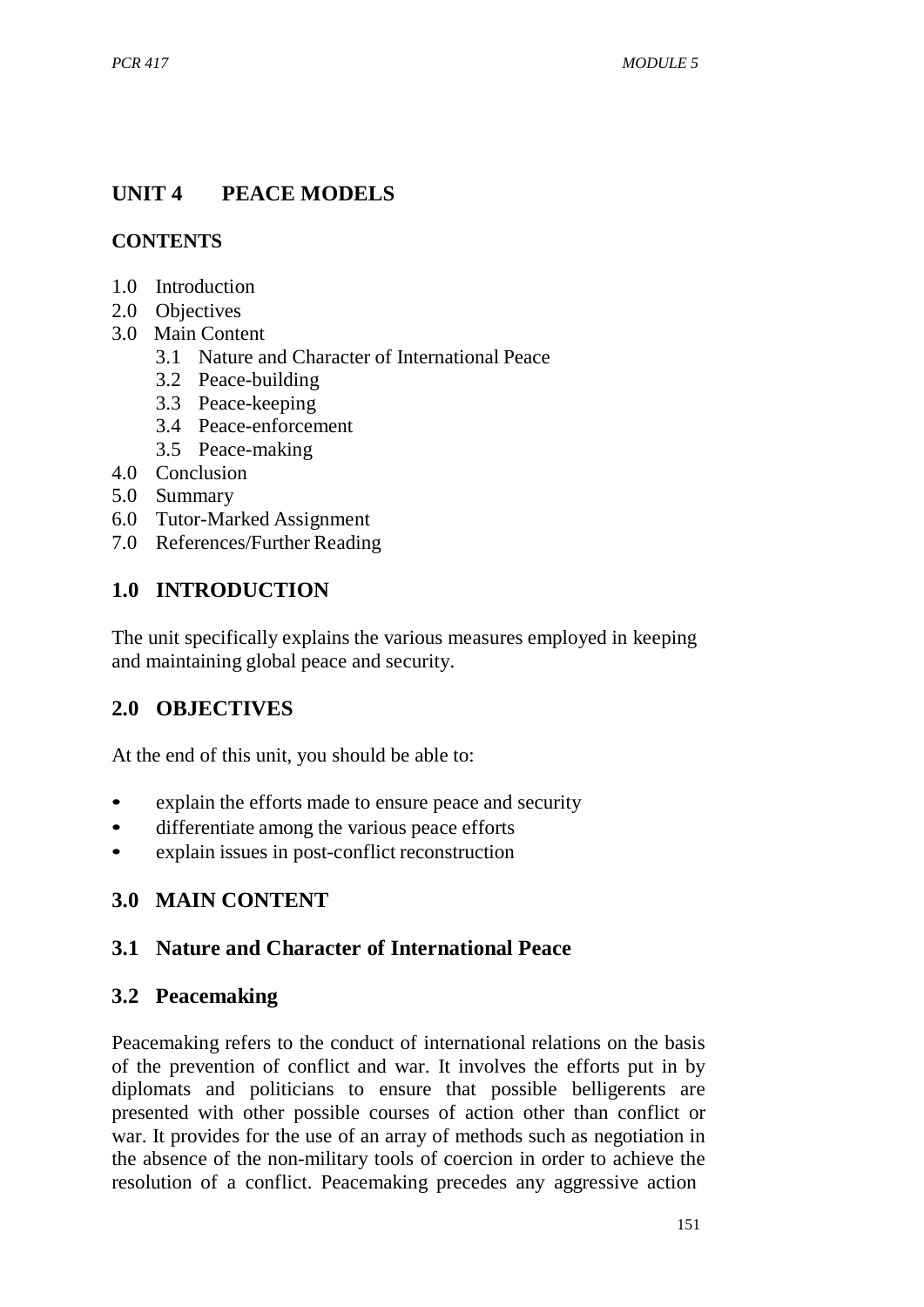## UNIT 4 PEACE MODELS

### CONTENTS

1.0 Introduction
2.0 Objectives
3.0 Main Content
    3.1 Nature and Character of International Peace
    3.2 Peace-building
    3.3 Peace-keeping
    3.4 Peace-enforcement
    3.5 Peace-making
4.0 Conclusion
5.0 Summary
6.0 Tutor-Marked Assignment
7.0 References/Further Reading

## 1.0 INTRODUCTION

The unit specifically explains the various measures employed in keeping and maintaining global peace and security.

## 2.0 OBJECTIVES

At the end of this unit, you should be able to:

- explain the efforts made to ensure peace and security
- differentiate among the various peace efforts
- explain issues in post-conflict reconstruction

## 3.0 MAIN CONTENT

### 3.1 Nature and Character of International Peace

### 3.2 Peacemaking

Peacemaking refers to the conduct of international relations on the basis of the prevention of conflict and war. It involves the efforts put in by diplomats and politicians to ensure that possible belligerents are presented with other possible courses of action other than conflict or war. It provides for the use of an array of methods such as negotiation in the absence of the non-military tools of coercion in order to achieve the resolution of a conflict. Peacemaking precedes any aggressive action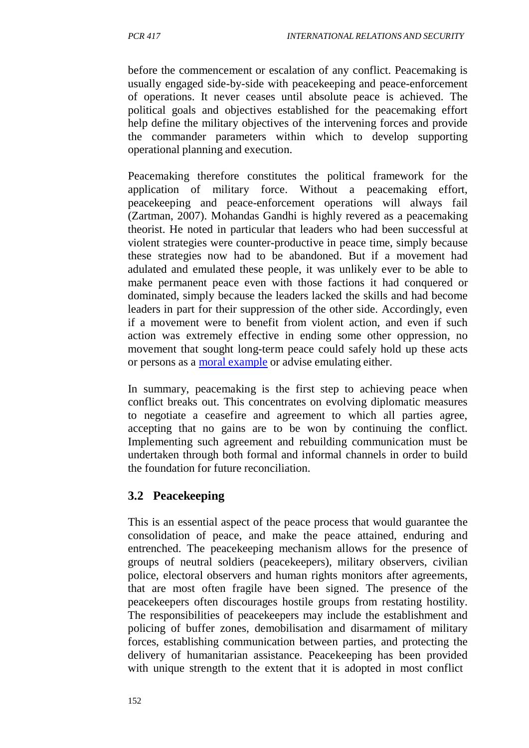before the commencement or escalation of any conflict. Peacemaking is usually engaged side-by-side with peacekeeping and peace-enforcement of operations. It never ceases until absolute peace is achieved. The political goals and objectives established for the peacemaking effort help define the military objectives of the intervening forces and provide the commander parameters within which to develop supporting operational planning and execution.

Peacemaking therefore constitutes the political framework for the application of military force. Without a peacemaking effort, peacekeeping and peace-enforcement operations will always fail (Zartman, 2007). Mohandas Gandhi is highly revered as a peacemaking theorist. He noted in particular that leaders who had been successful at violent strategies were counter-productive in peace time, simply because these strategies now had to be abandoned. But if a movement had adulated and emulated these people, it was unlikely ever to be able to make permanent peace even with those factions it had conquered or dominated, simply because the leaders lacked the skills and had become leaders in part for their suppression of the other side. Accordingly, even if a movement were to benefit from violent action, and even if such action was extremely effective in ending some other oppression, no movement that sought long-term peace could safely hold up these acts or persons as a moral example or advise emulating either.

In summary, peacemaking is the first step to achieving peace when conflict breaks out. This concentrates on evolving diplomatic measures to negotiate a ceasefire and agreement to which all parties agree, accepting that no gains are to be won by continuing the conflict. Implementing such agreement and rebuilding communication must be undertaken through both formal and informal channels in order to build the foundation for future reconciliation.

## 3.2 Peacekeeping

This is an essential aspect of the peace process that would guarantee the consolidation of peace, and make the peace attained, enduring and entrenched. The peacekeeping mechanism allows for the presence of groups of neutral soldiers (peacekeepers), military observers, civilian police, electoral observers and human rights monitors after agreements, that are most often fragile have been signed. The presence of the peacekeepers often discourages hostile groups from restating hostility. The responsibilities of peacekeepers may include the establishment and policing of buffer zones, demobilisation and disarmament of military forces, establishing communication between parties, and protecting the delivery of humanitarian assistance. Peacekeeping has been provided with unique strength to the extent that it is adopted in most conflict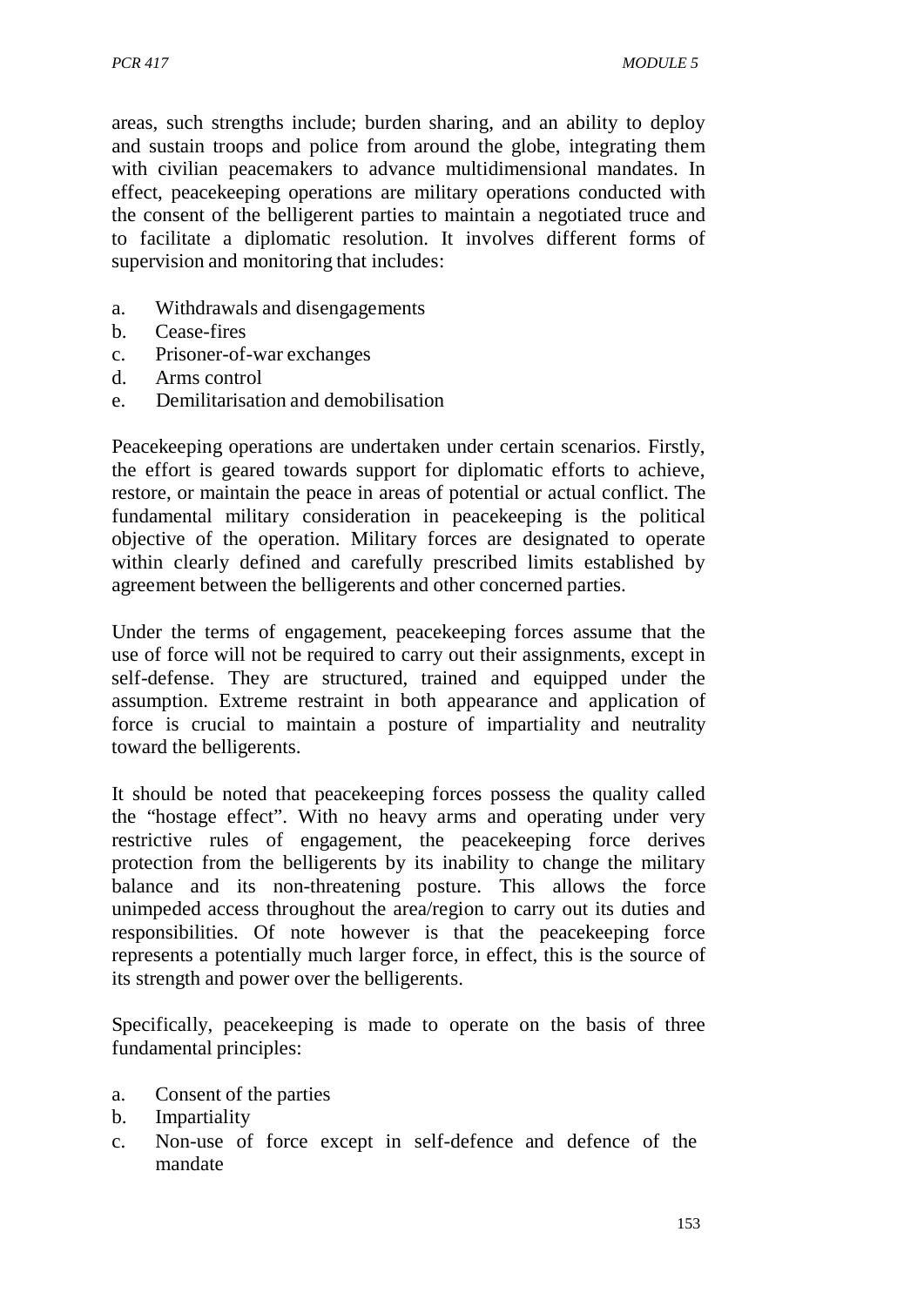areas, such strengths include; burden sharing, and an ability to deploy and sustain troops and police from around the globe, integrating them with civilian peacemakers to advance multidimensional mandates. In effect, peacekeeping operations are military operations conducted with the consent of the belligerent parties to maintain a negotiated truce and to facilitate a diplomatic resolution. It involves different forms of supervision and monitoring that includes:

a. Withdrawals and disengagements
b. Cease-fires
c. Prisoner-of-war exchanges
d. Arms control
e. Demilitarisation and demobilisation

Peacekeeping operations are undertaken under certain scenarios. Firstly, the effort is geared towards support for diplomatic efforts to achieve, restore, or maintain the peace in areas of potential or actual conflict. The fundamental military consideration in peacekeeping is the political objective of the operation. Military forces are designated to operate within clearly defined and carefully prescribed limits established by agreement between the belligerents and other concerned parties.

Under the terms of engagement, peacekeeping forces assume that the use of force will not be required to carry out their assignments, except in self-defense. They are structured, trained and equipped under the assumption. Extreme restraint in both appearance and application of force is crucial to maintain a posture of impartiality and neutrality toward the belligerents.

It should be noted that peacekeeping forces possess the quality called the "hostage effect". With no heavy arms and operating under very restrictive rules of engagement, the peacekeeping force derives protection from the belligerents by its inability to change the military balance and its non-threatening posture. This allows the force unimpeded access throughout the area/region to carry out its duties and responsibilities. Of note however is that the peacekeeping force represents a potentially much larger force, in effect, this is the source of its strength and power over the belligerents.

Specifically, peacekeeping is made to operate on the basis of three fundamental principles:

a. Consent of the parties
b. Impartiality
c. Non-use of force except in self-defence and defence of the mandate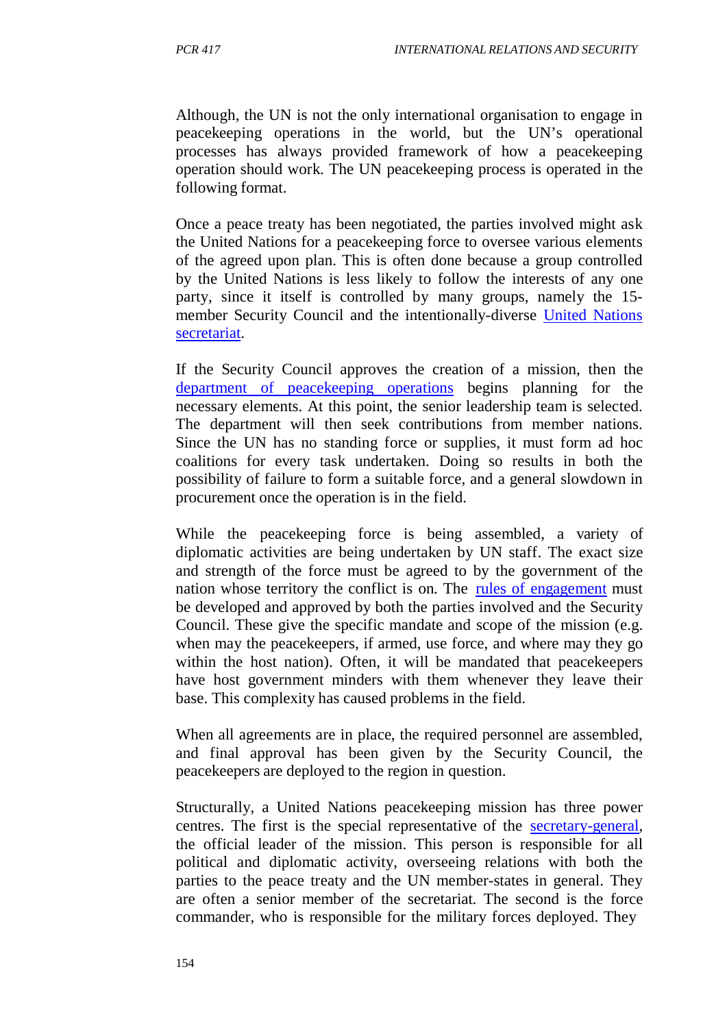Although, the UN is not the only international organisation to engage in peacekeeping operations in the world, but the UN's operational processes has always provided framework of how a peacekeeping operation should work. The UN peacekeeping process is operated in the following format.

Once a peace treaty has been negotiated, the parties involved might ask the United Nations for a peacekeeping force to oversee various elements of the agreed upon plan. This is often done because a group controlled by the United Nations is less likely to follow the interests of any one party, since it itself is controlled by many groups, namely the 15-member Security Council and the intentionally-diverse United Nations secretariat.

If the Security Council approves the creation of a mission, then the department of peacekeeping operations begins planning for the necessary elements. At this point, the senior leadership team is selected. The department will then seek contributions from member nations. Since the UN has no standing force or supplies, it must form ad hoc coalitions for every task undertaken. Doing so results in both the possibility of failure to form a suitable force, and a general slowdown in procurement once the operation is in the field.

While the peacekeeping force is being assembled, a variety of diplomatic activities are being undertaken by UN staff. The exact size and strength of the force must be agreed to by the government of the nation whose territory the conflict is on. The rules of engagement must be developed and approved by both the parties involved and the Security Council. These give the specific mandate and scope of the mission (e.g. when may the peacekeepers, if armed, use force, and where may they go within the host nation). Often, it will be mandated that peacekeepers have host government minders with them whenever they leave their base. This complexity has caused problems in the field.

When all agreements are in place, the required personnel are assembled, and final approval has been given by the Security Council, the peacekeepers are deployed to the region in question.

Structurally, a United Nations peacekeeping mission has three power centres. The first is the special representative of the secretary-general, the official leader of the mission. This person is responsible for all political and diplomatic activity, overseeing relations with both the parties to the peace treaty and the UN member-states in general. They are often a senior member of the secretariat. The second is the force commander, who is responsible for the military forces deployed. They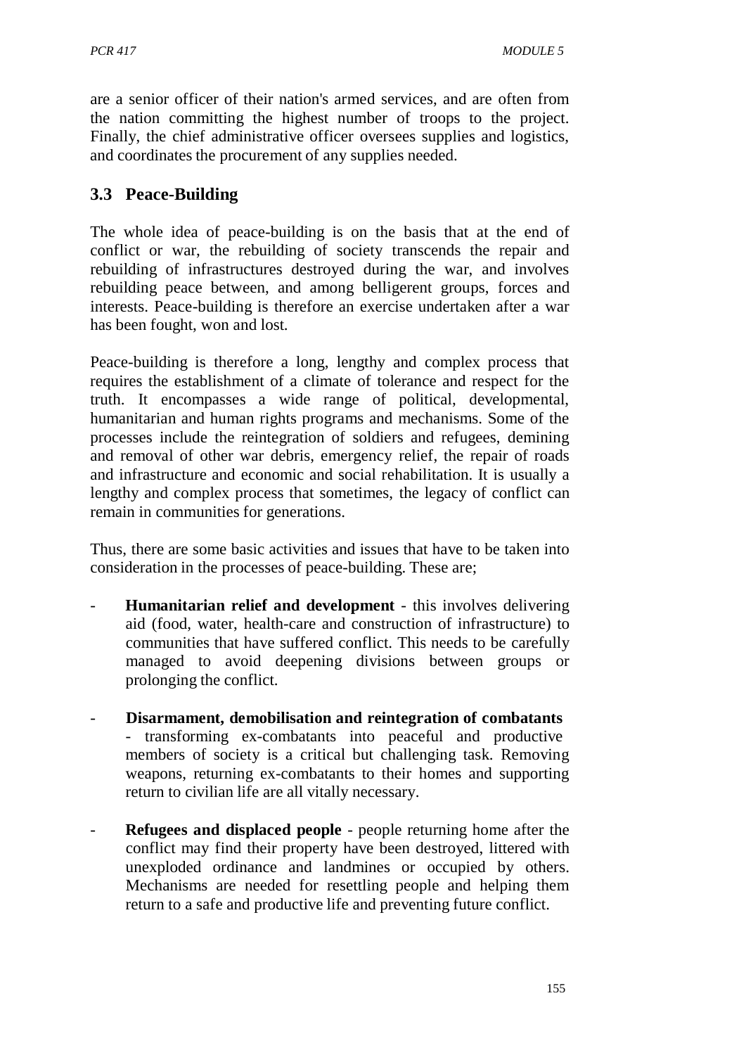are a senior officer of their nation's armed services, and are often from the nation committing the highest number of troops to the project. Finally, the chief administrative officer oversees supplies and logistics, and coordinates the procurement of any supplies needed.

### 3.3 Peace-Building

The whole idea of peace-building is on the basis that at the end of conflict or war, the rebuilding of society transcends the repair and rebuilding of infrastructures destroyed during the war, and involves rebuilding peace between, and among belligerent groups, forces and interests. Peace-building is therefore an exercise undertaken after a war has been fought, won and lost.

Peace-building is therefore a long, lengthy and complex process that requires the establishment of a climate of tolerance and respect for the truth. It encompasses a wide range of political, developmental, humanitarian and human rights programs and mechanisms. Some of the processes include the reintegration of soldiers and refugees, demining and removal of other war debris, emergency relief, the repair of roads and infrastructure and economic and social rehabilitation. It is usually a lengthy and complex process that sometimes, the legacy of conflict can remain in communities for generations.

Thus, there are some basic activities and issues that have to be taken into consideration in the processes of peace-building. These are;

- **Humanitarian relief and development** - this involves delivering aid (food, water, health-care and construction of infrastructure) to communities that have suffered conflict. This needs to be carefully managed to avoid deepening divisions between groups or prolonging the conflict.

- **Disarmament, demobilisation and reintegration of combatants** - transforming ex-combatants into peaceful and productive members of society is a critical but challenging task. Removing weapons, returning ex-combatants to their homes and supporting return to civilian life are all vitally necessary.

- **Refugees and displaced people** - people returning home after the conflict may find their property have been destroyed, littered with unexploded ordinance and landmines or occupied by others. Mechanisms are needed for resettling people and helping them return to a safe and productive life and preventing future conflict.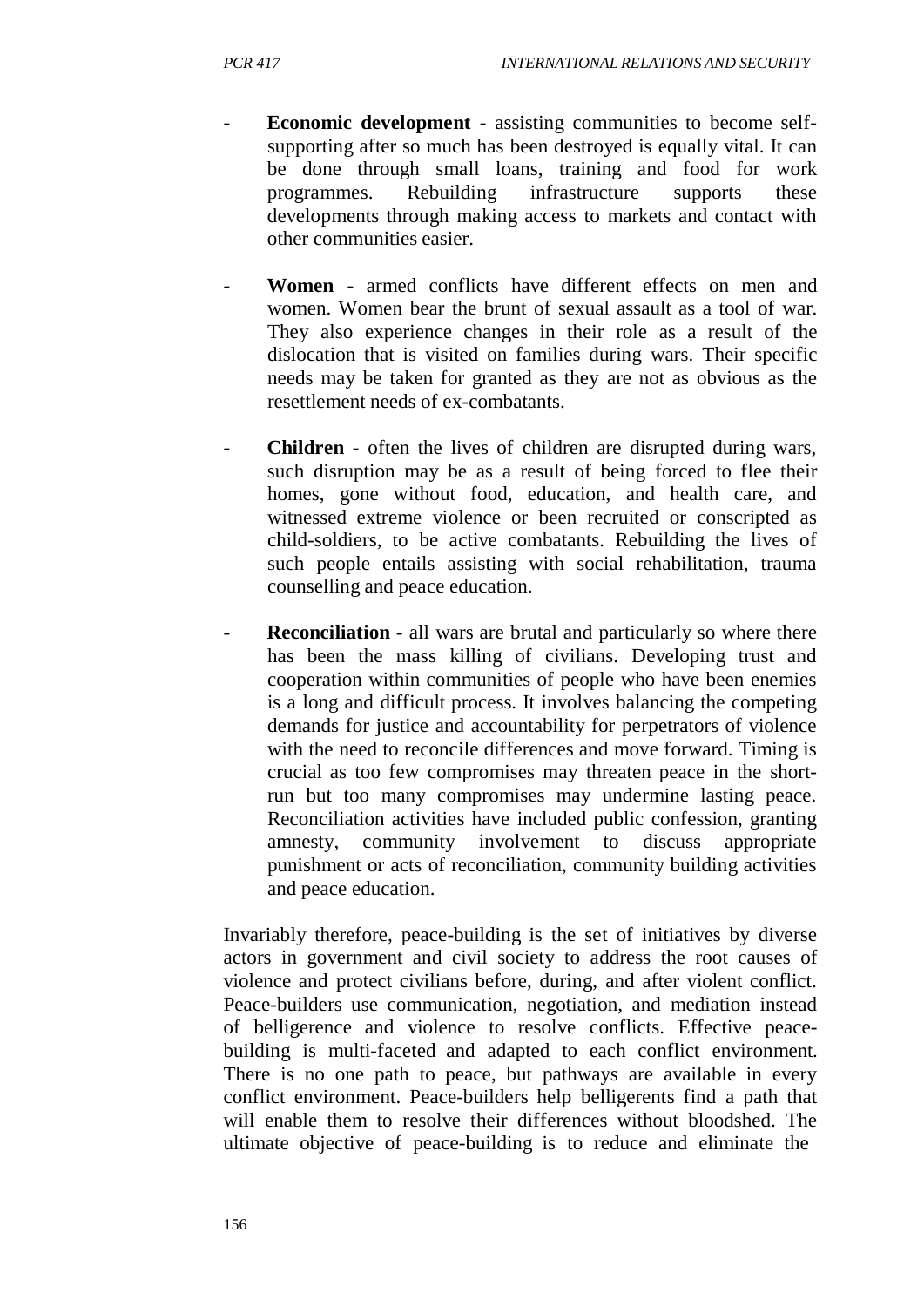- **Economic development** - assisting communities to become self-supporting after so much has been destroyed is equally vital. It can be done through small loans, training and food for work programmes. Rebuilding infrastructure supports these developments through making access to markets and contact with other communities easier.

- **Women** - armed conflicts have different effects on men and women. Women bear the brunt of sexual assault as a tool of war. They also experience changes in their role as a result of the dislocation that is visited on families during wars. Their specific needs may be taken for granted as they are not as obvious as the resettlement needs of ex-combatants.

- **Children** - often the lives of children are disrupted during wars, such disruption may be as a result of being forced to flee their homes, gone without food, education, and health care, and witnessed extreme violence or been recruited or conscripted as child-soldiers, to be active combatants. Rebuilding the lives of such people entails assisting with social rehabilitation, trauma counselling and peace education.

- **Reconciliation** - all wars are brutal and particularly so where there has been the mass killing of civilians. Developing trust and cooperation within communities of people who have been enemies is a long and difficult process. It involves balancing the competing demands for justice and accountability for perpetrators of violence with the need to reconcile differences and move forward. Timing is crucial as too few compromises may threaten peace in the short-run but too many compromises may undermine lasting peace. Reconciliation activities have included public confession, granting amnesty, community involvement to discuss appropriate punishment or acts of reconciliation, community building activities and peace education.

Invariably therefore, peace-building is the set of initiatives by diverse actors in government and civil society to address the root causes of violence and protect civilians before, during, and after violent conflict. Peace-builders use communication, negotiation, and mediation instead of belligerence and violence to resolve conflicts. Effective peace-building is multi-faceted and adapted to each conflict environment. There is no one path to peace, but pathways are available in every conflict environment. Peace-builders help belligerents find a path that will enable them to resolve their differences without bloodshed. The ultimate objective of peace-building is to reduce and eliminate the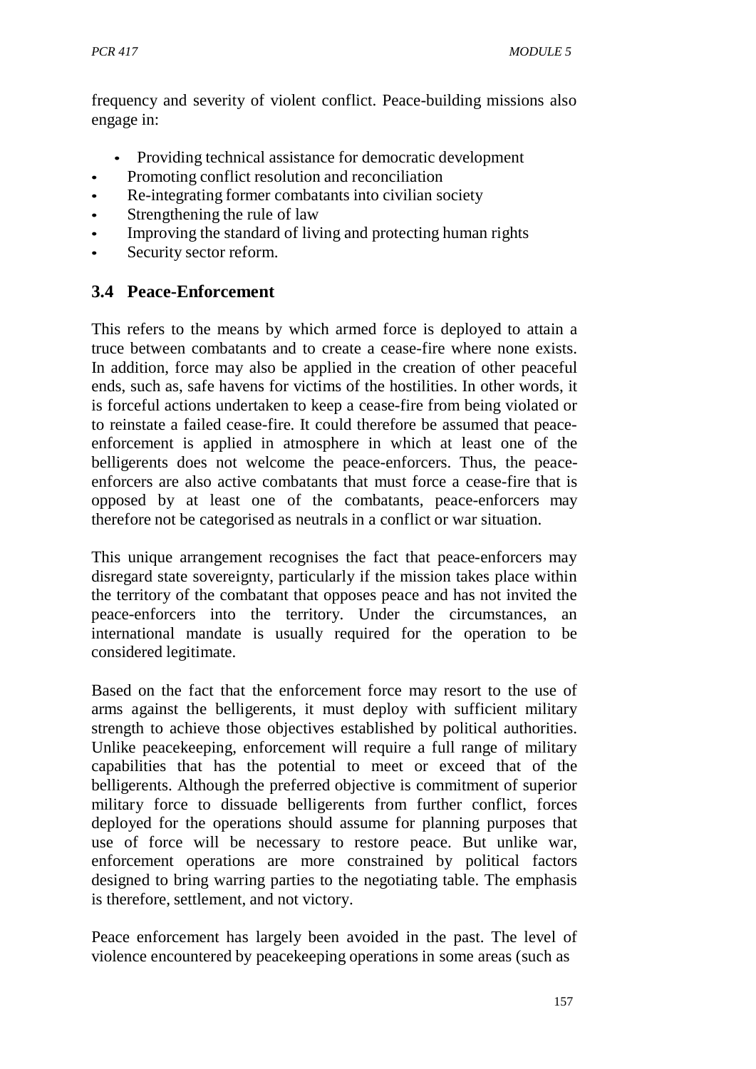frequency and severity of violent conflict. Peace-building missions also engage in:

- Providing technical assistance for democratic development
- Promoting conflict resolution and reconciliation
- Re-integrating former combatants into civilian society
- Strengthening the rule of law
- Improving the standard of living and protecting human rights
- Security sector reform.

### 3.4 Peace-Enforcement

This refers to the means by which armed force is deployed to attain a truce between combatants and to create a cease-fire where none exists. In addition, force may also be applied in the creation of other peaceful ends, such as, safe havens for victims of the hostilities. In other words, it is forceful actions undertaken to keep a cease-fire from being violated or to reinstate a failed cease-fire. It could therefore be assumed that peace-enforcement is applied in atmosphere in which at least one of the belligerents does not welcome the peace-enforcers. Thus, the peace-enforcers are also active combatants that must force a cease-fire that is opposed by at least one of the combatants, peace-enforcers may therefore not be categorised as neutrals in a conflict or war situation.

This unique arrangement recognises the fact that peace-enforcers may disregard state sovereignty, particularly if the mission takes place within the territory of the combatant that opposes peace and has not invited the peace-enforcers into the territory. Under the circumstances, an international mandate is usually required for the operation to be considered legitimate.

Based on the fact that the enforcement force may resort to the use of arms against the belligerents, it must deploy with sufficient military strength to achieve those objectives established by political authorities. Unlike peacekeeping, enforcement will require a full range of military capabilities that has the potential to meet or exceed that of the belligerents. Although the preferred objective is commitment of superior military force to dissuade belligerents from further conflict, forces deployed for the operations should assume for planning purposes that use of force will be necessary to restore peace. But unlike war, enforcement operations are more constrained by political factors designed to bring warring parties to the negotiating table. The emphasis is therefore, settlement, and not victory.

Peace enforcement has largely been avoided in the past. The level of violence encountered by peacekeeping operations in some areas (such as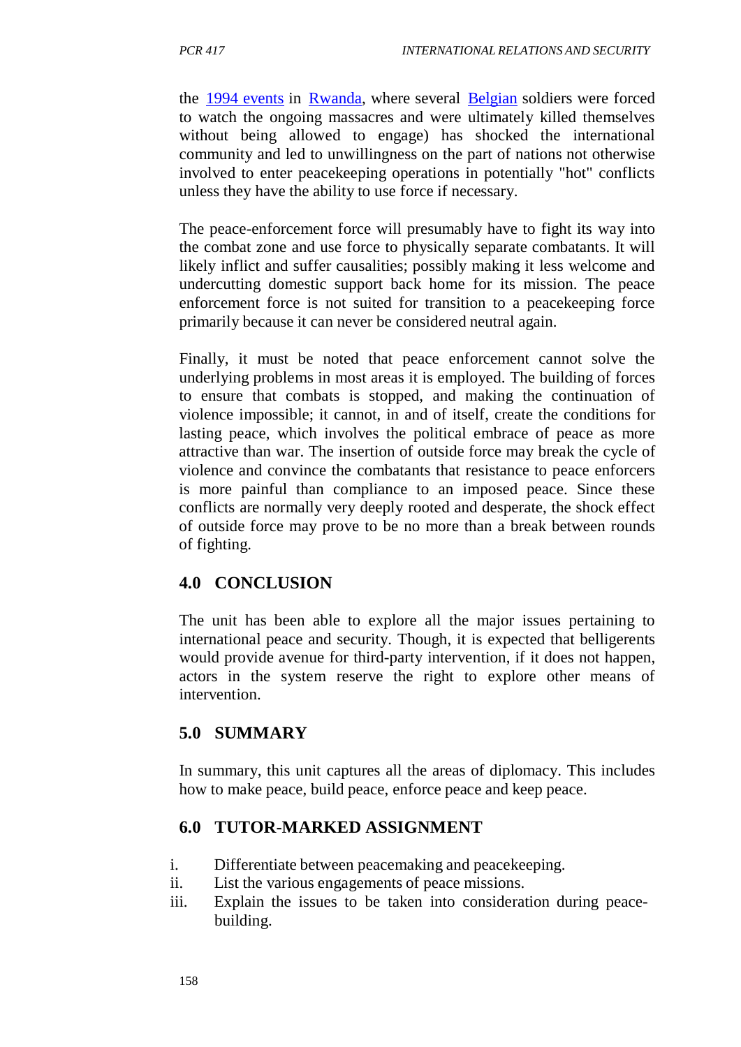the 1994 events in Rwanda, where several Belgian soldiers were forced to watch the ongoing massacres and were ultimately killed themselves without being allowed to engage) has shocked the international community and led to unwillingness on the part of nations not otherwise involved to enter peacekeeping operations in potentially "hot" conflicts unless they have the ability to use force if necessary.

The peace-enforcement force will presumably have to fight its way into the combat zone and use force to physically separate combatants. It will likely inflict and suffer causalities; possibly making it less welcome and undercutting domestic support back home for its mission. The peace enforcement force is not suited for transition to a peacekeeping force primarily because it can never be considered neutral again.

Finally, it must be noted that peace enforcement cannot solve the underlying problems in most areas it is employed. The building of forces to ensure that combats is stopped, and making the continuation of violence impossible; it cannot, in and of itself, create the conditions for lasting peace, which involves the political embrace of peace as more attractive than war. The insertion of outside force may break the cycle of violence and convince the combatants that resistance to peace enforcers is more painful than compliance to an imposed peace. Since these conflicts are normally very deeply rooted and desperate, the shock effect of outside force may prove to be no more than a break between rounds of fighting.

## 4.0 CONCLUSION

The unit has been able to explore all the major issues pertaining to international peace and security. Though, it is expected that belligerents would provide avenue for third-party intervention, if it does not happen, actors in the system reserve the right to explore other means of intervention.

## 5.0 SUMMARY

In summary, this unit captures all the areas of diplomacy. This includes how to make peace, build peace, enforce peace and keep peace.

## 6.0 TUTOR-MARKED ASSIGNMENT

i. Differentiate between peacemaking and peacekeeping.
ii. List the various engagements of peace missions.
iii. Explain the issues to be taken into consideration during peace-building.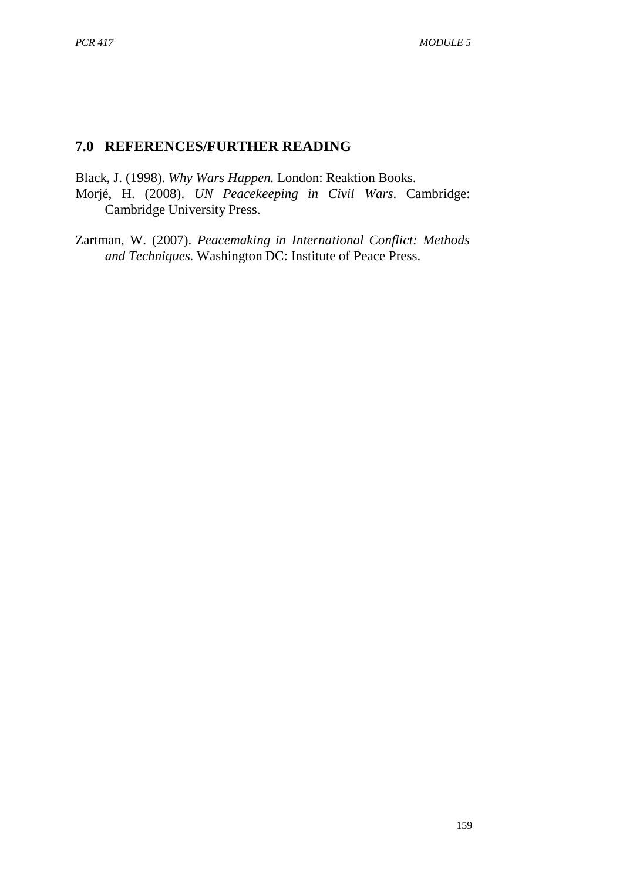## 7.0 REFERENCES/FURTHER READING

Black, J. (1998). *Why Wars Happen.* London: Reaktion Books.

Morjé, H. (2008). *UN Peacekeeping in Civil Wars*. Cambridge: Cambridge University Press.

Zartman, W. (2007). *Peacemaking in International Conflict: Methods and Techniques.* Washington DC: Institute of Peace Press.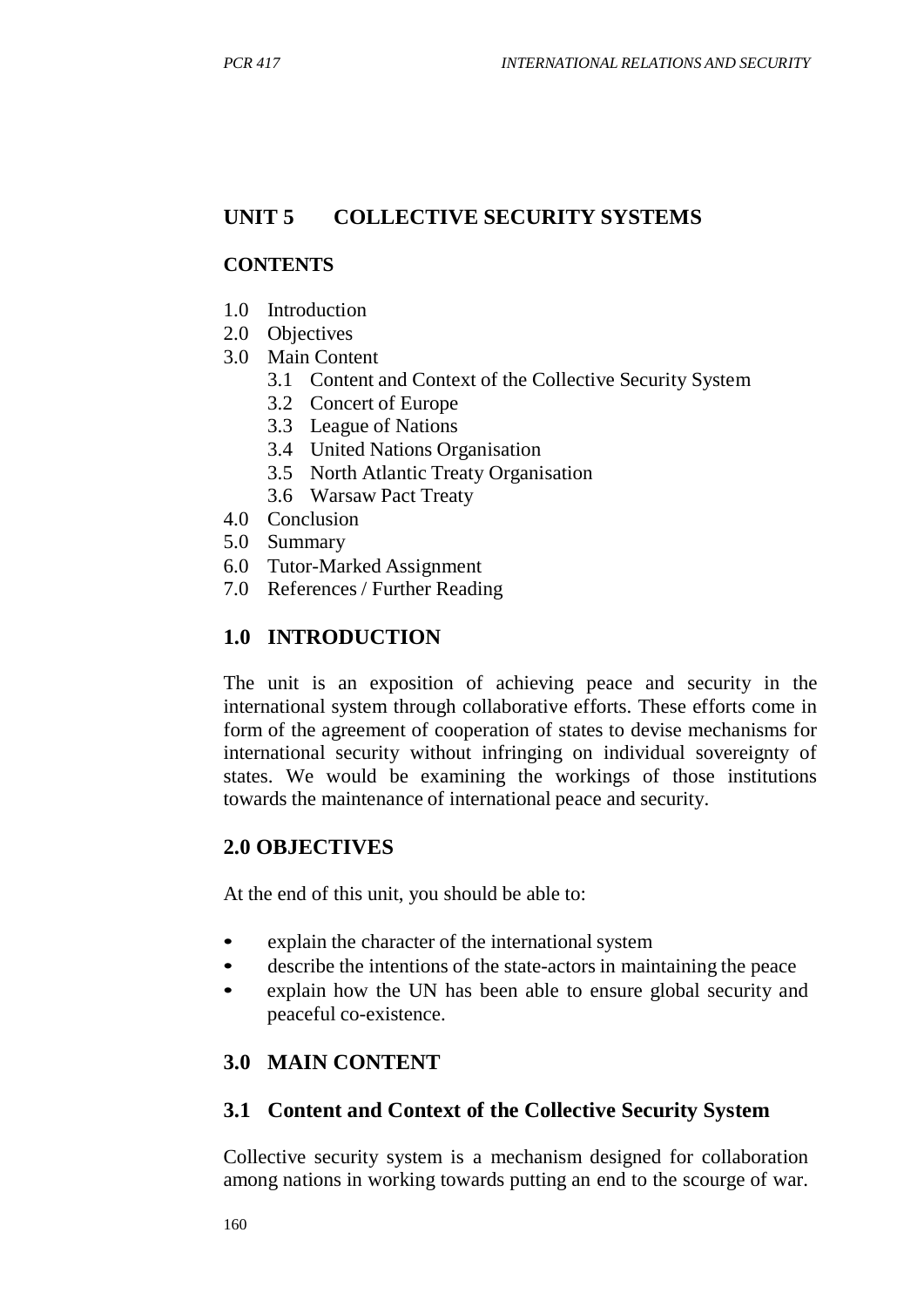## UNIT 5 COLLECTIVE SECURITY SYSTEMS

### CONTENTS

1.0 Introduction
2.0 Objectives
3.0 Main Content
    3.1 Content and Context of the Collective Security System
    3.2 Concert of Europe
    3.3 League of Nations
    3.4 United Nations Organisation
    3.5 North Atlantic Treaty Organisation
    3.6 Warsaw Pact Treaty
4.0 Conclusion
5.0 Summary
6.0 Tutor-Marked Assignment
7.0 References / Further Reading

## 1.0 INTRODUCTION

The unit is an exposition of achieving peace and security in the international system through collaborative efforts. These efforts come in form of the agreement of cooperation of states to devise mechanisms for international security without infringing on individual sovereignty of states. We would be examining the workings of those institutions towards the maintenance of international peace and security.

## 2.0 OBJECTIVES

At the end of this unit, you should be able to:

- explain the character of the international system
- describe the intentions of the state-actors in maintaining the peace
- explain how the UN has been able to ensure global security and peaceful co-existence.

## 3.0 MAIN CONTENT

### 3.1 Content and Context of the Collective Security System

Collective security system is a mechanism designed for collaboration among nations in working towards putting an end to the scourge of war.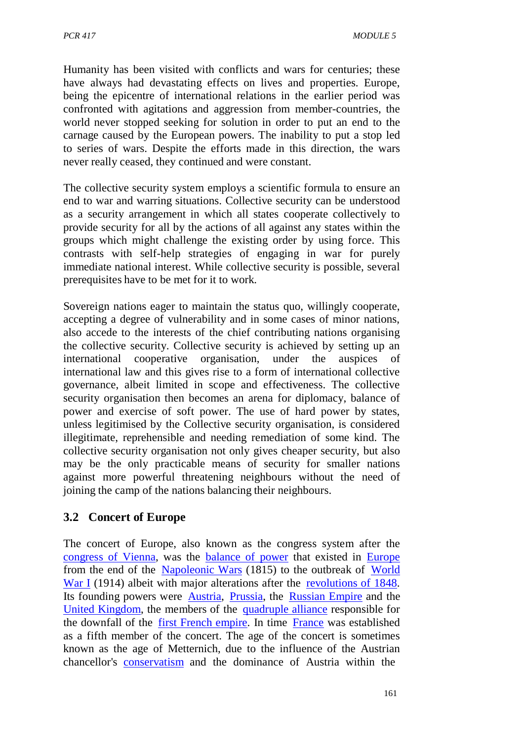Humanity has been visited with conflicts and wars for centuries; these have always had devastating effects on lives and properties. Europe, being the epicentre of international relations in the earlier period was confronted with agitations and aggression from member-countries, the world never stopped seeking for solution in order to put an end to the carnage caused by the European powers. The inability to put a stop led to series of wars. Despite the efforts made in this direction, the wars never really ceased, they continued and were constant.

The collective security system employs a scientific formula to ensure an end to war and warring situations. Collective security can be understood as a security arrangement in which all states cooperate collectively to provide security for all by the actions of all against any states within the groups which might challenge the existing order by using force. This contrasts with self-help strategies of engaging in war for purely immediate national interest. While collective security is possible, several prerequisites have to be met for it to work.

Sovereign nations eager to maintain the status quo, willingly cooperate, accepting a degree of vulnerability and in some cases of minor nations, also accede to the interests of the chief contributing nations organising the collective security. Collective security is achieved by setting up an international cooperative organisation, under the auspices of international law and this gives rise to a form of international collective governance, albeit limited in scope and effectiveness. The collective security organisation then becomes an arena for diplomacy, balance of power and exercise of soft power. The use of hard power by states, unless legitimised by the Collective security organisation, is considered illegitimate, reprehensible and needing remediation of some kind. The collective security organisation not only gives cheaper security, but also may be the only practicable means of security for smaller nations against more powerful threatening neighbours without the need of joining the camp of the nations balancing their neighbours.

## 3.2 Concert of Europe

The concert of Europe, also known as the congress system after the congress of Vienna, was the balance of power that existed in Europe from the end of the Napoleonic Wars (1815) to the outbreak of World War I (1914) albeit with major alterations after the revolutions of 1848. Its founding powers were Austria, Prussia, the Russian Empire and the United Kingdom, the members of the quadruple alliance responsible for the downfall of the first French empire. In time France was established as a fifth member of the concert. The age of the concert is sometimes known as the age of Metternich, due to the influence of the Austrian chancellor's conservatism and the dominance of Austria within the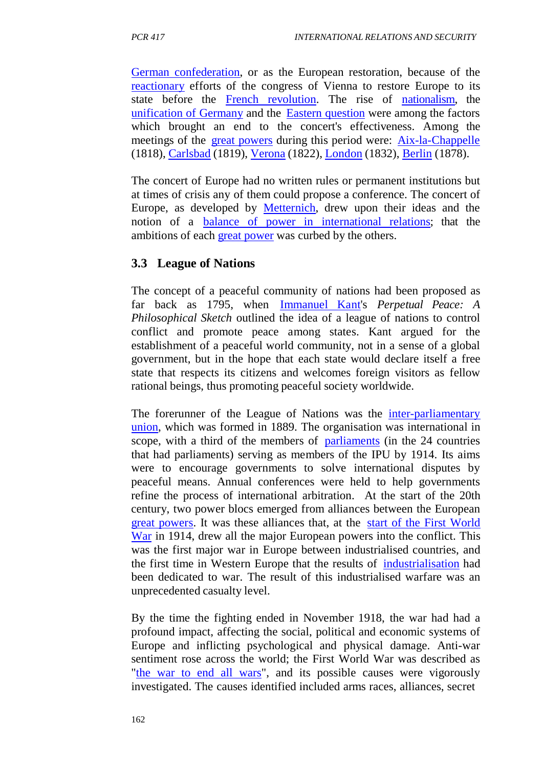German confederation, or as the European restoration, because of the reactionary efforts of the congress of Vienna to restore Europe to its state before the French revolution. The rise of nationalism, the unification of Germany and the Eastern question were among the factors which brought an end to the concert's effectiveness. Among the meetings of the great powers during this period were: Aix-la-Chappelle (1818), Carlsbad (1819), Verona (1822), London (1832), Berlin (1878).

The concert of Europe had no written rules or permanent institutions but at times of crisis any of them could propose a conference. The concert of Europe, as developed by Metternich, drew upon their ideas and the notion of a balance of power in international relations; that the ambitions of each great power was curbed by the others.

## 3.3 League of Nations

The concept of a peaceful community of nations had been proposed as far back as 1795, when Immanuel Kant's *Perpetual Peace: A Philosophical Sketch* outlined the idea of a league of nations to control conflict and promote peace among states. Kant argued for the establishment of a peaceful world community, not in a sense of a global government, but in the hope that each state would declare itself a free state that respects its citizens and welcomes foreign visitors as fellow rational beings, thus promoting peaceful society worldwide.

The forerunner of the League of Nations was the inter-parliamentary union, which was formed in 1889. The organisation was international in scope, with a third of the members of parliaments (in the 24 countries that had parliaments) serving as members of the IPU by 1914. Its aims were to encourage governments to solve international disputes by peaceful means. Annual conferences were held to help governments refine the process of international arbitration. At the start of the 20th century, two power blocs emerged from alliances between the European great powers. It was these alliances that, at the start of the First World War in 1914, drew all the major European powers into the conflict. This was the first major war in Europe between industrialised countries, and the first time in Western Europe that the results of industrialisation had been dedicated to war. The result of this industrialised warfare was an unprecedented casualty level.

By the time the fighting ended in November 1918, the war had had a profound impact, affecting the social, political and economic systems of Europe and inflicting psychological and physical damage. Anti-war sentiment rose across the world; the First World War was described as "the war to end all wars", and its possible causes were vigorously investigated. The causes identified included arms races, alliances, secret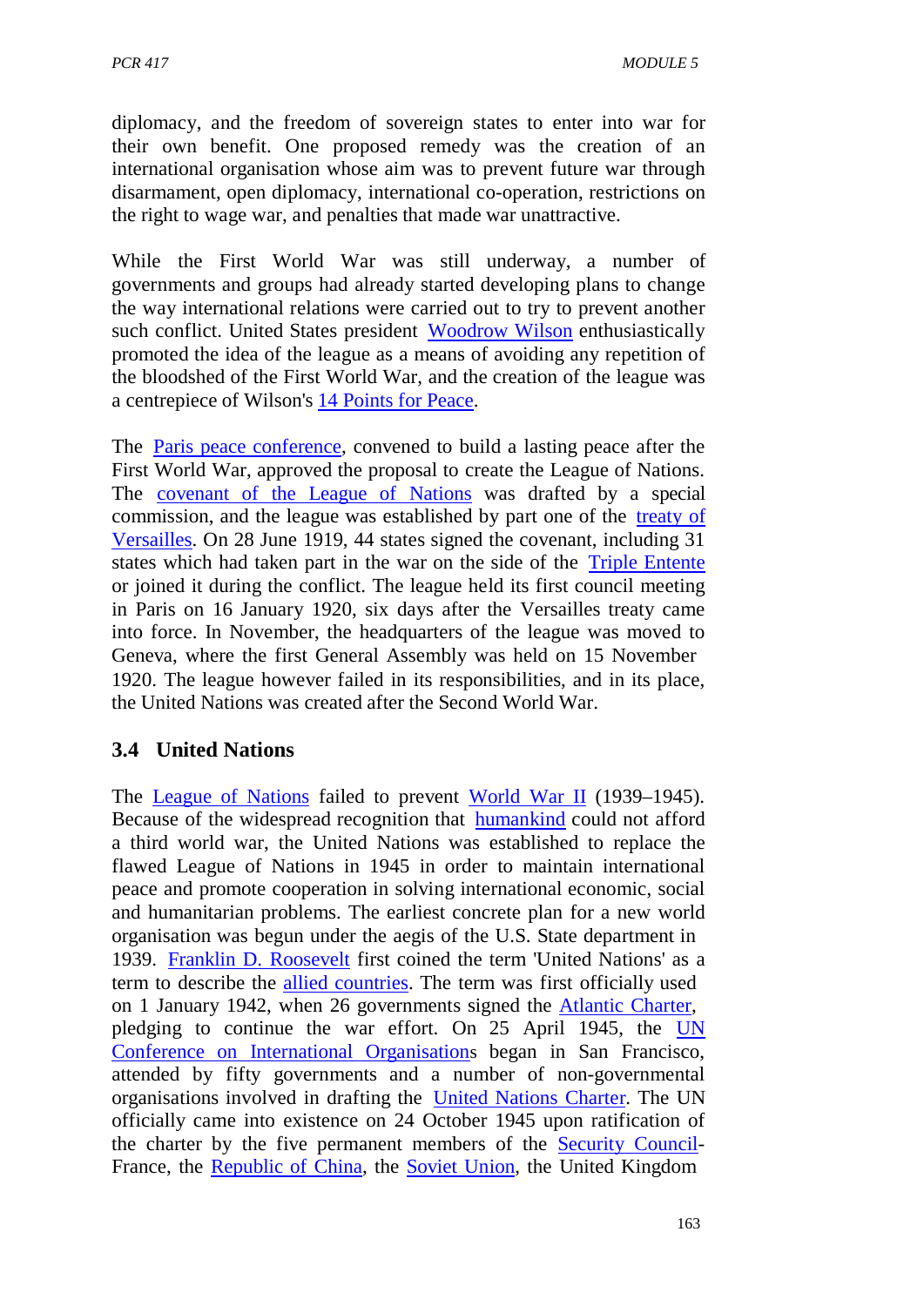diplomacy, and the freedom of sovereign states to enter into war for their own benefit. One proposed remedy was the creation of an international organisation whose aim was to prevent future war through disarmament, open diplomacy, international co-operation, restrictions on the right to wage war, and penalties that made war unattractive.

While the First World War was still underway, a number of governments and groups had already started developing plans to change the way international relations were carried out to try to prevent another such conflict. United States president Woodrow Wilson enthusiastically promoted the idea of the league as a means of avoiding any repetition of the bloodshed of the First World War, and the creation of the league was a centrepiece of Wilson's 14 Points for Peace.

The Paris peace conference, convened to build a lasting peace after the First World War, approved the proposal to create the League of Nations. The covenant of the League of Nations was drafted by a special commission, and the league was established by part one of the treaty of Versailles. On 28 June 1919, 44 states signed the covenant, including 31 states which had taken part in the war on the side of the Triple Entente or joined it during the conflict. The league held its first council meeting in Paris on 16 January 1920, six days after the Versailles treaty came into force. In November, the headquarters of the league was moved to Geneva, where the first General Assembly was held on 15 November 1920. The league however failed in its responsibilities, and in its place, the United Nations was created after the Second World War.

## 3.4 United Nations

The League of Nations failed to prevent World War II (1939–1945). Because of the widespread recognition that humankind could not afford a third world war, the United Nations was established to replace the flawed League of Nations in 1945 in order to maintain international peace and promote cooperation in solving international economic, social and humanitarian problems. The earliest concrete plan for a new world organisation was begun under the aegis of the U.S. State department in 1939. Franklin D. Roosevelt first coined the term 'United Nations' as a term to describe the allied countries. The term was first officially used on 1 January 1942, when 26 governments signed the Atlantic Charter, pledging to continue the war effort. On 25 April 1945, the UN Conference on International Organisations began in San Francisco, attended by fifty governments and a number of non-governmental organisations involved in drafting the United Nations Charter. The UN officially came into existence on 24 October 1945 upon ratification of the charter by the five permanent members of the Security Council- France, the Republic of China, the Soviet Union, the United Kingdom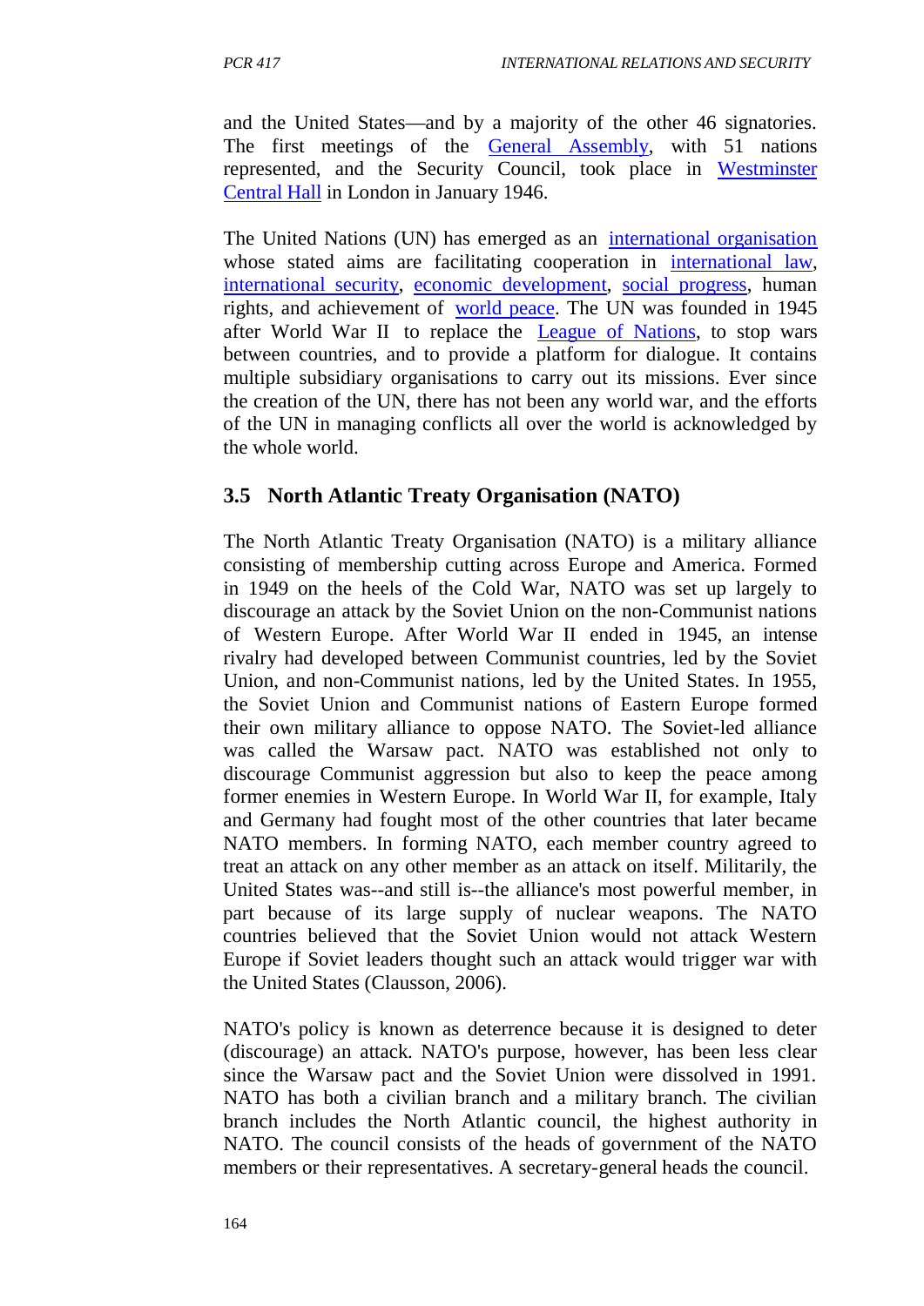and the United States—and by a majority of the other 46 signatories. The first meetings of the General Assembly, with 51 nations represented, and the Security Council, took place in Westminster Central Hall in London in January 1946.

The United Nations (UN) has emerged as an international organisation whose stated aims are facilitating cooperation in international law, international security, economic development, social progress, human rights, and achievement of world peace. The UN was founded in 1945 after World War II to replace the League of Nations, to stop wars between countries, and to provide a platform for dialogue. It contains multiple subsidiary organisations to carry out its missions. Ever since the creation of the UN, there has not been any world war, and the efforts of the UN in managing conflicts all over the world is acknowledged by the whole world.

## 3.5 North Atlantic Treaty Organisation (NATO)

The North Atlantic Treaty Organisation (NATO) is a military alliance consisting of membership cutting across Europe and America. Formed in 1949 on the heels of the Cold War, NATO was set up largely to discourage an attack by the Soviet Union on the non-Communist nations of Western Europe. After World War II ended in 1945, an intense rivalry had developed between Communist countries, led by the Soviet Union, and non-Communist nations, led by the United States. In 1955, the Soviet Union and Communist nations of Eastern Europe formed their own military alliance to oppose NATO. The Soviet-led alliance was called the Warsaw pact. NATO was established not only to discourage Communist aggression but also to keep the peace among former enemies in Western Europe. In World War II, for example, Italy and Germany had fought most of the other countries that later became NATO members. In forming NATO, each member country agreed to treat an attack on any other member as an attack on itself. Militarily, the United States was--and still is--the alliance's most powerful member, in part because of its large supply of nuclear weapons. The NATO countries believed that the Soviet Union would not attack Western Europe if Soviet leaders thought such an attack would trigger war with the United States (Clausson, 2006).

NATO's policy is known as deterrence because it is designed to deter (discourage) an attack. NATO's purpose, however, has been less clear since the Warsaw pact and the Soviet Union were dissolved in 1991. NATO has both a civilian branch and a military branch. The civilian branch includes the North Atlantic council, the highest authority in NATO. The council consists of the heads of government of the NATO members or their representatives. A secretary-general heads the council.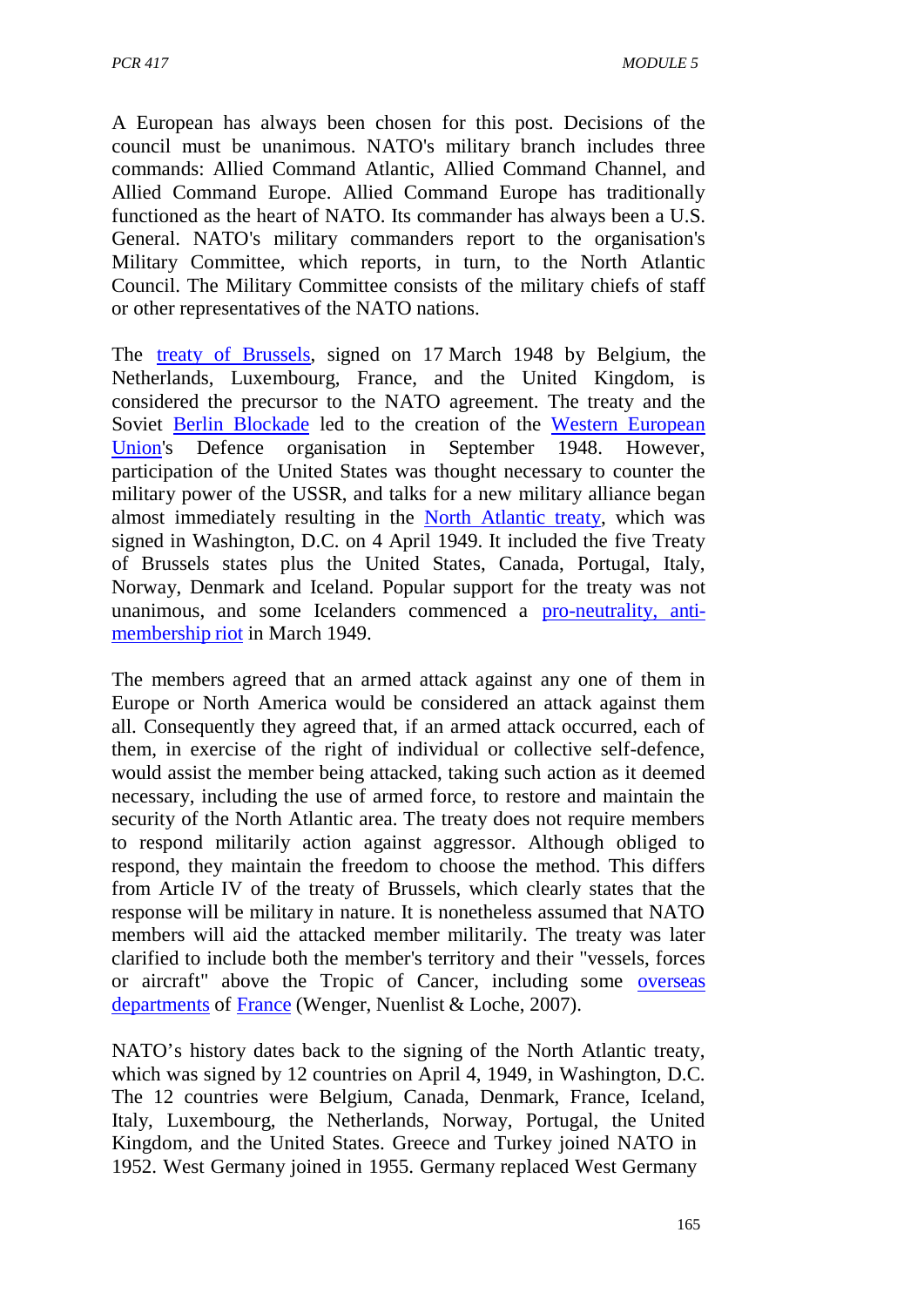A European has always been chosen for this post. Decisions of the council must be unanimous. NATO's military branch includes three commands: Allied Command Atlantic, Allied Command Channel, and Allied Command Europe. Allied Command Europe has traditionally functioned as the heart of NATO. Its commander has always been a U.S. General. NATO's military commanders report to the organisation's Military Committee, which reports, in turn, to the North Atlantic Council. The Military Committee consists of the military chiefs of staff or other representatives of the NATO nations.

The treaty of Brussels, signed on 17 March 1948 by Belgium, the Netherlands, Luxembourg, France, and the United Kingdom, is considered the precursor to the NATO agreement. The treaty and the Soviet Berlin Blockade led to the creation of the Western European Union's Defence organisation in September 1948. However, participation of the United States was thought necessary to counter the military power of the USSR, and talks for a new military alliance began almost immediately resulting in the North Atlantic treaty, which was signed in Washington, D.C. on 4 April 1949. It included the five Treaty of Brussels states plus the United States, Canada, Portugal, Italy, Norway, Denmark and Iceland. Popular support for the treaty was not unanimous, and some Icelanders commenced a pro-neutrality, anti-membership riot in March 1949.

The members agreed that an armed attack against any one of them in Europe or North America would be considered an attack against them all. Consequently they agreed that, if an armed attack occurred, each of them, in exercise of the right of individual or collective self-defence, would assist the member being attacked, taking such action as it deemed necessary, including the use of armed force, to restore and maintain the security of the North Atlantic area. The treaty does not require members to respond militarily action against aggressor. Although obliged to respond, they maintain the freedom to choose the method. This differs from Article IV of the treaty of Brussels, which clearly states that the response will be military in nature. It is nonetheless assumed that NATO members will aid the attacked member militarily. The treaty was later clarified to include both the member's territory and their "vessels, forces or aircraft" above the Tropic of Cancer, including some overseas departments of France (Wenger, Nuenlist & Loche, 2007).

NATO's history dates back to the signing of the North Atlantic treaty, which was signed by 12 countries on April 4, 1949, in Washington, D.C. The 12 countries were Belgium, Canada, Denmark, France, Iceland, Italy, Luxembourg, the Netherlands, Norway, Portugal, the United Kingdom, and the United States. Greece and Turkey joined NATO in 1952. West Germany joined in 1955. Germany replaced West Germany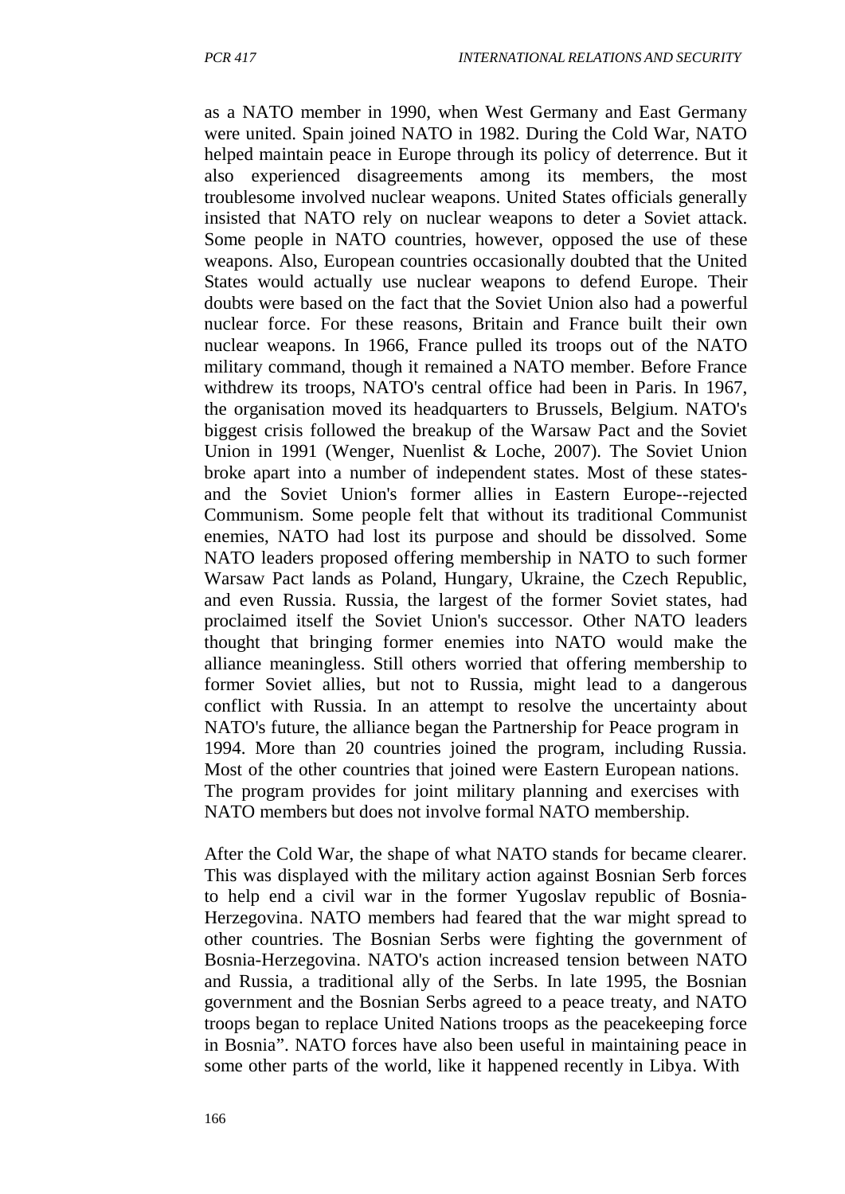as a NATO member in 1990, when West Germany and East Germany were united. Spain joined NATO in 1982. During the Cold War, NATO helped maintain peace in Europe through its policy of deterrence. But it also experienced disagreements among its members, the most troublesome involved nuclear weapons. United States officials generally insisted that NATO rely on nuclear weapons to deter a Soviet attack. Some people in NATO countries, however, opposed the use of these weapons. Also, European countries occasionally doubted that the United States would actually use nuclear weapons to defend Europe. Their doubts were based on the fact that the Soviet Union also had a powerful nuclear force. For these reasons, Britain and France built their own nuclear weapons. In 1966, France pulled its troops out of the NATO military command, though it remained a NATO member. Before France withdrew its troops, NATO's central office had been in Paris. In 1967, the organisation moved its headquarters to Brussels, Belgium. NATO's biggest crisis followed the breakup of the Warsaw Pact and the Soviet Union in 1991 (Wenger, Nuenlist & Loche, 2007). The Soviet Union broke apart into a number of independent states. Most of these states-and the Soviet Union's former allies in Eastern Europe--rejected Communism. Some people felt that without its traditional Communist enemies, NATO had lost its purpose and should be dissolved. Some NATO leaders proposed offering membership in NATO to such former Warsaw Pact lands as Poland, Hungary, Ukraine, the Czech Republic, and even Russia. Russia, the largest of the former Soviet states, had proclaimed itself the Soviet Union's successor. Other NATO leaders thought that bringing former enemies into NATO would make the alliance meaningless. Still others worried that offering membership to former Soviet allies, but not to Russia, might lead to a dangerous conflict with Russia. In an attempt to resolve the uncertainty about NATO's future, the alliance began the Partnership for Peace program in 1994. More than 20 countries joined the program, including Russia. Most of the other countries that joined were Eastern European nations. The program provides for joint military planning and exercises with NATO members but does not involve formal NATO membership.

After the Cold War, the shape of what NATO stands for became clearer. This was displayed with the military action against Bosnian Serb forces to help end a civil war in the former Yugoslav republic of Bosnia-Herzegovina. NATO members had feared that the war might spread to other countries. The Bosnian Serbs were fighting the government of Bosnia-Herzegovina. NATO's action increased tension between NATO and Russia, a traditional ally of the Serbs. In late 1995, the Bosnian government and the Bosnian Serbs agreed to a peace treaty, and NATO troops began to replace United Nations troops as the peacekeeping force in Bosnia". NATO forces have also been useful in maintaining peace in some other parts of the world, like it happened recently in Libya. With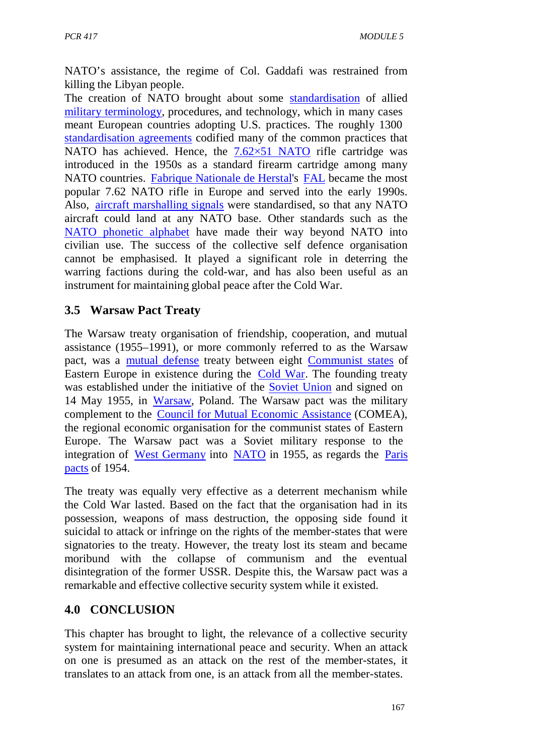NATO's assistance, the regime of Col. Gaddafi was restrained from killing the Libyan people.
The creation of NATO brought about some standardisation of allied military terminology, procedures, and technology, which in many cases meant European countries adopting U.S. practices. The roughly 1300 standardisation agreements codified many of the common practices that NATO has achieved. Hence, the 7.62×51 NATO rifle cartridge was introduced in the 1950s as a standard firearm cartridge among many NATO countries. Fabrique Nationale de Herstal's FAL became the most popular 7.62 NATO rifle in Europe and served into the early 1990s. Also, aircraft marshalling signals were standardised, so that any NATO aircraft could land at any NATO base. Other standards such as the NATO phonetic alphabet have made their way beyond NATO into civilian use. The success of the collective self defence organisation cannot be emphasised. It played a significant role in deterring the warring factions during the cold-war, and has also been useful as an instrument for maintaining global peace after the Cold War.

## 3.5 Warsaw Pact Treaty

The Warsaw treaty organisation of friendship, cooperation, and mutual assistance (1955–1991), or more commonly referred to as the Warsaw pact, was a mutual defense treaty between eight Communist states of Eastern Europe in existence during the Cold War. The founding treaty was established under the initiative of the Soviet Union and signed on 14 May 1955, in Warsaw, Poland. The Warsaw pact was the military complement to the Council for Mutual Economic Assistance (COMEA), the regional economic organisation for the communist states of Eastern Europe. The Warsaw pact was a Soviet military response to the integration of West Germany into NATO in 1955, as regards the Paris pacts of 1954.

The treaty was equally very effective as a deterrent mechanism while the Cold War lasted. Based on the fact that the organisation had in its possession, weapons of mass destruction, the opposing side found it suicidal to attack or infringe on the rights of the member-states that were signatories to the treaty. However, the treaty lost its steam and became moribund with the collapse of communism and the eventual disintegration of the former USSR. Despite this, the Warsaw pact was a remarkable and effective collective security system while it existed.

## 4.0 CONCLUSION

This chapter has brought to light, the relevance of a collective security system for maintaining international peace and security. When an attack on one is presumed as an attack on the rest of the member-states, it translates to an attack from one, is an attack from all the member-states.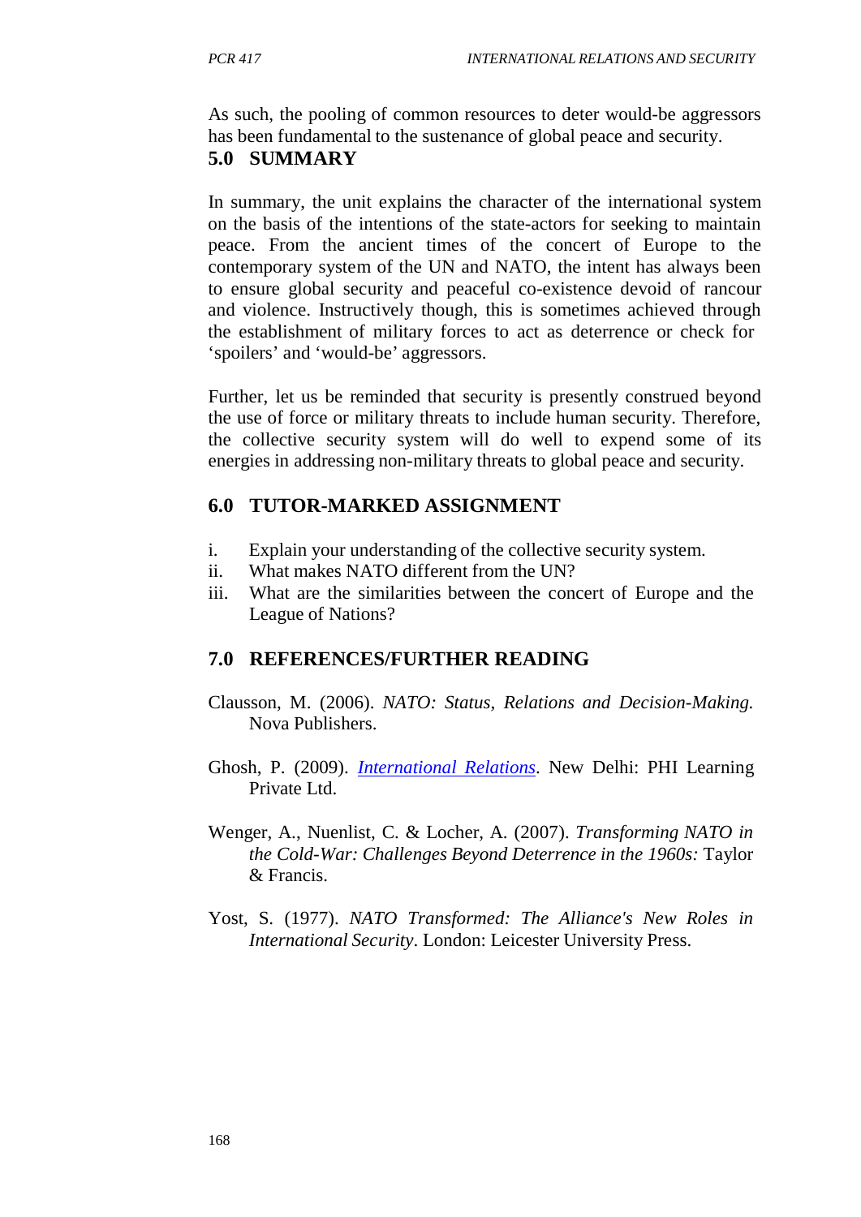As such, the pooling of common resources to deter would-be aggressors has been fundamental to the sustenance of global peace and security.

## 5.0 SUMMARY

In summary, the unit explains the character of the international system on the basis of the intentions of the state-actors for seeking to maintain peace. From the ancient times of the concert of Europe to the contemporary system of the UN and NATO, the intent has always been to ensure global security and peaceful co-existence devoid of rancour and violence. Instructively though, this is sometimes achieved through the establishment of military forces to act as deterrence or check for 'spoilers' and 'would-be' aggressors.

Further, let us be reminded that security is presently construed beyond the use of force or military threats to include human security. Therefore, the collective security system will do well to expend some of its energies in addressing non-military threats to global peace and security.

## 6.0 TUTOR-MARKED ASSIGNMENT

i. Explain your understanding of the collective security system.
ii. What makes NATO different from the UN?
iii. What are the similarities between the concert of Europe and the League of Nations?

## 7.0 REFERENCES/FURTHER READING

Clausson, M. (2006). *NATO: Status, Relations and Decision-Making.* Nova Publishers.

Ghosh, P. (2009). *International Relations*. New Delhi: PHI Learning Private Ltd.

Wenger, A., Nuenlist, C. & Locher, A. (2007). *Transforming NATO in the Cold-War: Challenges Beyond Deterrence in the 1960s:* Taylor & Francis.

Yost, S. (1977). *NATO Transformed: The Alliance's New Roles in International Security*. London: Leicester University Press.